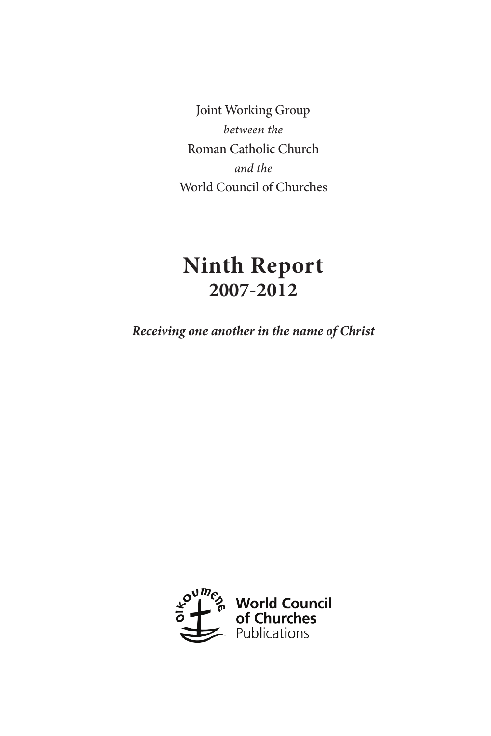Joint Working Group

*between the*

Roman Catholic Church

*and the*

World Council of Churches

---

# Ninth Report
## 2007-2012

***Receiving one another in the name of Christ***

World Council of Churches Publications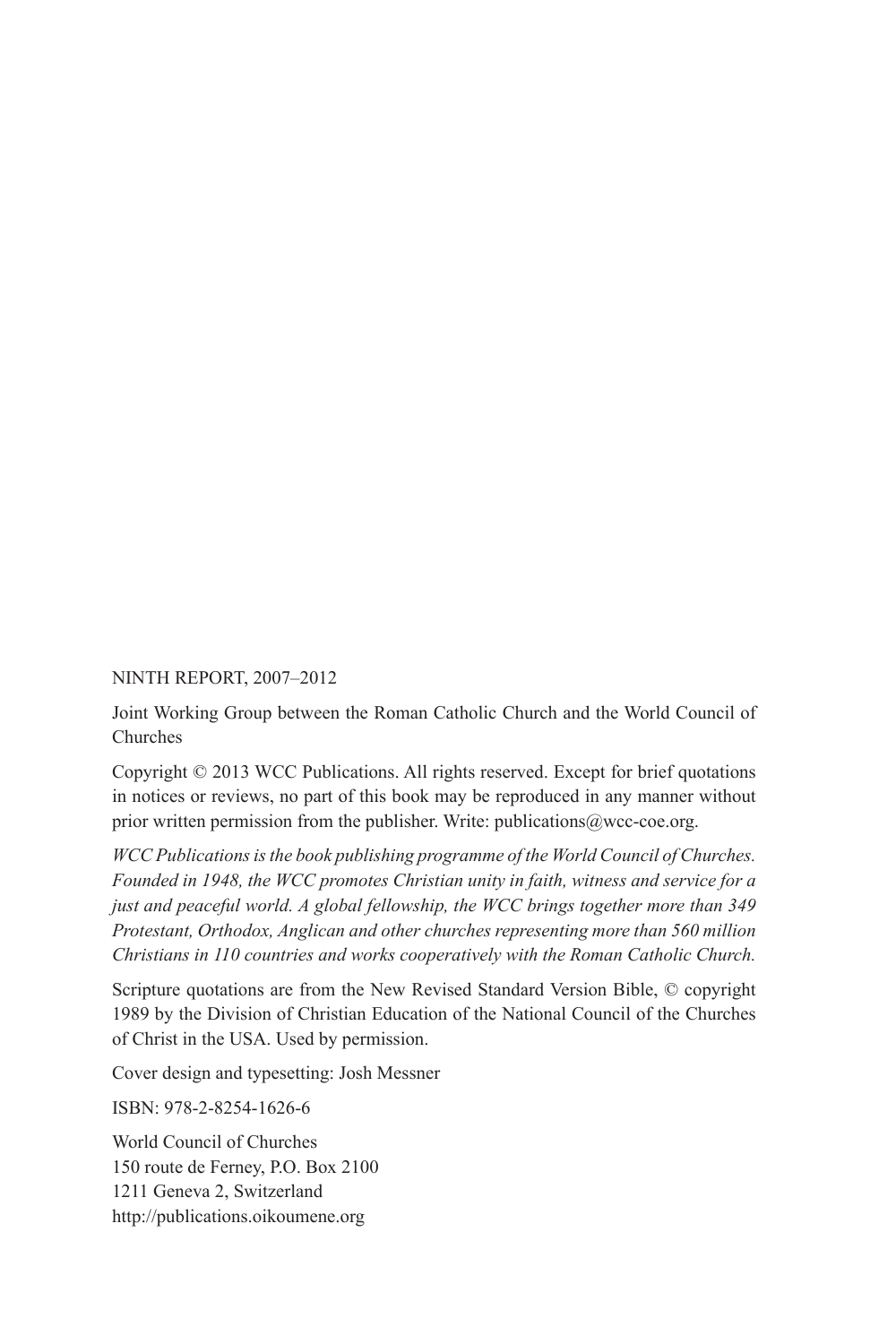NINTH REPORT, 2007–2012

Joint Working Group between the Roman Catholic Church and the World Council of Churches

Copyright © 2013 WCC Publications. All rights reserved. Except for brief quotations in notices or reviews, no part of this book may be reproduced in any manner without prior written permission from the publisher. Write: publications@wcc-coe.org.

*WCC Publications is the book publishing programme of the World Council of Churches. Founded in 1948, the WCC promotes Christian unity in faith, witness and service for a just and peaceful world. A global fellowship, the WCC brings together more than 349 Protestant, Orthodox, Anglican and other churches representing more than 560 million Christians in 110 countries and works cooperatively with the Roman Catholic Church.*

Scripture quotations are from the New Revised Standard Version Bible, © copyright 1989 by the Division of Christian Education of the National Council of the Churches of Christ in the USA. Used by permission.

Cover design and typesetting: Josh Messner

ISBN: 978-2-8254-1626-6

World Council of Churches
150 route de Ferney, P.O. Box 2100
1211 Geneva 2, Switzerland
http://publications.oikoumene.org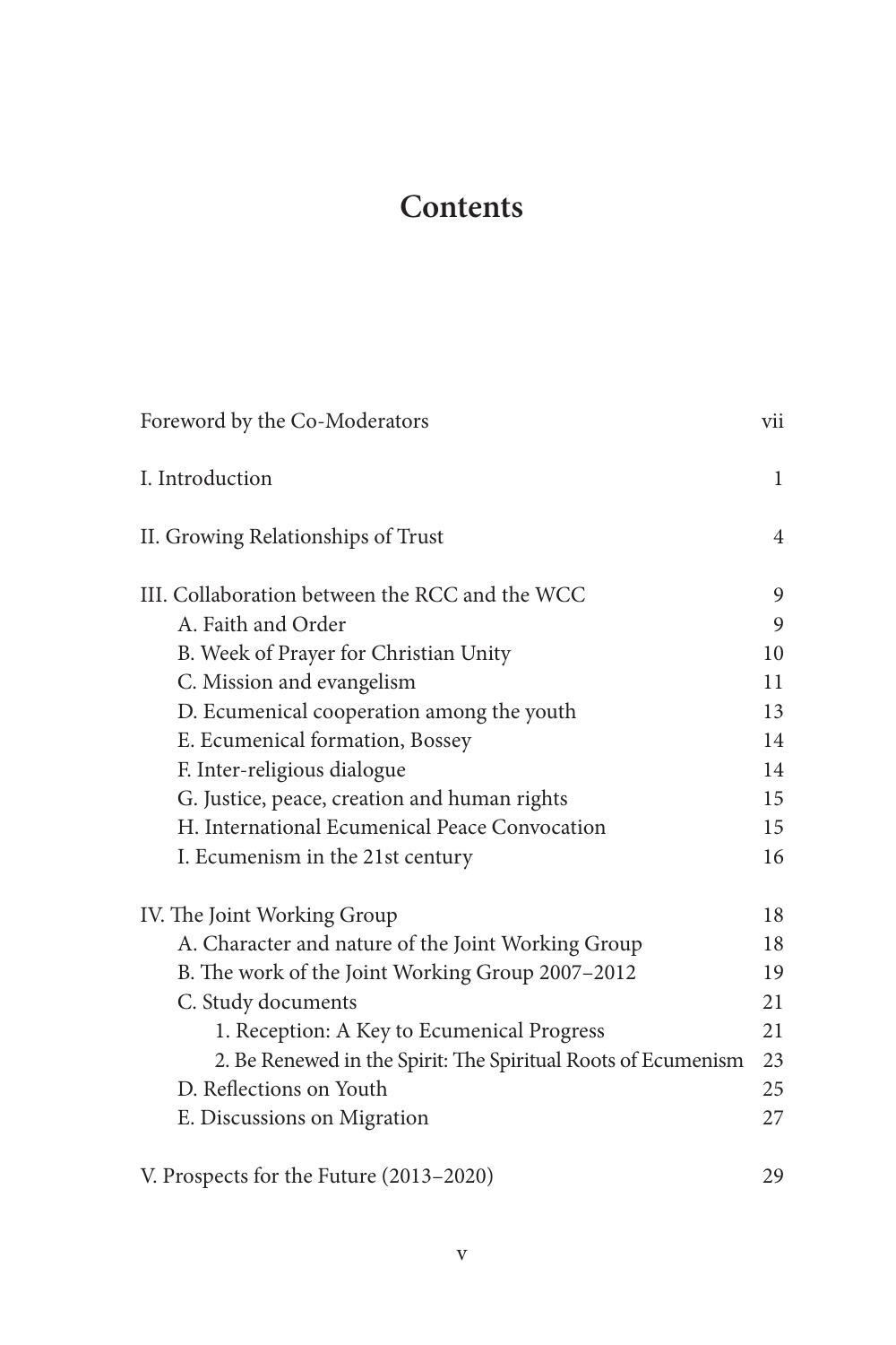# Contents

Foreword by the Co-Moderators vii

I. Introduction 1

II. Growing Relationships of Trust 4

III. Collaboration between the RCC and the WCC 9
- A. Faith and Order 9
- B. Week of Prayer for Christian Unity 10
- C. Mission and evangelism 11
- D. Ecumenical cooperation among the youth 13
- E. Ecumenical formation, Bossey 14
- F. Inter-religious dialogue 14
- G. Justice, peace, creation and human rights 15
- H. International Ecumenical Peace Convocation 15
- I. Ecumenism in the 21st century 16

IV. The Joint Working Group 18
- A. Character and nature of the Joint Working Group 18
- B. The work of the Joint Working Group 2007–2012 19
- C. Study documents 21
  - 1. Reception: A Key to Ecumenical Progress 21
  - 2. Be Renewed in the Spirit: The Spiritual Roots of Ecumenism 23
- D. Reflections on Youth 25
- E. Discussions on Migration 27

V. Prospects for the Future (2013–2020) 29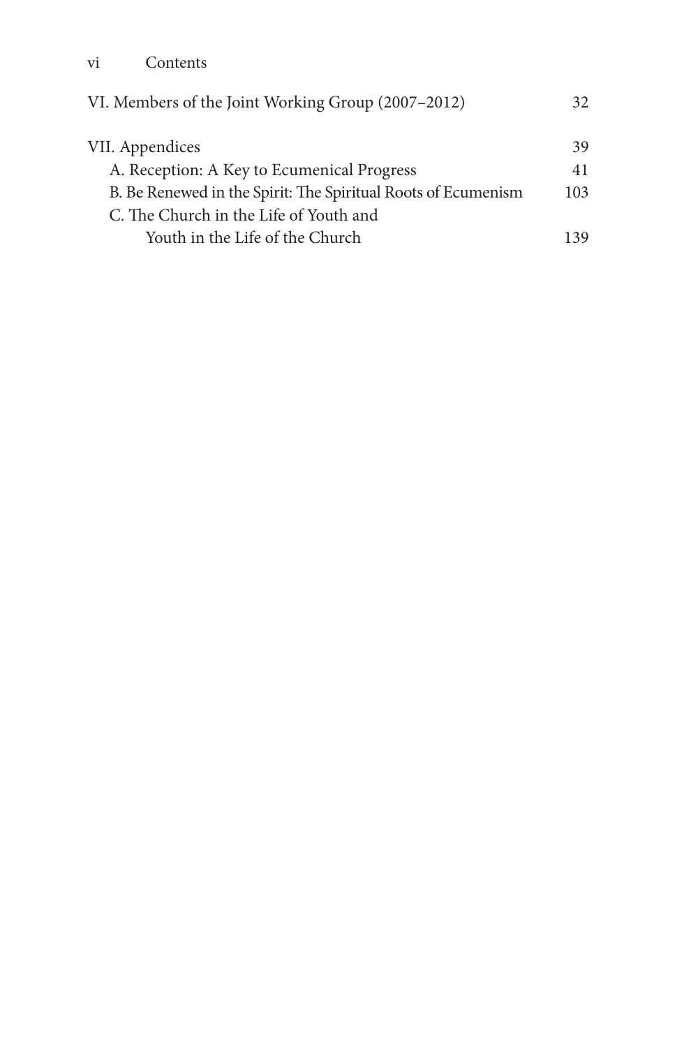VI. Members of the Joint Working Group (2007–2012) 32

VII. Appendices 39

- A. Reception: A Key to Ecumenical Progress 41
- B. Be Renewed in the Spirit: The Spiritual Roots of Ecumenism 103
- C. The Church in the Life of Youth and Youth in the Life of the Church 139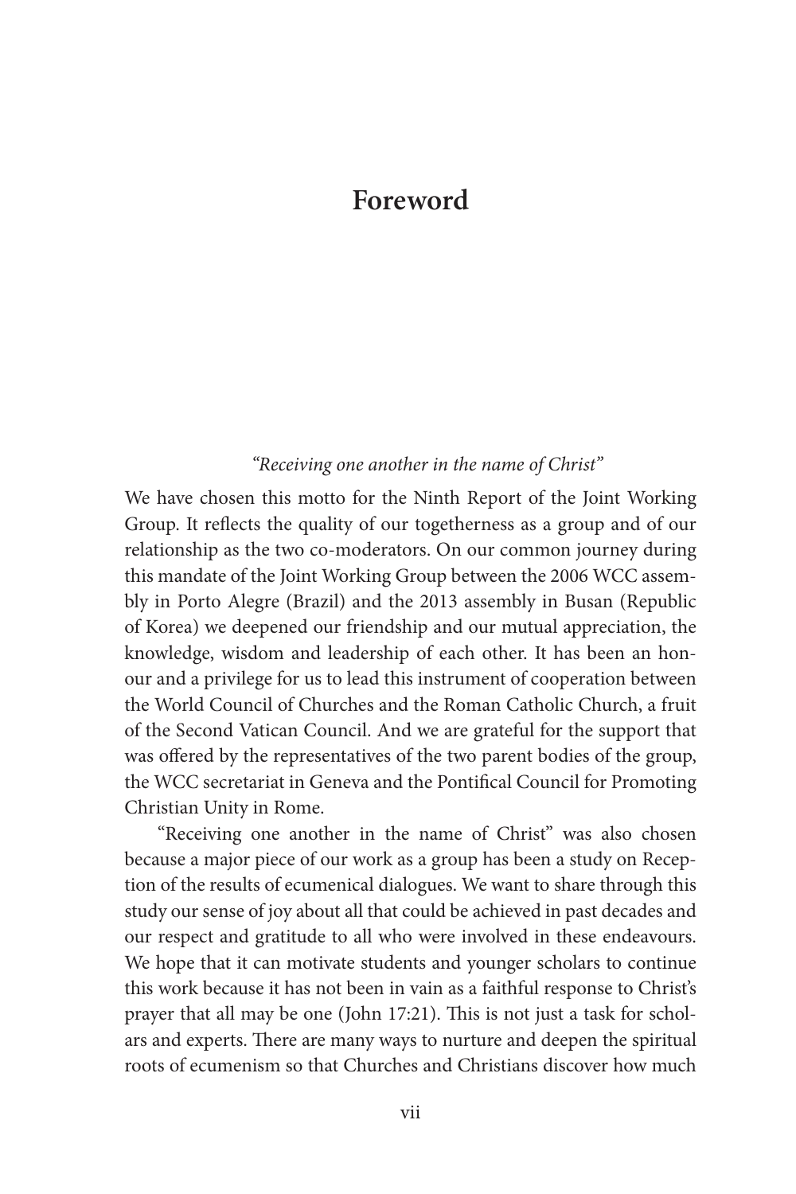# Foreword

*"Receiving one another in the name of Christ"*

We have chosen this motto for the Ninth Report of the Joint Working Group. It reflects the quality of our togetherness as a group and of our relationship as the two co-moderators. On our common journey during this mandate of the Joint Working Group between the 2006 WCC assembly in Porto Alegre (Brazil) and the 2013 assembly in Busan (Republic of Korea) we deepened our friendship and our mutual appreciation, the knowledge, wisdom and leadership of each other. It has been an honour and a privilege for us to lead this instrument of cooperation between the World Council of Churches and the Roman Catholic Church, a fruit of the Second Vatican Council. And we are grateful for the support that was offered by the representatives of the two parent bodies of the group, the WCC secretariat in Geneva and the Pontifical Council for Promoting Christian Unity in Rome.

"Receiving one another in the name of Christ" was also chosen because a major piece of our work as a group has been a study on Reception of the results of ecumenical dialogues. We want to share through this study our sense of joy about all that could be achieved in past decades and our respect and gratitude to all who were involved in these endeavours. We hope that it can motivate students and younger scholars to continue this work because it has not been in vain as a faithful response to Christ's prayer that all may be one (John 17:21). This is not just a task for scholars and experts. There are many ways to nurture and deepen the spiritual roots of ecumenism so that Churches and Christians discover how much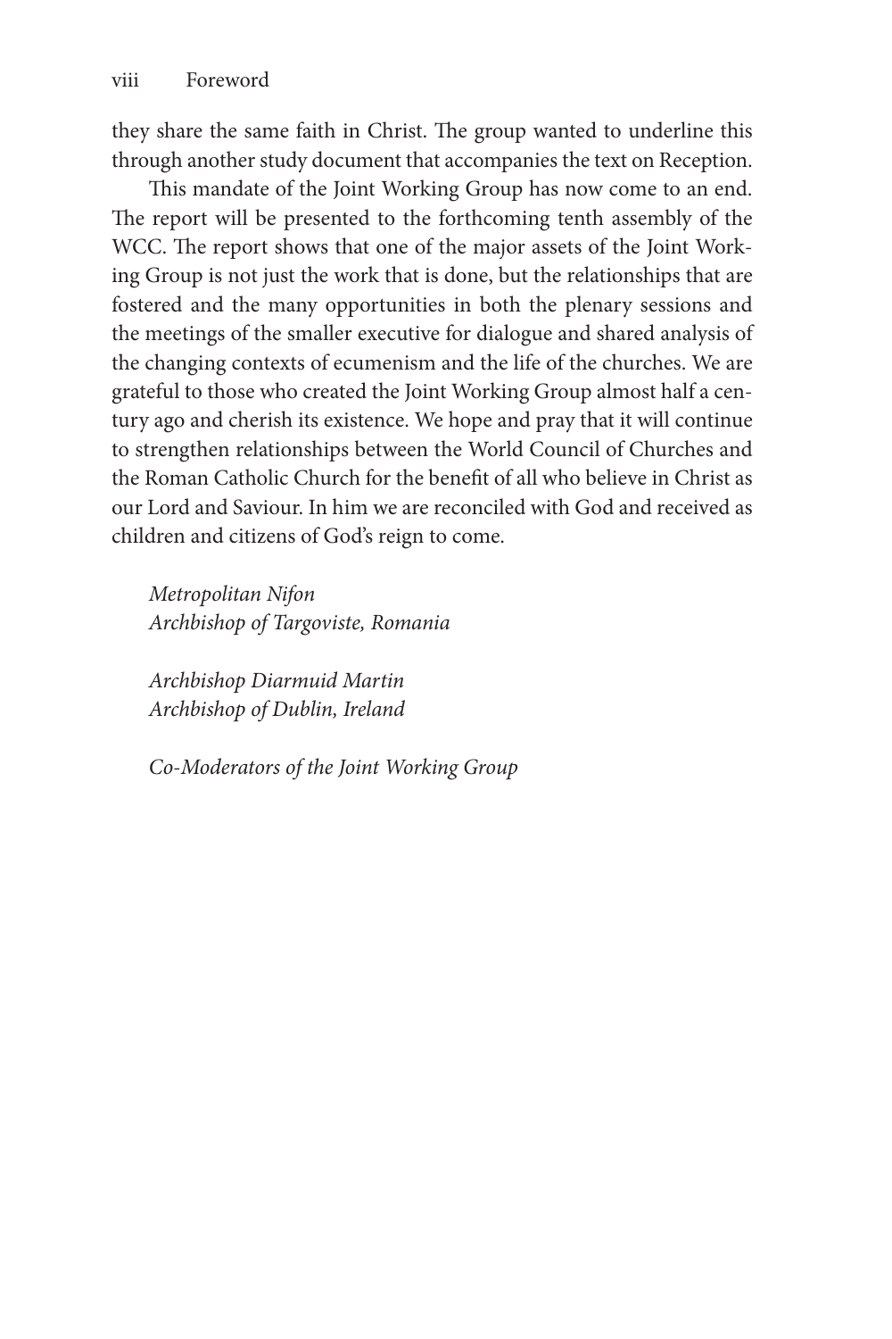they share the same faith in Christ. The group wanted to underline this through another study document that accompanies the text on Reception.

This mandate of the Joint Working Group has now come to an end. The report will be presented to the forthcoming tenth assembly of the WCC. The report shows that one of the major assets of the Joint Working Group is not just the work that is done, but the relationships that are fostered and the many opportunities in both the plenary sessions and the meetings of the smaller executive for dialogue and shared analysis of the changing contexts of ecumenism and the life of the churches. We are grateful to those who created the Joint Working Group almost half a century ago and cherish its existence. We hope and pray that it will continue to strengthen relationships between the World Council of Churches and the Roman Catholic Church for the benefit of all who believe in Christ as our Lord and Saviour. In him we are reconciled with God and received as children and citizens of God's reign to come.

*Metropolitan Nifon*
*Archbishop of Targoviste, Romania*

*Archbishop Diarmuid Martin*
*Archbishop of Dublin, Ireland*

*Co-Moderators of the Joint Working Group*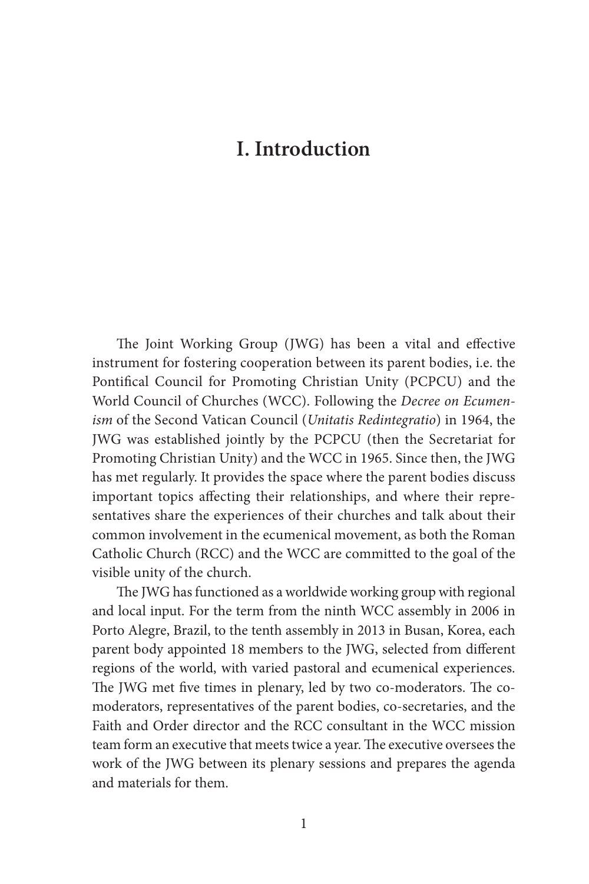# I. Introduction

The Joint Working Group (JWG) has been a vital and effective instrument for fostering cooperation between its parent bodies, i.e. the Pontifical Council for Promoting Christian Unity (PCPCU) and the World Council of Churches (WCC). Following the *Decree on Ecumenism* of the Second Vatican Council (*Unitatis Redintegratio*) in 1964, the JWG was established jointly by the PCPCU (then the Secretariat for Promoting Christian Unity) and the WCC in 1965. Since then, the JWG has met regularly. It provides the space where the parent bodies discuss important topics affecting their relationships, and where their representatives share the experiences of their churches and talk about their common involvement in the ecumenical movement, as both the Roman Catholic Church (RCC) and the WCC are committed to the goal of the visible unity of the church.

The JWG has functioned as a worldwide working group with regional and local input. For the term from the ninth WCC assembly in 2006 in Porto Alegre, Brazil, to the tenth assembly in 2013 in Busan, Korea, each parent body appointed 18 members to the JWG, selected from different regions of the world, with varied pastoral and ecumenical experiences. The JWG met five times in plenary, led by two co-moderators. The co-moderators, representatives of the parent bodies, co-secretaries, and the Faith and Order director and the RCC consultant in the WCC mission team form an executive that meets twice a year. The executive oversees the work of the JWG between its plenary sessions and prepares the agenda and materials for them.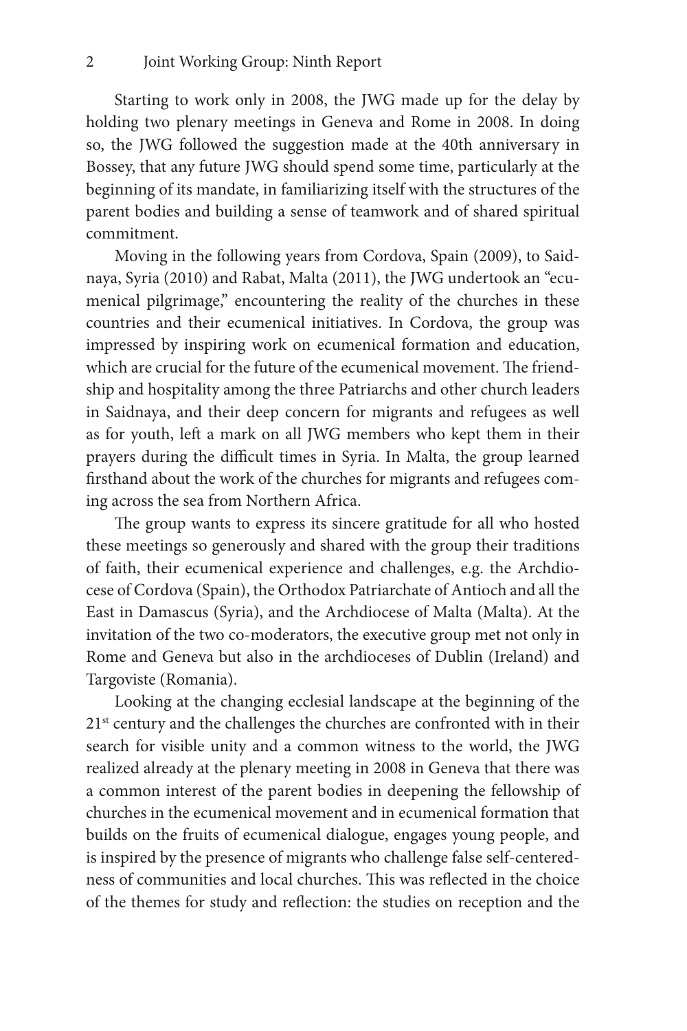Starting to work only in 2008, the JWG made up for the delay by holding two plenary meetings in Geneva and Rome in 2008. In doing so, the JWG followed the suggestion made at the 40th anniversary in Bossey, that any future JWG should spend some time, particularly at the beginning of its mandate, in familiarizing itself with the structures of the parent bodies and building a sense of teamwork and of shared spiritual commitment.

Moving in the following years from Cordova, Spain (2009), to Saidnaya, Syria (2010) and Rabat, Malta (2011), the JWG undertook an "ecumenical pilgrimage," encountering the reality of the churches in these countries and their ecumenical initiatives. In Cordova, the group was impressed by inspiring work on ecumenical formation and education, which are crucial for the future of the ecumenical movement. The friendship and hospitality among the three Patriarchs and other church leaders in Saidnaya, and their deep concern for migrants and refugees as well as for youth, left a mark on all JWG members who kept them in their prayers during the difficult times in Syria. In Malta, the group learned firsthand about the work of the churches for migrants and refugees coming across the sea from Northern Africa.

The group wants to express its sincere gratitude for all who hosted these meetings so generously and shared with the group their traditions of faith, their ecumenical experience and challenges, e.g. the Archdiocese of Cordova (Spain), the Orthodox Patriarchate of Antioch and all the East in Damascus (Syria), and the Archdiocese of Malta (Malta). At the invitation of the two co-moderators, the executive group met not only in Rome and Geneva but also in the archdioceses of Dublin (Ireland) and Targoviste (Romania).

Looking at the changing ecclesial landscape at the beginning of the 21st century and the challenges the churches are confronted with in their search for visible unity and a common witness to the world, the JWG realized already at the plenary meeting in 2008 in Geneva that there was a common interest of the parent bodies in deepening the fellowship of churches in the ecumenical movement and in ecumenical formation that builds on the fruits of ecumenical dialogue, engages young people, and is inspired by the presence of migrants who challenge false self-centeredness of communities and local churches. This was reflected in the choice of the themes for study and reflection: the studies on reception and the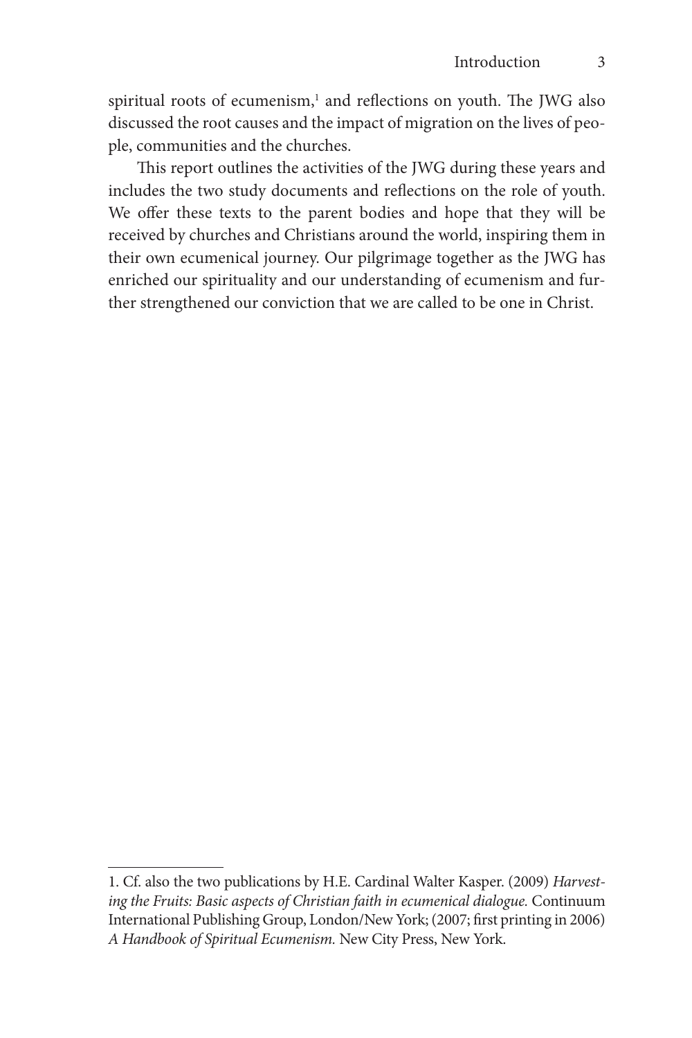spiritual roots of ecumenism,[1] and reflections on youth. The JWG also discussed the root causes and the impact of migration on the lives of people, communities and the churches.

This report outlines the activities of the JWG during these years and includes the two study documents and reflections on the role of youth. We offer these texts to the parent bodies and hope that they will be received by churches and Christians around the world, inspiring them in their own ecumenical journey. Our pilgrimage together as the JWG has enriched our spirituality and our understanding of ecumenism and further strengthened our conviction that we are called to be one in Christ.

---

1. Cf. also the two publications by H.E. Cardinal Walter Kasper. (2009) *Harvesting the Fruits: Basic aspects of Christian faith in ecumenical dialogue.* Continuum International Publishing Group, London/New York; (2007; first printing in 2006) *A Handbook of Spiritual Ecumenism.* New City Press, New York.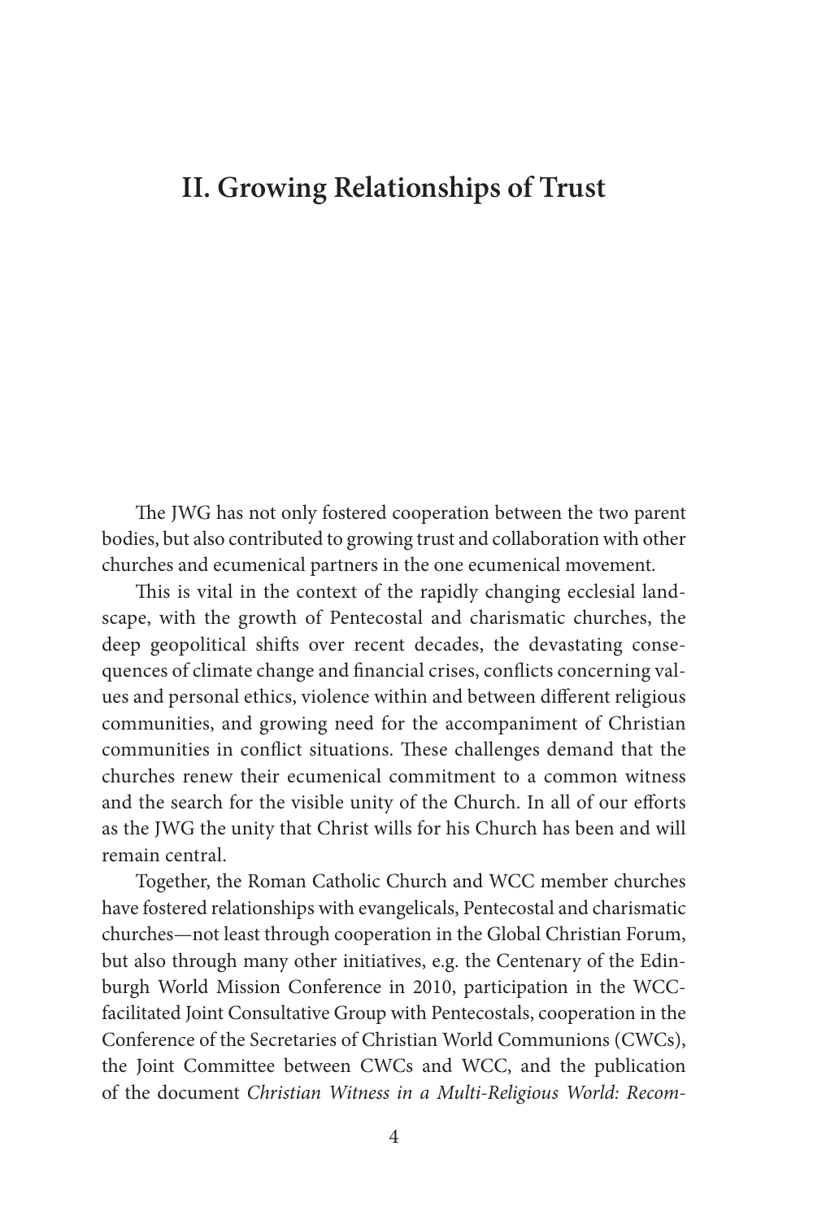## II. Growing Relationships of Trust

The JWG has not only fostered cooperation between the two parent bodies, but also contributed to growing trust and collaboration with other churches and ecumenical partners in the one ecumenical movement.

This is vital in the context of the rapidly changing ecclesial landscape, with the growth of Pentecostal and charismatic churches, the deep geopolitical shifts over recent decades, the devastating consequences of climate change and financial crises, conflicts concerning values and personal ethics, violence within and between different religious communities, and growing need for the accompaniment of Christian communities in conflict situations. These challenges demand that the churches renew their ecumenical commitment to a common witness and the search for the visible unity of the Church. In all of our efforts as the JWG the unity that Christ wills for his Church has been and will remain central.

Together, the Roman Catholic Church and WCC member churches have fostered relationships with evangelicals, Pentecostal and charismatic churches—not least through cooperation in the Global Christian Forum, but also through many other initiatives, e.g. the Centenary of the Edinburgh World Mission Conference in 2010, participation in the WCC-facilitated Joint Consultative Group with Pentecostals, cooperation in the Conference of the Secretaries of Christian World Communions (CWCs), the Joint Committee between CWCs and WCC, and the publication of the document *Christian Witness in a Multi-Religious World: Recom-*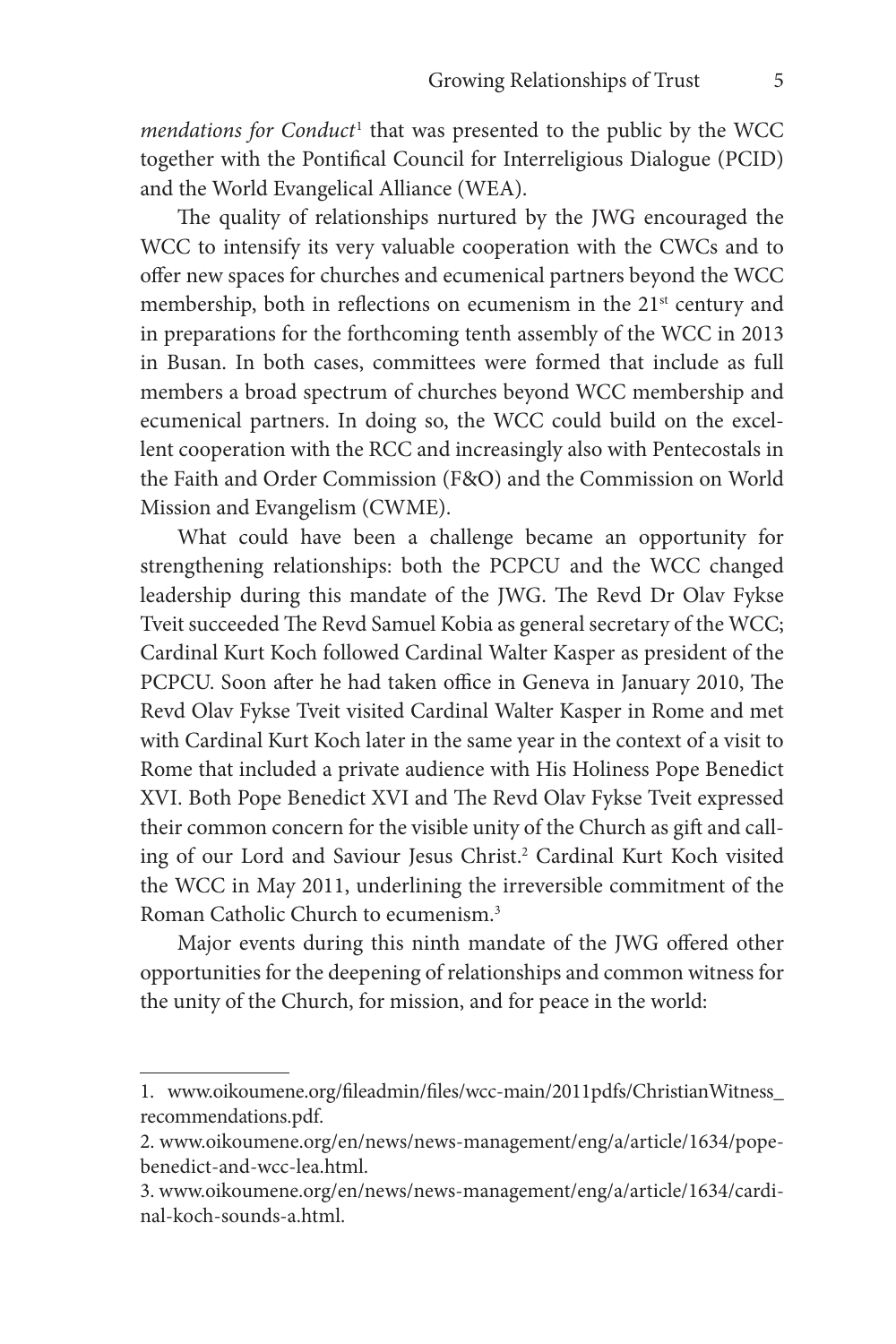*mendations for Conduct*[1] that was presented to the public by the WCC together with the Pontifical Council for Interreligious Dialogue (PCID) and the World Evangelical Alliance (WEA).

The quality of relationships nurtured by the JWG encouraged the WCC to intensify its very valuable cooperation with the CWCs and to offer new spaces for churches and ecumenical partners beyond the WCC membership, both in reflections on ecumenism in the 21st century and in preparations for the forthcoming tenth assembly of the WCC in 2013 in Busan. In both cases, committees were formed that include as full members a broad spectrum of churches beyond WCC membership and ecumenical partners. In doing so, the WCC could build on the excellent cooperation with the RCC and increasingly also with Pentecostals in the Faith and Order Commission (F&O) and the Commission on World Mission and Evangelism (CWME).

What could have been a challenge became an opportunity for strengthening relationships: both the PCPCU and the WCC changed leadership during this mandate of the JWG. The Revd Dr Olav Fykse Tveit succeeded The Revd Samuel Kobia as general secretary of the WCC; Cardinal Kurt Koch followed Cardinal Walter Kasper as president of the PCPCU. Soon after he had taken office in Geneva in January 2010, The Revd Olav Fykse Tveit visited Cardinal Walter Kasper in Rome and met with Cardinal Kurt Koch later in the same year in the context of a visit to Rome that included a private audience with His Holiness Pope Benedict XVI. Both Pope Benedict XVI and The Revd Olav Fykse Tveit expressed their common concern for the visible unity of the Church as gift and calling of our Lord and Saviour Jesus Christ.[2] Cardinal Kurt Koch visited the WCC in May 2011, underlining the irreversible commitment of the Roman Catholic Church to ecumenism.[3]

Major events during this ninth mandate of the JWG offered other opportunities for the deepening of relationships and common witness for the unity of the Church, for mission, and for peace in the world:

---

1. www.oikoumene.org/fileadmin/files/wcc-main/2011pdfs/ChristianWitness_recommendations.pdf.

2. www.oikoumene.org/en/news/news-management/eng/a/article/1634/pope-benedict-and-wcc-lea.html.

3. www.oikoumene.org/en/news/news-management/eng/a/article/1634/cardinal-koch-sounds-a.html.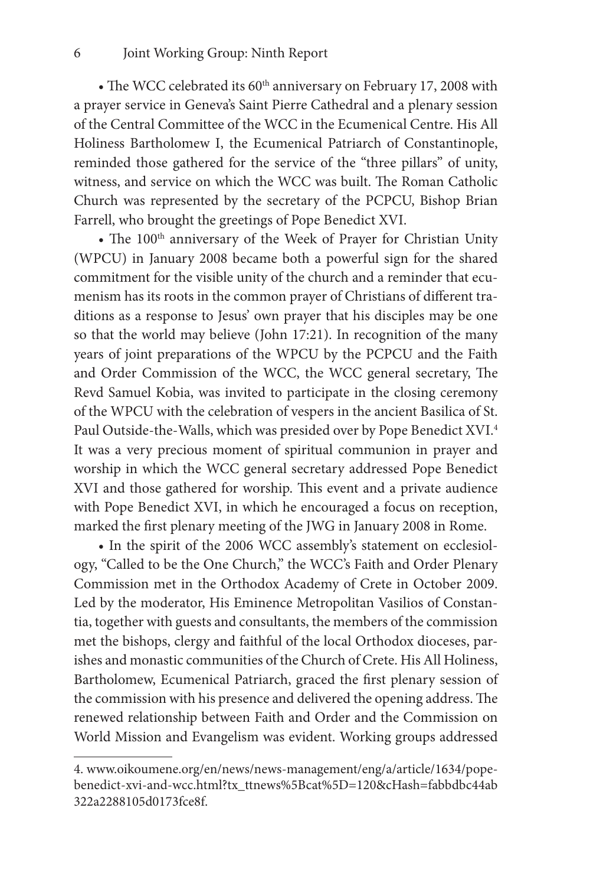- The WCC celebrated its 60th anniversary on February 17, 2008 with a prayer service in Geneva's Saint Pierre Cathedral and a plenary session of the Central Committee of the WCC in the Ecumenical Centre. His All Holiness Bartholomew I, the Ecumenical Patriarch of Constantinople, reminded those gathered for the service of the "three pillars" of unity, witness, and service on which the WCC was built. The Roman Catholic Church was represented by the secretary of the PCPCU, Bishop Brian Farrell, who brought the greetings of Pope Benedict XVI.

- The 100th anniversary of the Week of Prayer for Christian Unity (WPCU) in January 2008 became both a powerful sign for the shared commitment for the visible unity of the church and a reminder that ecumenism has its roots in the common prayer of Christians of different traditions as a response to Jesus' own prayer that his disciples may be one so that the world may believe (John 17:21). In recognition of the many years of joint preparations of the WPCU by the PCPCU and the Faith and Order Commission of the WCC, the WCC general secretary, The Revd Samuel Kobia, was invited to participate in the closing ceremony of the WPCU with the celebration of vespers in the ancient Basilica of St. Paul Outside-the-Walls, which was presided over by Pope Benedict XVI.[4] It was a very precious moment of spiritual communion in prayer and worship in which the WCC general secretary addressed Pope Benedict XVI and those gathered for worship. This event and a private audience with Pope Benedict XVI, in which he encouraged a focus on reception, marked the first plenary meeting of the JWG in January 2008 in Rome.

- In the spirit of the 2006 WCC assembly's statement on ecclesiology, "Called to be the One Church," the WCC's Faith and Order Plenary Commission met in the Orthodox Academy of Crete in October 2009. Led by the moderator, His Eminence Metropolitan Vasilios of Constantia, together with guests and consultants, the members of the commission met the bishops, clergy and faithful of the local Orthodox dioceses, parishes and monastic communities of the Church of Crete. His All Holiness, Bartholomew, Ecumenical Patriarch, graced the first plenary session of the commission with his presence and delivered the opening address. The renewed relationship between Faith and Order and the Commission on World Mission and Evangelism was evident. Working groups addressed

---

4. www.oikoumene.org/en/news/news-management/eng/a/article/1634/pope-benedict-xvi-and-wcc.html?tx_ttnews%5Bcat%5D=120&cHash=fabbdbc44ab322a2288105d0173fce8f.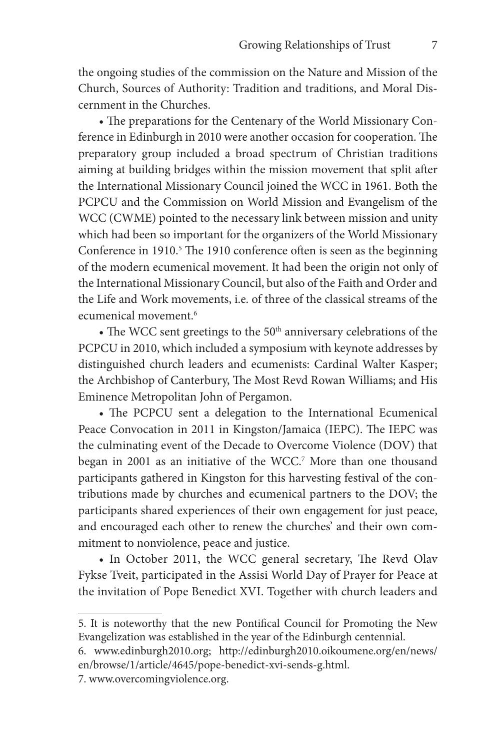the ongoing studies of the commission on the Nature and Mission of the Church, Sources of Authority: Tradition and traditions, and Moral Discernment in the Churches.

- The preparations for the Centenary of the World Missionary Conference in Edinburgh in 2010 were another occasion for cooperation. The preparatory group included a broad spectrum of Christian traditions aiming at building bridges within the mission movement that split after the International Missionary Council joined the WCC in 1961. Both the PCPCU and the Commission on World Mission and Evangelism of the WCC (CWME) pointed to the necessary link between mission and unity which had been so important for the organizers of the World Missionary Conference in 1910.[5] The 1910 conference often is seen as the beginning of the modern ecumenical movement. It had been the origin not only of the International Missionary Council, but also of the Faith and Order and the Life and Work movements, i.e. of three of the classical streams of the ecumenical movement.[6]

- The WCC sent greetings to the 50th anniversary celebrations of the PCPCU in 2010, which included a symposium with keynote addresses by distinguished church leaders and ecumenists: Cardinal Walter Kasper; the Archbishop of Canterbury, The Most Revd Rowan Williams; and His Eminence Metropolitan John of Pergamon.

- The PCPCU sent a delegation to the International Ecumenical Peace Convocation in 2011 in Kingston/Jamaica (IEPC). The IEPC was the culminating event of the Decade to Overcome Violence (DOV) that began in 2001 as an initiative of the WCC.[7] More than one thousand participants gathered in Kingston for this harvesting festival of the contributions made by churches and ecumenical partners to the DOV; the participants shared experiences of their own engagement for just peace, and encouraged each other to renew the churches' and their own commitment to nonviolence, peace and justice.

- In October 2011, the WCC general secretary, The Revd Olav Fykse Tveit, participated in the Assisi World Day of Prayer for Peace at the invitation of Pope Benedict XVI. Together with church leaders and

---

5. It is noteworthy that the new Pontifical Council for Promoting the New Evangelization was established in the year of the Edinburgh centennial.

6. www.edinburgh2010.org; http://edinburgh2010.oikoumene.org/en/news/en/browse/1/article/4645/pope-benedict-xvi-sends-g.html.

7. www.overcomingviolence.org.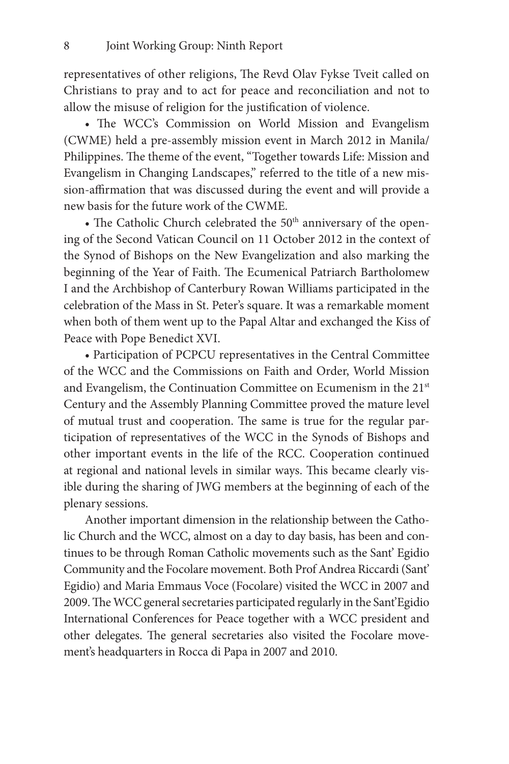representatives of other religions, The Revd Olav Fykse Tveit called on Christians to pray and to act for peace and reconciliation and not to allow the misuse of religion for the justification of violence.

- The WCC's Commission on World Mission and Evangelism (CWME) held a pre-assembly mission event in March 2012 in Manila/ Philippines. The theme of the event, "Together towards Life: Mission and Evangelism in Changing Landscapes," referred to the title of a new mission-affirmation that was discussed during the event and will provide a new basis for the future work of the CWME.

- The Catholic Church celebrated the 50th anniversary of the opening of the Second Vatican Council on 11 October 2012 in the context of the Synod of Bishops on the New Evangelization and also marking the beginning of the Year of Faith. The Ecumenical Patriarch Bartholomew I and the Archbishop of Canterbury Rowan Williams participated in the celebration of the Mass in St. Peter's square. It was a remarkable moment when both of them went up to the Papal Altar and exchanged the Kiss of Peace with Pope Benedict XVI.

- Participation of PCPCU representatives in the Central Committee of the WCC and the Commissions on Faith and Order, World Mission and Evangelism, the Continuation Committee on Ecumenism in the 21st Century and the Assembly Planning Committee proved the mature level of mutual trust and cooperation. The same is true for the regular participation of representatives of the WCC in the Synods of Bishops and other important events in the life of the RCC. Cooperation continued at regional and national levels in similar ways. This became clearly visible during the sharing of JWG members at the beginning of each of the plenary sessions.

Another important dimension in the relationship between the Catholic Church and the WCC, almost on a day to day basis, has been and continues to be through Roman Catholic movements such as the Sant' Egidio Community and the Focolare movement. Both Prof Andrea Riccardi (Sant' Egidio) and Maria Emmaus Voce (Focolare) visited the WCC in 2007 and 2009. The WCC general secretaries participated regularly in the Sant'Egidio International Conferences for Peace together with a WCC president and other delegates. The general secretaries also visited the Focolare movement's headquarters in Rocca di Papa in 2007 and 2010.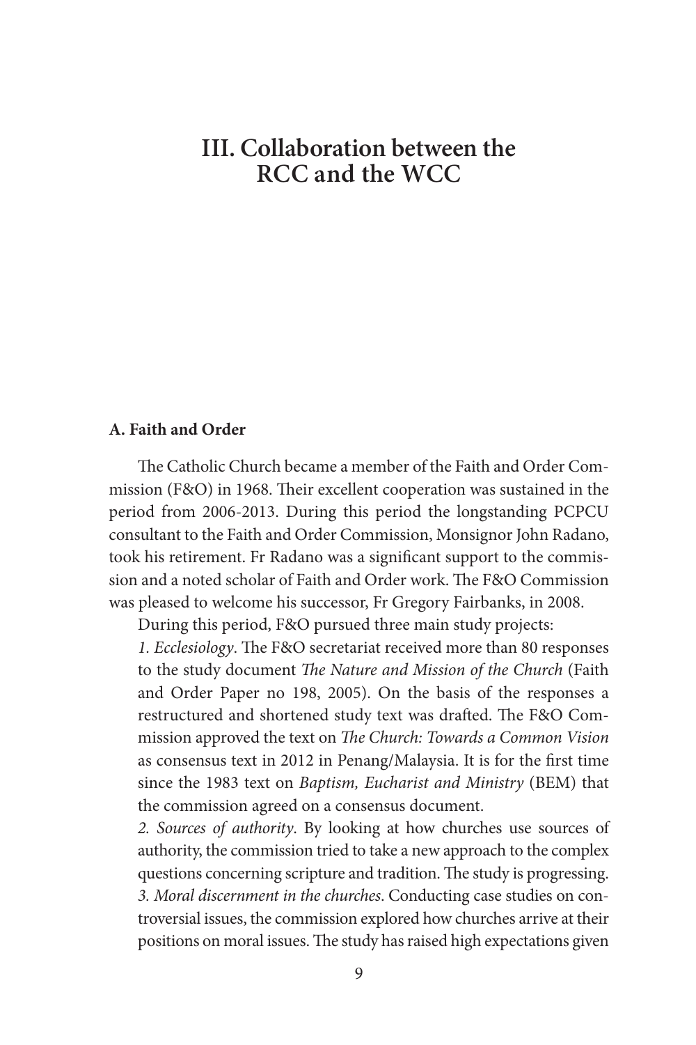# III. Collaboration between the RCC and the WCC

### A. Faith and Order

The Catholic Church became a member of the Faith and Order Commission (F&O) in 1968. Their excellent cooperation was sustained in the period from 2006-2013. During this period the longstanding PCPCU consultant to the Faith and Order Commission, Monsignor John Radano, took his retirement. Fr Radano was a significant support to the commission and a noted scholar of Faith and Order work. The F&O Commission was pleased to welcome his successor, Fr Gregory Fairbanks, in 2008.

During this period, F&O pursued three main study projects:

*1. Ecclesiology*. The F&O secretariat received more than 80 responses to the study document *The Nature and Mission of the Church* (Faith and Order Paper no 198, 2005). On the basis of the responses a restructured and shortened study text was drafted. The F&O Commission approved the text on *The Church: Towards a Common Vision* as consensus text in 2012 in Penang/Malaysia. It is for the first time since the 1983 text on *Baptism, Eucharist and Ministry* (BEM) that the commission agreed on a consensus document.

*2. Sources of authority*. By looking at how churches use sources of authority, the commission tried to take a new approach to the complex questions concerning scripture and tradition. The study is progressing.

*3. Moral discernment in the churches*. Conducting case studies on controversial issues, the commission explored how churches arrive at their positions on moral issues. The study has raised high expectations given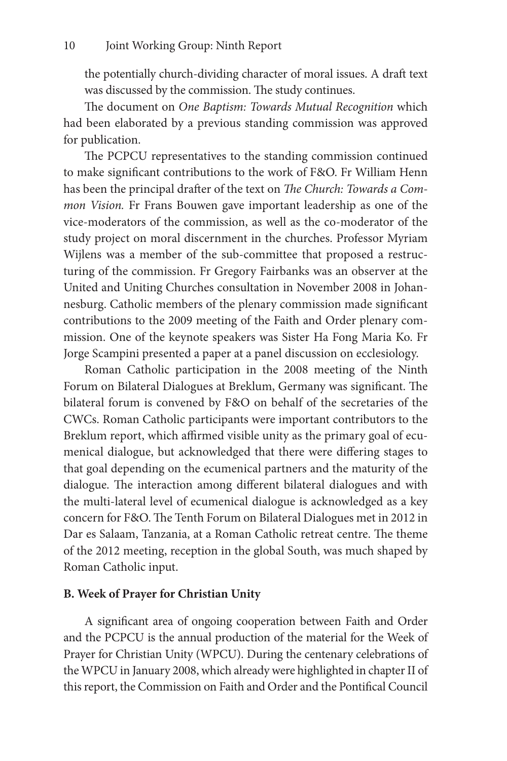the potentially church-dividing character of moral issues. A draft text was discussed by the commission. The study continues.

The document on *One Baptism: Towards Mutual Recognition* which had been elaborated by a previous standing commission was approved for publication.

The PCPCU representatives to the standing commission continued to make significant contributions to the work of F&O. Fr William Henn has been the principal drafter of the text on *The Church: Towards a Common Vision.* Fr Frans Bouwen gave important leadership as one of the vice-moderators of the commission, as well as the co-moderator of the study project on moral discernment in the churches. Professor Myriam Wijlens was a member of the sub-committee that proposed a restructuring of the commission. Fr Gregory Fairbanks was an observer at the United and Uniting Churches consultation in November 2008 in Johannesburg. Catholic members of the plenary commission made significant contributions to the 2009 meeting of the Faith and Order plenary commission. One of the keynote speakers was Sister Ha Fong Maria Ko. Fr Jorge Scampini presented a paper at a panel discussion on ecclesiology.

Roman Catholic participation in the 2008 meeting of the Ninth Forum on Bilateral Dialogues at Breklum, Germany was significant. The bilateral forum is convened by F&O on behalf of the secretaries of the CWCs. Roman Catholic participants were important contributors to the Breklum report, which affirmed visible unity as the primary goal of ecumenical dialogue, but acknowledged that there were differing stages to that goal depending on the ecumenical partners and the maturity of the dialogue. The interaction among different bilateral dialogues and with the multi-lateral level of ecumenical dialogue is acknowledged as a key concern for F&O. The Tenth Forum on Bilateral Dialogues met in 2012 in Dar es Salaam, Tanzania, at a Roman Catholic retreat centre. The theme of the 2012 meeting, reception in the global South, was much shaped by Roman Catholic input.

### B. Week of Prayer for Christian Unity

A significant area of ongoing cooperation between Faith and Order and the PCPCU is the annual production of the material for the Week of Prayer for Christian Unity (WPCU). During the centenary celebrations of the WPCU in January 2008, which already were highlighted in chapter II of this report, the Commission on Faith and Order and the Pontifical Council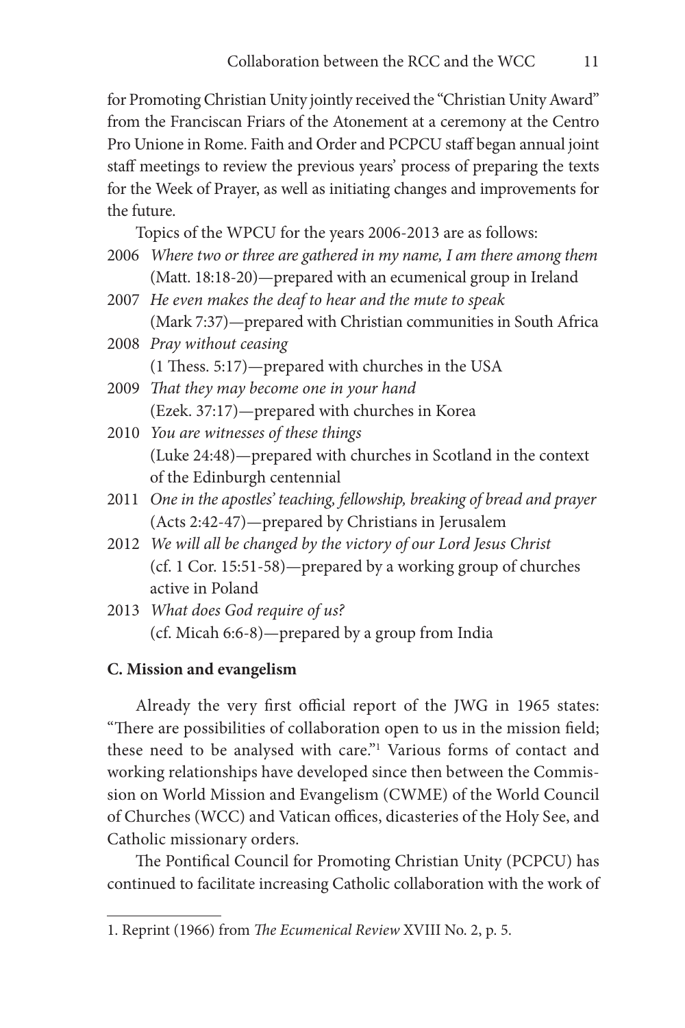for Promoting Christian Unity jointly received the "Christian Unity Award" from the Franciscan Friars of the Atonement at a ceremony at the Centro Pro Unione in Rome. Faith and Order and PCPCU staff began annual joint staff meetings to review the previous years' process of preparing the texts for the Week of Prayer, as well as initiating changes and improvements for the future.

Topics of the WPCU for the years 2006-2013 are as follows:

2006 *Where two or three are gathered in my name, I am there among them* (Matt. 18:18-20)—prepared with an ecumenical group in Ireland

2007 *He even makes the deaf to hear and the mute to speak* (Mark 7:37)—prepared with Christian communities in South Africa

2008 *Pray without ceasing* (1 Thess. 5:17)—prepared with churches in the USA

2009 *That they may become one in your hand* (Ezek. 37:17)—prepared with churches in Korea

2010 *You are witnesses of these things* (Luke 24:48)—prepared with churches in Scotland in the context of the Edinburgh centennial

2011 *One in the apostles' teaching, fellowship, breaking of bread and prayer* (Acts 2:42-47)—prepared by Christians in Jerusalem

2012 *We will all be changed by the victory of our Lord Jesus Christ* (cf. 1 Cor. 15:51-58)—prepared by a working group of churches active in Poland

2013 *What does God require of us?* (cf. Micah 6:6-8)—prepared by a group from India

**C. Mission and evangelism**

Already the very first official report of the JWG in 1965 states: "There are possibilities of collaboration open to us in the mission field; these need to be analysed with care."[1] Various forms of contact and working relationships have developed since then between the Commission on World Mission and Evangelism (CWME) of the World Council of Churches (WCC) and Vatican offices, dicasteries of the Holy See, and Catholic missionary orders.

The Pontifical Council for Promoting Christian Unity (PCPCU) has continued to facilitate increasing Catholic collaboration with the work of

1. Reprint (1966) from *The Ecumenical Review* XVIII No. 2, p. 5.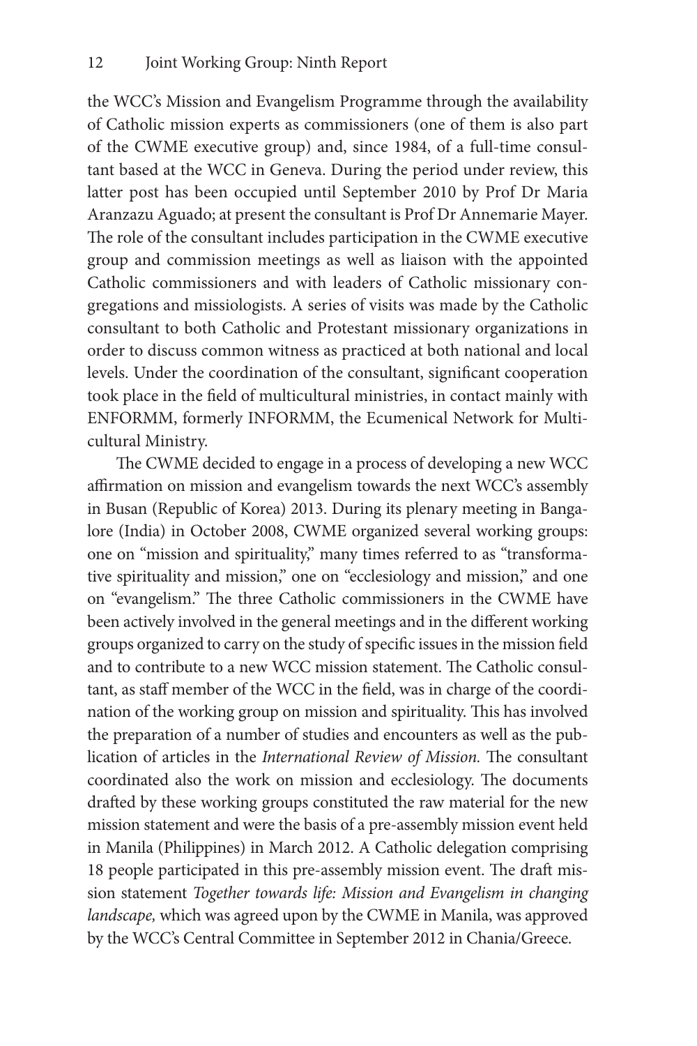the WCC's Mission and Evangelism Programme through the availability of Catholic mission experts as commissioners (one of them is also part of the CWME executive group) and, since 1984, of a full-time consultant based at the WCC in Geneva. During the period under review, this latter post has been occupied until September 2010 by Prof Dr Maria Aranzazu Aguado; at present the consultant is Prof Dr Annemarie Mayer. The role of the consultant includes participation in the CWME executive group and commission meetings as well as liaison with the appointed Catholic commissioners and with leaders of Catholic missionary congregations and missiologists. A series of visits was made by the Catholic consultant to both Catholic and Protestant missionary organizations in order to discuss common witness as practiced at both national and local levels. Under the coordination of the consultant, significant cooperation took place in the field of multicultural ministries, in contact mainly with ENFORMM, formerly INFORMM, the Ecumenical Network for Multicultural Ministry.

The CWME decided to engage in a process of developing a new WCC affirmation on mission and evangelism towards the next WCC's assembly in Busan (Republic of Korea) 2013. During its plenary meeting in Bangalore (India) in October 2008, CWME organized several working groups: one on "mission and spirituality," many times referred to as "transformative spirituality and mission," one on "ecclesiology and mission," and one on "evangelism." The three Catholic commissioners in the CWME have been actively involved in the general meetings and in the different working groups organized to carry on the study of specific issues in the mission field and to contribute to a new WCC mission statement. The Catholic consultant, as staff member of the WCC in the field, was in charge of the coordination of the working group on mission and spirituality. This has involved the preparation of a number of studies and encounters as well as the publication of articles in the *International Review of Mission.* The consultant coordinated also the work on mission and ecclesiology. The documents drafted by these working groups constituted the raw material for the new mission statement and were the basis of a pre-assembly mission event held in Manila (Philippines) in March 2012. A Catholic delegation comprising 18 people participated in this pre-assembly mission event. The draft mission statement *Together towards life: Mission and Evangelism in changing landscape,* which was agreed upon by the CWME in Manila, was approved by the WCC's Central Committee in September 2012 in Chania/Greece.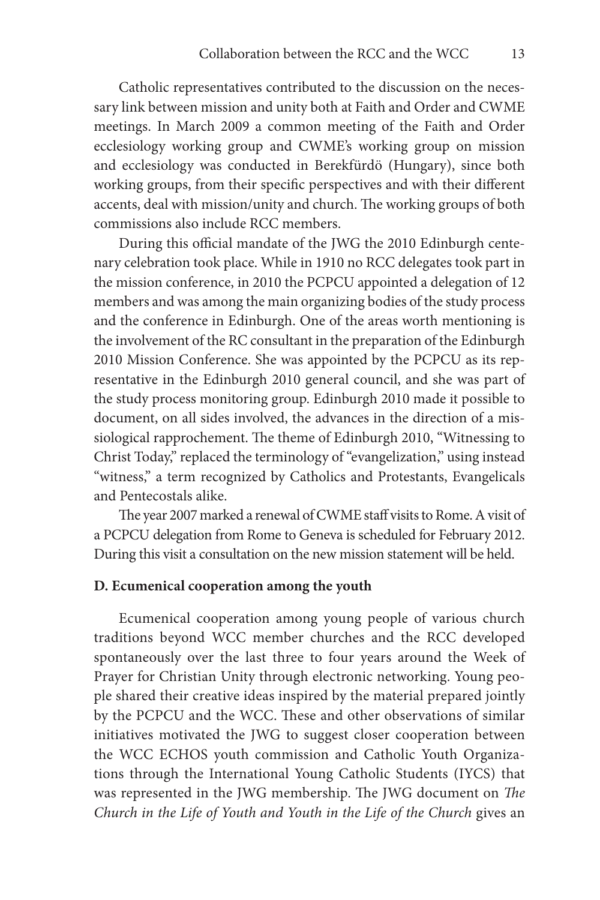Catholic representatives contributed to the discussion on the necessary link between mission and unity both at Faith and Order and CWME meetings. In March 2009 a common meeting of the Faith and Order ecclesiology working group and CWME's working group on mission and ecclesiology was conducted in Berekfürdö (Hungary), since both working groups, from their specific perspectives and with their different accents, deal with mission/unity and church. The working groups of both commissions also include RCC members.

During this official mandate of the JWG the 2010 Edinburgh centenary celebration took place. While in 1910 no RCC delegates took part in the mission conference, in 2010 the PCPCU appointed a delegation of 12 members and was among the main organizing bodies of the study process and the conference in Edinburgh. One of the areas worth mentioning is the involvement of the RC consultant in the preparation of the Edinburgh 2010 Mission Conference. She was appointed by the PCPCU as its representative in the Edinburgh 2010 general council, and she was part of the study process monitoring group. Edinburgh 2010 made it possible to document, on all sides involved, the advances in the direction of a missiological rapprochement. The theme of Edinburgh 2010, "Witnessing to Christ Today," replaced the terminology of "evangelization," using instead "witness," a term recognized by Catholics and Protestants, Evangelicals and Pentecostals alike.

The year 2007 marked a renewal of CWME staff visits to Rome. A visit of a PCPCU delegation from Rome to Geneva is scheduled for February 2012. During this visit a consultation on the new mission statement will be held.

**D. Ecumenical cooperation among the youth**

Ecumenical cooperation among young people of various church traditions beyond WCC member churches and the RCC developed spontaneously over the last three to four years around the Week of Prayer for Christian Unity through electronic networking. Young people shared their creative ideas inspired by the material prepared jointly by the PCPCU and the WCC. These and other observations of similar initiatives motivated the JWG to suggest closer cooperation between the WCC ECHOS youth commission and Catholic Youth Organizations through the International Young Catholic Students (IYCS) that was represented in the JWG membership. The JWG document on *The Church in the Life of Youth and Youth in the Life of the Church* gives an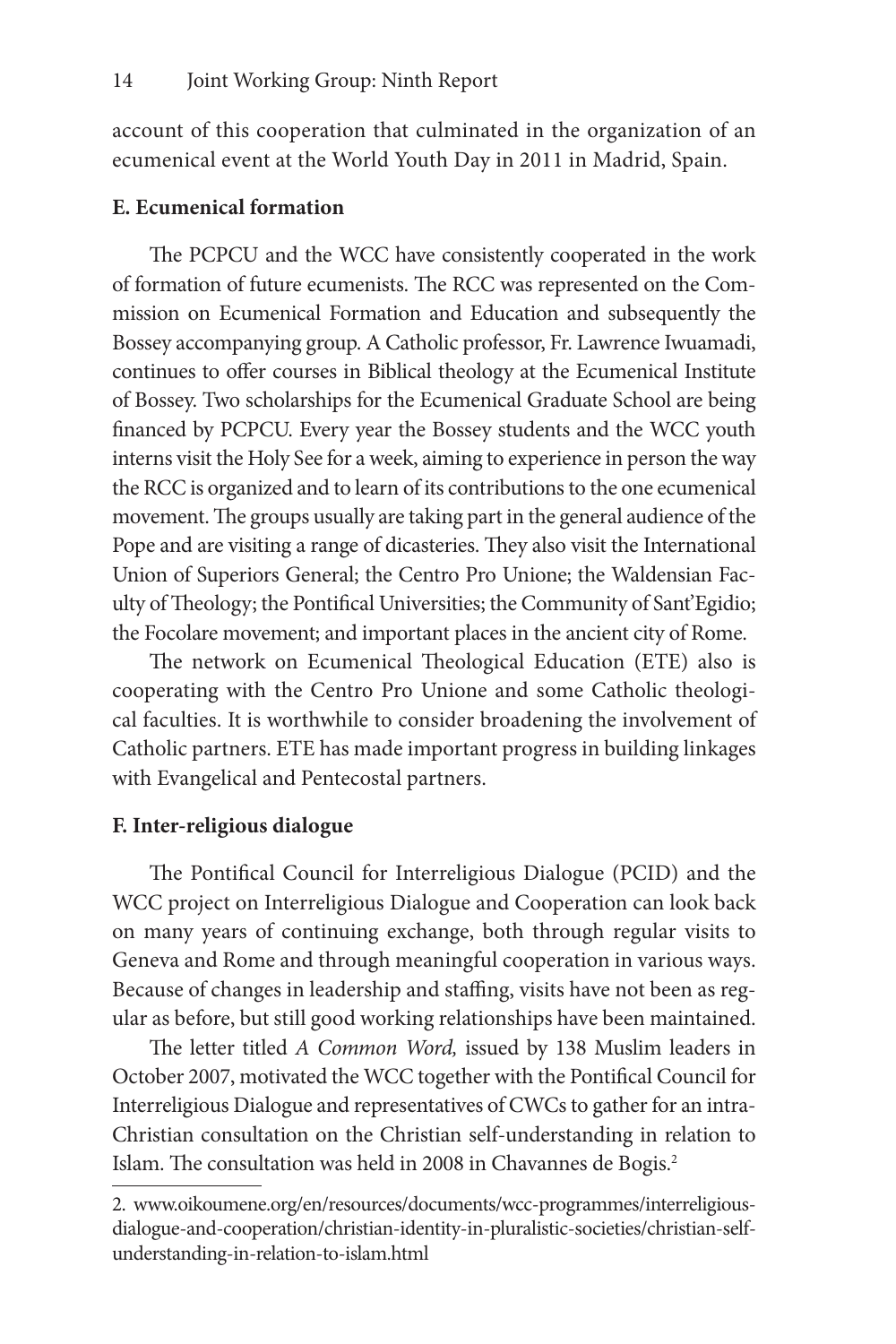account of this cooperation that culminated in the organization of an ecumenical event at the World Youth Day in 2011 in Madrid, Spain.

### E. Ecumenical formation

The PCPCU and the WCC have consistently cooperated in the work of formation of future ecumenists. The RCC was represented on the Commission on Ecumenical Formation and Education and subsequently the Bossey accompanying group. A Catholic professor, Fr. Lawrence Iwuamadi, continues to offer courses in Biblical theology at the Ecumenical Institute of Bossey. Two scholarships for the Ecumenical Graduate School are being financed by PCPCU. Every year the Bossey students and the WCC youth interns visit the Holy See for a week, aiming to experience in person the way the RCC is organized and to learn of its contributions to the one ecumenical movement. The groups usually are taking part in the general audience of the Pope and are visiting a range of dicasteries. They also visit the International Union of Superiors General; the Centro Pro Unione; the Waldensian Faculty of Theology; the Pontifical Universities; the Community of Sant'Egidio; the Focolare movement; and important places in the ancient city of Rome.

The network on Ecumenical Theological Education (ETE) also is cooperating with the Centro Pro Unione and some Catholic theological faculties. It is worthwhile to consider broadening the involvement of Catholic partners. ETE has made important progress in building linkages with Evangelical and Pentecostal partners.

### F. Inter-religious dialogue

The Pontifical Council for Interreligious Dialogue (PCID) and the WCC project on Interreligious Dialogue and Cooperation can look back on many years of continuing exchange, both through regular visits to Geneva and Rome and through meaningful cooperation in various ways. Because of changes in leadership and staffing, visits have not been as regular as before, but still good working relationships have been maintained.

The letter titled *A Common Word,* issued by 138 Muslim leaders in October 2007, motivated the WCC together with the Pontifical Council for Interreligious Dialogue and representatives of CWCs to gather for an intra-Christian consultation on the Christian self-understanding in relation to Islam. The consultation was held in 2008 in Chavannes de Bogis.[2]

---

2. www.oikoumene.org/en/resources/documents/wcc-programmes/interreligious-dialogue-and-cooperation/christian-identity-in-pluralistic-societies/christian-self-understanding-in-relation-to-islam.html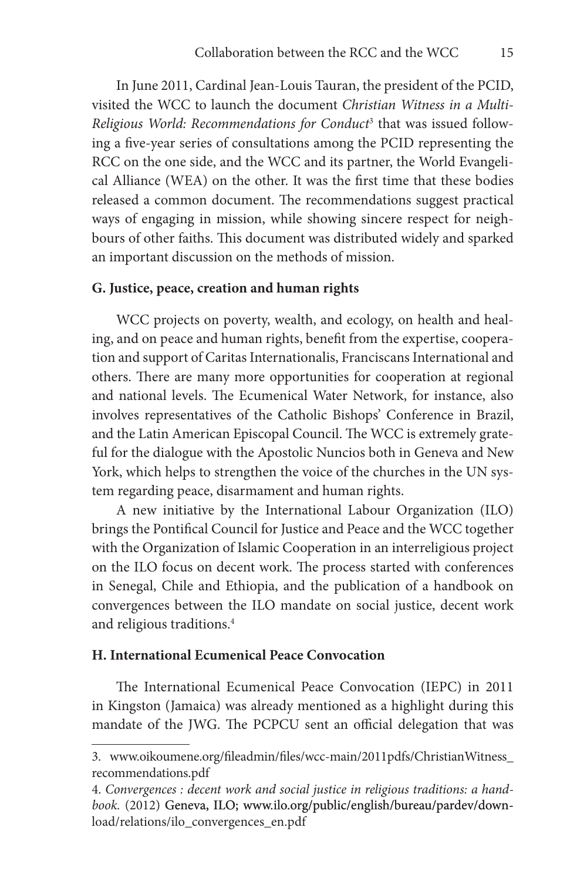In June 2011, Cardinal Jean-Louis Tauran, the president of the PCID, visited the WCC to launch the document *Christian Witness in a Multi-Religious World: Recommendations for Conduct*[3] that was issued following a five-year series of consultations among the PCID representing the RCC on the one side, and the WCC and its partner, the World Evangelical Alliance (WEA) on the other. It was the first time that these bodies released a common document. The recommendations suggest practical ways of engaging in mission, while showing sincere respect for neighbours of other faiths. This document was distributed widely and sparked an important discussion on the methods of mission.

**G. Justice, peace, creation and human rights**

WCC projects on poverty, wealth, and ecology, on health and healing, and on peace and human rights, benefit from the expertise, cooperation and support of Caritas Internationalis, Franciscans International and others. There are many more opportunities for cooperation at regional and national levels. The Ecumenical Water Network, for instance, also involves representatives of the Catholic Bishops' Conference in Brazil, and the Latin American Episcopal Council. The WCC is extremely grateful for the dialogue with the Apostolic Nuncios both in Geneva and New York, which helps to strengthen the voice of the churches in the UN system regarding peace, disarmament and human rights.

A new initiative by the International Labour Organization (ILO) brings the Pontifical Council for Justice and Peace and the WCC together with the Organization of Islamic Cooperation in an interreligious project on the ILO focus on decent work. The process started with conferences in Senegal, Chile and Ethiopia, and the publication of a handbook on convergences between the ILO mandate on social justice, decent work and religious traditions.[4]

**H. International Ecumenical Peace Convocation**

The International Ecumenical Peace Convocation (IEPC) in 2011 in Kingston (Jamaica) was already mentioned as a highlight during this mandate of the JWG. The PCPCU sent an official delegation that was

3. www.oikoumene.org/fileadmin/files/wcc-main/2011pdfs/ChristianWitness_recommendations.pdf

4. *Convergences : decent work and social justice in religious traditions: a handbook.* (2012) Geneva, ILO; www.ilo.org/public/english/bureau/pardev/download/relations/ilo_convergences_en.pdf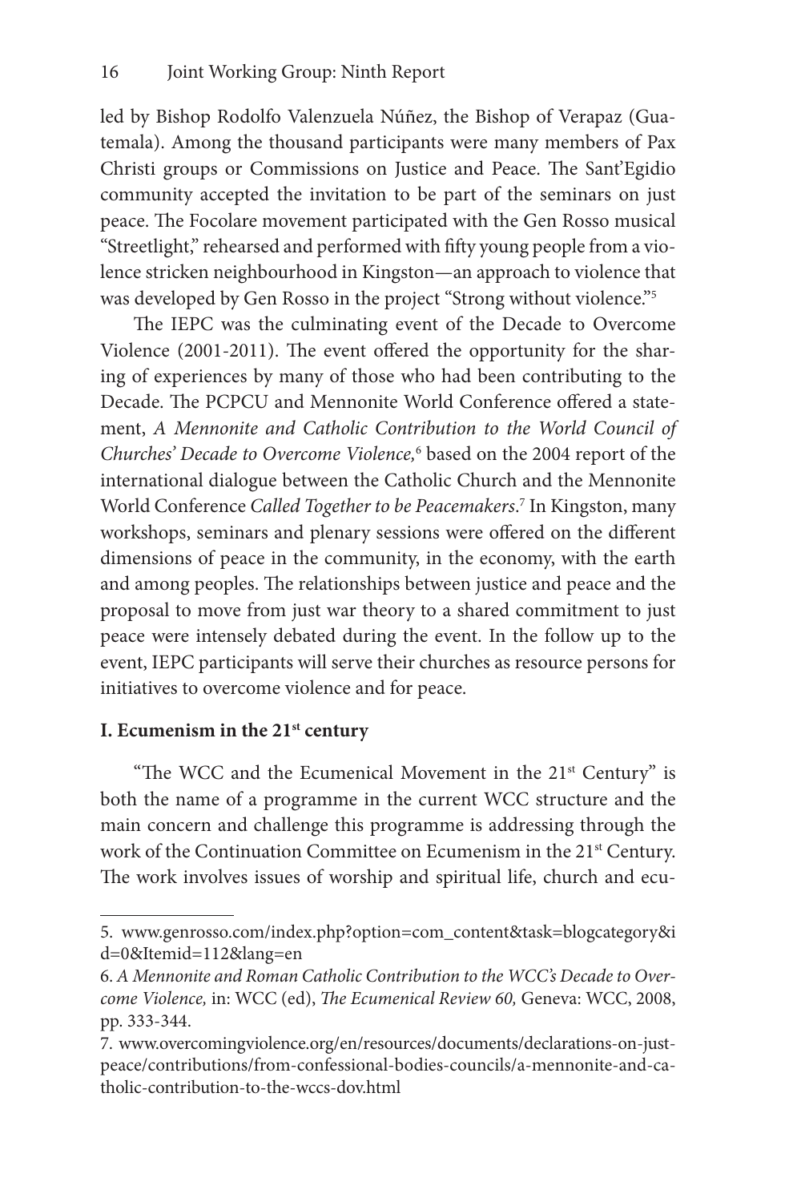led by Bishop Rodolfo Valenzuela Núñez, the Bishop of Verapaz (Guatemala). Among the thousand participants were many members of Pax Christi groups or Commissions on Justice and Peace. The Sant'Egidio community accepted the invitation to be part of the seminars on just peace. The Focolare movement participated with the Gen Rosso musical "Streetlight," rehearsed and performed with fifty young people from a violence stricken neighbourhood in Kingston—an approach to violence that was developed by Gen Rosso in the project "Strong without violence."[5]

The IEPC was the culminating event of the Decade to Overcome Violence (2001-2011). The event offered the opportunity for the sharing of experiences by many of those who had been contributing to the Decade. The PCPCU and Mennonite World Conference offered a statement, *A Mennonite and Catholic Contribution to the World Council of Churches' Decade to Overcome Violence,*[6] based on the 2004 report of the international dialogue between the Catholic Church and the Mennonite World Conference *Called Together to be Peacemakers*.[7] In Kingston, many workshops, seminars and plenary sessions were offered on the different dimensions of peace in the community, in the economy, with the earth and among peoples. The relationships between justice and peace and the proposal to move from just war theory to a shared commitment to just peace were intensely debated during the event. In the follow up to the event, IEPC participants will serve their churches as resource persons for initiatives to overcome violence and for peace.

### I. Ecumenism in the 21st century

"The WCC and the Ecumenical Movement in the 21st Century" is both the name of a programme in the current WCC structure and the main concern and challenge this programme is addressing through the work of the Continuation Committee on Ecumenism in the 21st Century. The work involves issues of worship and spiritual life, church and ecu-

---

5. www.genrosso.com/index.php?option=com_content&task=blogcategory&id=0&Itemid=112&lang=en

6. *A Mennonite and Roman Catholic Contribution to the WCC's Decade to Overcome Violence,* in: WCC (ed), *The Ecumenical Review 60,* Geneva: WCC, 2008, pp. 333-344.

7. www.overcomingviolence.org/en/resources/documents/declarations-on-just-peace/contributions/from-confessional-bodies-councils/a-mennonite-and-catholic-contribution-to-the-wccs-dov.html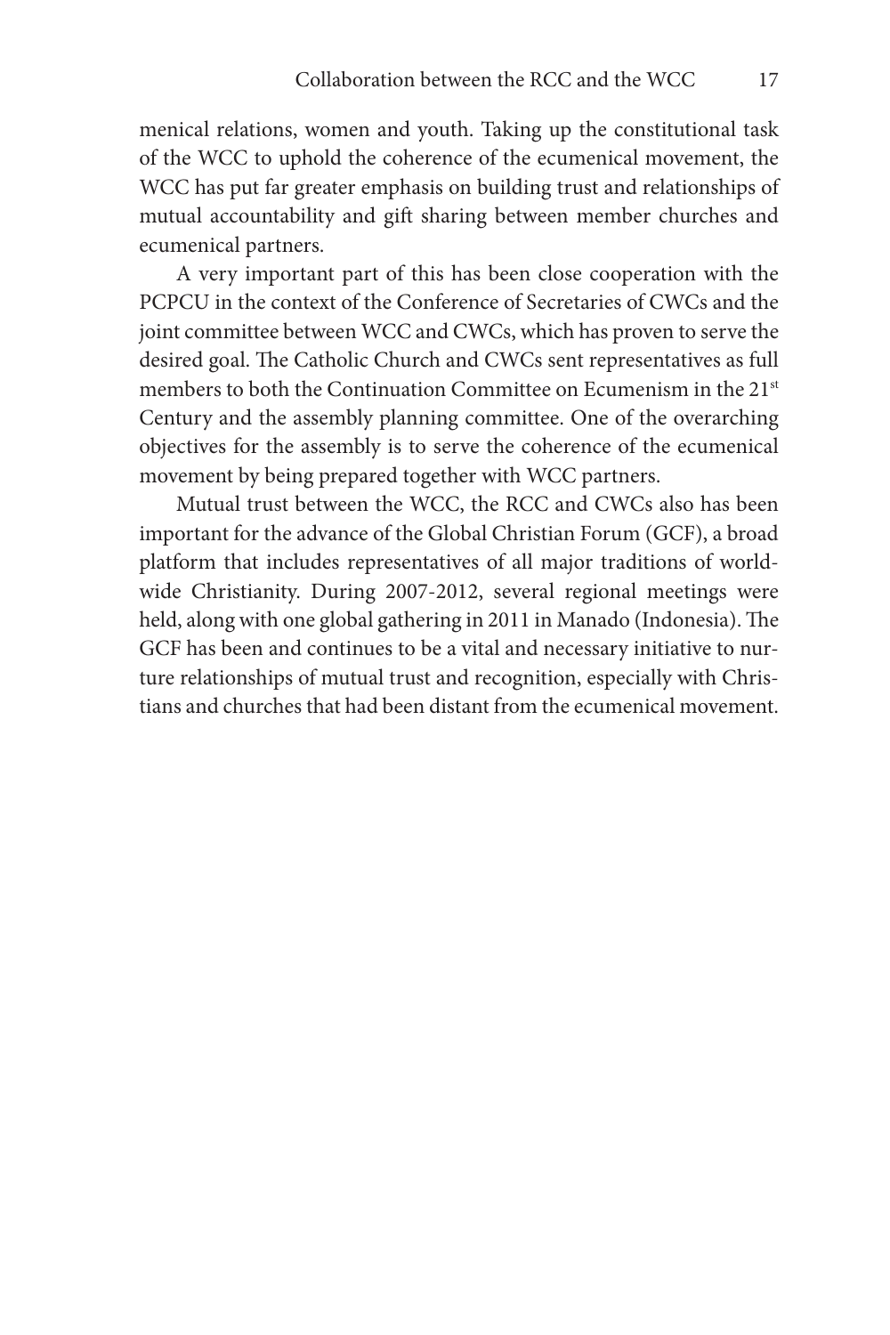menical relations, women and youth. Taking up the constitutional task of the WCC to uphold the coherence of the ecumenical movement, the WCC has put far greater emphasis on building trust and relationships of mutual accountability and gift sharing between member churches and ecumenical partners.

A very important part of this has been close cooperation with the PCPCU in the context of the Conference of Secretaries of CWCs and the joint committee between WCC and CWCs, which has proven to serve the desired goal. The Catholic Church and CWCs sent representatives as full members to both the Continuation Committee on Ecumenism in the 21st Century and the assembly planning committee. One of the overarching objectives for the assembly is to serve the coherence of the ecumenical movement by being prepared together with WCC partners.

Mutual trust between the WCC, the RCC and CWCs also has been important for the advance of the Global Christian Forum (GCF), a broad platform that includes representatives of all major traditions of worldwide Christianity. During 2007-2012, several regional meetings were held, along with one global gathering in 2011 in Manado (Indonesia). The GCF has been and continues to be a vital and necessary initiative to nurture relationships of mutual trust and recognition, especially with Christians and churches that had been distant from the ecumenical movement.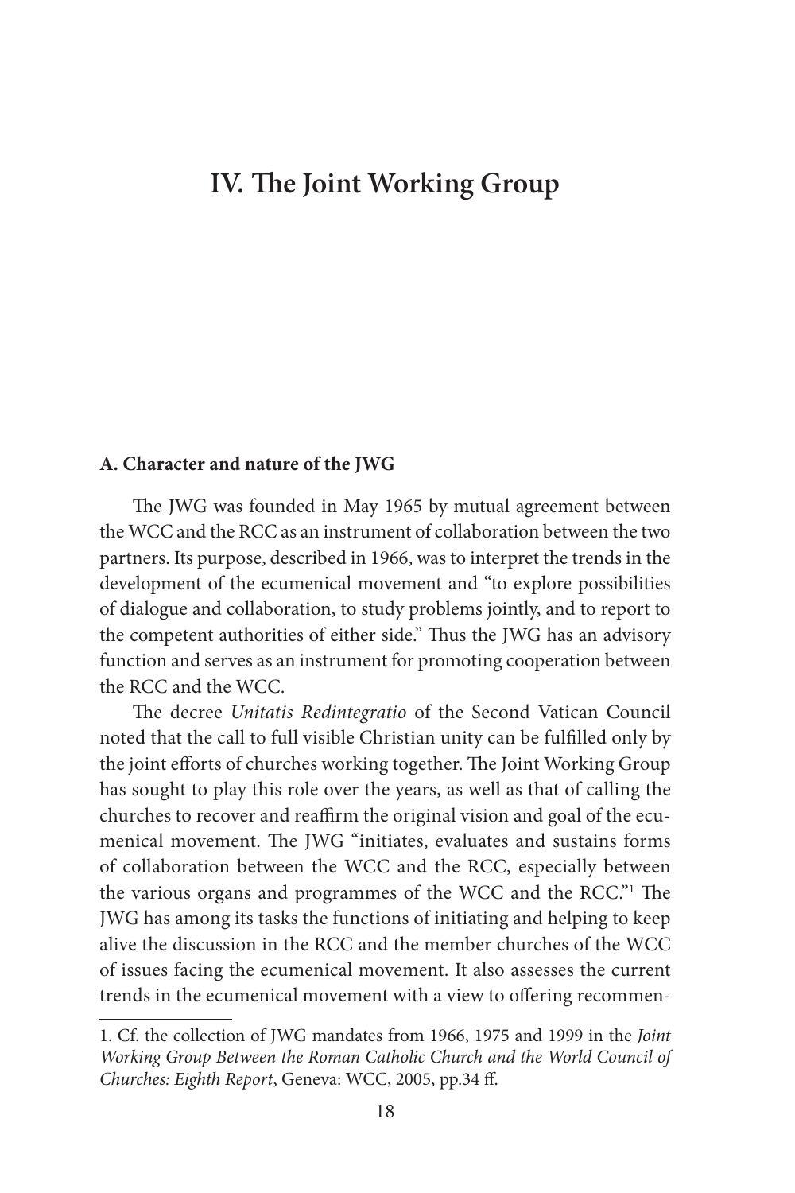# IV. The Joint Working Group

## A. Character and nature of the JWG

The JWG was founded in May 1965 by mutual agreement between the WCC and the RCC as an instrument of collaboration between the two partners. Its purpose, described in 1966, was to interpret the trends in the development of the ecumenical movement and "to explore possibilities of dialogue and collaboration, to study problems jointly, and to report to the competent authorities of either side." Thus the JWG has an advisory function and serves as an instrument for promoting cooperation between the RCC and the WCC.

The decree *Unitatis Redintegratio* of the Second Vatican Council noted that the call to full visible Christian unity can be fulfilled only by the joint efforts of churches working together. The Joint Working Group has sought to play this role over the years, as well as that of calling the churches to recover and reaffirm the original vision and goal of the ecumenical movement. The JWG "initiates, evaluates and sustains forms of collaboration between the WCC and the RCC, especially between the various organs and programmes of the WCC and the RCC."[1] The JWG has among its tasks the functions of initiating and helping to keep alive the discussion in the RCC and the member churches of the WCC of issues facing the ecumenical movement. It also assesses the current trends in the ecumenical movement with a view to offering recommen-

1. Cf. the collection of JWG mandates from 1966, 1975 and 1999 in the *Joint Working Group Between the Roman Catholic Church and the World Council of Churches: Eighth Report*, Geneva: WCC, 2005, pp.34 ff.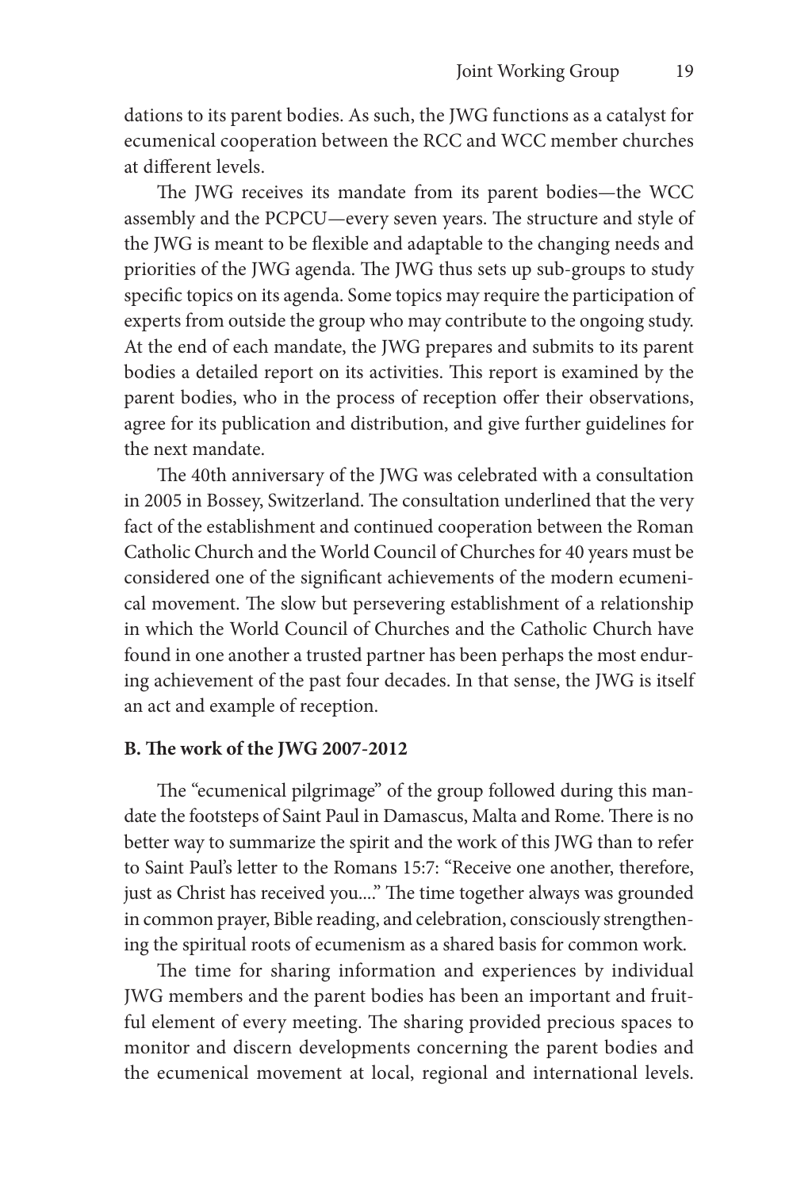dations to its parent bodies. As such, the JWG functions as a catalyst for ecumenical cooperation between the RCC and WCC member churches at different levels.

The JWG receives its mandate from its parent bodies—the WCC assembly and the PCPCU—every seven years. The structure and style of the JWG is meant to be flexible and adaptable to the changing needs and priorities of the JWG agenda. The JWG thus sets up sub-groups to study specific topics on its agenda. Some topics may require the participation of experts from outside the group who may contribute to the ongoing study. At the end of each mandate, the JWG prepares and submits to its parent bodies a detailed report on its activities. This report is examined by the parent bodies, who in the process of reception offer their observations, agree for its publication and distribution, and give further guidelines for the next mandate.

The 40th anniversary of the JWG was celebrated with a consultation in 2005 in Bossey, Switzerland. The consultation underlined that the very fact of the establishment and continued cooperation between the Roman Catholic Church and the World Council of Churches for 40 years must be considered one of the significant achievements of the modern ecumenical movement. The slow but persevering establishment of a relationship in which the World Council of Churches and the Catholic Church have found in one another a trusted partner has been perhaps the most enduring achievement of the past four decades. In that sense, the JWG is itself an act and example of reception.

**B. The work of the JWG 2007-2012**

The "ecumenical pilgrimage" of the group followed during this mandate the footsteps of Saint Paul in Damascus, Malta and Rome. There is no better way to summarize the spirit and the work of this JWG than to refer to Saint Paul's letter to the Romans 15:7: "Receive one another, therefore, just as Christ has received you...." The time together always was grounded in common prayer, Bible reading, and celebration, consciously strengthening the spiritual roots of ecumenism as a shared basis for common work.

The time for sharing information and experiences by individual JWG members and the parent bodies has been an important and fruitful element of every meeting. The sharing provided precious spaces to monitor and discern developments concerning the parent bodies and the ecumenical movement at local, regional and international levels.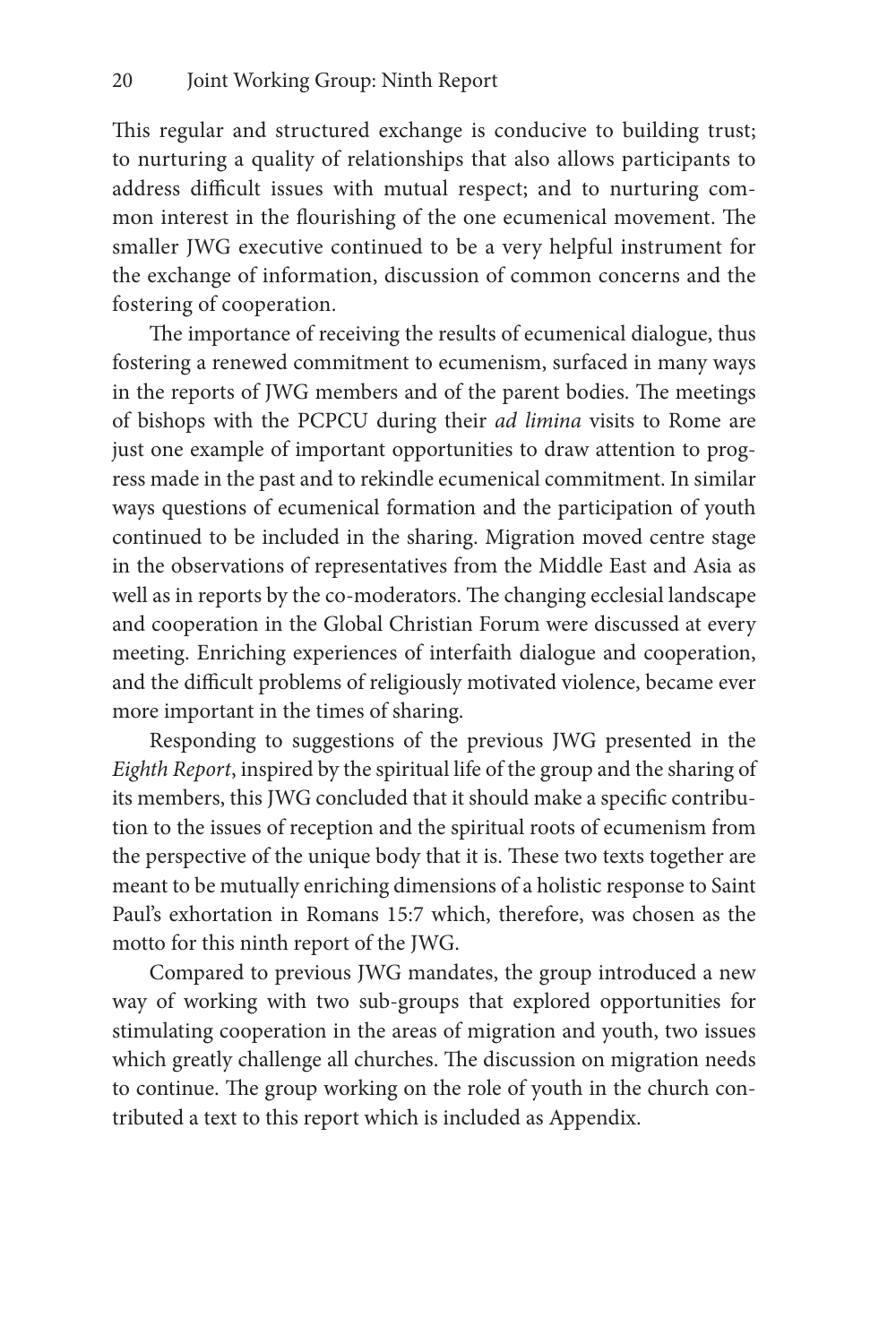This regular and structured exchange is conducive to building trust; to nurturing a quality of relationships that also allows participants to address difficult issues with mutual respect; and to nurturing common interest in the flourishing of the one ecumenical movement. The smaller JWG executive continued to be a very helpful instrument for the exchange of information, discussion of common concerns and the fostering of cooperation.

The importance of receiving the results of ecumenical dialogue, thus fostering a renewed commitment to ecumenism, surfaced in many ways in the reports of JWG members and of the parent bodies. The meetings of bishops with the PCPCU during their *ad limina* visits to Rome are just one example of important opportunities to draw attention to progress made in the past and to rekindle ecumenical commitment. In similar ways questions of ecumenical formation and the participation of youth continued to be included in the sharing. Migration moved centre stage in the observations of representatives from the Middle East and Asia as well as in reports by the co-moderators. The changing ecclesial landscape and cooperation in the Global Christian Forum were discussed at every meeting. Enriching experiences of interfaith dialogue and cooperation, and the difficult problems of religiously motivated violence, became ever more important in the times of sharing.

Responding to suggestions of the previous JWG presented in the *Eighth Report*, inspired by the spiritual life of the group and the sharing of its members, this JWG concluded that it should make a specific contribution to the issues of reception and the spiritual roots of ecumenism from the perspective of the unique body that it is. These two texts together are meant to be mutually enriching dimensions of a holistic response to Saint Paul's exhortation in Romans 15:7 which, therefore, was chosen as the motto for this ninth report of the JWG.

Compared to previous JWG mandates, the group introduced a new way of working with two sub-groups that explored opportunities for stimulating cooperation in the areas of migration and youth, two issues which greatly challenge all churches. The discussion on migration needs to continue. The group working on the role of youth in the church contributed a text to this report which is included as Appendix.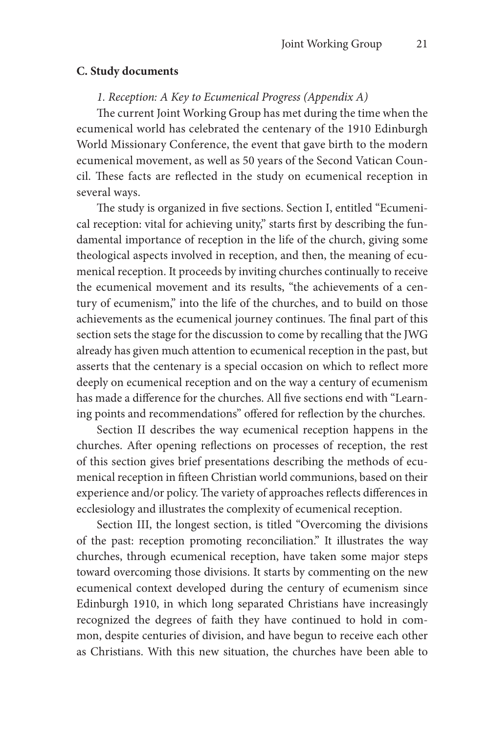**C. Study documents**

*1. Reception: A Key to Ecumenical Progress (Appendix A)*

The current Joint Working Group has met during the time when the ecumenical world has celebrated the centenary of the 1910 Edinburgh World Missionary Conference, the event that gave birth to the modern ecumenical movement, as well as 50 years of the Second Vatican Council. These facts are reflected in the study on ecumenical reception in several ways.

The study is organized in five sections. Section I, entitled "Ecumenical reception: vital for achieving unity," starts first by describing the fundamental importance of reception in the life of the church, giving some theological aspects involved in reception, and then, the meaning of ecumenical reception. It proceeds by inviting churches continually to receive the ecumenical movement and its results, "the achievements of a century of ecumenism," into the life of the churches, and to build on those achievements as the ecumenical journey continues. The final part of this section sets the stage for the discussion to come by recalling that the JWG already has given much attention to ecumenical reception in the past, but asserts that the centenary is a special occasion on which to reflect more deeply on ecumenical reception and on the way a century of ecumenism has made a difference for the churches. All five sections end with "Learning points and recommendations" offered for reflection by the churches.

Section II describes the way ecumenical reception happens in the churches. After opening reflections on processes of reception, the rest of this section gives brief presentations describing the methods of ecumenical reception in fifteen Christian world communions, based on their experience and/or policy. The variety of approaches reflects differences in ecclesiology and illustrates the complexity of ecumenical reception.

Section III, the longest section, is titled "Overcoming the divisions of the past: reception promoting reconciliation." It illustrates the way churches, through ecumenical reception, have taken some major steps toward overcoming those divisions. It starts by commenting on the new ecumenical context developed during the century of ecumenism since Edinburgh 1910, in which long separated Christians have increasingly recognized the degrees of faith they have continued to hold in common, despite centuries of division, and have begun to receive each other as Christians. With this new situation, the churches have been able to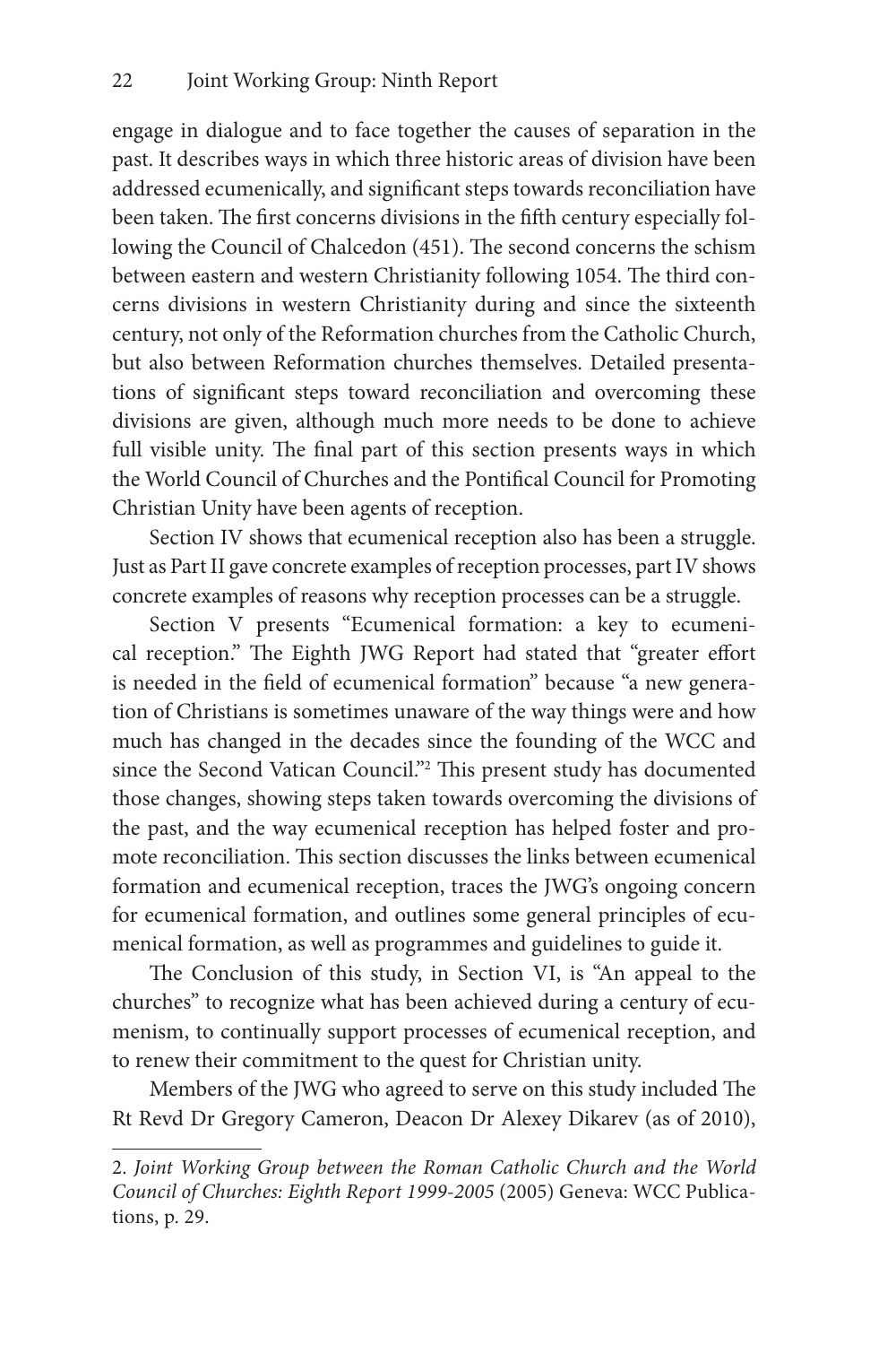engage in dialogue and to face together the causes of separation in the past. It describes ways in which three historic areas of division have been addressed ecumenically, and significant steps towards reconciliation have been taken. The first concerns divisions in the fifth century especially following the Council of Chalcedon (451). The second concerns the schism between eastern and western Christianity following 1054. The third concerns divisions in western Christianity during and since the sixteenth century, not only of the Reformation churches from the Catholic Church, but also between Reformation churches themselves. Detailed presentations of significant steps toward reconciliation and overcoming these divisions are given, although much more needs to be done to achieve full visible unity. The final part of this section presents ways in which the World Council of Churches and the Pontifical Council for Promoting Christian Unity have been agents of reception.

Section IV shows that ecumenical reception also has been a struggle. Just as Part II gave concrete examples of reception processes, part IV shows concrete examples of reasons why reception processes can be a struggle.

Section V presents "Ecumenical formation: a key to ecumenical reception." The Eighth JWG Report had stated that "greater effort is needed in the field of ecumenical formation" because "a new generation of Christians is sometimes unaware of the way things were and how much has changed in the decades since the founding of the WCC and since the Second Vatican Council."[2] This present study has documented those changes, showing steps taken towards overcoming the divisions of the past, and the way ecumenical reception has helped foster and promote reconciliation. This section discusses the links between ecumenical formation and ecumenical reception, traces the JWG's ongoing concern for ecumenical formation, and outlines some general principles of ecumenical formation, as well as programmes and guidelines to guide it.

The Conclusion of this study, in Section VI, is "An appeal to the churches" to recognize what has been achieved during a century of ecumenism, to continually support processes of ecumenical reception, and to renew their commitment to the quest for Christian unity.

Members of the JWG who agreed to serve on this study included The Rt Revd Dr Gregory Cameron, Deacon Dr Alexey Dikarev (as of 2010),

---

2. *Joint Working Group between the Roman Catholic Church and the World Council of Churches: Eighth Report 1999-2005* (2005) Geneva: WCC Publications, p. 29.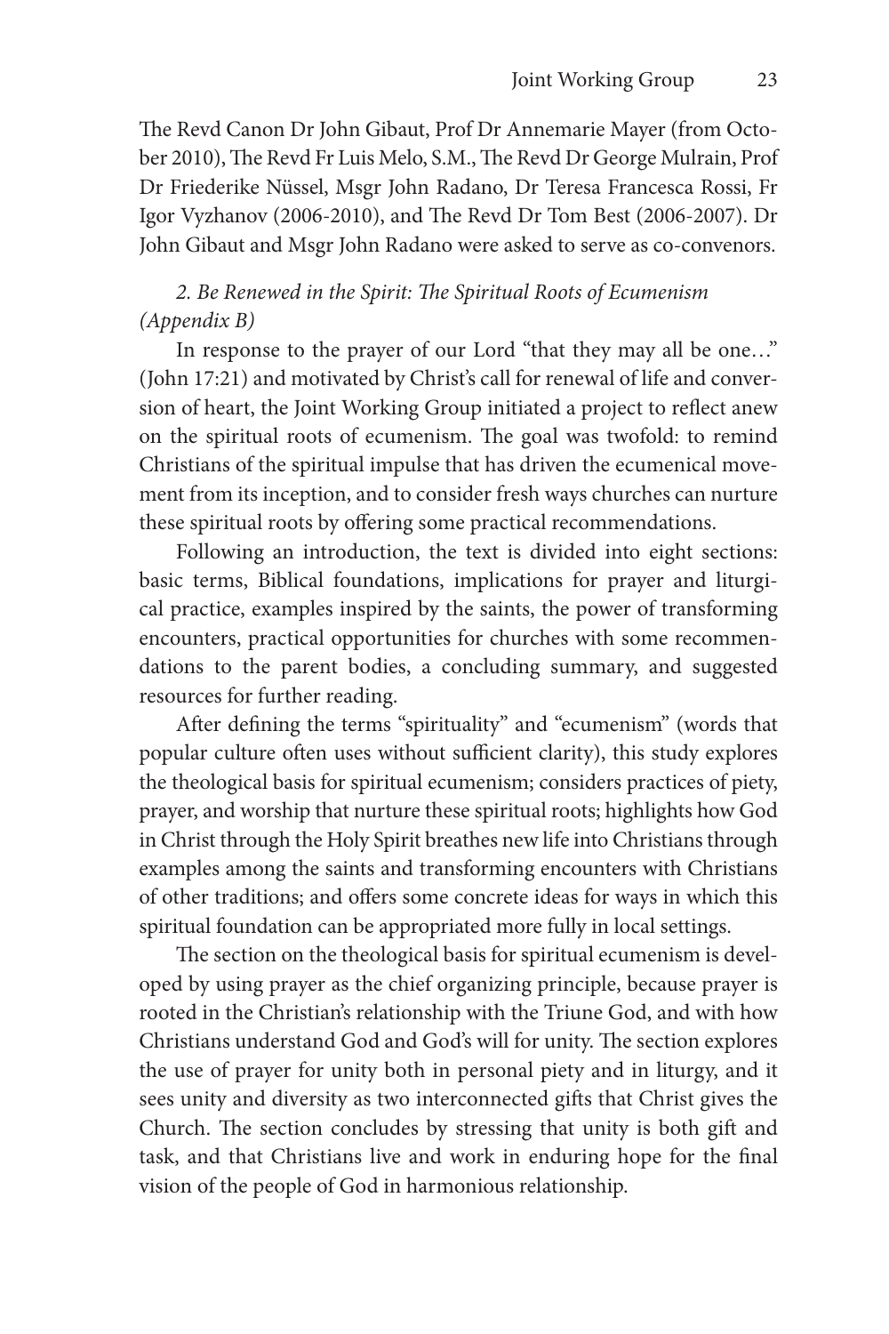The Revd Canon Dr John Gibaut, Prof Dr Annemarie Mayer (from October 2010), The Revd Fr Luis Melo, S.M., The Revd Dr George Mulrain, Prof Dr Friederike Nüssel, Msgr John Radano, Dr Teresa Francesca Rossi, Fr Igor Vyzhanov (2006-2010), and The Revd Dr Tom Best (2006-2007). Dr John Gibaut and Msgr John Radano were asked to serve as co-convenors.

*2. Be Renewed in the Spirit: The Spiritual Roots of Ecumenism (Appendix B)*

In response to the prayer of our Lord "that they may all be one…" (John 17:21) and motivated by Christ's call for renewal of life and conversion of heart, the Joint Working Group initiated a project to reflect anew on the spiritual roots of ecumenism. The goal was twofold: to remind Christians of the spiritual impulse that has driven the ecumenical movement from its inception, and to consider fresh ways churches can nurture these spiritual roots by offering some practical recommendations.

Following an introduction, the text is divided into eight sections: basic terms, Biblical foundations, implications for prayer and liturgical practice, examples inspired by the saints, the power of transforming encounters, practical opportunities for churches with some recommendations to the parent bodies, a concluding summary, and suggested resources for further reading.

After defining the terms "spirituality" and "ecumenism" (words that popular culture often uses without sufficient clarity), this study explores the theological basis for spiritual ecumenism; considers practices of piety, prayer, and worship that nurture these spiritual roots; highlights how God in Christ through the Holy Spirit breathes new life into Christians through examples among the saints and transforming encounters with Christians of other traditions; and offers some concrete ideas for ways in which this spiritual foundation can be appropriated more fully in local settings.

The section on the theological basis for spiritual ecumenism is developed by using prayer as the chief organizing principle, because prayer is rooted in the Christian's relationship with the Triune God, and with how Christians understand God and God's will for unity. The section explores the use of prayer for unity both in personal piety and in liturgy, and it sees unity and diversity as two interconnected gifts that Christ gives the Church. The section concludes by stressing that unity is both gift and task, and that Christians live and work in enduring hope for the final vision of the people of God in harmonious relationship.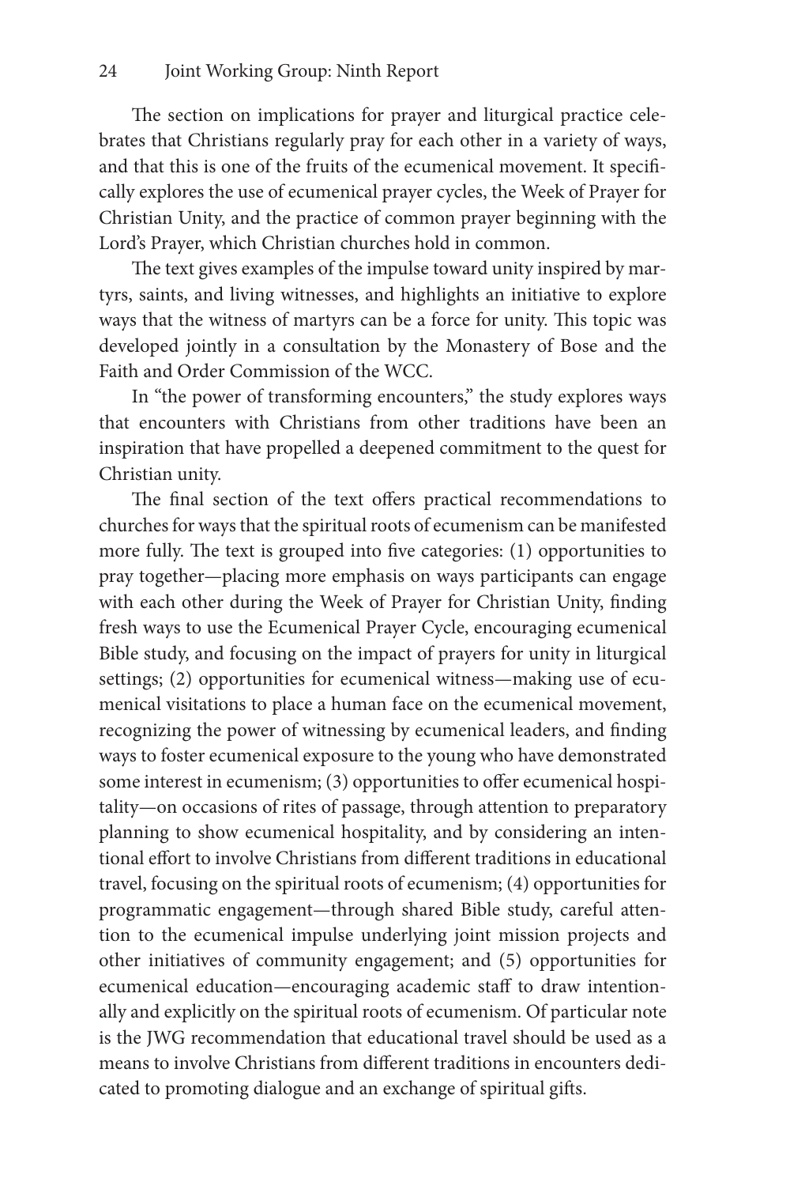The section on implications for prayer and liturgical practice celebrates that Christians regularly pray for each other in a variety of ways, and that this is one of the fruits of the ecumenical movement. It specifically explores the use of ecumenical prayer cycles, the Week of Prayer for Christian Unity, and the practice of common prayer beginning with the Lord's Prayer, which Christian churches hold in common.

The text gives examples of the impulse toward unity inspired by martyrs, saints, and living witnesses, and highlights an initiative to explore ways that the witness of martyrs can be a force for unity. This topic was developed jointly in a consultation by the Monastery of Bose and the Faith and Order Commission of the WCC.

In "the power of transforming encounters," the study explores ways that encounters with Christians from other traditions have been an inspiration that have propelled a deepened commitment to the quest for Christian unity.

The final section of the text offers practical recommendations to churches for ways that the spiritual roots of ecumenism can be manifested more fully. The text is grouped into five categories: (1) opportunities to pray together—placing more emphasis on ways participants can engage with each other during the Week of Prayer for Christian Unity, finding fresh ways to use the Ecumenical Prayer Cycle, encouraging ecumenical Bible study, and focusing on the impact of prayers for unity in liturgical settings; (2) opportunities for ecumenical witness—making use of ecumenical visitations to place a human face on the ecumenical movement, recognizing the power of witnessing by ecumenical leaders, and finding ways to foster ecumenical exposure to the young who have demonstrated some interest in ecumenism; (3) opportunities to offer ecumenical hospitality—on occasions of rites of passage, through attention to preparatory planning to show ecumenical hospitality, and by considering an intentional effort to involve Christians from different traditions in educational travel, focusing on the spiritual roots of ecumenism; (4) opportunities for programmatic engagement—through shared Bible study, careful attention to the ecumenical impulse underlying joint mission projects and other initiatives of community engagement; and (5) opportunities for ecumenical education—encouraging academic staff to draw intentionally and explicitly on the spiritual roots of ecumenism. Of particular note is the JWG recommendation that educational travel should be used as a means to involve Christians from different traditions in encounters dedicated to promoting dialogue and an exchange of spiritual gifts.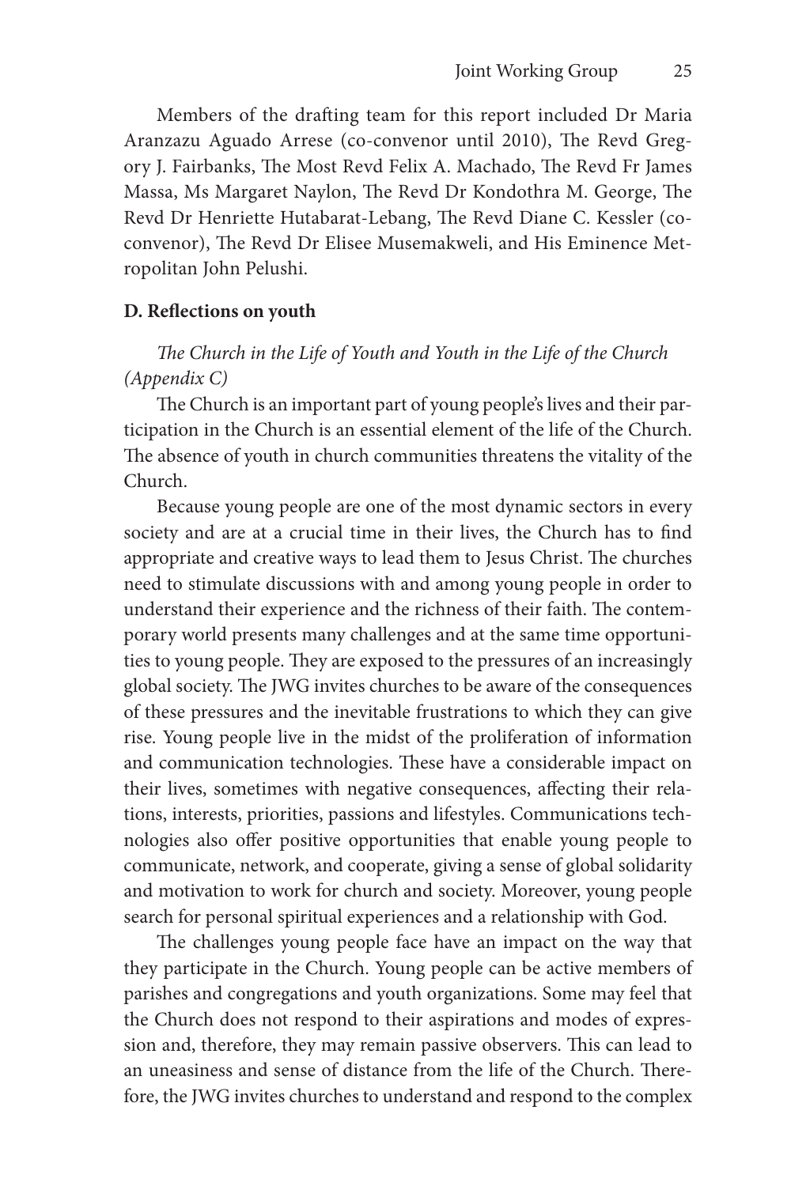Members of the drafting team for this report included Dr Maria Aranzazu Aguado Arrese (co-convenor until 2010), The Revd Gregory J. Fairbanks, The Most Revd Felix A. Machado, The Revd Fr James Massa, Ms Margaret Naylon, The Revd Dr Kondothra M. George, The Revd Dr Henriette Hutabarat-Lebang, The Revd Diane C. Kessler (co-convenor), The Revd Dr Elisee Musemakweli, and His Eminence Metropolitan John Pelushi.

**D. Reflections on youth**

*The Church in the Life of Youth and Youth in the Life of the Church (Appendix C)*

The Church is an important part of young people's lives and their participation in the Church is an essential element of the life of the Church. The absence of youth in church communities threatens the vitality of the Church.

Because young people are one of the most dynamic sectors in every society and are at a crucial time in their lives, the Church has to find appropriate and creative ways to lead them to Jesus Christ. The churches need to stimulate discussions with and among young people in order to understand their experience and the richness of their faith. The contemporary world presents many challenges and at the same time opportunities to young people. They are exposed to the pressures of an increasingly global society. The JWG invites churches to be aware of the consequences of these pressures and the inevitable frustrations to which they can give rise. Young people live in the midst of the proliferation of information and communication technologies. These have a considerable impact on their lives, sometimes with negative consequences, affecting their relations, interests, priorities, passions and lifestyles. Communications technologies also offer positive opportunities that enable young people to communicate, network, and cooperate, giving a sense of global solidarity and motivation to work for church and society. Moreover, young people search for personal spiritual experiences and a relationship with God.

The challenges young people face have an impact on the way that they participate in the Church. Young people can be active members of parishes and congregations and youth organizations. Some may feel that the Church does not respond to their aspirations and modes of expression and, therefore, they may remain passive observers. This can lead to an uneasiness and sense of distance from the life of the Church. Therefore, the JWG invites churches to understand and respond to the complex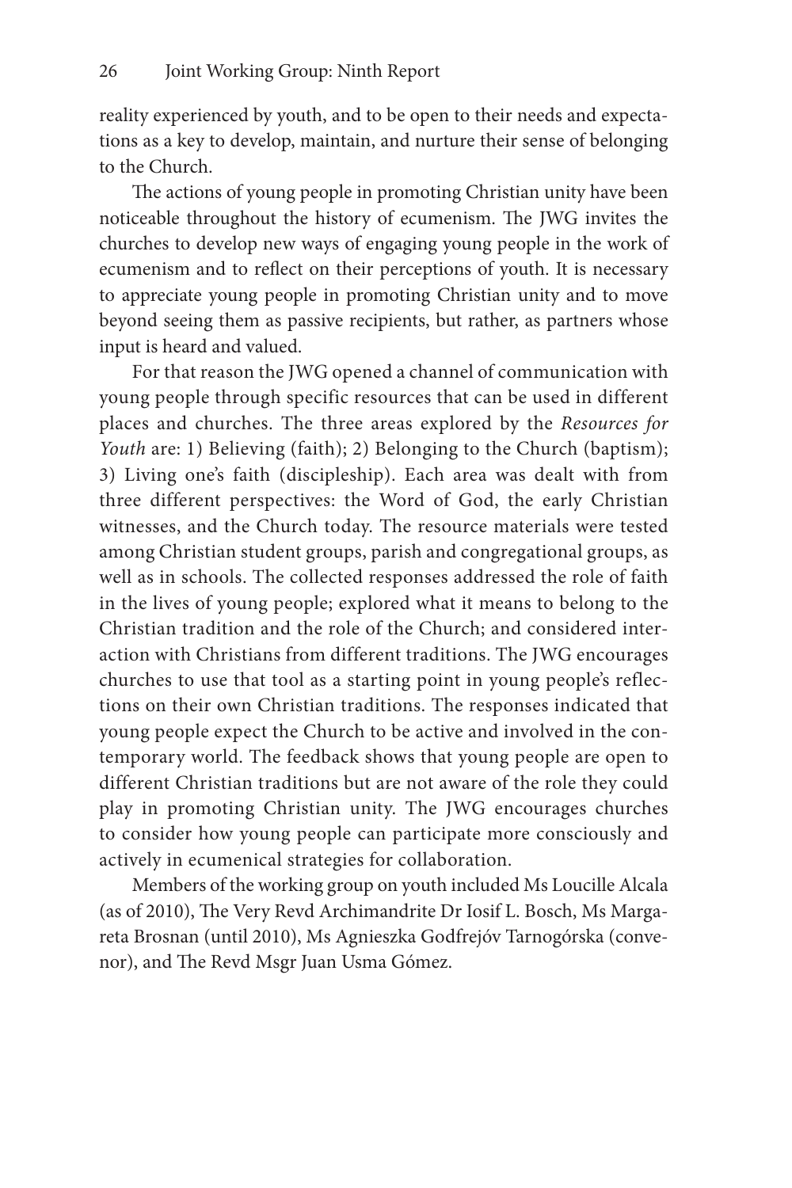reality experienced by youth, and to be open to their needs and expectations as a key to develop, maintain, and nurture their sense of belonging to the Church.

The actions of young people in promoting Christian unity have been noticeable throughout the history of ecumenism. The JWG invites the churches to develop new ways of engaging young people in the work of ecumenism and to reflect on their perceptions of youth. It is necessary to appreciate young people in promoting Christian unity and to move beyond seeing them as passive recipients, but rather, as partners whose input is heard and valued.

For that reason the JWG opened a channel of communication with young people through specific resources that can be used in different places and churches. The three areas explored by the *Resources for Youth* are: 1) Believing (faith); 2) Belonging to the Church (baptism); 3) Living one's faith (discipleship). Each area was dealt with from three different perspectives: the Word of God, the early Christian witnesses, and the Church today. The resource materials were tested among Christian student groups, parish and congregational groups, as well as in schools. The collected responses addressed the role of faith in the lives of young people; explored what it means to belong to the Christian tradition and the role of the Church; and considered interaction with Christians from different traditions. The JWG encourages churches to use that tool as a starting point in young people's reflections on their own Christian traditions. The responses indicated that young people expect the Church to be active and involved in the contemporary world. The feedback shows that young people are open to different Christian traditions but are not aware of the role they could play in promoting Christian unity. The JWG encourages churches to consider how young people can participate more consciously and actively in ecumenical strategies for collaboration.

Members of the working group on youth included Ms Loucille Alcala (as of 2010), The Very Revd Archimandrite Dr Iosif L. Bosch, Ms Margareta Brosnan (until 2010), Ms Agnieszka Godfrejów Tarnogórska (convenor), and The Revd Msgr Juan Usma Gómez.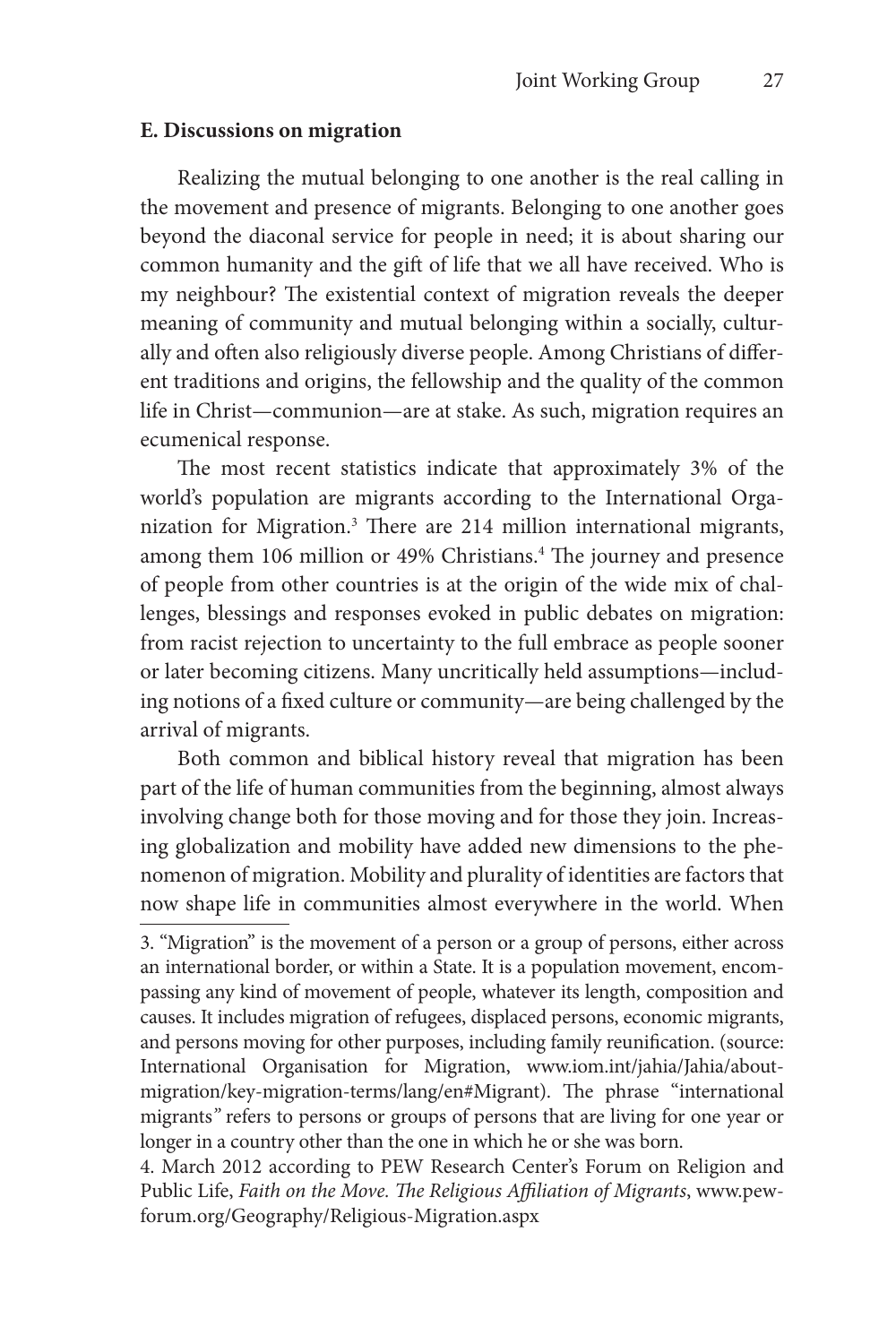**E. Discussions on migration**

Realizing the mutual belonging to one another is the real calling in the movement and presence of migrants. Belonging to one another goes beyond the diaconal service for people in need; it is about sharing our common humanity and the gift of life that we all have received. Who is my neighbour? The existential context of migration reveals the deeper meaning of community and mutual belonging within a socially, culturally and often also religiously diverse people. Among Christians of different traditions and origins, the fellowship and the quality of the common life in Christ—communion—are at stake. As such, migration requires an ecumenical response.

The most recent statistics indicate that approximately 3% of the world's population are migrants according to the International Organization for Migration.[3] There are 214 million international migrants, among them 106 million or 49% Christians.[4] The journey and presence of people from other countries is at the origin of the wide mix of challenges, blessings and responses evoked in public debates on migration: from racist rejection to uncertainty to the full embrace as people sooner or later becoming citizens. Many uncritically held assumptions—including notions of a fixed culture or community—are being challenged by the arrival of migrants.

Both common and biblical history reveal that migration has been part of the life of human communities from the beginning, almost always involving change both for those moving and for those they join. Increasing globalization and mobility have added new dimensions to the phenomenon of migration. Mobility and plurality of identities are factors that now shape life in communities almost everywhere in the world. When

3. "Migration" is the movement of a person or a group of persons, either across an international border, or within a State. It is a population movement, encompassing any kind of movement of people, whatever its length, composition and causes. It includes migration of refugees, displaced persons, economic migrants, and persons moving for other purposes, including family reunification. (source: International Organisation for Migration, www.iom.int/jahia/Jahia/about-migration/key-migration-terms/lang/en#Migrant). The phrase "international migrants" refers to persons or groups of persons that are living for one year or longer in a country other than the one in which he or she was born.

4. March 2012 according to PEW Research Center's Forum on Religion and Public Life, *Faith on the Move. The Religious Affiliation of Migrants*, www.pewforum.org/Geography/Religious-Migration.aspx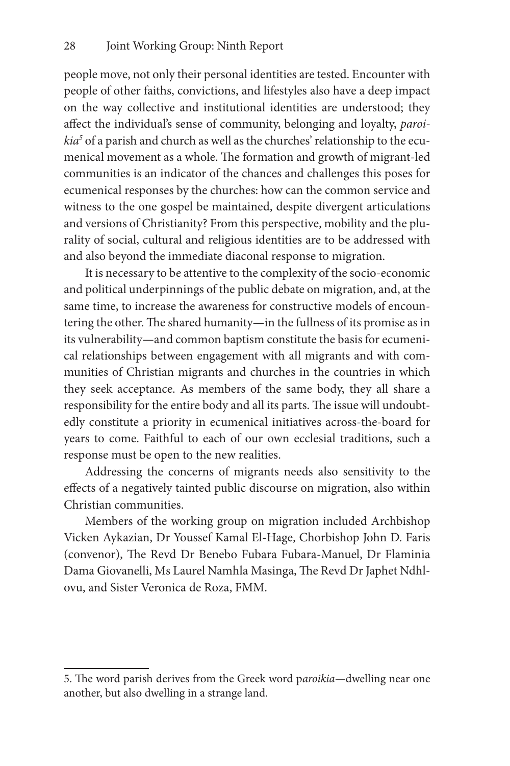people move, not only their personal identities are tested. Encounter with people of other faiths, convictions, and lifestyles also have a deep impact on the way collective and institutional identities are understood; they affect the individual's sense of community, belonging and loyalty, *paroikia*[5] of a parish and church as well as the churches' relationship to the ecumenical movement as a whole. The formation and growth of migrant-led communities is an indicator of the chances and challenges this poses for ecumenical responses by the churches: how can the common service and witness to the one gospel be maintained, despite divergent articulations and versions of Christianity? From this perspective, mobility and the plurality of social, cultural and religious identities are to be addressed with and also beyond the immediate diaconal response to migration.

It is necessary to be attentive to the complexity of the socio-economic and political underpinnings of the public debate on migration, and, at the same time, to increase the awareness for constructive models of encountering the other. The shared humanity—in the fullness of its promise as in its vulnerability—and common baptism constitute the basis for ecumenical relationships between engagement with all migrants and with communities of Christian migrants and churches in the countries in which they seek acceptance. As members of the same body, they all share a responsibility for the entire body and all its parts. The issue will undoubtedly constitute a priority in ecumenical initiatives across-the-board for years to come. Faithful to each of our own ecclesial traditions, such a response must be open to the new realities.

Addressing the concerns of migrants needs also sensitivity to the effects of a negatively tainted public discourse on migration, also within Christian communities.

Members of the working group on migration included Archbishop Vicken Aykazian, Dr Youssef Kamal El-Hage, Chorbishop John D. Faris (convenor), The Revd Dr Benebo Fubara Fubara-Manuel, Dr Flaminia Dama Giovanelli, Ms Laurel Namhla Masinga, The Revd Dr Japhet Ndhlovu, and Sister Veronica de Roza, FMM.

---

5. The word parish derives from the Greek word p*aroikia*—dwelling near one another, but also dwelling in a strange land.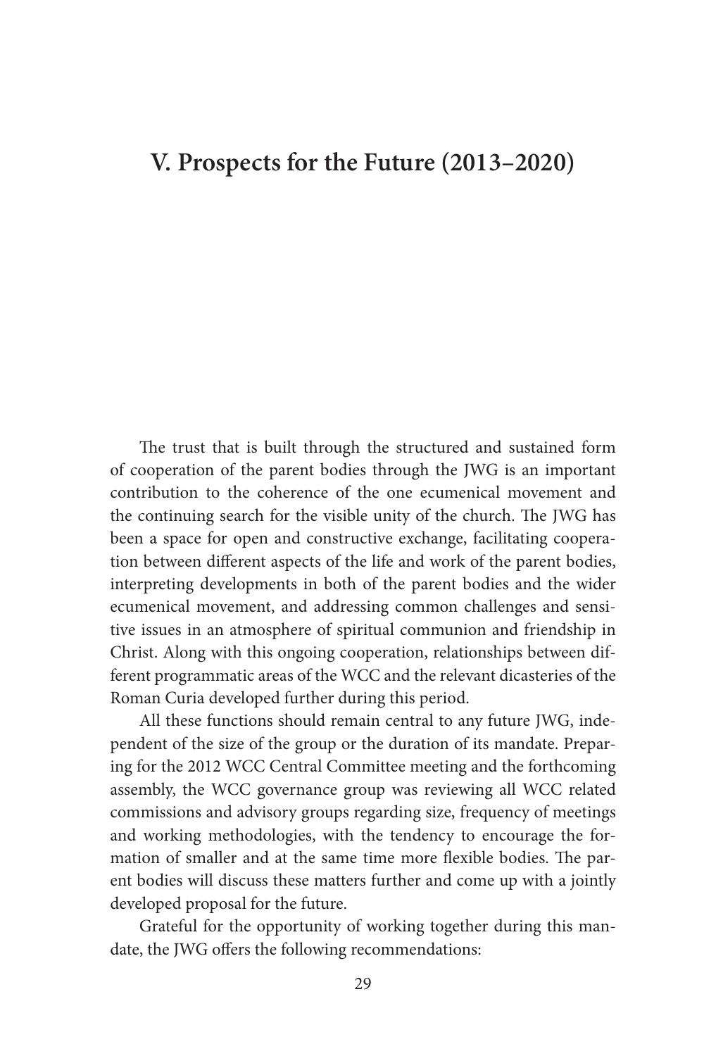# V. Prospects for the Future (2013–2020)

The trust that is built through the structured and sustained form of cooperation of the parent bodies through the JWG is an important contribution to the coherence of the one ecumenical movement and the continuing search for the visible unity of the church. The JWG has been a space for open and constructive exchange, facilitating cooperation between different aspects of the life and work of the parent bodies, interpreting developments in both of the parent bodies and the wider ecumenical movement, and addressing common challenges and sensitive issues in an atmosphere of spiritual communion and friendship in Christ. Along with this ongoing cooperation, relationships between different programmatic areas of the WCC and the relevant dicasteries of the Roman Curia developed further during this period.

All these functions should remain central to any future JWG, independent of the size of the group or the duration of its mandate. Preparing for the 2012 WCC Central Committee meeting and the forthcoming assembly, the WCC governance group was reviewing all WCC related commissions and advisory groups regarding size, frequency of meetings and working methodologies, with the tendency to encourage the formation of smaller and at the same time more flexible bodies. The parent bodies will discuss these matters further and come up with a jointly developed proposal for the future.

Grateful for the opportunity of working together during this mandate, the JWG offers the following recommendations: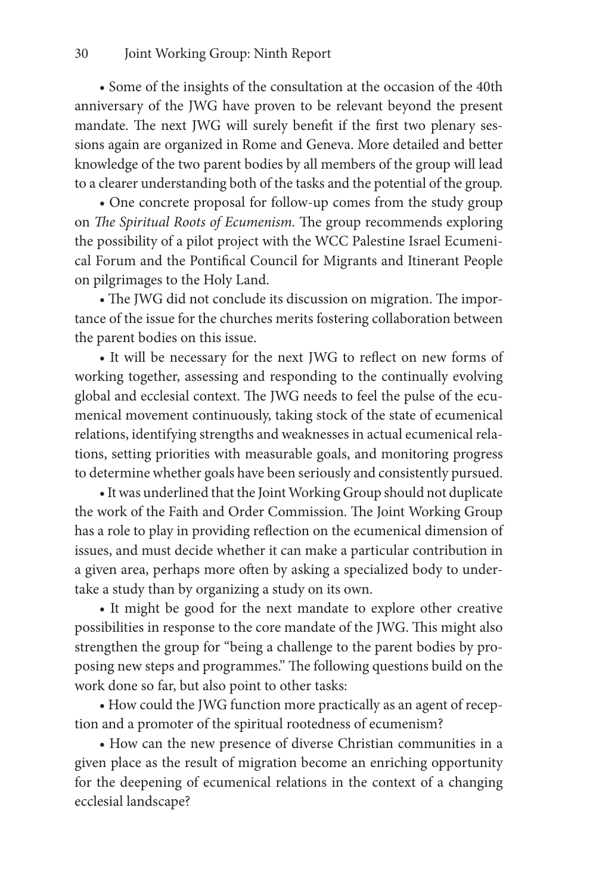- Some of the insights of the consultation at the occasion of the 40th anniversary of the JWG have proven to be relevant beyond the present mandate. The next JWG will surely benefit if the first two plenary sessions again are organized in Rome and Geneva. More detailed and better knowledge of the two parent bodies by all members of the group will lead to a clearer understanding both of the tasks and the potential of the group.

- One concrete proposal for follow-up comes from the study group on *The Spiritual Roots of Ecumenism.* The group recommends exploring the possibility of a pilot project with the WCC Palestine Israel Ecumenical Forum and the Pontifical Council for Migrants and Itinerant People on pilgrimages to the Holy Land.

- The JWG did not conclude its discussion on migration. The importance of the issue for the churches merits fostering collaboration between the parent bodies on this issue.

- It will be necessary for the next JWG to reflect on new forms of working together, assessing and responding to the continually evolving global and ecclesial context. The JWG needs to feel the pulse of the ecumenical movement continuously, taking stock of the state of ecumenical relations, identifying strengths and weaknesses in actual ecumenical relations, setting priorities with measurable goals, and monitoring progress to determine whether goals have been seriously and consistently pursued.

- It was underlined that the Joint Working Group should not duplicate the work of the Faith and Order Commission. The Joint Working Group has a role to play in providing reflection on the ecumenical dimension of issues, and must decide whether it can make a particular contribution in a given area, perhaps more often by asking a specialized body to undertake a study than by organizing a study on its own.

- It might be good for the next mandate to explore other creative possibilities in response to the core mandate of the JWG. This might also strengthen the group for "being a challenge to the parent bodies by proposing new steps and programmes." The following questions build on the work done so far, but also point to other tasks:

- How could the JWG function more practically as an agent of reception and a promoter of the spiritual rootedness of ecumenism?

- How can the new presence of diverse Christian communities in a given place as the result of migration become an enriching opportunity for the deepening of ecumenical relations in the context of a changing ecclesial landscape?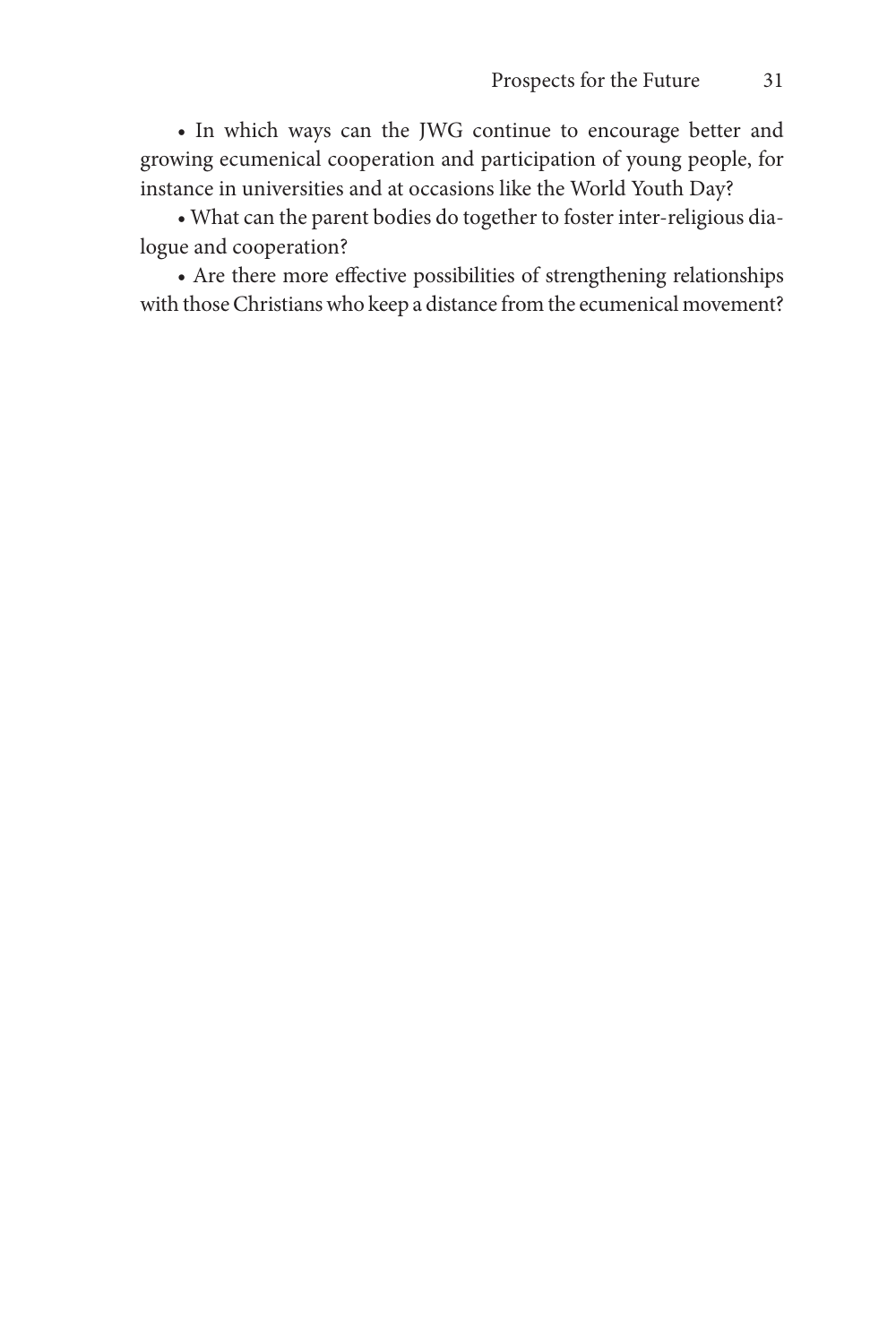- In which ways can the JWG continue to encourage better and growing ecumenical cooperation and participation of young people, for instance in universities and at occasions like the World Youth Day?
- What can the parent bodies do together to foster inter-religious dialogue and cooperation?
- Are there more effective possibilities of strengthening relationships with those Christians who keep a distance from the ecumenical movement?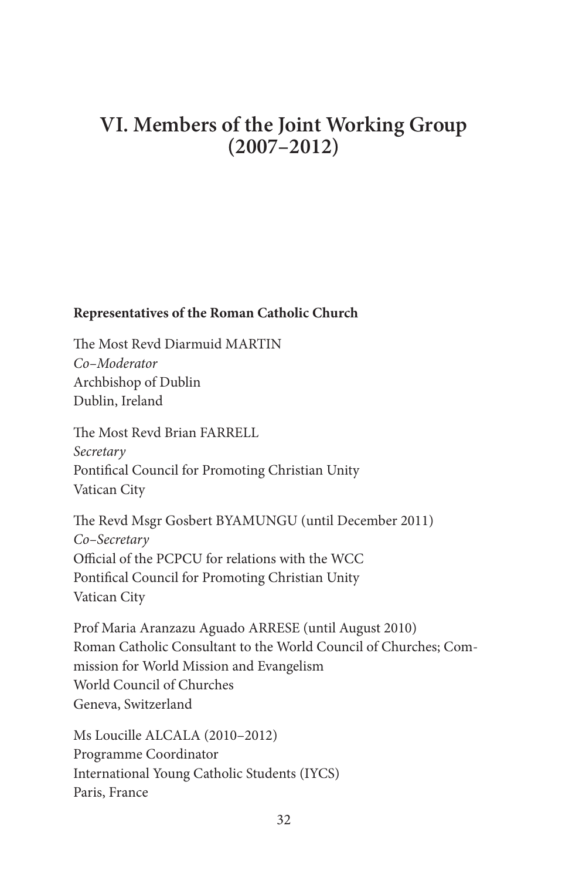# VI. Members of the Joint Working Group (2007–2012)

**Representatives of the Roman Catholic Church**

The Most Revd Diarmuid MARTIN
*Co–Moderator*
Archbishop of Dublin
Dublin, Ireland

The Most Revd Brian FARRELL
*Secretary*
Pontifical Council for Promoting Christian Unity
Vatican City

The Revd Msgr Gosbert BYAMUNGU (until December 2011)
*Co–Secretary*
Official of the PCPCU for relations with the WCC
Pontifical Council for Promoting Christian Unity
Vatican City

Prof Maria Aranzazu Aguado ARRESE (until August 2010)
Roman Catholic Consultant to the World Council of Churches; Commission for World Mission and Evangelism
World Council of Churches
Geneva, Switzerland

Ms Loucille ALCALA (2010–2012)
Programme Coordinator
International Young Catholic Students (IYCS)
Paris, France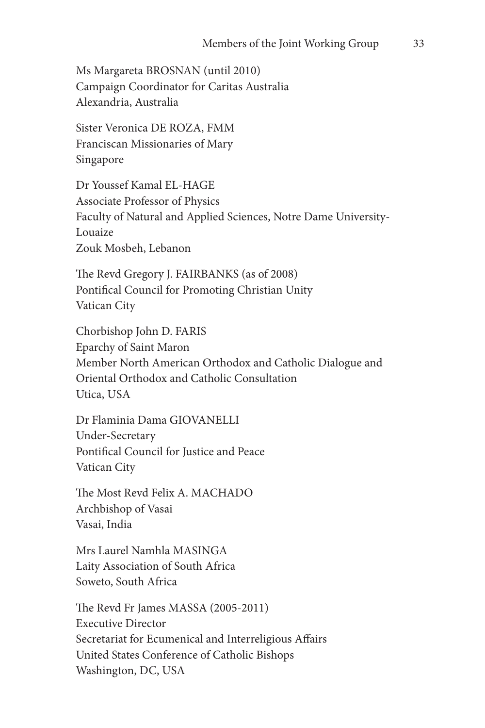Ms Margareta BROSNAN (until 2010)
Campaign Coordinator for Caritas Australia
Alexandria, Australia

Sister Veronica DE ROZA, FMM
Franciscan Missionaries of Mary
Singapore

Dr Youssef Kamal EL-HAGE
Associate Professor of Physics
Faculty of Natural and Applied Sciences, Notre Dame University-Louaize
Zouk Mosbeh, Lebanon

The Revd Gregory J. FAIRBANKS (as of 2008)
Pontifical Council for Promoting Christian Unity
Vatican City

Chorbishop John D. FARIS
Eparchy of Saint Maron
Member North American Orthodox and Catholic Dialogue and Oriental Orthodox and Catholic Consultation
Utica, USA

Dr Flaminia Dama GIOVANELLI
Under-Secretary
Pontifical Council for Justice and Peace
Vatican City

The Most Revd Felix A. MACHADO
Archbishop of Vasai
Vasai, India

Mrs Laurel Namhla MASINGA
Laity Association of South Africa
Soweto, South Africa

The Revd Fr James MASSA (2005-2011)
Executive Director
Secretariat for Ecumenical and Interreligious Affairs
United States Conference of Catholic Bishops
Washington, DC, USA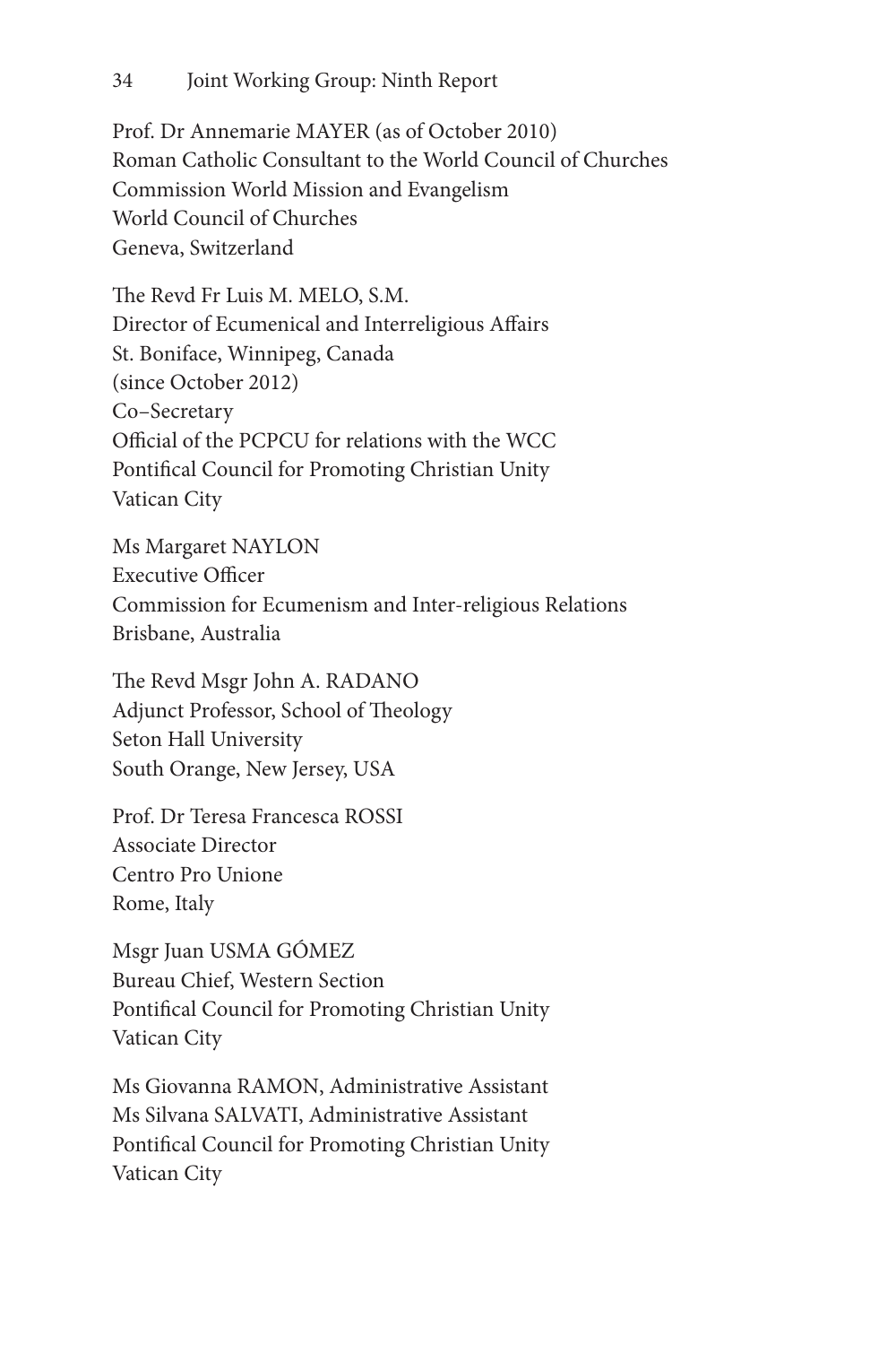Prof. Dr Annemarie MAYER (as of October 2010)
Roman Catholic Consultant to the World Council of Churches
Commission World Mission and Evangelism
World Council of Churches
Geneva, Switzerland

The Revd Fr Luis M. MELO, S.M.
Director of Ecumenical and Interreligious Affairs
St. Boniface, Winnipeg, Canada
(since October 2012)
Co–Secretary
Official of the PCPCU for relations with the WCC
Pontifical Council for Promoting Christian Unity
Vatican City

Ms Margaret NAYLON
Executive Officer
Commission for Ecumenism and Inter-religious Relations
Brisbane, Australia

The Revd Msgr John A. RADANO
Adjunct Professor, School of Theology
Seton Hall University
South Orange, New Jersey, USA

Prof. Dr Teresa Francesca ROSSI
Associate Director
Centro Pro Unione
Rome, Italy

Msgr Juan USMA GÓMEZ
Bureau Chief, Western Section
Pontifical Council for Promoting Christian Unity
Vatican City

Ms Giovanna RAMON, Administrative Assistant
Ms Silvana SALVATI, Administrative Assistant
Pontifical Council for Promoting Christian Unity
Vatican City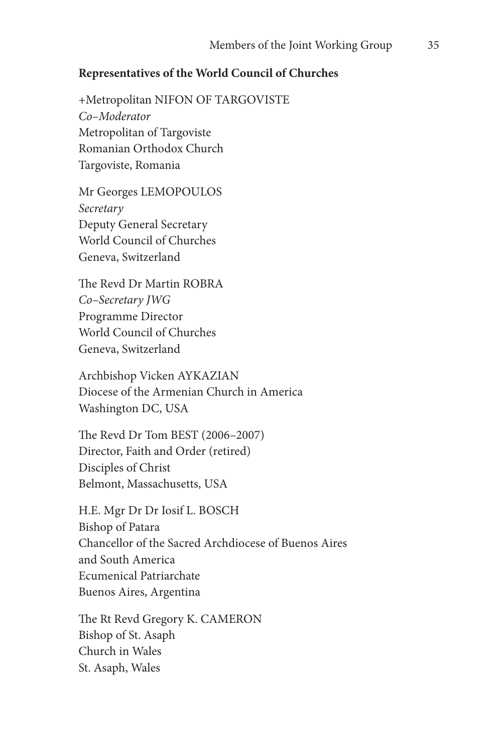**Representatives of the World Council of Churches**

+Metropolitan NIFON OF TARGOVISTE  
*Co–Moderator*  
Metropolitan of Targoviste  
Romanian Orthodox Church  
Targoviste, Romania

Mr Georges LEMOPOULOS  
*Secretary*  
Deputy General Secretary  
World Council of Churches  
Geneva, Switzerland

The Revd Dr Martin ROBRA  
*Co–Secretary JWG*  
Programme Director  
World Council of Churches  
Geneva, Switzerland

Archbishop Vicken AYKAZIAN  
Diocese of the Armenian Church in America  
Washington DC, USA

The Revd Dr Tom BEST (2006–2007)  
Director, Faith and Order (retired)  
Disciples of Christ  
Belmont, Massachusetts, USA

H.E. Mgr Dr Dr Iosif L. BOSCH  
Bishop of Patara  
Chancellor of the Sacred Archdiocese of Buenos Aires and South America  
Ecumenical Patriarchate  
Buenos Aires, Argentina

The Rt Revd Gregory K. CAMERON  
Bishop of St. Asaph  
Church in Wales  
St. Asaph, Wales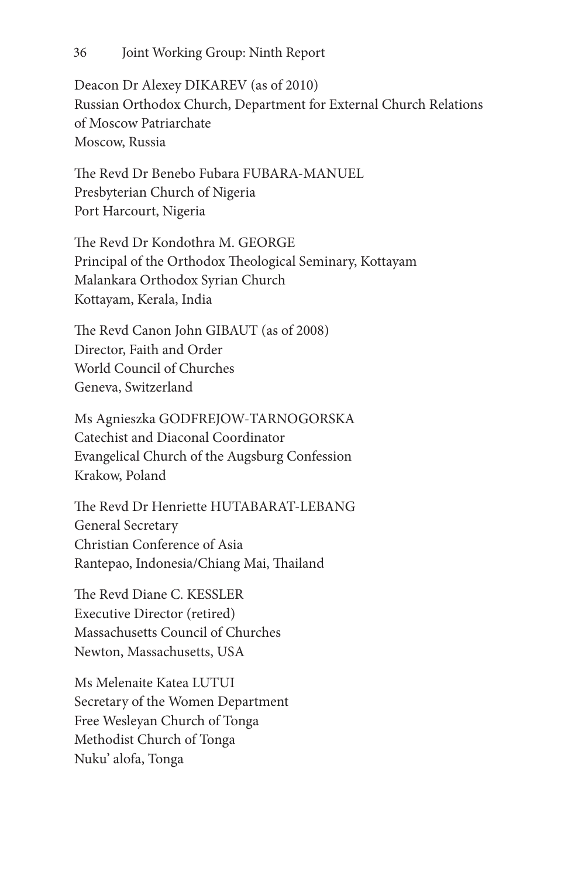Deacon Dr Alexey DIKAREV (as of 2010)
Russian Orthodox Church, Department for External Church Relations of Moscow Patriarchate
Moscow, Russia

The Revd Dr Benebo Fubara FUBARA-MANUEL
Presbyterian Church of Nigeria
Port Harcourt, Nigeria

The Revd Dr Kondothra M. GEORGE
Principal of the Orthodox Theological Seminary, Kottayam
Malankara Orthodox Syrian Church
Kottayam, Kerala, India

The Revd Canon John GIBAUT (as of 2008)
Director, Faith and Order
World Council of Churches
Geneva, Switzerland

Ms Agnieszka GODFREJOW-TARNOGORSKA
Catechist and Diaconal Coordinator
Evangelical Church of the Augsburg Confession
Krakow, Poland

The Revd Dr Henriette HUTABARAT-LEBANG
General Secretary
Christian Conference of Asia
Rantepao, Indonesia/Chiang Mai, Thailand

The Revd Diane C. KESSLER
Executive Director (retired)
Massachusetts Council of Churches
Newton, Massachusetts, USA

Ms Melenaite Katea LUTUI
Secretary of the Women Department
Free Wesleyan Church of Tonga
Methodist Church of Tonga
Nuku' alofa, Tonga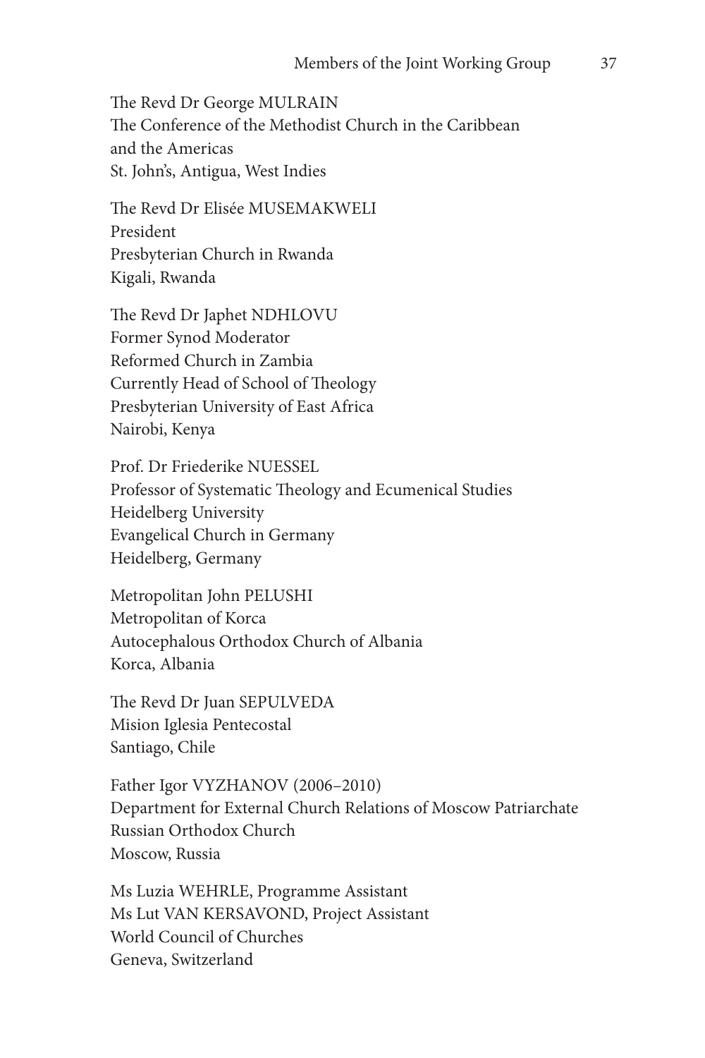The Revd Dr George MULRAIN
The Conference of the Methodist Church in the Caribbean
and the Americas
St. John's, Antigua, West Indies

The Revd Dr Elisée MUSEMAKWELI
President
Presbyterian Church in Rwanda
Kigali, Rwanda

The Revd Dr Japhet NDHLOVU
Former Synod Moderator
Reformed Church in Zambia
Currently Head of School of Theology
Presbyterian University of East Africa
Nairobi, Kenya

Prof. Dr Friederike NUESSEL
Professor of Systematic Theology and Ecumenical Studies
Heidelberg University
Evangelical Church in Germany
Heidelberg, Germany

Metropolitan John PELUSHI
Metropolitan of Korca
Autocephalous Orthodox Church of Albania
Korca, Albania

The Revd Dr Juan SEPULVEDA
Mision Iglesia Pentecostal
Santiago, Chile

Father Igor VYZHANOV (2006–2010)
Department for External Church Relations of Moscow Patriarchate
Russian Orthodox Church
Moscow, Russia

Ms Luzia WEHRLE, Programme Assistant
Ms Lut VAN KERSAVOND, Project Assistant
World Council of Churches
Geneva, Switzerland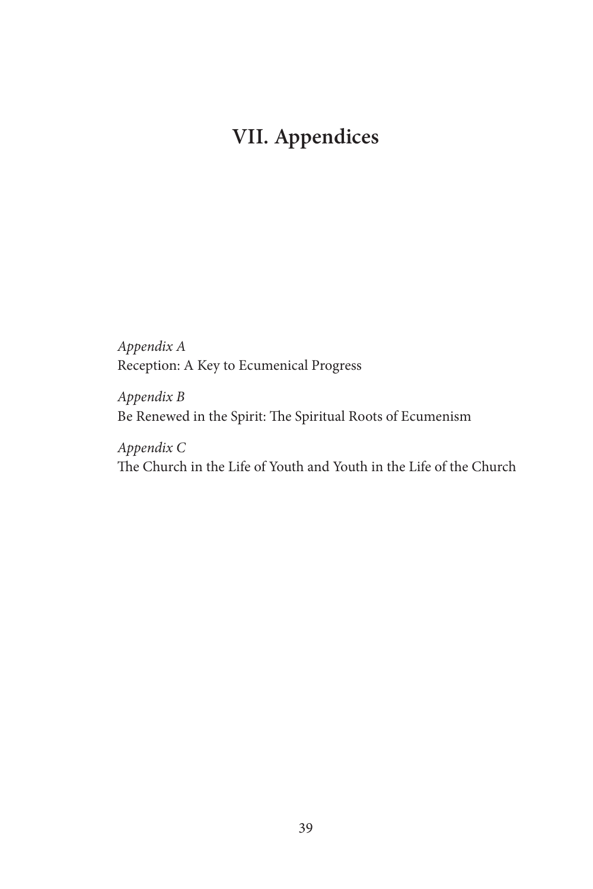# VII. Appendices

*Appendix A*
Reception: A Key to Ecumenical Progress

*Appendix B*
Be Renewed in the Spirit: The Spiritual Roots of Ecumenism

*Appendix C*
The Church in the Life of Youth and Youth in the Life of the Church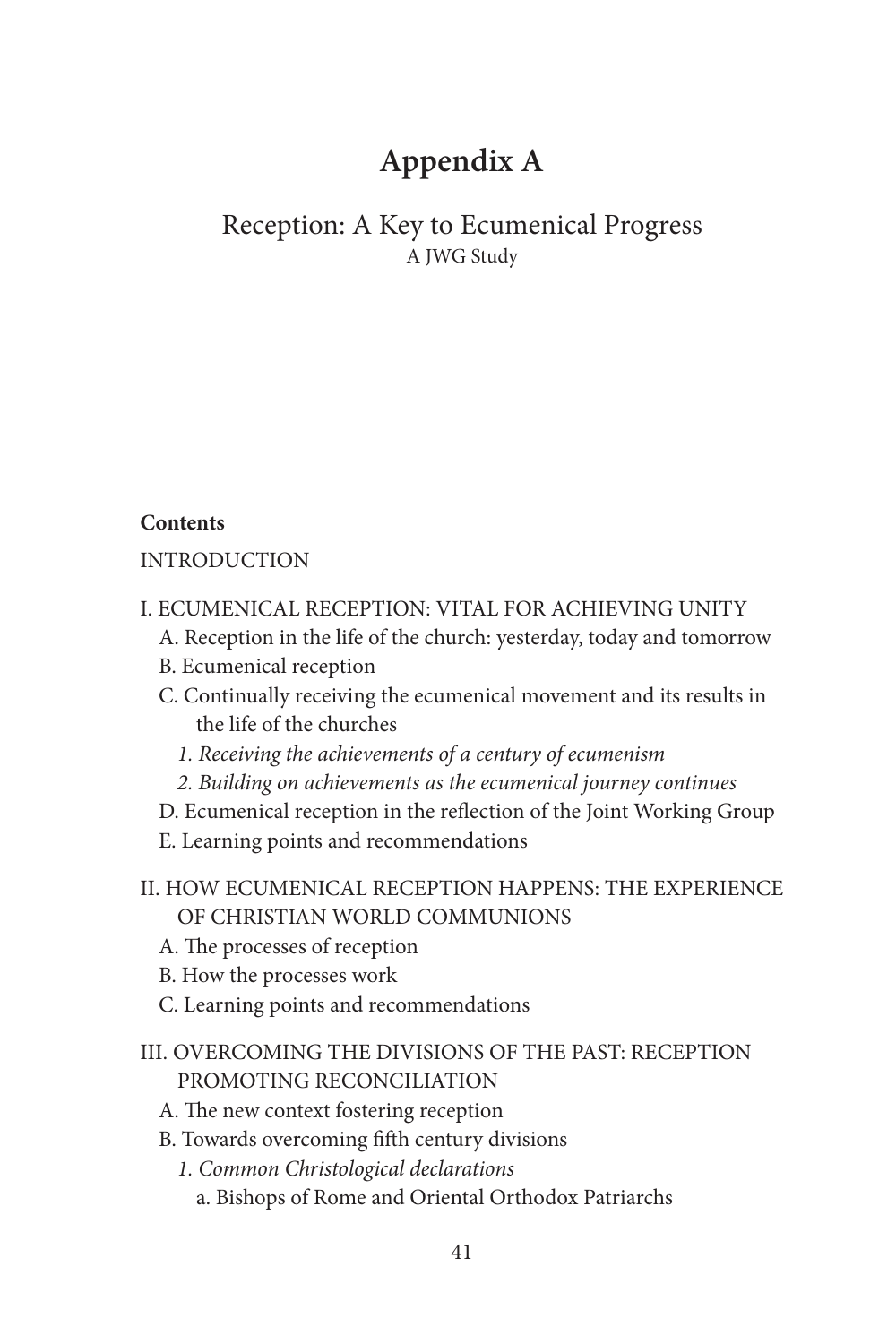# Appendix A

## Reception: A Key to Ecumenical Progress

A JWG Study

**Contents**

INTRODUCTION

I. ECUMENICAL RECEPTION: VITAL FOR ACHIEVING UNITY

- A. Reception in the life of the church: yesterday, today and tomorrow
- B. Ecumenical reception
- C. Continually receiving the ecumenical movement and its results in the life of the churches
  - *1. Receiving the achievements of a century of ecumenism*
  - *2. Building on achievements as the ecumenical journey continues*
- D. Ecumenical reception in the reflection of the Joint Working Group
- E. Learning points and recommendations

II. HOW ECUMENICAL RECEPTION HAPPENS: THE EXPERIENCE OF CHRISTIAN WORLD COMMUNIONS

- A. The processes of reception
- B. How the processes work
- C. Learning points and recommendations

III. OVERCOMING THE DIVISIONS OF THE PAST: RECEPTION PROMOTING RECONCILIATION

- A. The new context fostering reception
- B. Towards overcoming fifth century divisions
  - *1. Common Christological declarations*
    - a. Bishops of Rome and Oriental Orthodox Patriarchs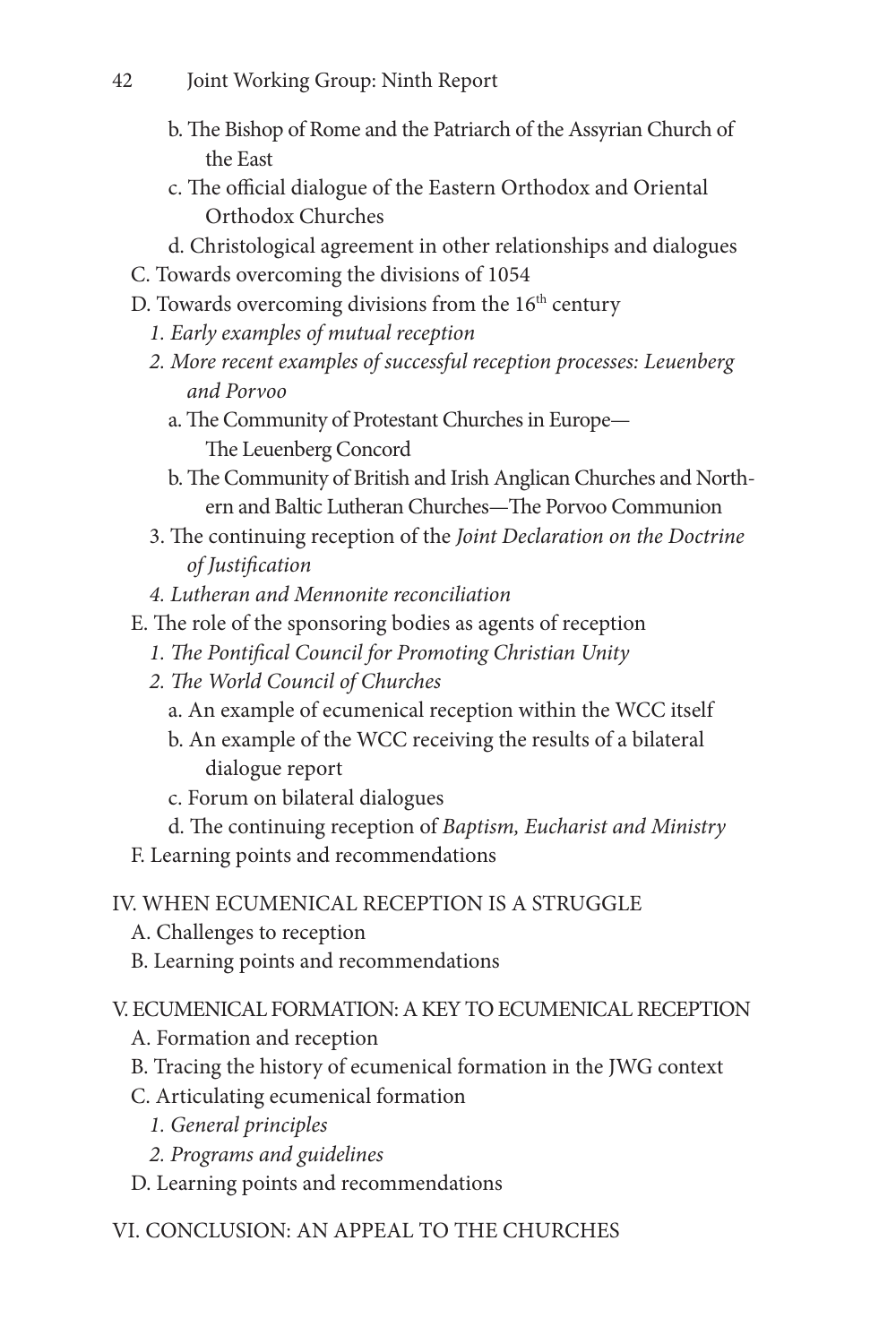b. The Bishop of Rome and the Patriarch of the Assyrian Church of the East

c. The official dialogue of the Eastern Orthodox and Oriental Orthodox Churches

d. Christological agreement in other relationships and dialogues

C. Towards overcoming the divisions of 1054

D. Towards overcoming divisions from the 16th century

*1. Early examples of mutual reception*

*2. More recent examples of successful reception processes: Leuenberg and Porvoo*

a. The Community of Protestant Churches in Europe—The Leuenberg Concord

b. The Community of British and Irish Anglican Churches and Northern and Baltic Lutheran Churches—The Porvoo Communion

3. The continuing reception of the *Joint Declaration on the Doctrine of Justification*

*4. Lutheran and Mennonite reconciliation*

E. The role of the sponsoring bodies as agents of reception

*1. The Pontifical Council for Promoting Christian Unity*

*2. The World Council of Churches*

a. An example of ecumenical reception within the WCC itself

b. An example of the WCC receiving the results of a bilateral dialogue report

c. Forum on bilateral dialogues

d. The continuing reception of *Baptism, Eucharist and Ministry*

F. Learning points and recommendations

IV. WHEN ECUMENICAL RECEPTION IS A STRUGGLE

A. Challenges to reception

B. Learning points and recommendations

V. ECUMENICAL FORMATION: A KEY TO ECUMENICAL RECEPTION

A. Formation and reception

B. Tracing the history of ecumenical formation in the JWG context

C. Articulating ecumenical formation

*1. General principles*

*2. Programs and guidelines*

D. Learning points and recommendations

VI. CONCLUSION: AN APPEAL TO THE CHURCHES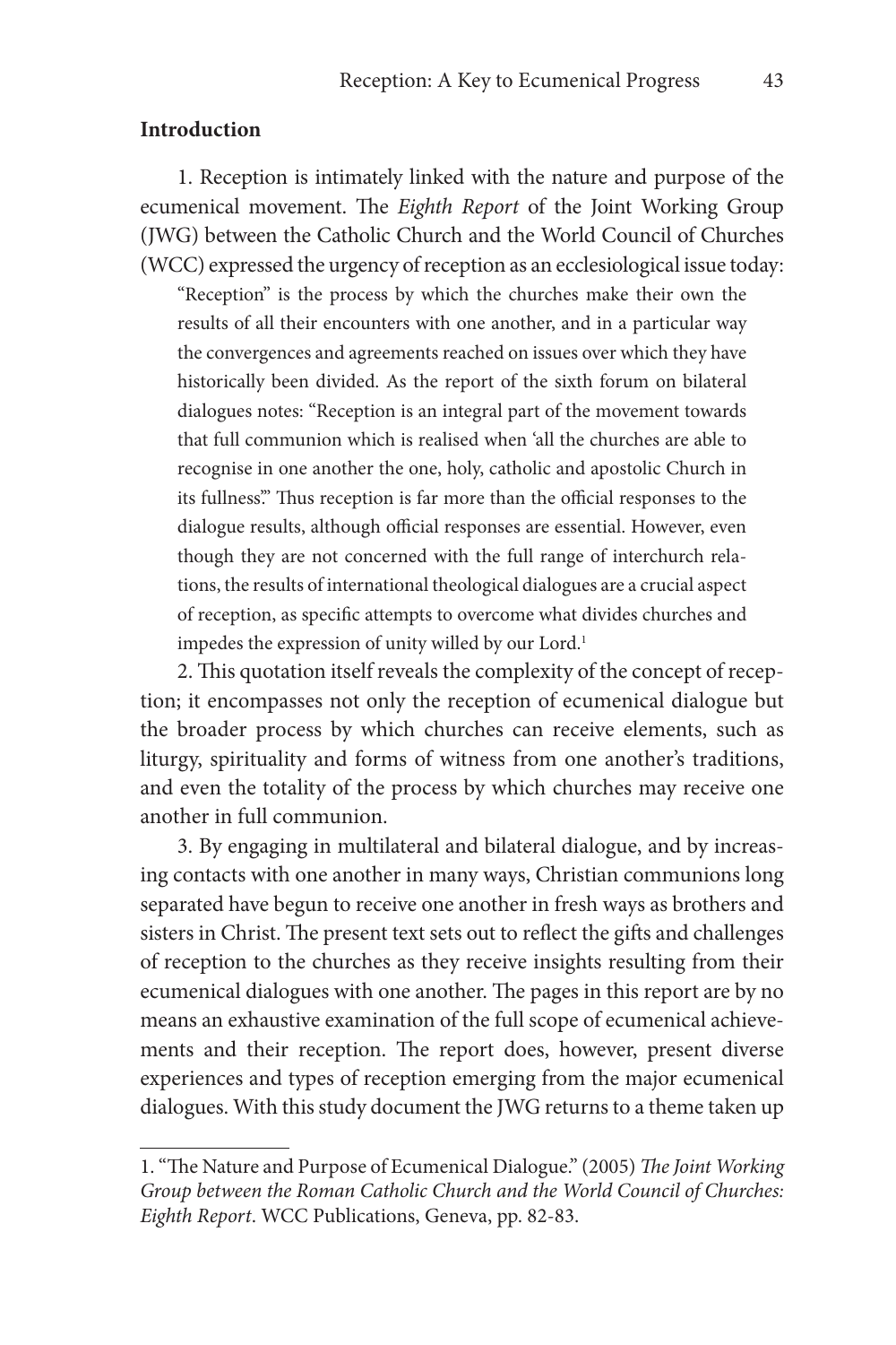**Introduction**

1. Reception is intimately linked with the nature and purpose of the ecumenical movement. The *Eighth Report* of the Joint Working Group (JWG) between the Catholic Church and the World Council of Churches (WCC) expressed the urgency of reception as an ecclesiological issue today:

> "Reception" is the process by which the churches make their own the results of all their encounters with one another, and in a particular way the convergences and agreements reached on issues over which they have historically been divided. As the report of the sixth forum on bilateral dialogues notes: "Reception is an integral part of the movement towards that full communion which is realised when 'all the churches are able to recognise in one another the one, holy, catholic and apostolic Church in its fullness'." Thus reception is far more than the official responses to the dialogue results, although official responses are essential. However, even though they are not concerned with the full range of interchurch relations, the results of international theological dialogues are a crucial aspect of reception, as specific attempts to overcome what divides churches and impedes the expression of unity willed by our Lord.[1]

2. This quotation itself reveals the complexity of the concept of reception; it encompasses not only the reception of ecumenical dialogue but the broader process by which churches can receive elements, such as liturgy, spirituality and forms of witness from one another's traditions, and even the totality of the process by which churches may receive one another in full communion.

3. By engaging in multilateral and bilateral dialogue, and by increasing contacts with one another in many ways, Christian communions long separated have begun to receive one another in fresh ways as brothers and sisters in Christ. The present text sets out to reflect the gifts and challenges of reception to the churches as they receive insights resulting from their ecumenical dialogues with one another. The pages in this report are by no means an exhaustive examination of the full scope of ecumenical achievements and their reception. The report does, however, present diverse experiences and types of reception emerging from the major ecumenical dialogues. With this study document the JWG returns to a theme taken up

---

1. "The Nature and Purpose of Ecumenical Dialogue." (2005) *The Joint Working Group between the Roman Catholic Church and the World Council of Churches: Eighth Report*. WCC Publications, Geneva, pp. 82-83.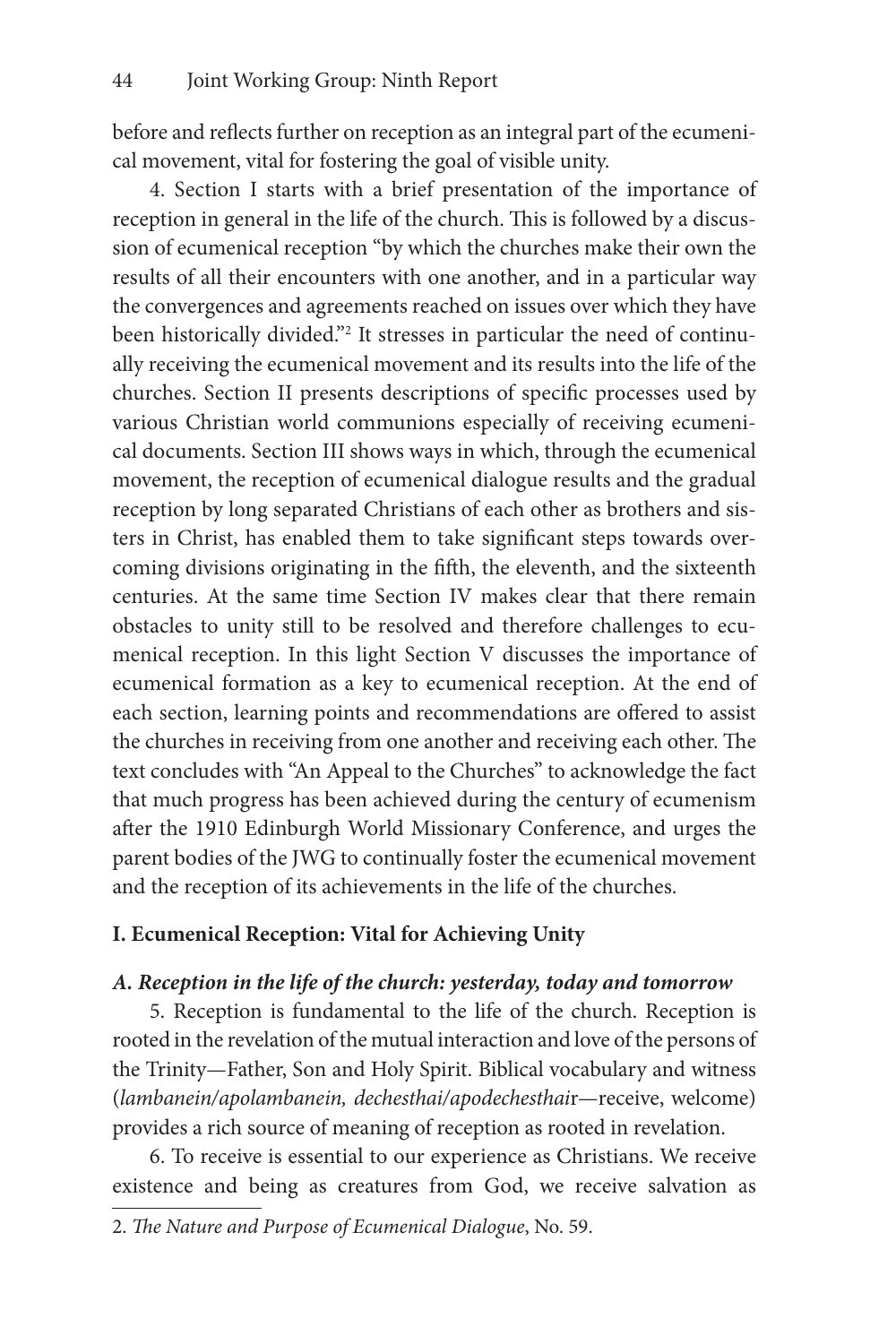before and reflects further on reception as an integral part of the ecumenical movement, vital for fostering the goal of visible unity.

4. Section I starts with a brief presentation of the importance of reception in general in the life of the church. This is followed by a discussion of ecumenical reception "by which the churches make their own the results of all their encounters with one another, and in a particular way the convergences and agreements reached on issues over which they have been historically divided."[2] It stresses in particular the need of continually receiving the ecumenical movement and its results into the life of the churches. Section II presents descriptions of specific processes used by various Christian world communions especially of receiving ecumenical documents. Section III shows ways in which, through the ecumenical movement, the reception of ecumenical dialogue results and the gradual reception by long separated Christians of each other as brothers and sisters in Christ, has enabled them to take significant steps towards overcoming divisions originating in the fifth, the eleventh, and the sixteenth centuries. At the same time Section IV makes clear that there remain obstacles to unity still to be resolved and therefore challenges to ecumenical reception. In this light Section V discusses the importance of ecumenical formation as a key to ecumenical reception. At the end of each section, learning points and recommendations are offered to assist the churches in receiving from one another and receiving each other. The text concludes with "An Appeal to the Churches" to acknowledge the fact that much progress has been achieved during the century of ecumenism after the 1910 Edinburgh World Missionary Conference, and urges the parent bodies of the JWG to continually foster the ecumenical movement and the reception of its achievements in the life of the churches.

## I. Ecumenical Reception: Vital for Achieving Unity

### *A. Reception in the life of the church: yesterday, today and tomorrow*

5. Reception is fundamental to the life of the church. Reception is rooted in the revelation of the mutual interaction and love of the persons of the Trinity—Father, Son and Holy Spirit. Biblical vocabulary and witness (*lambanein/apolambanein, dechesthai/apodechesthai*r—receive, welcome) provides a rich source of meaning of reception as rooted in revelation.

6. To receive is essential to our experience as Christians. We receive existence and being as creatures from God, we receive salvation as

2. *The Nature and Purpose of Ecumenical Dialogue*, No. 59.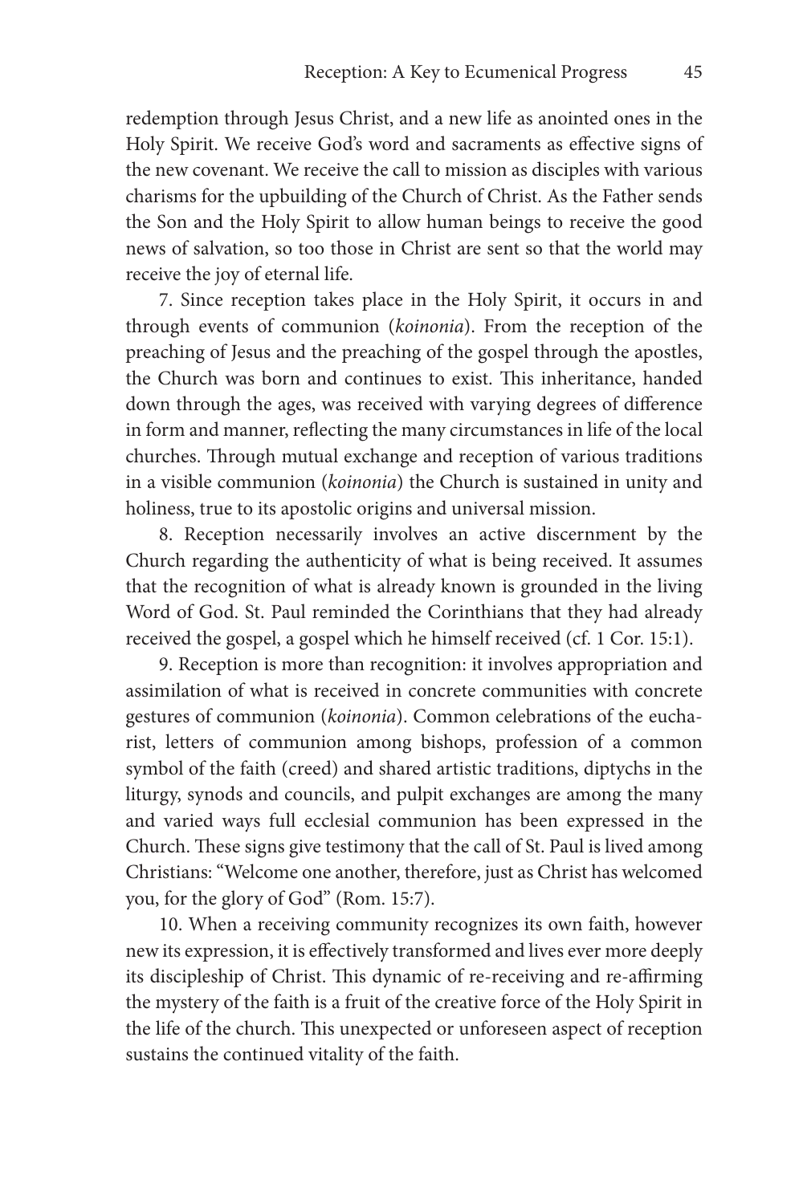redemption through Jesus Christ, and a new life as anointed ones in the Holy Spirit. We receive God's word and sacraments as effective signs of the new covenant. We receive the call to mission as disciples with various charisms for the upbuilding of the Church of Christ. As the Father sends the Son and the Holy Spirit to allow human beings to receive the good news of salvation, so too those in Christ are sent so that the world may receive the joy of eternal life.

7. Since reception takes place in the Holy Spirit, it occurs in and through events of communion (*koinonia*). From the reception of the preaching of Jesus and the preaching of the gospel through the apostles, the Church was born and continues to exist. This inheritance, handed down through the ages, was received with varying degrees of difference in form and manner, reflecting the many circumstances in life of the local churches. Through mutual exchange and reception of various traditions in a visible communion (*koinonia*) the Church is sustained in unity and holiness, true to its apostolic origins and universal mission.

8. Reception necessarily involves an active discernment by the Church regarding the authenticity of what is being received. It assumes that the recognition of what is already known is grounded in the living Word of God. St. Paul reminded the Corinthians that they had already received the gospel, a gospel which he himself received (cf. 1 Cor. 15:1).

9. Reception is more than recognition: it involves appropriation and assimilation of what is received in concrete communities with concrete gestures of communion (*koinonia*). Common celebrations of the eucharist, letters of communion among bishops, profession of a common symbol of the faith (creed) and shared artistic traditions, diptychs in the liturgy, synods and councils, and pulpit exchanges are among the many and varied ways full ecclesial communion has been expressed in the Church. These signs give testimony that the call of St. Paul is lived among Christians: "Welcome one another, therefore, just as Christ has welcomed you, for the glory of God" (Rom. 15:7).

10. When a receiving community recognizes its own faith, however new its expression, it is effectively transformed and lives ever more deeply its discipleship of Christ. This dynamic of re-receiving and re-affirming the mystery of the faith is a fruit of the creative force of the Holy Spirit in the life of the church. This unexpected or unforeseen aspect of reception sustains the continued vitality of the faith.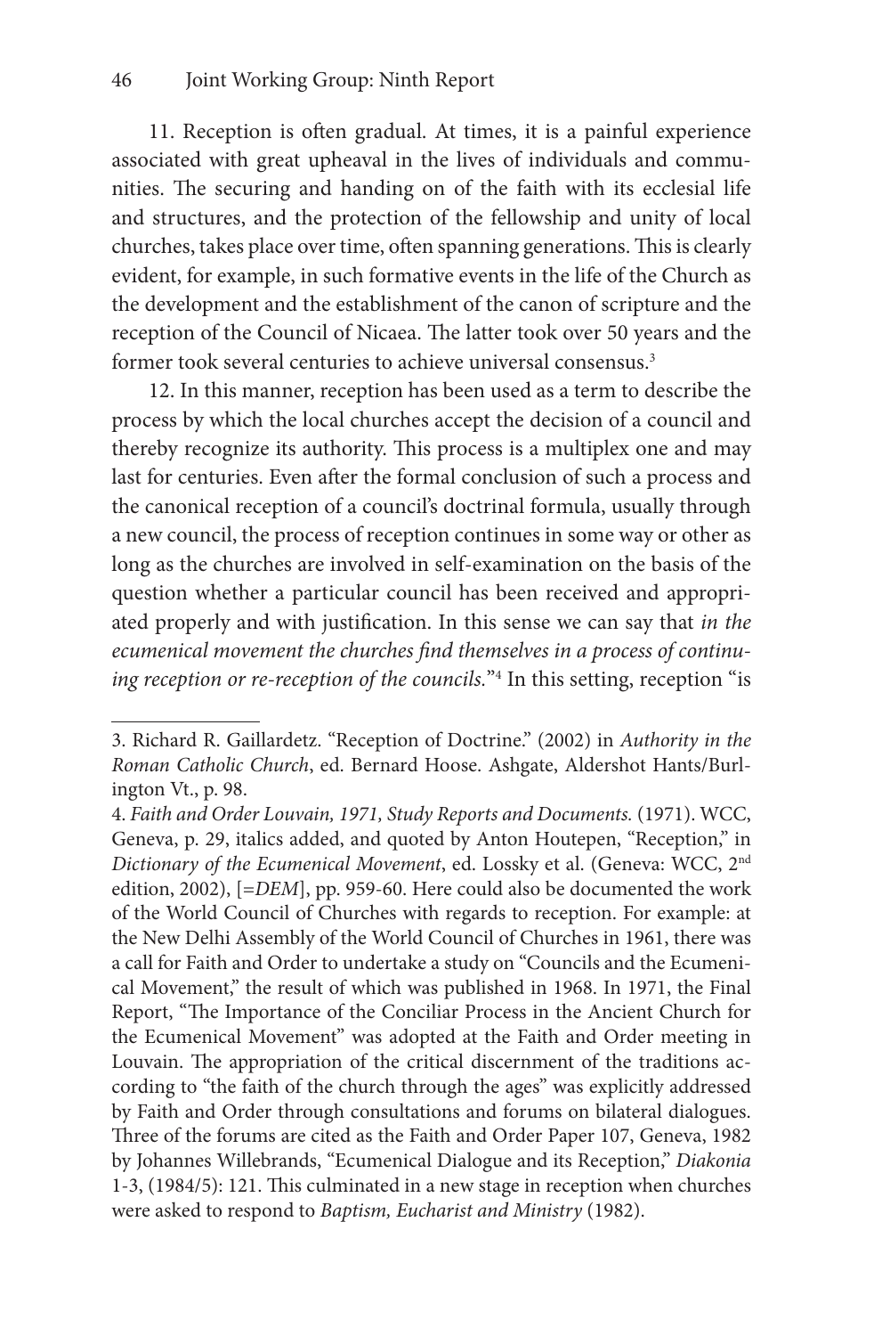11. Reception is often gradual. At times, it is a painful experience associated with great upheaval in the lives of individuals and communities. The securing and handing on of the faith with its ecclesial life and structures, and the protection of the fellowship and unity of local churches, takes place over time, often spanning generations. This is clearly evident, for example, in such formative events in the life of the Church as the development and the establishment of the canon of scripture and the reception of the Council of Nicaea. The latter took over 50 years and the former took several centuries to achieve universal consensus.[3]

12. In this manner, reception has been used as a term to describe the process by which the local churches accept the decision of a council and thereby recognize its authority. This process is a multiplex one and may last for centuries. Even after the formal conclusion of such a process and the canonical reception of a council's doctrinal formula, usually through a new council, the process of reception continues in some way or other as long as the churches are involved in self-examination on the basis of the question whether a particular council has been received and appropriated properly and with justification. In this sense we can say that *in the ecumenical movement the churches find themselves in a process of continuing reception or re-reception of the councils.*"[4] In this setting, reception "is

---

3. Richard R. Gaillardetz. "Reception of Doctrine." (2002) in *Authority in the Roman Catholic Church*, ed. Bernard Hoose. Ashgate, Aldershot Hants/Burlington Vt., p. 98.

4. *Faith and Order Louvain, 1971, Study Reports and Documents.* (1971). WCC, Geneva, p. 29, italics added, and quoted by Anton Houtepen, "Reception," in *Dictionary of the Ecumenical Movement*, ed. Lossky et al. (Geneva: WCC, 2nd edition, 2002), [=*DEM*], pp. 959-60. Here could also be documented the work of the World Council of Churches with regards to reception. For example: at the New Delhi Assembly of the World Council of Churches in 1961, there was a call for Faith and Order to undertake a study on "Councils and the Ecumenical Movement," the result of which was published in 1968. In 1971, the Final Report, "The Importance of the Conciliar Process in the Ancient Church for the Ecumenical Movement" was adopted at the Faith and Order meeting in Louvain. The appropriation of the critical discernment of the traditions according to "the faith of the church through the ages" was explicitly addressed by Faith and Order through consultations and forums on bilateral dialogues. Three of the forums are cited as the Faith and Order Paper 107, Geneva, 1982 by Johannes Willebrands, "Ecumenical Dialogue and its Reception," *Diakonia* 1-3, (1984/5): 121. This culminated in a new stage in reception when churches were asked to respond to *Baptism, Eucharist and Ministry* (1982).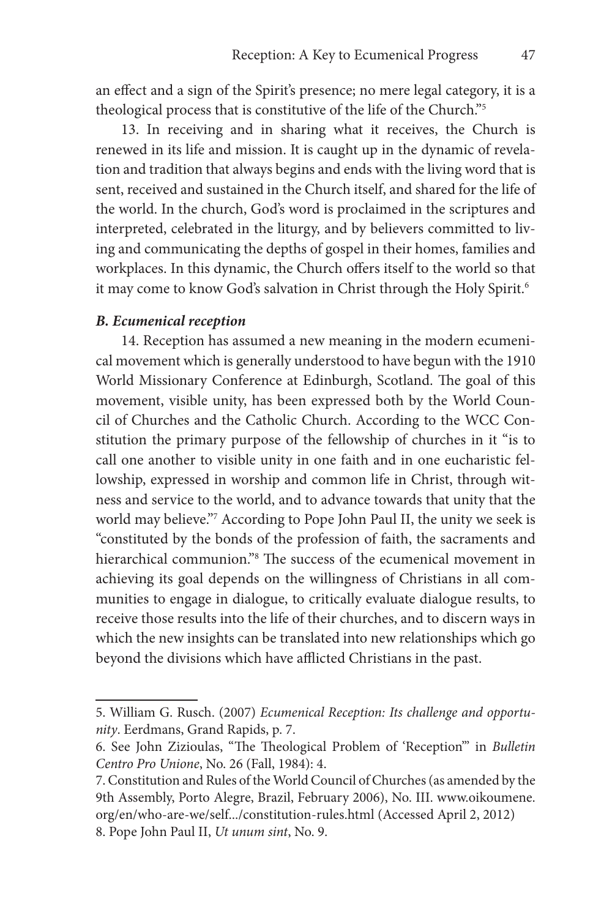an effect and a sign of the Spirit's presence; no mere legal category, it is a theological process that is constitutive of the life of the Church."[5]

13. In receiving and in sharing what it receives, the Church is renewed in its life and mission. It is caught up in the dynamic of revelation and tradition that always begins and ends with the living word that is sent, received and sustained in the Church itself, and shared for the life of the world. In the church, God's word is proclaimed in the scriptures and interpreted, celebrated in the liturgy, and by believers committed to living and communicating the depths of gospel in their homes, families and workplaces. In this dynamic, the Church offers itself to the world so that it may come to know God's salvation in Christ through the Holy Spirit.[6]

### *B. Ecumenical reception*

14. Reception has assumed a new meaning in the modern ecumenical movement which is generally understood to have begun with the 1910 World Missionary Conference at Edinburgh, Scotland. The goal of this movement, visible unity, has been expressed both by the World Council of Churches and the Catholic Church. According to the WCC Constitution the primary purpose of the fellowship of churches in it "is to call one another to visible unity in one faith and in one eucharistic fellowship, expressed in worship and common life in Christ, through witness and service to the world, and to advance towards that unity that the world may believe."[7] According to Pope John Paul II, the unity we seek is "constituted by the bonds of the profession of faith, the sacraments and hierarchical communion."[8] The success of the ecumenical movement in achieving its goal depends on the willingness of Christians in all communities to engage in dialogue, to critically evaluate dialogue results, to receive those results into the life of their churches, and to discern ways in which the new insights can be translated into new relationships which go beyond the divisions which have afflicted Christians in the past.

---

5. William G. Rusch. (2007) *Ecumenical Reception: Its challenge and opportunity*. Eerdmans, Grand Rapids, p. 7.

6. See John Zizioulas, "The Theological Problem of 'Reception'" in *Bulletin Centro Pro Unione*, No. 26 (Fall, 1984): 4.

7. Constitution and Rules of the World Council of Churches (as amended by the 9th Assembly, Porto Alegre, Brazil, February 2006), No. III. www.oikoumene.org/en/who-are-we/self.../constitution-rules.html (Accessed April 2, 2012)

8. Pope John Paul II, *Ut unum sint*, No. 9.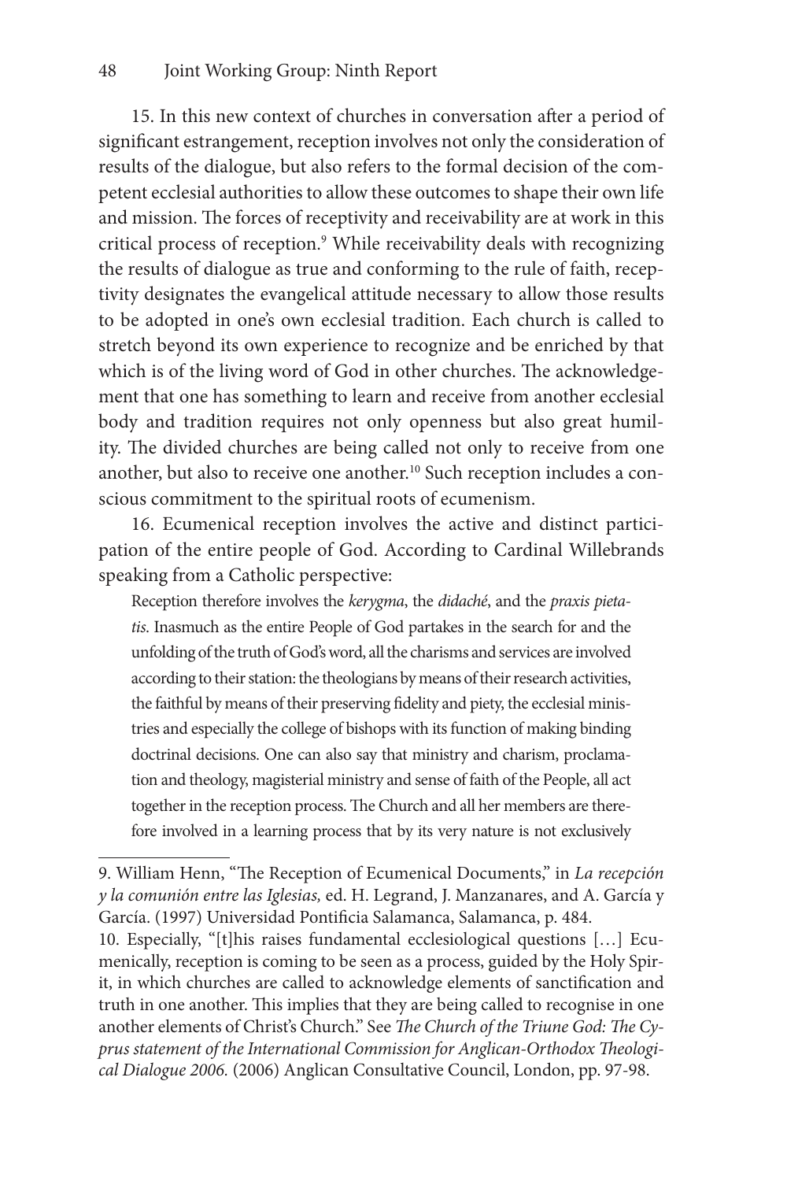15. In this new context of churches in conversation after a period of significant estrangement, reception involves not only the consideration of results of the dialogue, but also refers to the formal decision of the competent ecclesial authorities to allow these outcomes to shape their own life and mission. The forces of receptivity and receivability are at work in this critical process of reception.[9] While receivability deals with recognizing the results of dialogue as true and conforming to the rule of faith, receptivity designates the evangelical attitude necessary to allow those results to be adopted in one's own ecclesial tradition. Each church is called to stretch beyond its own experience to recognize and be enriched by that which is of the living word of God in other churches. The acknowledgement that one has something to learn and receive from another ecclesial body and tradition requires not only openness but also great humility. The divided churches are being called not only to receive from one another, but also to receive one another.[10] Such reception includes a conscious commitment to the spiritual roots of ecumenism.

16. Ecumenical reception involves the active and distinct participation of the entire people of God. According to Cardinal Willebrands speaking from a Catholic perspective:

> Reception therefore involves the *kerygma*, the *didaché*, and the *praxis pietatis*. Inasmuch as the entire People of God partakes in the search for and the unfolding of the truth of God's word, all the charisms and services are involved according to their station: the theologians by means of their research activities, the faithful by means of their preserving fidelity and piety, the ecclesial ministries and especially the college of bishops with its function of making binding doctrinal decisions. One can also say that ministry and charism, proclamation and theology, magisterial ministry and sense of faith of the People, all act together in the reception process. The Church and all her members are therefore involved in a learning process that by its very nature is not exclusively

---

9. William Henn, "The Reception of Ecumenical Documents," in *La recepción y la comunión entre las Iglesias,* ed. H. Legrand, J. Manzanares, and A. García y García. (1997) Universidad Pontificia Salamanca, Salamanca, p. 484.

10. Especially, "[t]his raises fundamental ecclesiological questions […] Ecumenically, reception is coming to be seen as a process, guided by the Holy Spirit, in which churches are called to acknowledge elements of sanctification and truth in one another. This implies that they are being called to recognise in one another elements of Christ's Church." See *The Church of the Triune God: The Cyprus statement of the International Commission for Anglican-Orthodox Theological Dialogue 2006.* (2006) Anglican Consultative Council, London, pp. 97-98.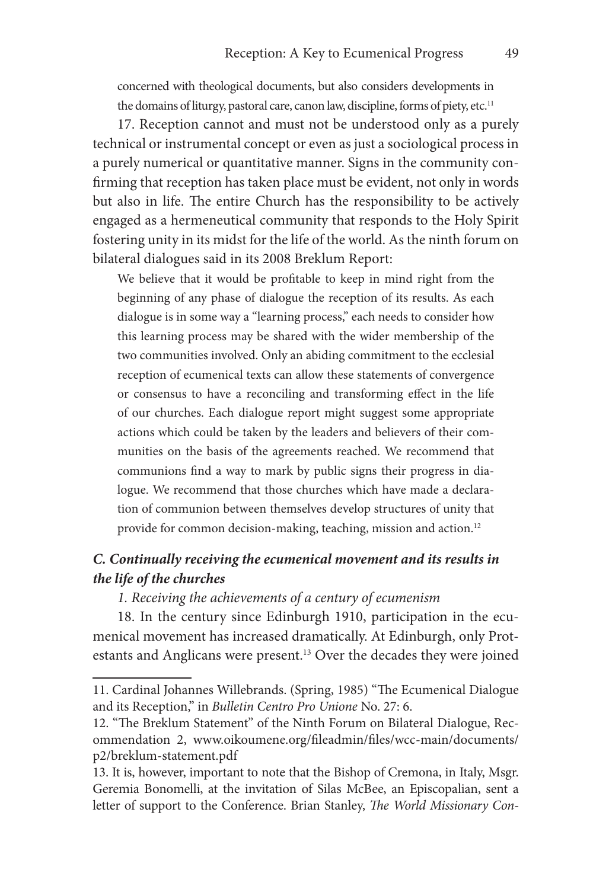concerned with theological documents, but also considers developments in the domains of liturgy, pastoral care, canon law, discipline, forms of piety, etc.[11]

17. Reception cannot and must not be understood only as a purely technical or instrumental concept or even as just a sociological process in a purely numerical or quantitative manner. Signs in the community confirming that reception has taken place must be evident, not only in words but also in life. The entire Church has the responsibility to be actively engaged as a hermeneutical community that responds to the Holy Spirit fostering unity in its midst for the life of the world. As the ninth forum on bilateral dialogues said in its 2008 Breklum Report:

> We believe that it would be profitable to keep in mind right from the beginning of any phase of dialogue the reception of its results. As each dialogue is in some way a "learning process," each needs to consider how this learning process may be shared with the wider membership of the two communities involved. Only an abiding commitment to the ecclesial reception of ecumenical texts can allow these statements of convergence or consensus to have a reconciling and transforming effect in the life of our churches. Each dialogue report might suggest some appropriate actions which could be taken by the leaders and believers of their communities on the basis of the agreements reached. We recommend that communions find a way to mark by public signs their progress in dialogue. We recommend that those churches which have made a declaration of communion between themselves develop structures of unity that provide for common decision-making, teaching, mission and action.[12]

### *C. Continually receiving the ecumenical movement and its results in the life of the churches*

*1. Receiving the achievements of a century of ecumenism*

18. In the century since Edinburgh 1910, participation in the ecumenical movement has increased dramatically. At Edinburgh, only Protestants and Anglicans were present.[13] Over the decades they were joined

---

11. Cardinal Johannes Willebrands. (Spring, 1985) "The Ecumenical Dialogue and its Reception," in *Bulletin Centro Pro Unione* No. 27: 6.

12. "The Breklum Statement" of the Ninth Forum on Bilateral Dialogue, Recommendation 2, www.oikoumene.org/fileadmin/files/wcc-main/documents/p2/breklum-statement.pdf

13. It is, however, important to note that the Bishop of Cremona, in Italy, Msgr. Geremia Bonomelli, at the invitation of Silas McBee, an Episcopalian, sent a letter of support to the Conference. Brian Stanley, *The World Missionary Con-*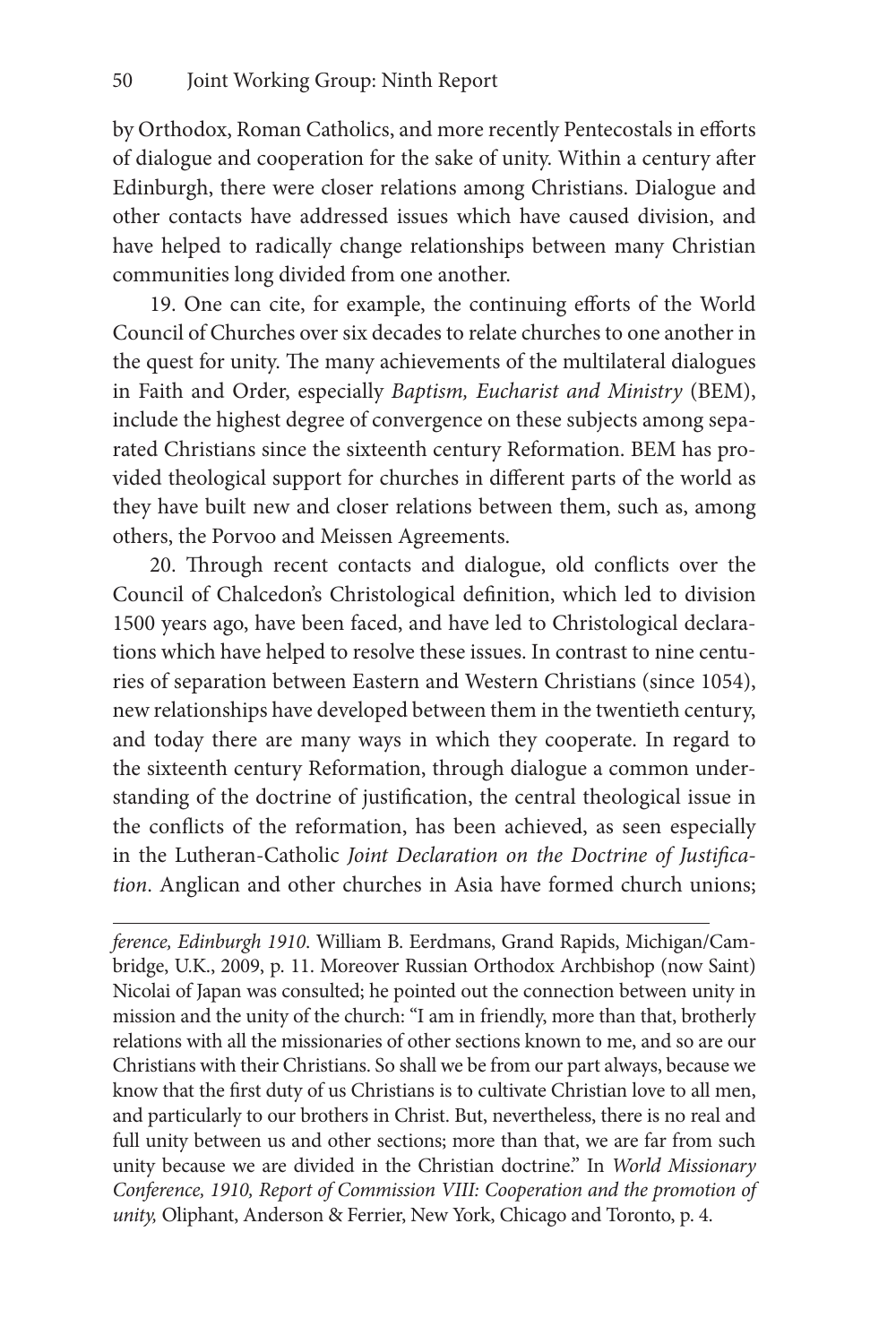by Orthodox, Roman Catholics, and more recently Pentecostals in efforts of dialogue and cooperation for the sake of unity. Within a century after Edinburgh, there were closer relations among Christians. Dialogue and other contacts have addressed issues which have caused division, and have helped to radically change relationships between many Christian communities long divided from one another.

19. One can cite, for example, the continuing efforts of the World Council of Churches over six decades to relate churches to one another in the quest for unity. The many achievements of the multilateral dialogues in Faith and Order, especially *Baptism, Eucharist and Ministry* (BEM), include the highest degree of convergence on these subjects among separated Christians since the sixteenth century Reformation. BEM has provided theological support for churches in different parts of the world as they have built new and closer relations between them, such as, among others, the Porvoo and Meissen Agreements.

20. Through recent contacts and dialogue, old conflicts over the Council of Chalcedon's Christological definition, which led to division 1500 years ago, have been faced, and have led to Christological declarations which have helped to resolve these issues. In contrast to nine centuries of separation between Eastern and Western Christians (since 1054), new relationships have developed between them in the twentieth century, and today there are many ways in which they cooperate. In regard to the sixteenth century Reformation, through dialogue a common understanding of the doctrine of justification, the central theological issue in the conflicts of the reformation, has been achieved, as seen especially in the Lutheran-Catholic *Joint Declaration on the Doctrine of Justification*. Anglican and other churches in Asia have formed church unions;

---

*ference, Edinburgh 1910*. William B. Eerdmans, Grand Rapids, Michigan/Cambridge, U.K., 2009, p. 11. Moreover Russian Orthodox Archbishop (now Saint) Nicolai of Japan was consulted; he pointed out the connection between unity in mission and the unity of the church: "I am in friendly, more than that, brotherly relations with all the missionaries of other sections known to me, and so are our Christians with their Christians. So shall we be from our part always, because we know that the first duty of us Christians is to cultivate Christian love to all men, and particularly to our brothers in Christ. But, nevertheless, there is no real and full unity between us and other sections; more than that, we are far from such unity because we are divided in the Christian doctrine." In *World Missionary Conference, 1910, Report of Commission VIII: Cooperation and the promotion of unity,* Oliphant, Anderson & Ferrier, New York, Chicago and Toronto, p. 4.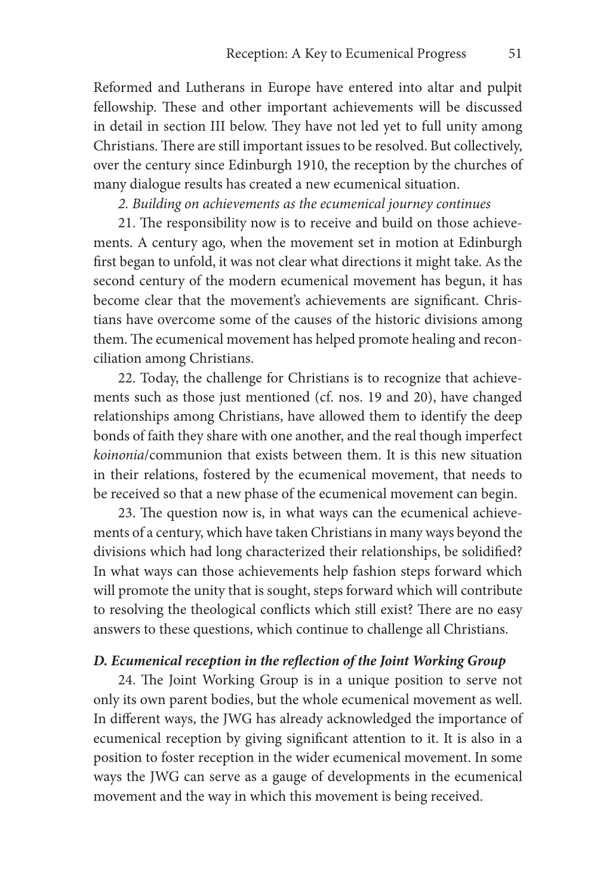Reformed and Lutherans in Europe have entered into altar and pulpit fellowship. These and other important achievements will be discussed in detail in section III below. They have not led yet to full unity among Christians. There are still important issues to be resolved. But collectively, over the century since Edinburgh 1910, the reception by the churches of many dialogue results has created a new ecumenical situation.

*2. Building on achievements as the ecumenical journey continues*

21. The responsibility now is to receive and build on those achievements. A century ago, when the movement set in motion at Edinburgh first began to unfold, it was not clear what directions it might take. As the second century of the modern ecumenical movement has begun, it has become clear that the movement's achievements are significant. Christians have overcome some of the causes of the historic divisions among them. The ecumenical movement has helped promote healing and reconciliation among Christians.

22. Today, the challenge for Christians is to recognize that achievements such as those just mentioned (cf. nos. 19 and 20), have changed relationships among Christians, have allowed them to identify the deep bonds of faith they share with one another, and the real though imperfect *koinonia*/communion that exists between them. It is this new situation in their relations, fostered by the ecumenical movement, that needs to be received so that a new phase of the ecumenical movement can begin.

23. The question now is, in what ways can the ecumenical achievements of a century, which have taken Christians in many ways beyond the divisions which had long characterized their relationships, be solidified? In what ways can those achievements help fashion steps forward which will promote the unity that is sought, steps forward which will contribute to resolving the theological conflicts which still exist? There are no easy answers to these questions, which continue to challenge all Christians.

### *D. Ecumenical reception in the reflection of the Joint Working Group*

24. The Joint Working Group is in a unique position to serve not only its own parent bodies, but the whole ecumenical movement as well. In different ways, the JWG has already acknowledged the importance of ecumenical reception by giving significant attention to it. It is also in a position to foster reception in the wider ecumenical movement. In some ways the JWG can serve as a gauge of developments in the ecumenical movement and the way in which this movement is being received.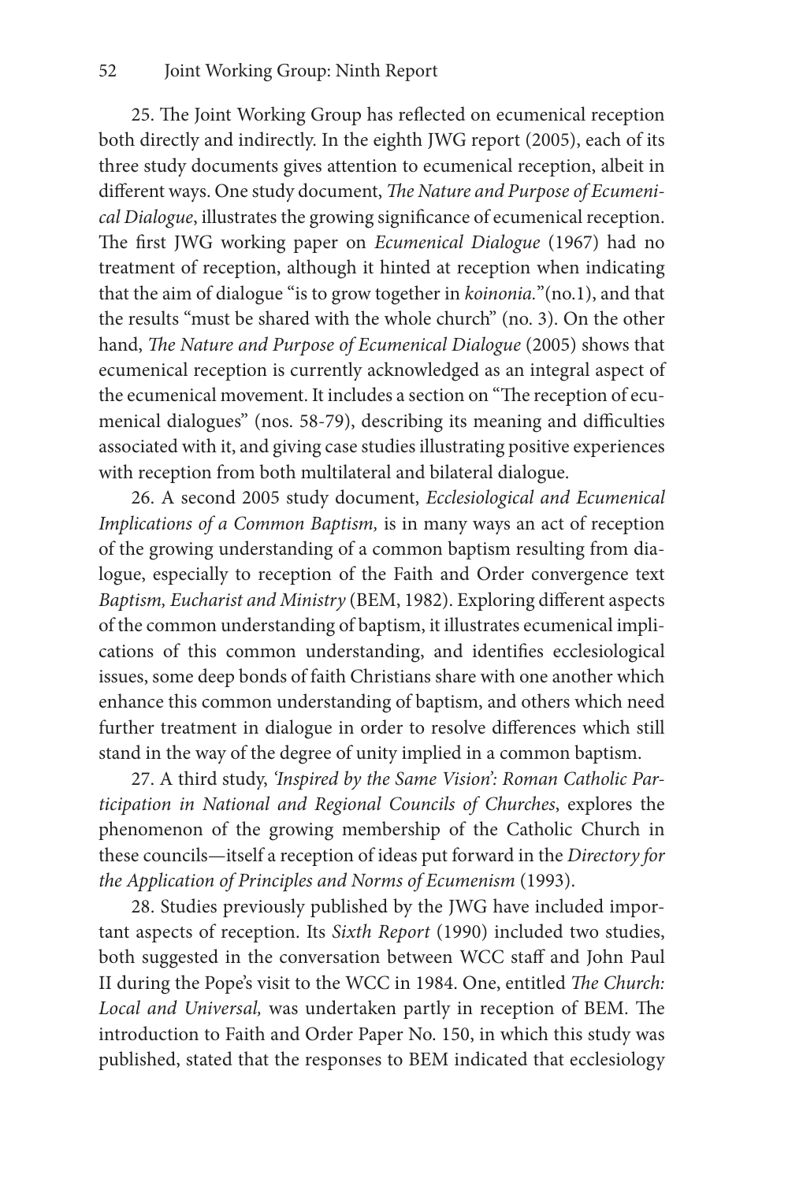25. The Joint Working Group has reflected on ecumenical reception both directly and indirectly. In the eighth JWG report (2005), each of its three study documents gives attention to ecumenical reception, albeit in different ways. One study document, *The Nature and Purpose of Ecumenical Dialogue*, illustrates the growing significance of ecumenical reception. The first JWG working paper on *Ecumenical Dialogue* (1967) had no treatment of reception, although it hinted at reception when indicating that the aim of dialogue "is to grow together in *koinonia*."(no.1), and that the results "must be shared with the whole church" (no. 3). On the other hand, *The Nature and Purpose of Ecumenical Dialogue* (2005) shows that ecumenical reception is currently acknowledged as an integral aspect of the ecumenical movement. It includes a section on "The reception of ecumenical dialogues" (nos. 58-79), describing its meaning and difficulties associated with it, and giving case studies illustrating positive experiences with reception from both multilateral and bilateral dialogue.

26. A second 2005 study document, *Ecclesiological and Ecumenical Implications of a Common Baptism,* is in many ways an act of reception of the growing understanding of a common baptism resulting from dialogue, especially to reception of the Faith and Order convergence text *Baptism, Eucharist and Ministry* (BEM, 1982). Exploring different aspects of the common understanding of baptism, it illustrates ecumenical implications of this common understanding, and identifies ecclesiological issues, some deep bonds of faith Christians share with one another which enhance this common understanding of baptism, and others which need further treatment in dialogue in order to resolve differences which still stand in the way of the degree of unity implied in a common baptism.

27. A third study, *'Inspired by the Same Vision': Roman Catholic Participation in National and Regional Councils of Churches*, explores the phenomenon of the growing membership of the Catholic Church in these councils—itself a reception of ideas put forward in the *Directory for the Application of Principles and Norms of Ecumenism* (1993).

28. Studies previously published by the JWG have included important aspects of reception. Its *Sixth Report* (1990) included two studies, both suggested in the conversation between WCC staff and John Paul II during the Pope's visit to the WCC in 1984. One, entitled *The Church: Local and Universal,* was undertaken partly in reception of BEM. The introduction to Faith and Order Paper No. 150, in which this study was published, stated that the responses to BEM indicated that ecclesiology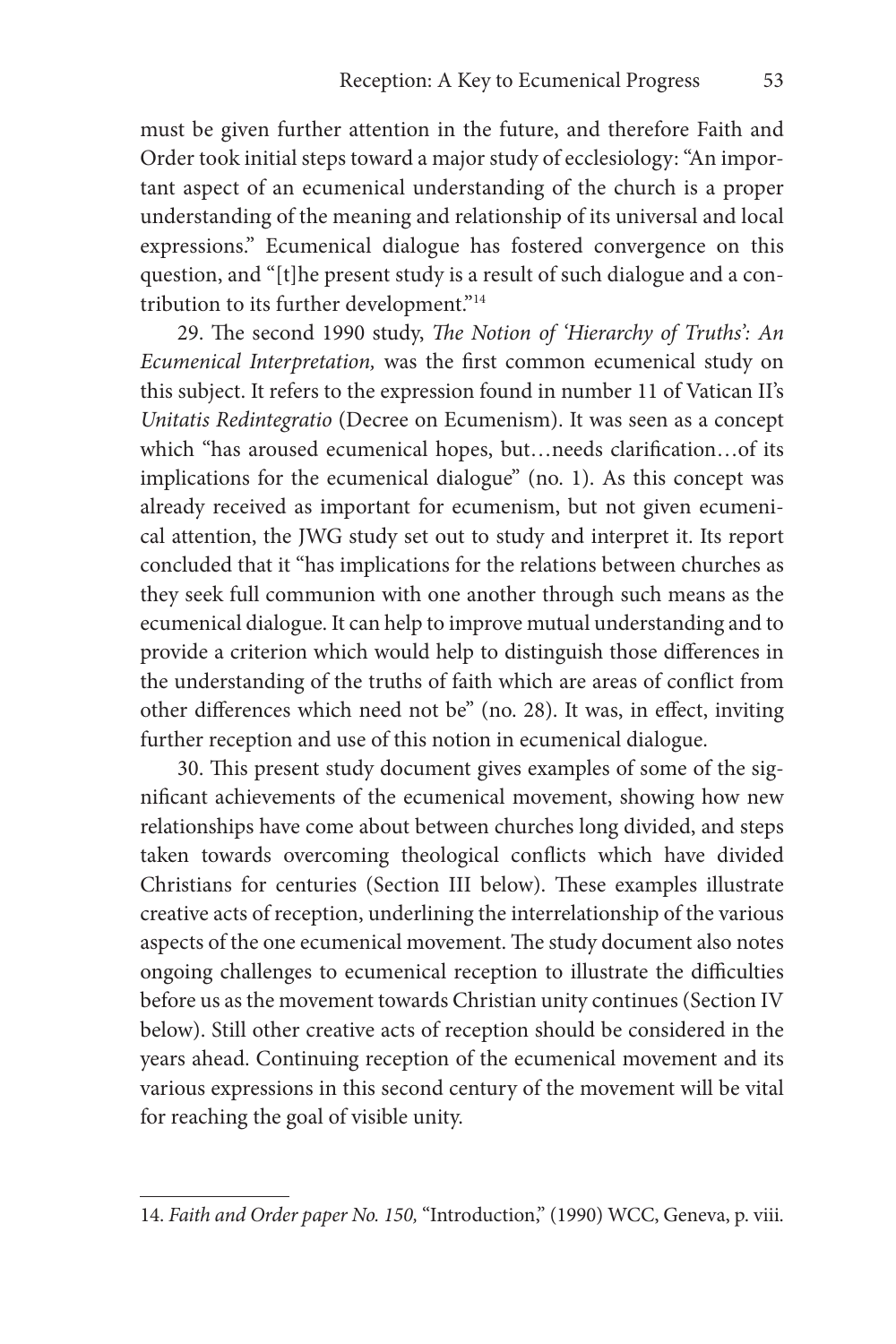must be given further attention in the future, and therefore Faith and Order took initial steps toward a major study of ecclesiology: "An important aspect of an ecumenical understanding of the church is a proper understanding of the meaning and relationship of its universal and local expressions." Ecumenical dialogue has fostered convergence on this question, and "[t]he present study is a result of such dialogue and a contribution to its further development."[14]

29. The second 1990 study, *The Notion of 'Hierarchy of Truths': An Ecumenical Interpretation,* was the first common ecumenical study on this subject. It refers to the expression found in number 11 of Vatican II's *Unitatis Redintegratio* (Decree on Ecumenism). It was seen as a concept which "has aroused ecumenical hopes, but…needs clarification…of its implications for the ecumenical dialogue" (no. 1). As this concept was already received as important for ecumenism, but not given ecumenical attention, the JWG study set out to study and interpret it. Its report concluded that it "has implications for the relations between churches as they seek full communion with one another through such means as the ecumenical dialogue. It can help to improve mutual understanding and to provide a criterion which would help to distinguish those differences in the understanding of the truths of faith which are areas of conflict from other differences which need not be" (no. 28). It was, in effect, inviting further reception and use of this notion in ecumenical dialogue.

30. This present study document gives examples of some of the significant achievements of the ecumenical movement, showing how new relationships have come about between churches long divided, and steps taken towards overcoming theological conflicts which have divided Christians for centuries (Section III below). These examples illustrate creative acts of reception, underlining the interrelationship of the various aspects of the one ecumenical movement. The study document also notes ongoing challenges to ecumenical reception to illustrate the difficulties before us as the movement towards Christian unity continues (Section IV below). Still other creative acts of reception should be considered in the years ahead. Continuing reception of the ecumenical movement and its various expressions in this second century of the movement will be vital for reaching the goal of visible unity.

---

14. *Faith and Order paper No. 150,* "Introduction," (1990) WCC, Geneva, p. viii.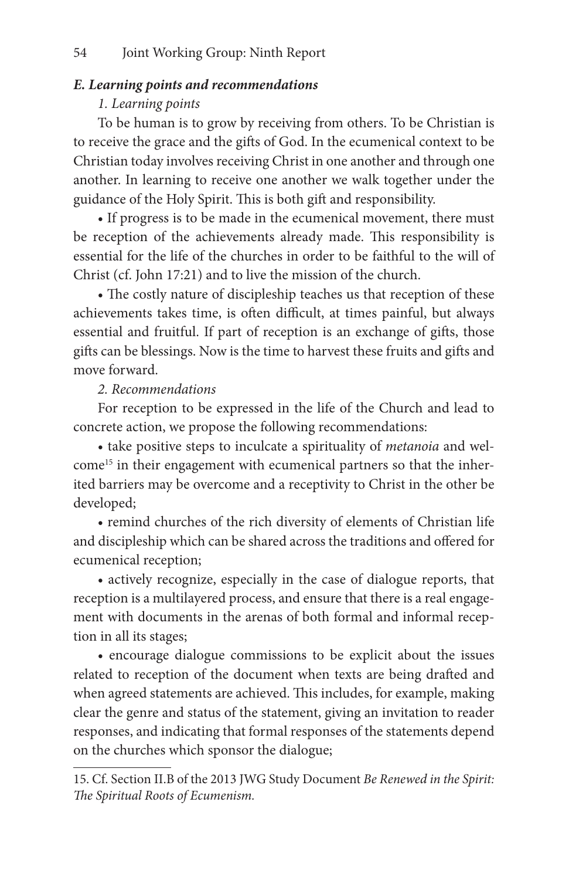### *E. Learning points and recommendations*

*1. Learning points*

To be human is to grow by receiving from others. To be Christian is to receive the grace and the gifts of God. In the ecumenical context to be Christian today involves receiving Christ in one another and through one another. In learning to receive one another we walk together under the guidance of the Holy Spirit. This is both gift and responsibility.

- If progress is to be made in the ecumenical movement, there must be reception of the achievements already made. This responsibility is essential for the life of the churches in order to be faithful to the will of Christ (cf. John 17:21) and to live the mission of the church.
- The costly nature of discipleship teaches us that reception of these achievements takes time, is often difficult, at times painful, but always essential and fruitful. If part of reception is an exchange of gifts, those gifts can be blessings. Now is the time to harvest these fruits and gifts and move forward.

*2. Recommendations*

For reception to be expressed in the life of the Church and lead to concrete action, we propose the following recommendations:

- take positive steps to inculcate a spirituality of *metanoia* and welcome[15] in their engagement with ecumenical partners so that the inherited barriers may be overcome and a receptivity to Christ in the other be developed;
- remind churches of the rich diversity of elements of Christian life and discipleship which can be shared across the traditions and offered for ecumenical reception;
- actively recognize, especially in the case of dialogue reports, that reception is a multilayered process, and ensure that there is a real engagement with documents in the arenas of both formal and informal reception in all its stages;
- encourage dialogue commissions to be explicit about the issues related to reception of the document when texts are being drafted and when agreed statements are achieved. This includes, for example, making clear the genre and status of the statement, giving an invitation to reader responses, and indicating that formal responses of the statements depend on the churches which sponsor the dialogue;

---

15. Cf. Section II.B of the 2013 JWG Study Document *Be Renewed in the Spirit: The Spiritual Roots of Ecumenism.*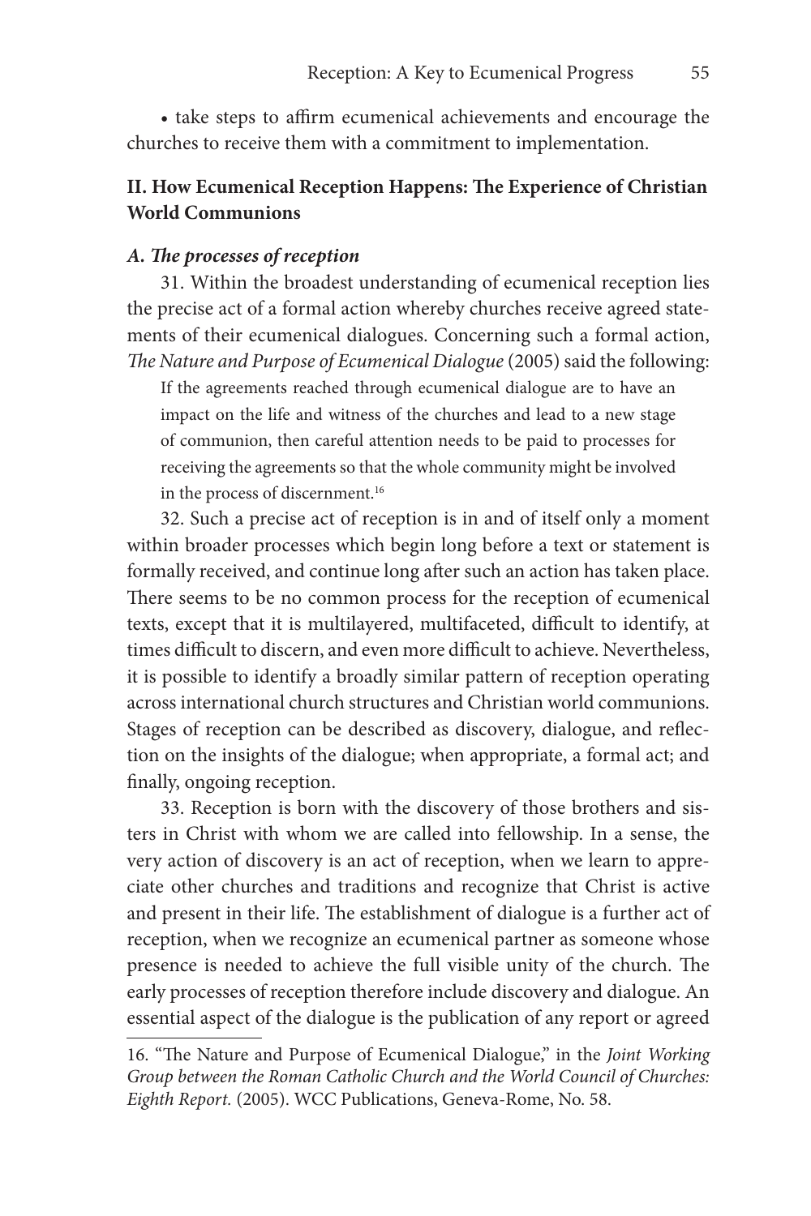• take steps to affirm ecumenical achievements and encourage the churches to receive them with a commitment to implementation.

## II. How Ecumenical Reception Happens: The Experience of Christian World Communions

### *A. The processes of reception*

31. Within the broadest understanding of ecumenical reception lies the precise act of a formal action whereby churches receive agreed statements of their ecumenical dialogues. Concerning such a formal action, *The Nature and Purpose of Ecumenical Dialogue* (2005) said the following:

> If the agreements reached through ecumenical dialogue are to have an impact on the life and witness of the churches and lead to a new stage of communion, then careful attention needs to be paid to processes for receiving the agreements so that the whole community might be involved in the process of discernment.[16]

32. Such a precise act of reception is in and of itself only a moment within broader processes which begin long before a text or statement is formally received, and continue long after such an action has taken place. There seems to be no common process for the reception of ecumenical texts, except that it is multilayered, multifaceted, difficult to identify, at times difficult to discern, and even more difficult to achieve. Nevertheless, it is possible to identify a broadly similar pattern of reception operating across international church structures and Christian world communions. Stages of reception can be described as discovery, dialogue, and reflection on the insights of the dialogue; when appropriate, a formal act; and finally, ongoing reception.

33. Reception is born with the discovery of those brothers and sisters in Christ with whom we are called into fellowship. In a sense, the very action of discovery is an act of reception, when we learn to appreciate other churches and traditions and recognize that Christ is active and present in their life. The establishment of dialogue is a further act of reception, when we recognize an ecumenical partner as someone whose presence is needed to achieve the full visible unity of the church. The early processes of reception therefore include discovery and dialogue. An essential aspect of the dialogue is the publication of any report or agreed

---

16. "The Nature and Purpose of Ecumenical Dialogue," in the *Joint Working Group between the Roman Catholic Church and the World Council of Churches: Eighth Report.* (2005). WCC Publications, Geneva-Rome, No. 58.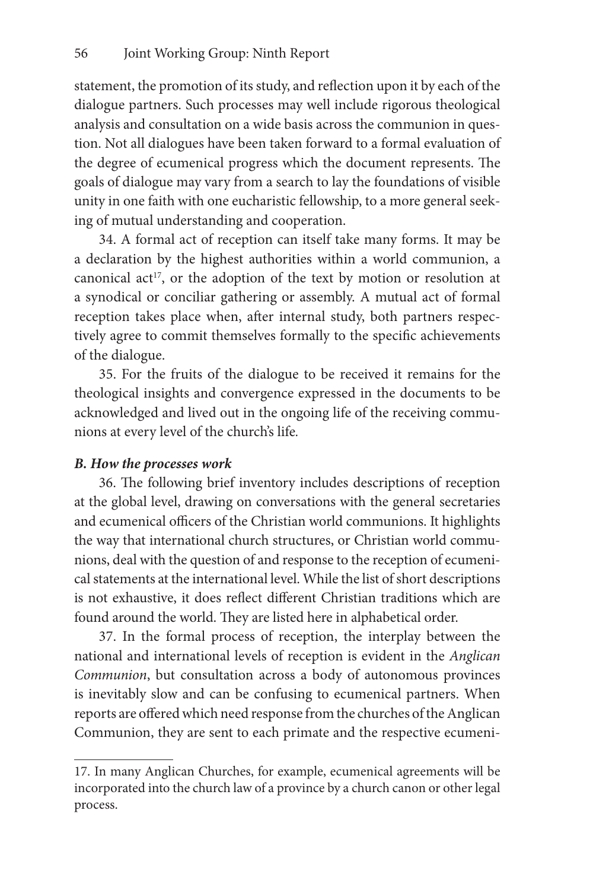statement, the promotion of its study, and reflection upon it by each of the dialogue partners. Such processes may well include rigorous theological analysis and consultation on a wide basis across the communion in question. Not all dialogues have been taken forward to a formal evaluation of the degree of ecumenical progress which the document represents. The goals of dialogue may vary from a search to lay the foundations of visible unity in one faith with one eucharistic fellowship, to a more general seeking of mutual understanding and cooperation.

34. A formal act of reception can itself take many forms. It may be a declaration by the highest authorities within a world communion, a canonical act[17], or the adoption of the text by motion or resolution at a synodical or conciliar gathering or assembly. A mutual act of formal reception takes place when, after internal study, both partners respectively agree to commit themselves formally to the specific achievements of the dialogue.

35. For the fruits of the dialogue to be received it remains for the theological insights and convergence expressed in the documents to be acknowledged and lived out in the ongoing life of the receiving communions at every level of the church's life.

### *B. How the processes work*

36. The following brief inventory includes descriptions of reception at the global level, drawing on conversations with the general secretaries and ecumenical officers of the Christian world communions. It highlights the way that international church structures, or Christian world communions, deal with the question of and response to the reception of ecumenical statements at the international level. While the list of short descriptions is not exhaustive, it does reflect different Christian traditions which are found around the world. They are listed here in alphabetical order.

37. In the formal process of reception, the interplay between the national and international levels of reception is evident in the *Anglican Communion*, but consultation across a body of autonomous provinces is inevitably slow and can be confusing to ecumenical partners. When reports are offered which need response from the churches of the Anglican Communion, they are sent to each primate and the respective ecumeni-

17. In many Anglican Churches, for example, ecumenical agreements will be incorporated into the church law of a province by a church canon or other legal process.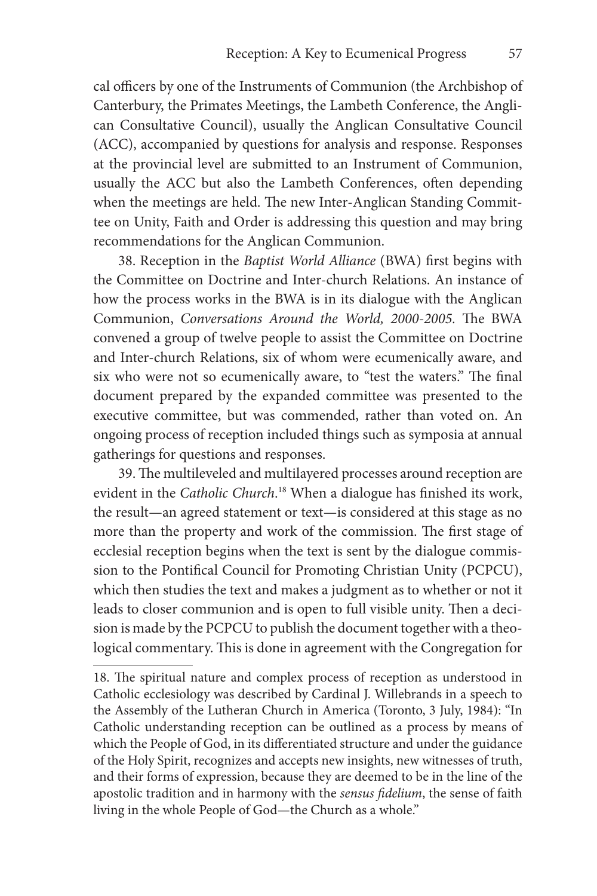cal officers by one of the Instruments of Communion (the Archbishop of Canterbury, the Primates Meetings, the Lambeth Conference, the Anglican Consultative Council), usually the Anglican Consultative Council (ACC), accompanied by questions for analysis and response. Responses at the provincial level are submitted to an Instrument of Communion, usually the ACC but also the Lambeth Conferences, often depending when the meetings are held. The new Inter-Anglican Standing Committee on Unity, Faith and Order is addressing this question and may bring recommendations for the Anglican Communion.

38. Reception in the *Baptist World Alliance* (BWA) first begins with the Committee on Doctrine and Inter-church Relations. An instance of how the process works in the BWA is in its dialogue with the Anglican Communion, *Conversations Around the World, 2000-2005.* The BWA convened a group of twelve people to assist the Committee on Doctrine and Inter-church Relations, six of whom were ecumenically aware, and six who were not so ecumenically aware, to "test the waters." The final document prepared by the expanded committee was presented to the executive committee, but was commended, rather than voted on. An ongoing process of reception included things such as symposia at annual gatherings for questions and responses.

39. The multileveled and multilayered processes around reception are evident in the *Catholic Church*.[18] When a dialogue has finished its work, the result—an agreed statement or text—is considered at this stage as no more than the property and work of the commission. The first stage of ecclesial reception begins when the text is sent by the dialogue commission to the Pontifical Council for Promoting Christian Unity (PCPCU), which then studies the text and makes a judgment as to whether or not it leads to closer communion and is open to full visible unity. Then a decision is made by the PCPCU to publish the document together with a theological commentary. This is done in agreement with the Congregation for

18. The spiritual nature and complex process of reception as understood in Catholic ecclesiology was described by Cardinal J. Willebrands in a speech to the Assembly of the Lutheran Church in America (Toronto, 3 July, 1984): "In Catholic understanding reception can be outlined as a process by means of which the People of God, in its differentiated structure and under the guidance of the Holy Spirit, recognizes and accepts new insights, new witnesses of truth, and their forms of expression, because they are deemed to be in the line of the apostolic tradition and in harmony with the *sensus fidelium*, the sense of faith living in the whole People of God—the Church as a whole."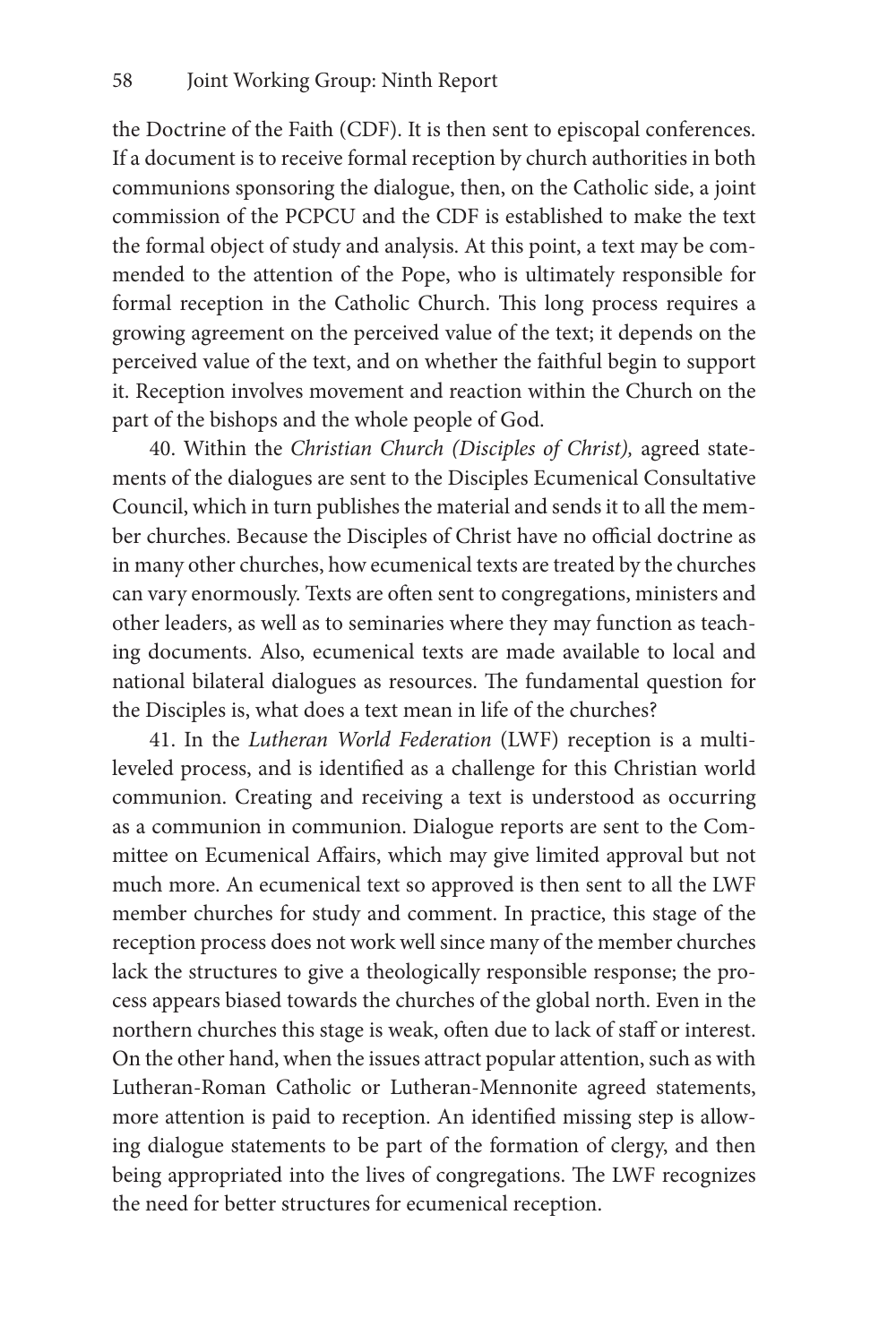the Doctrine of the Faith (CDF). It is then sent to episcopal conferences. If a document is to receive formal reception by church authorities in both communions sponsoring the dialogue, then, on the Catholic side, a joint commission of the PCPCU and the CDF is established to make the text the formal object of study and analysis. At this point, a text may be commended to the attention of the Pope, who is ultimately responsible for formal reception in the Catholic Church. This long process requires a growing agreement on the perceived value of the text; it depends on the perceived value of the text, and on whether the faithful begin to support it. Reception involves movement and reaction within the Church on the part of the bishops and the whole people of God.

40. Within the *Christian Church (Disciples of Christ),* agreed statements of the dialogues are sent to the Disciples Ecumenical Consultative Council, which in turn publishes the material and sends it to all the member churches. Because the Disciples of Christ have no official doctrine as in many other churches, how ecumenical texts are treated by the churches can vary enormously. Texts are often sent to congregations, ministers and other leaders, as well as to seminaries where they may function as teaching documents. Also, ecumenical texts are made available to local and national bilateral dialogues as resources. The fundamental question for the Disciples is, what does a text mean in life of the churches?

41. In the *Lutheran World Federation* (LWF) reception is a multi-leveled process, and is identified as a challenge for this Christian world communion. Creating and receiving a text is understood as occurring as a communion in communion. Dialogue reports are sent to the Committee on Ecumenical Affairs, which may give limited approval but not much more. An ecumenical text so approved is then sent to all the LWF member churches for study and comment. In practice, this stage of the reception process does not work well since many of the member churches lack the structures to give a theologically responsible response; the process appears biased towards the churches of the global north. Even in the northern churches this stage is weak, often due to lack of staff or interest. On the other hand, when the issues attract popular attention, such as with Lutheran-Roman Catholic or Lutheran-Mennonite agreed statements, more attention is paid to reception. An identified missing step is allowing dialogue statements to be part of the formation of clergy, and then being appropriated into the lives of congregations. The LWF recognizes the need for better structures for ecumenical reception.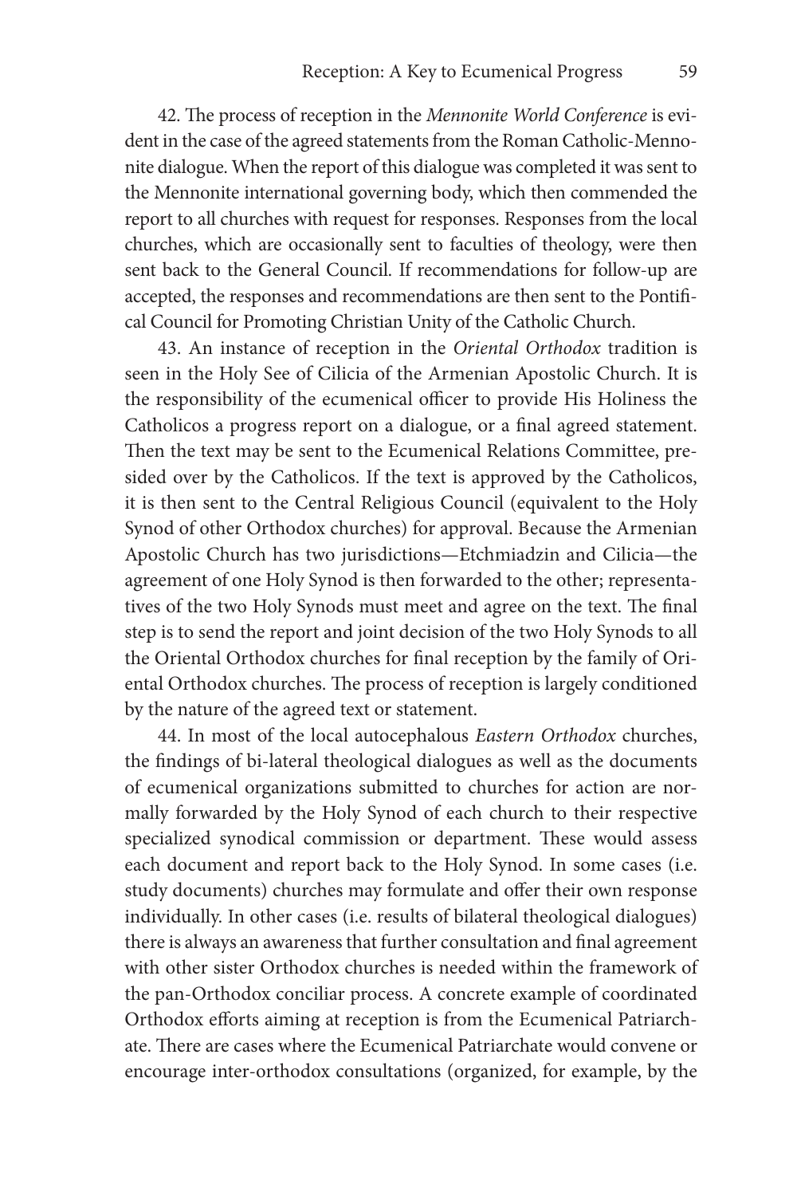42. The process of reception in the *Mennonite World Conference* is evident in the case of the agreed statements from the Roman Catholic-Mennonite dialogue. When the report of this dialogue was completed it was sent to the Mennonite international governing body, which then commended the report to all churches with request for responses. Responses from the local churches, which are occasionally sent to faculties of theology, were then sent back to the General Council. If recommendations for follow-up are accepted, the responses and recommendations are then sent to the Pontifical Council for Promoting Christian Unity of the Catholic Church.

43. An instance of reception in the *Oriental Orthodox* tradition is seen in the Holy See of Cilicia of the Armenian Apostolic Church. It is the responsibility of the ecumenical officer to provide His Holiness the Catholicos a progress report on a dialogue, or a final agreed statement. Then the text may be sent to the Ecumenical Relations Committee, presided over by the Catholicos. If the text is approved by the Catholicos, it is then sent to the Central Religious Council (equivalent to the Holy Synod of other Orthodox churches) for approval. Because the Armenian Apostolic Church has two jurisdictions—Etchmiadzin and Cilicia—the agreement of one Holy Synod is then forwarded to the other; representatives of the two Holy Synods must meet and agree on the text. The final step is to send the report and joint decision of the two Holy Synods to all the Oriental Orthodox churches for final reception by the family of Oriental Orthodox churches. The process of reception is largely conditioned by the nature of the agreed text or statement.

44. In most of the local autocephalous *Eastern Orthodox* churches, the findings of bi-lateral theological dialogues as well as the documents of ecumenical organizations submitted to churches for action are normally forwarded by the Holy Synod of each church to their respective specialized synodical commission or department. These would assess each document and report back to the Holy Synod. In some cases (i.e. study documents) churches may formulate and offer their own response individually. In other cases (i.e. results of bilateral theological dialogues) there is always an awareness that further consultation and final agreement with other sister Orthodox churches is needed within the framework of the pan-Orthodox conciliar process. A concrete example of coordinated Orthodox efforts aiming at reception is from the Ecumenical Patriarchate. There are cases where the Ecumenical Patriarchate would convene or encourage inter-orthodox consultations (organized, for example, by the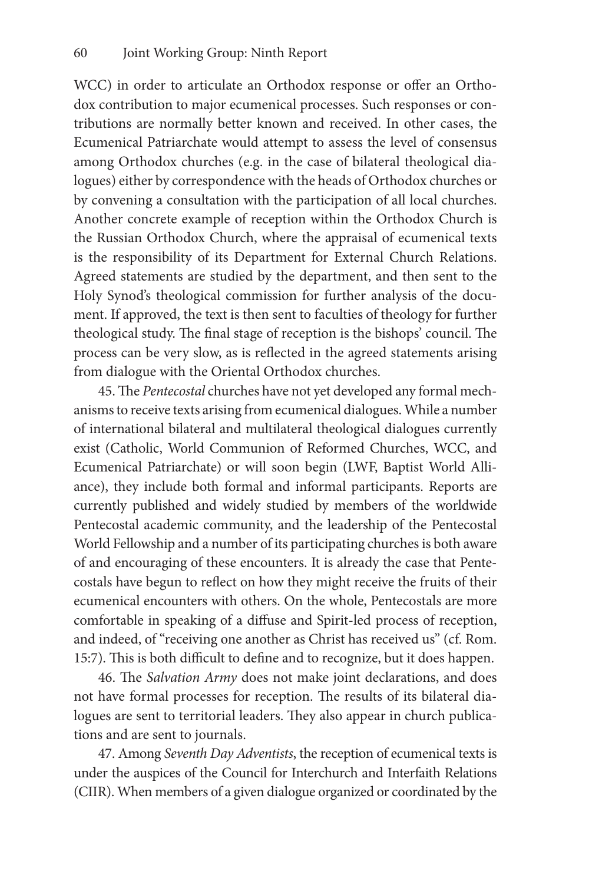WCC) in order to articulate an Orthodox response or offer an Orthodox contribution to major ecumenical processes. Such responses or contributions are normally better known and received. In other cases, the Ecumenical Patriarchate would attempt to assess the level of consensus among Orthodox churches (e.g. in the case of bilateral theological dialogues) either by correspondence with the heads of Orthodox churches or by convening a consultation with the participation of all local churches. Another concrete example of reception within the Orthodox Church is the Russian Orthodox Church, where the appraisal of ecumenical texts is the responsibility of its Department for External Church Relations. Agreed statements are studied by the department, and then sent to the Holy Synod's theological commission for further analysis of the document. If approved, the text is then sent to faculties of theology for further theological study. The final stage of reception is the bishops' council. The process can be very slow, as is reflected in the agreed statements arising from dialogue with the Oriental Orthodox churches.

45. The *Pentecostal* churches have not yet developed any formal mechanisms to receive texts arising from ecumenical dialogues. While a number of international bilateral and multilateral theological dialogues currently exist (Catholic, World Communion of Reformed Churches, WCC, and Ecumenical Patriarchate) or will soon begin (LWF, Baptist World Alliance), they include both formal and informal participants. Reports are currently published and widely studied by members of the worldwide Pentecostal academic community, and the leadership of the Pentecostal World Fellowship and a number of its participating churches is both aware of and encouraging of these encounters. It is already the case that Pentecostals have begun to reflect on how they might receive the fruits of their ecumenical encounters with others. On the whole, Pentecostals are more comfortable in speaking of a diffuse and Spirit-led process of reception, and indeed, of "receiving one another as Christ has received us" (cf. Rom. 15:7). This is both difficult to define and to recognize, but it does happen.

46. The *Salvation Army* does not make joint declarations, and does not have formal processes for reception. The results of its bilateral dialogues are sent to territorial leaders. They also appear in church publications and are sent to journals.

47. Among *Seventh Day Adventists*, the reception of ecumenical texts is under the auspices of the Council for Interchurch and Interfaith Relations (CIIR). When members of a given dialogue organized or coordinated by the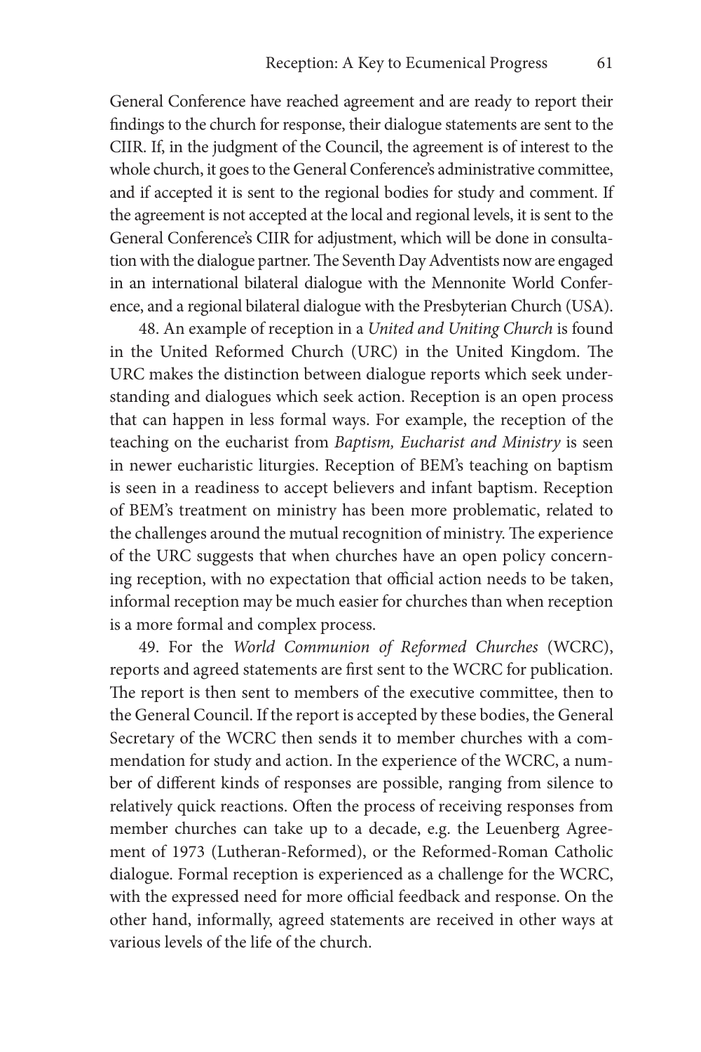General Conference have reached agreement and are ready to report their findings to the church for response, their dialogue statements are sent to the CIIR. If, in the judgment of the Council, the agreement is of interest to the whole church, it goes to the General Conference's administrative committee, and if accepted it is sent to the regional bodies for study and comment. If the agreement is not accepted at the local and regional levels, it is sent to the General Conference's CIIR for adjustment, which will be done in consultation with the dialogue partner. The Seventh Day Adventists now are engaged in an international bilateral dialogue with the Mennonite World Conference, and a regional bilateral dialogue with the Presbyterian Church (USA).

48. An example of reception in a *United and Uniting Church* is found in the United Reformed Church (URC) in the United Kingdom. The URC makes the distinction between dialogue reports which seek understanding and dialogues which seek action. Reception is an open process that can happen in less formal ways. For example, the reception of the teaching on the eucharist from *Baptism, Eucharist and Ministry* is seen in newer eucharistic liturgies. Reception of BEM's teaching on baptism is seen in a readiness to accept believers and infant baptism. Reception of BEM's treatment on ministry has been more problematic, related to the challenges around the mutual recognition of ministry. The experience of the URC suggests that when churches have an open policy concerning reception, with no expectation that official action needs to be taken, informal reception may be much easier for churches than when reception is a more formal and complex process.

49. For the *World Communion of Reformed Churches* (WCRC), reports and agreed statements are first sent to the WCRC for publication. The report is then sent to members of the executive committee, then to the General Council. If the report is accepted by these bodies, the General Secretary of the WCRC then sends it to member churches with a commendation for study and action. In the experience of the WCRC, a number of different kinds of responses are possible, ranging from silence to relatively quick reactions. Often the process of receiving responses from member churches can take up to a decade, e.g. the Leuenberg Agreement of 1973 (Lutheran-Reformed), or the Reformed-Roman Catholic dialogue. Formal reception is experienced as a challenge for the WCRC, with the expressed need for more official feedback and response. On the other hand, informally, agreed statements are received in other ways at various levels of the life of the church.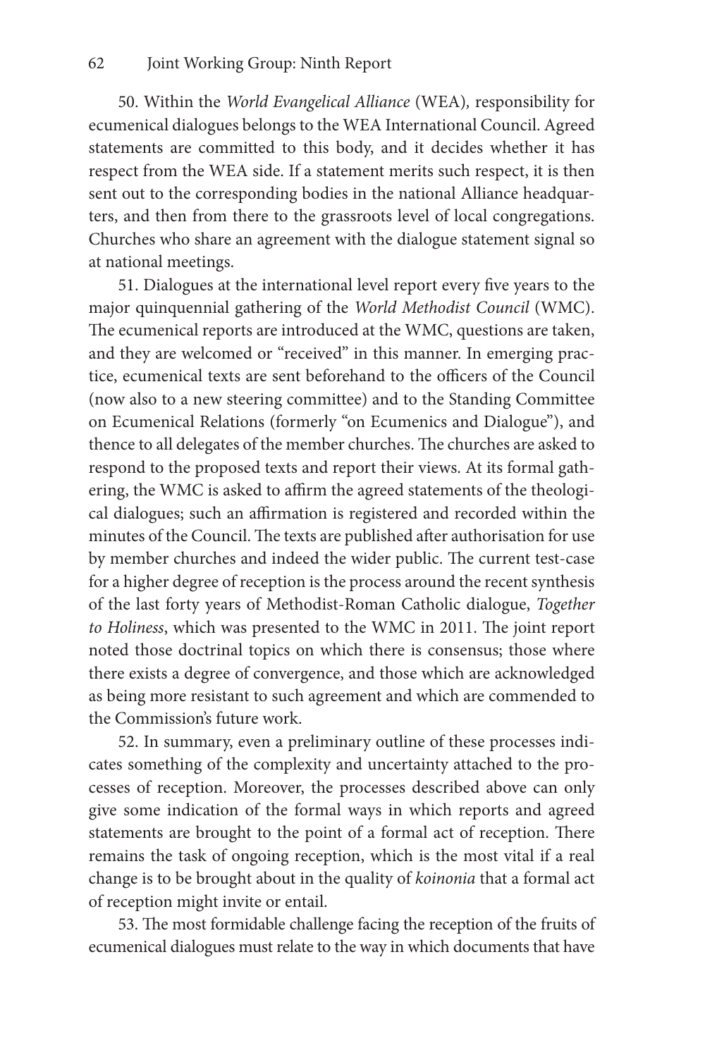50. Within the *World Evangelical Alliance* (WEA)*,* responsibility for ecumenical dialogues belongs to the WEA International Council. Agreed statements are committed to this body, and it decides whether it has respect from the WEA side. If a statement merits such respect, it is then sent out to the corresponding bodies in the national Alliance headquarters, and then from there to the grassroots level of local congregations. Churches who share an agreement with the dialogue statement signal so at national meetings.

51. Dialogues at the international level report every five years to the major quinquennial gathering of the *World Methodist Council* (WMC). The ecumenical reports are introduced at the WMC, questions are taken, and they are welcomed or "received" in this manner. In emerging practice, ecumenical texts are sent beforehand to the officers of the Council (now also to a new steering committee) and to the Standing Committee on Ecumenical Relations (formerly "on Ecumenics and Dialogue"), and thence to all delegates of the member churches. The churches are asked to respond to the proposed texts and report their views. At its formal gathering, the WMC is asked to affirm the agreed statements of the theological dialogues; such an affirmation is registered and recorded within the minutes of the Council. The texts are published after authorisation for use by member churches and indeed the wider public. The current test-case for a higher degree of reception is the process around the recent synthesis of the last forty years of Methodist-Roman Catholic dialogue, *Together to Holiness*, which was presented to the WMC in 2011. The joint report noted those doctrinal topics on which there is consensus; those where there exists a degree of convergence, and those which are acknowledged as being more resistant to such agreement and which are commended to the Commission's future work.

52. In summary, even a preliminary outline of these processes indicates something of the complexity and uncertainty attached to the processes of reception. Moreover, the processes described above can only give some indication of the formal ways in which reports and agreed statements are brought to the point of a formal act of reception. There remains the task of ongoing reception, which is the most vital if a real change is to be brought about in the quality of *koinonia* that a formal act of reception might invite or entail.

53. The most formidable challenge facing the reception of the fruits of ecumenical dialogues must relate to the way in which documents that have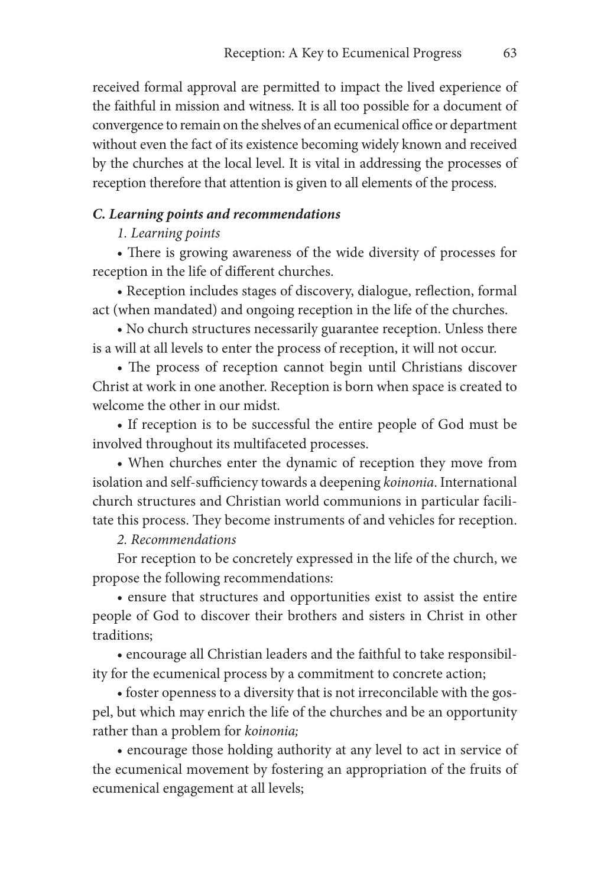received formal approval are permitted to impact the lived experience of the faithful in mission and witness. It is all too possible for a document of convergence to remain on the shelves of an ecumenical office or department without even the fact of its existence becoming widely known and received by the churches at the local level. It is vital in addressing the processes of reception therefore that attention is given to all elements of the process.

### *C. Learning points and recommendations*

*1. Learning points*

- There is growing awareness of the wide diversity of processes for reception in the life of different churches.
- Reception includes stages of discovery, dialogue, reflection, formal act (when mandated) and ongoing reception in the life of the churches.
- No church structures necessarily guarantee reception. Unless there is a will at all levels to enter the process of reception, it will not occur.
- The process of reception cannot begin until Christians discover Christ at work in one another. Reception is born when space is created to welcome the other in our midst.
- If reception is to be successful the entire people of God must be involved throughout its multifaceted processes.
- When churches enter the dynamic of reception they move from isolation and self-sufficiency towards a deepening *koinonia*. International church structures and Christian world communions in particular facilitate this process. They become instruments of and vehicles for reception.

*2. Recommendations*

For reception to be concretely expressed in the life of the church, we propose the following recommendations:

- ensure that structures and opportunities exist to assist the entire people of God to discover their brothers and sisters in Christ in other traditions;
- encourage all Christian leaders and the faithful to take responsibility for the ecumenical process by a commitment to concrete action;
- foster openness to a diversity that is not irreconcilable with the gospel, but which may enrich the life of the churches and be an opportunity rather than a problem for *koinonia;*
- encourage those holding authority at any level to act in service of the ecumenical movement by fostering an appropriation of the fruits of ecumenical engagement at all levels;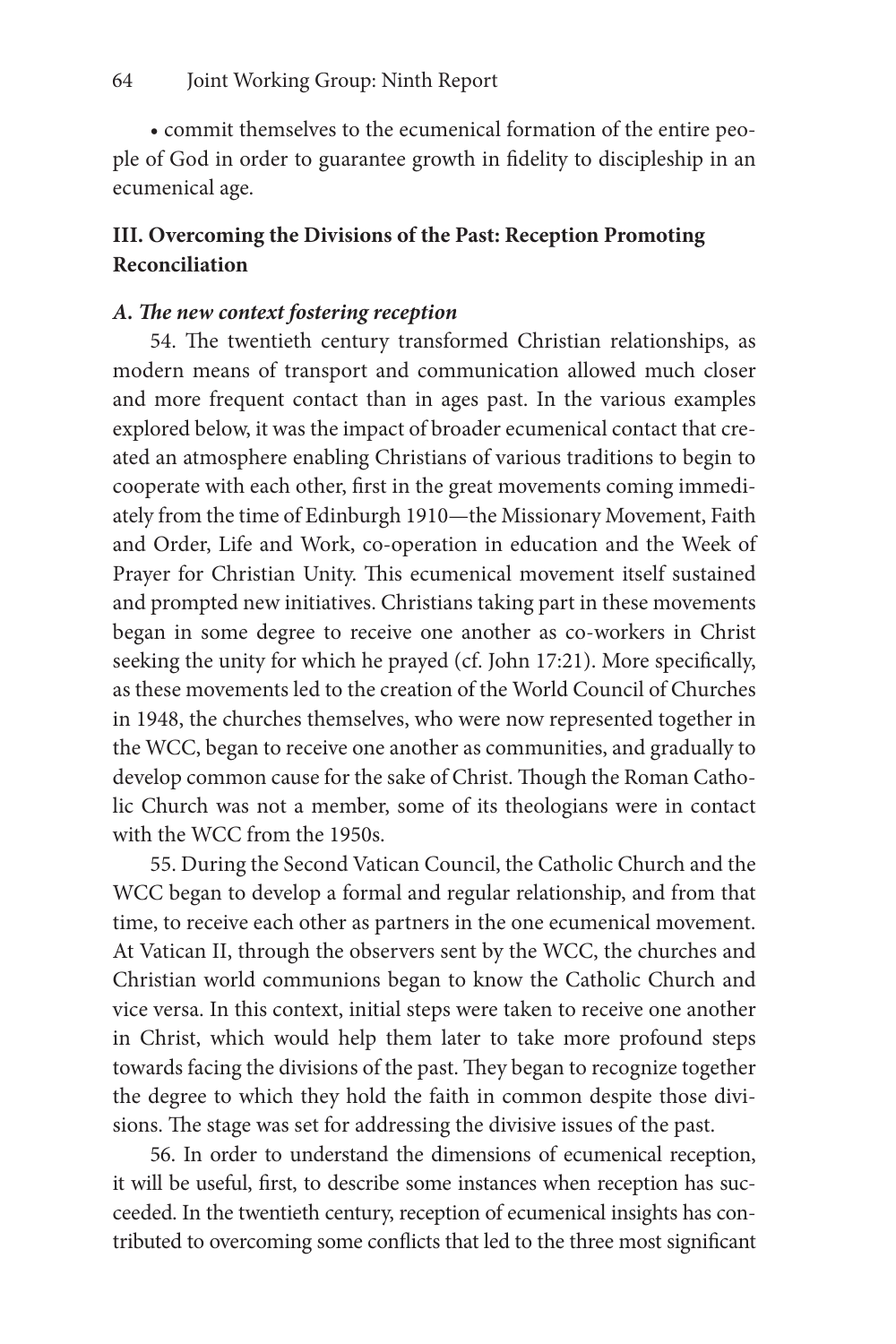• commit themselves to the ecumenical formation of the entire people of God in order to guarantee growth in fidelity to discipleship in an ecumenical age.

## III. Overcoming the Divisions of the Past: Reception Promoting Reconciliation

### *A. The new context fostering reception*

54. The twentieth century transformed Christian relationships, as modern means of transport and communication allowed much closer and more frequent contact than in ages past. In the various examples explored below, it was the impact of broader ecumenical contact that created an atmosphere enabling Christians of various traditions to begin to cooperate with each other, first in the great movements coming immediately from the time of Edinburgh 1910—the Missionary Movement, Faith and Order, Life and Work, co-operation in education and the Week of Prayer for Christian Unity. This ecumenical movement itself sustained and prompted new initiatives. Christians taking part in these movements began in some degree to receive one another as co-workers in Christ seeking the unity for which he prayed (cf. John 17:21). More specifically, as these movements led to the creation of the World Council of Churches in 1948, the churches themselves, who were now represented together in the WCC, began to receive one another as communities, and gradually to develop common cause for the sake of Christ. Though the Roman Catholic Church was not a member, some of its theologians were in contact with the WCC from the 1950s.

55. During the Second Vatican Council, the Catholic Church and the WCC began to develop a formal and regular relationship, and from that time, to receive each other as partners in the one ecumenical movement. At Vatican II, through the observers sent by the WCC, the churches and Christian world communions began to know the Catholic Church and vice versa. In this context, initial steps were taken to receive one another in Christ, which would help them later to take more profound steps towards facing the divisions of the past. They began to recognize together the degree to which they hold the faith in common despite those divisions. The stage was set for addressing the divisive issues of the past.

56. In order to understand the dimensions of ecumenical reception, it will be useful, first, to describe some instances when reception has succeeded. In the twentieth century, reception of ecumenical insights has contributed to overcoming some conflicts that led to the three most significant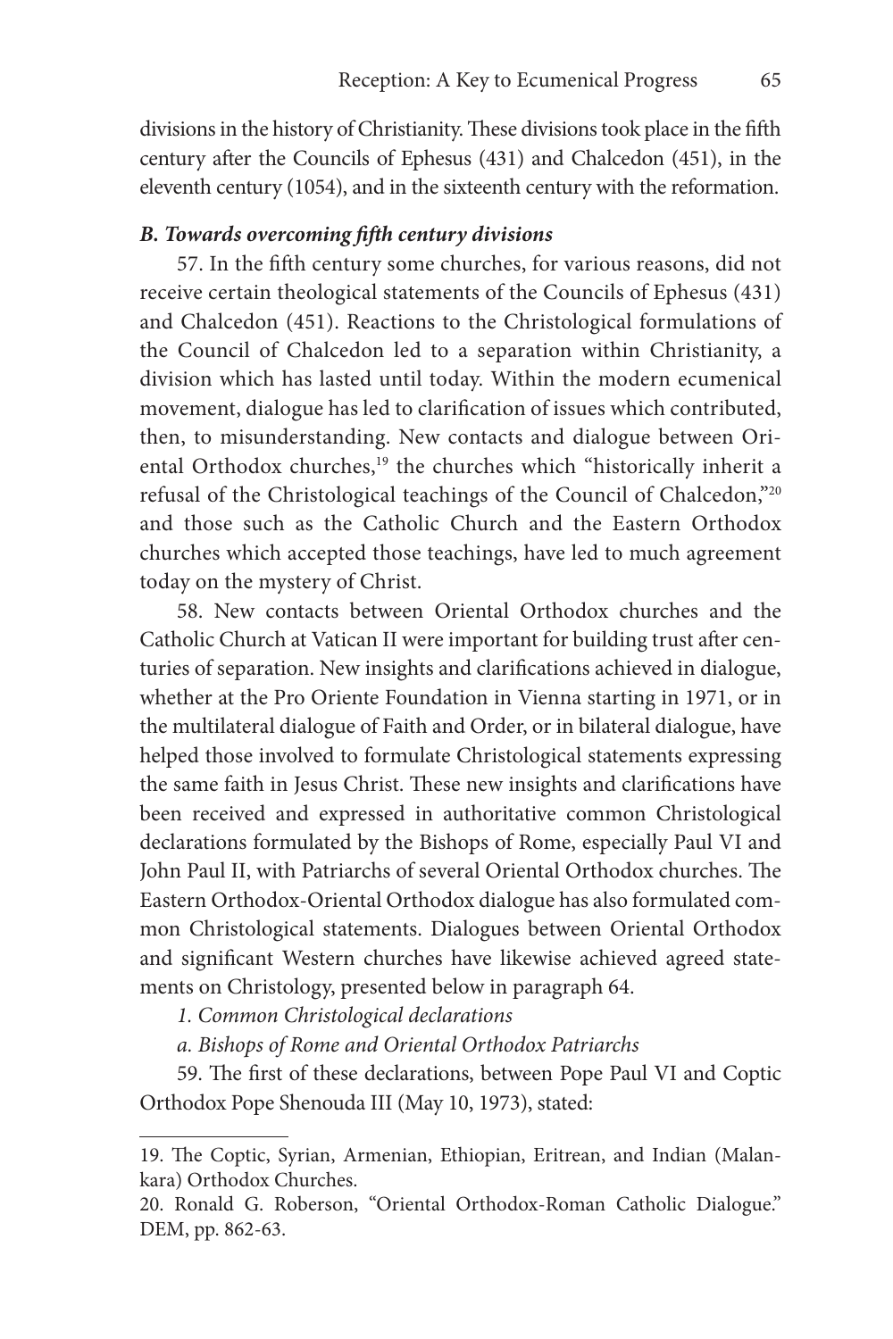divisions in the history of Christianity. These divisions took place in the fifth century after the Councils of Ephesus (431) and Chalcedon (451), in the eleventh century (1054), and in the sixteenth century with the reformation.

### *B. Towards overcoming fifth century divisions*

57. In the fifth century some churches, for various reasons, did not receive certain theological statements of the Councils of Ephesus (431) and Chalcedon (451). Reactions to the Christological formulations of the Council of Chalcedon led to a separation within Christianity, a division which has lasted until today. Within the modern ecumenical movement, dialogue has led to clarification of issues which contributed, then, to misunderstanding. New contacts and dialogue between Oriental Orthodox churches,[19] the churches which "historically inherit a refusal of the Christological teachings of the Council of Chalcedon,"[20] and those such as the Catholic Church and the Eastern Orthodox churches which accepted those teachings, have led to much agreement today on the mystery of Christ.

58. New contacts between Oriental Orthodox churches and the Catholic Church at Vatican II were important for building trust after centuries of separation. New insights and clarifications achieved in dialogue, whether at the Pro Oriente Foundation in Vienna starting in 1971, or in the multilateral dialogue of Faith and Order, or in bilateral dialogue, have helped those involved to formulate Christological statements expressing the same faith in Jesus Christ. These new insights and clarifications have been received and expressed in authoritative common Christological declarations formulated by the Bishops of Rome, especially Paul VI and John Paul II, with Patriarchs of several Oriental Orthodox churches. The Eastern Orthodox-Oriental Orthodox dialogue has also formulated common Christological statements. Dialogues between Oriental Orthodox and significant Western churches have likewise achieved agreed statements on Christology, presented below in paragraph 64.

*1. Common Christological declarations*

*a. Bishops of Rome and Oriental Orthodox Patriarchs*

59. The first of these declarations, between Pope Paul VI and Coptic Orthodox Pope Shenouda III (May 10, 1973), stated:

---

19. The Coptic, Syrian, Armenian, Ethiopian, Eritrean, and Indian (Malankara) Orthodox Churches.

20. Ronald G. Roberson, "Oriental Orthodox-Roman Catholic Dialogue." DEM, pp. 862-63.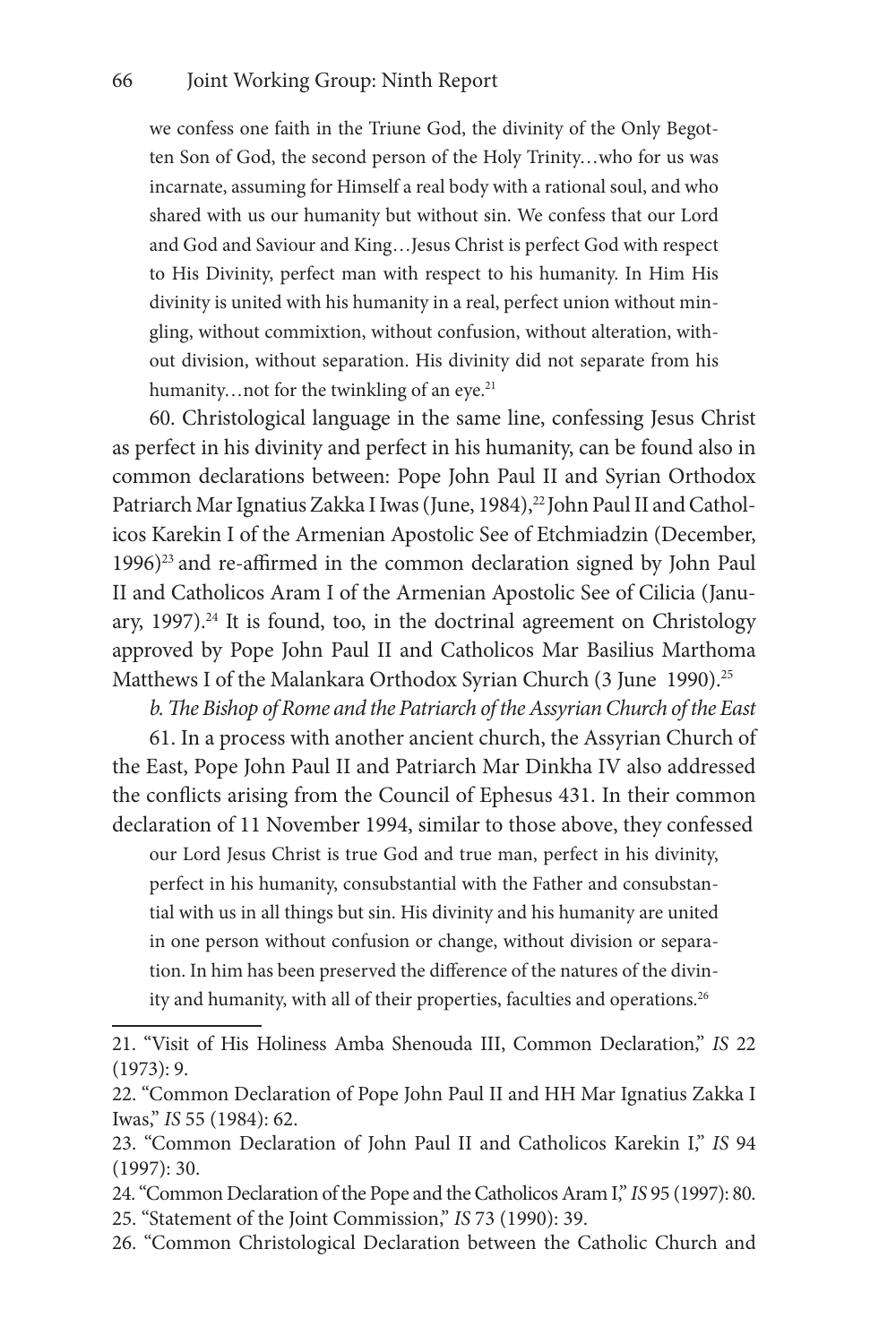> we confess one faith in the Triune God, the divinity of the Only Begotten Son of God, the second person of the Holy Trinity…who for us was incarnate, assuming for Himself a real body with a rational soul, and who shared with us our humanity but without sin. We confess that our Lord and God and Saviour and King…Jesus Christ is perfect God with respect to His Divinity, perfect man with respect to his humanity. In Him His divinity is united with his humanity in a real, perfect union without mingling, without commixtion, without confusion, without alteration, without division, without separation. His divinity did not separate from his humanity…not for the twinkling of an eye.[21]

60. Christological language in the same line, confessing Jesus Christ as perfect in his divinity and perfect in his humanity, can be found also in common declarations between: Pope John Paul II and Syrian Orthodox Patriarch Mar Ignatius Zakka I Iwas (June, 1984),[22] John Paul II and Catholicos Karekin I of the Armenian Apostolic See of Etchmiadzin (December, 1996)[23] and re-affirmed in the common declaration signed by John Paul II and Catholicos Aram I of the Armenian Apostolic See of Cilicia (January, 1997).[24] It is found, too, in the doctrinal agreement on Christology approved by Pope John Paul II and Catholicos Mar Basilius Marthoma Matthews I of the Malankara Orthodox Syrian Church (3 June 1990).[25]

*b. The Bishop of Rome and the Patriarch of the Assyrian Church of the East*

61. In a process with another ancient church, the Assyrian Church of the East, Pope John Paul II and Patriarch Mar Dinkha IV also addressed the conflicts arising from the Council of Ephesus 431. In their common declaration of 11 November 1994, similar to those above, they confessed

> our Lord Jesus Christ is true God and true man, perfect in his divinity, perfect in his humanity, consubstantial with the Father and consubstantial with us in all things but sin. His divinity and his humanity are united in one person without confusion or change, without division or separation. In him has been preserved the difference of the natures of the divinity and humanity, with all of their properties, faculties and operations.[26]

---

21. "Visit of His Holiness Amba Shenouda III, Common Declaration," *IS* 22 (1973): 9.
22. "Common Declaration of Pope John Paul II and HH Mar Ignatius Zakka I Iwas," *IS* 55 (1984): 62.
23. "Common Declaration of John Paul II and Catholicos Karekin I," *IS* 94 (1997): 30.
24. "Common Declaration of the Pope and the Catholicos Aram I," *IS* 95 (1997): 80.
25. "Statement of the Joint Commission," *IS* 73 (1990): 39.
26. "Common Christological Declaration between the Catholic Church and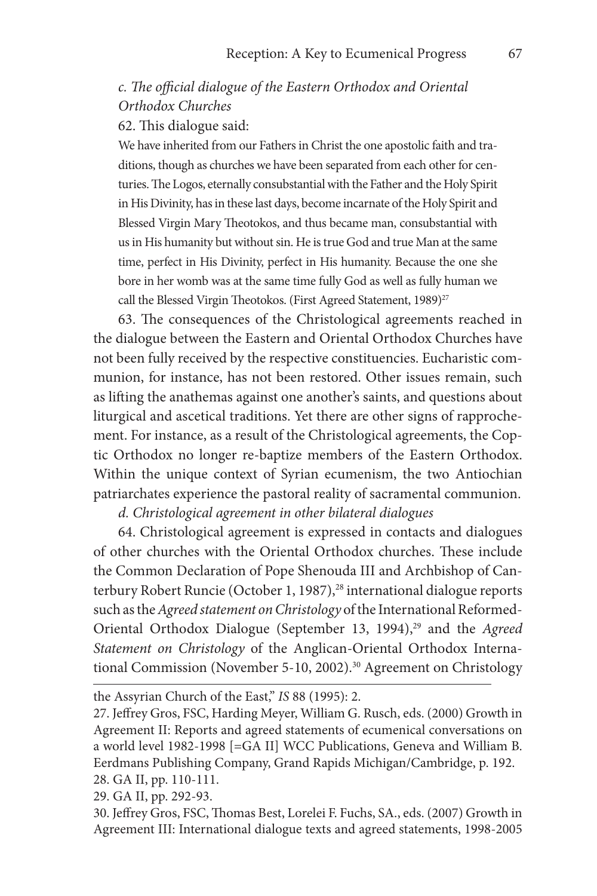*c. The official dialogue of the Eastern Orthodox and Oriental Orthodox Churches*

62. This dialogue said:

> We have inherited from our Fathers in Christ the one apostolic faith and traditions, though as churches we have been separated from each other for centuries. The Logos, eternally consubstantial with the Father and the Holy Spirit in His Divinity, has in these last days, become incarnate of the Holy Spirit and Blessed Virgin Mary Theotokos, and thus became man, consubstantial with us in His humanity but without sin. He is true God and true Man at the same time, perfect in His Divinity, perfect in His humanity. Because the one she bore in her womb was at the same time fully God as well as fully human we call the Blessed Virgin Theotokos. (First Agreed Statement, 1989)[27]

63. The consequences of the Christological agreements reached in the dialogue between the Eastern and Oriental Orthodox Churches have not been fully received by the respective constituencies. Eucharistic communion, for instance, has not been restored. Other issues remain, such as lifting the anathemas against one another's saints, and questions about liturgical and ascetical traditions. Yet there are other signs of rapprochement. For instance, as a result of the Christological agreements, the Coptic Orthodox no longer re-baptize members of the Eastern Orthodox. Within the unique context of Syrian ecumenism, the two Antiochian patriarchates experience the pastoral reality of sacramental communion.

*d. Christological agreement in other bilateral dialogues*

64. Christological agreement is expressed in contacts and dialogues of other churches with the Oriental Orthodox churches. These include the Common Declaration of Pope Shenouda III and Archbishop of Canterbury Robert Runcie (October 1, 1987),[28] international dialogue reports such as the *Agreed statement on Christology* of the International Reformed-Oriental Orthodox Dialogue (September 13, 1994),[29] and the *Agreed Statement on Christology* of the Anglican-Oriental Orthodox International Commission (November 5-10, 2002).[30] Agreement on Christology

---

the Assyrian Church of the East," *IS* 88 (1995): 2.

27. Jeffrey Gros, FSC, Harding Meyer, William G. Rusch, eds. (2000) Growth in Agreement II: Reports and agreed statements of ecumenical conversations on a world level 1982-1998 [=GA II] WCC Publications, Geneva and William B. Eerdmans Publishing Company, Grand Rapids Michigan/Cambridge, p. 192.

28. GA II, pp. 110-111.

29. GA II, pp. 292-93.

30. Jeffrey Gros, FSC, Thomas Best, Lorelei F. Fuchs, SA., eds. (2007) Growth in Agreement III: International dialogue texts and agreed statements, 1998-2005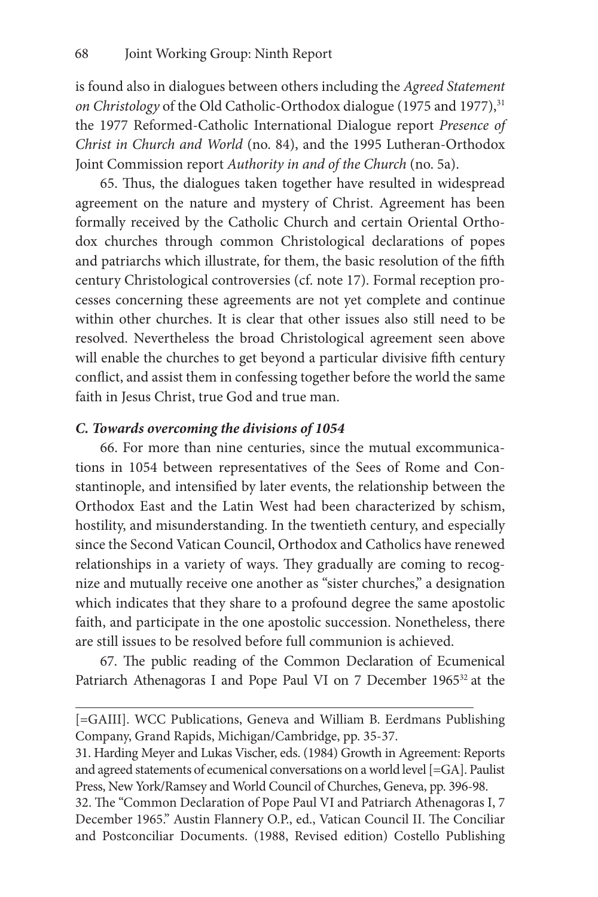is found also in dialogues between others including the *Agreed Statement on Christology* of the Old Catholic-Orthodox dialogue (1975 and 1977),[31] the 1977 Reformed-Catholic International Dialogue report *Presence of Christ in Church and World* (no. 84), and the 1995 Lutheran-Orthodox Joint Commission report *Authority in and of the Church* (no. 5a).

65. Thus, the dialogues taken together have resulted in widespread agreement on the nature and mystery of Christ. Agreement has been formally received by the Catholic Church and certain Oriental Orthodox churches through common Christological declarations of popes and patriarchs which illustrate, for them, the basic resolution of the fifth century Christological controversies (cf. note 17). Formal reception processes concerning these agreements are not yet complete and continue within other churches. It is clear that other issues also still need to be resolved. Nevertheless the broad Christological agreement seen above will enable the churches to get beyond a particular divisive fifth century conflict, and assist them in confessing together before the world the same faith in Jesus Christ, true God and true man.

### *C. Towards overcoming the divisions of 1054*

66. For more than nine centuries, since the mutual excommunications in 1054 between representatives of the Sees of Rome and Constantinople, and intensified by later events, the relationship between the Orthodox East and the Latin West had been characterized by schism, hostility, and misunderstanding. In the twentieth century, and especially since the Second Vatican Council, Orthodox and Catholics have renewed relationships in a variety of ways. They gradually are coming to recognize and mutually receive one another as "sister churches," a designation which indicates that they share to a profound degree the same apostolic faith, and participate in the one apostolic succession. Nonetheless, there are still issues to be resolved before full communion is achieved.

67. The public reading of the Common Declaration of Ecumenical Patriarch Athenagoras I and Pope Paul VI on 7 December 1965[32] at the

---

[=GAIII]. WCC Publications, Geneva and William B. Eerdmans Publishing Company, Grand Rapids, Michigan/Cambridge, pp. 35-37.

31. Harding Meyer and Lukas Vischer, eds. (1984) Growth in Agreement: Reports and agreed statements of ecumenical conversations on a world level [=GA]. Paulist Press, New York/Ramsey and World Council of Churches, Geneva, pp. 396-98.

32. The "Common Declaration of Pope Paul VI and Patriarch Athenagoras I, 7 December 1965." Austin Flannery O.P., ed., Vatican Council II. The Conciliar and Postconciliar Documents. (1988, Revised edition) Costello Publishing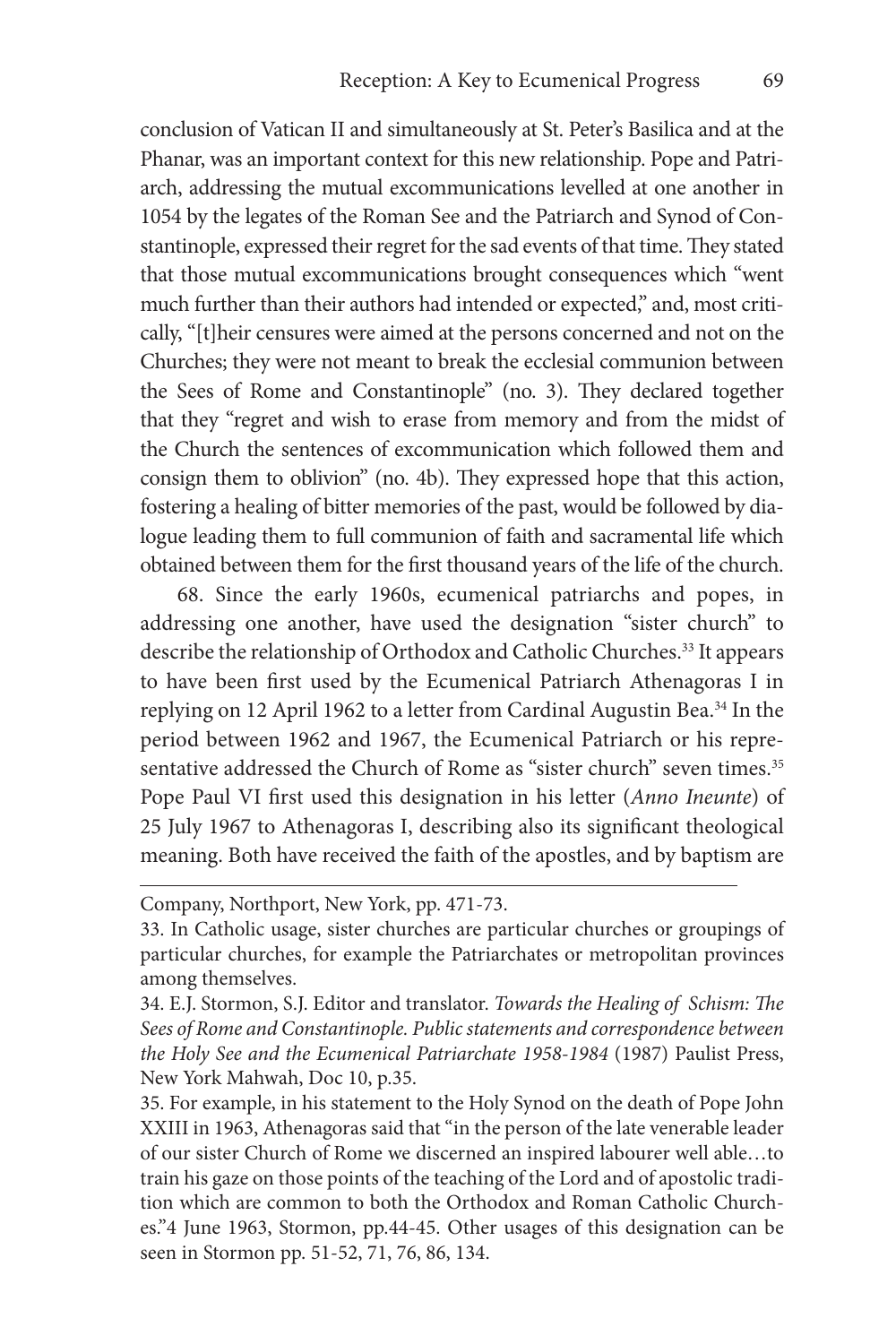conclusion of Vatican II and simultaneously at St. Peter's Basilica and at the Phanar, was an important context for this new relationship. Pope and Patriarch, addressing the mutual excommunications levelled at one another in 1054 by the legates of the Roman See and the Patriarch and Synod of Constantinople, expressed their regret for the sad events of that time. They stated that those mutual excommunications brought consequences which "went much further than their authors had intended or expected," and, most critically, "[t]heir censures were aimed at the persons concerned and not on the Churches; they were not meant to break the ecclesial communion between the Sees of Rome and Constantinople" (no. 3). They declared together that they "regret and wish to erase from memory and from the midst of the Church the sentences of excommunication which followed them and consign them to oblivion" (no. 4b). They expressed hope that this action, fostering a healing of bitter memories of the past, would be followed by dialogue leading them to full communion of faith and sacramental life which obtained between them for the first thousand years of the life of the church.

68. Since the early 1960s, ecumenical patriarchs and popes, in addressing one another, have used the designation "sister church" to describe the relationship of Orthodox and Catholic Churches.[33] It appears to have been first used by the Ecumenical Patriarch Athenagoras I in replying on 12 April 1962 to a letter from Cardinal Augustin Bea.[34] In the period between 1962 and 1967, the Ecumenical Patriarch or his representative addressed the Church of Rome as "sister church" seven times.[35] Pope Paul VI first used this designation in his letter (*Anno Ineunte*) of 25 July 1967 to Athenagoras I, describing also its significant theological meaning. Both have received the faith of the apostles, and by baptism are

---

Company, Northport, New York, pp. 471-73.

33. In Catholic usage, sister churches are particular churches or groupings of particular churches, for example the Patriarchates or metropolitan provinces among themselves.

34. E.J. Stormon, S.J. Editor and translator. *Towards the Healing of Schism: The Sees of Rome and Constantinople. Public statements and correspondence between the Holy See and the Ecumenical Patriarchate 1958-1984* (1987) Paulist Press, New York Mahwah, Doc 10, p.35.

35. For example, in his statement to the Holy Synod on the death of Pope John XXIII in 1963, Athenagoras said that "in the person of the late venerable leader of our sister Church of Rome we discerned an inspired labourer well able…to train his gaze on those points of the teaching of the Lord and of apostolic tradition which are common to both the Orthodox and Roman Catholic Churches."4 June 1963, Stormon, pp.44-45. Other usages of this designation can be seen in Stormon pp. 51-52, 71, 76, 86, 134.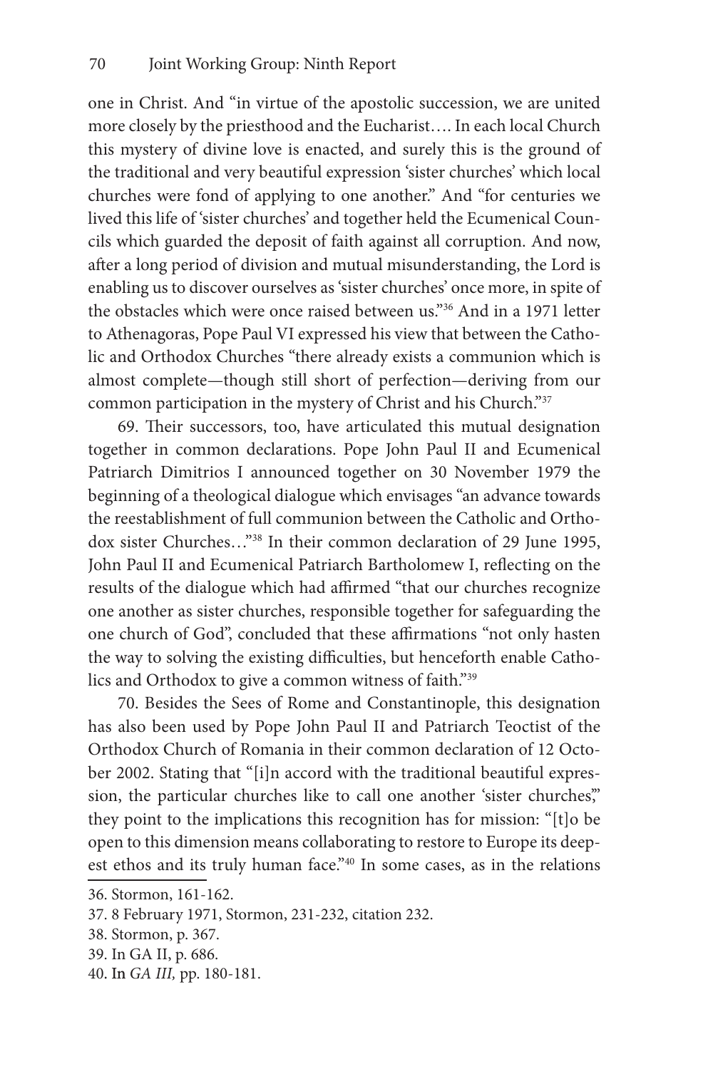one in Christ. And "in virtue of the apostolic succession, we are united more closely by the priesthood and the Eucharist…. In each local Church this mystery of divine love is enacted, and surely this is the ground of the traditional and very beautiful expression 'sister churches' which local churches were fond of applying to one another." And "for centuries we lived this life of 'sister churches' and together held the Ecumenical Councils which guarded the deposit of faith against all corruption. And now, after a long period of division and mutual misunderstanding, the Lord is enabling us to discover ourselves as 'sister churches' once more, in spite of the obstacles which were once raised between us."[36] And in a 1971 letter to Athenagoras, Pope Paul VI expressed his view that between the Catholic and Orthodox Churches "there already exists a communion which is almost complete—though still short of perfection—deriving from our common participation in the mystery of Christ and his Church."[37]

69. Their successors, too, have articulated this mutual designation together in common declarations. Pope John Paul II and Ecumenical Patriarch Dimitrios I announced together on 30 November 1979 the beginning of a theological dialogue which envisages "an advance towards the reestablishment of full communion between the Catholic and Orthodox sister Churches…"[38] In their common declaration of 29 June 1995, John Paul II and Ecumenical Patriarch Bartholomew I, reflecting on the results of the dialogue which had affirmed "that our churches recognize one another as sister churches, responsible together for safeguarding the one church of God", concluded that these affirmations "not only hasten the way to solving the existing difficulties, but henceforth enable Catholics and Orthodox to give a common witness of faith."[39]

70. Besides the Sees of Rome and Constantinople, this designation has also been used by Pope John Paul II and Patriarch Teoctist of the Orthodox Church of Romania in their common declaration of 12 October 2002. Stating that "[i]n accord with the traditional beautiful expression, the particular churches like to call one another 'sister churches,'" they point to the implications this recognition has for mission: "[t]o be open to this dimension means collaborating to restore to Europe its deepest ethos and its truly human face."[40] In some cases, as in the relations

36. Stormon, 161-162.

37. 8 February 1971, Stormon, 231-232, citation 232.

38. Stormon, p. 367.

39. In GA II, p. 686.

40. In *GA III,* pp. 180-181.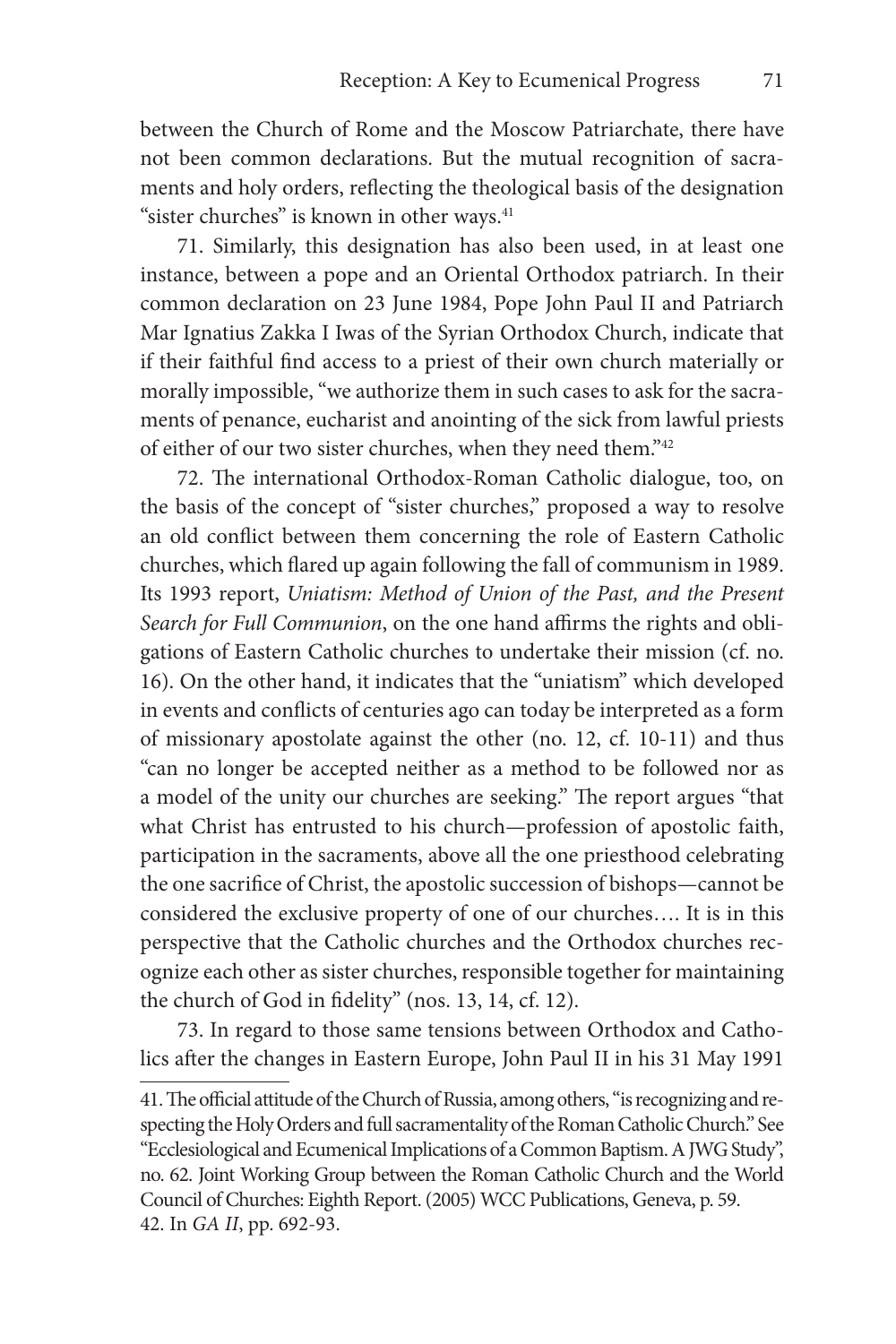between the Church of Rome and the Moscow Patriarchate, there have not been common declarations. But the mutual recognition of sacraments and holy orders, reflecting the theological basis of the designation "sister churches" is known in other ways.[41]

71. Similarly, this designation has also been used, in at least one instance, between a pope and an Oriental Orthodox patriarch. In their common declaration on 23 June 1984, Pope John Paul II and Patriarch Mar Ignatius Zakka I Iwas of the Syrian Orthodox Church, indicate that if their faithful find access to a priest of their own church materially or morally impossible, "we authorize them in such cases to ask for the sacraments of penance, eucharist and anointing of the sick from lawful priests of either of our two sister churches, when they need them."[42]

72. The international Orthodox-Roman Catholic dialogue, too, on the basis of the concept of "sister churches," proposed a way to resolve an old conflict between them concerning the role of Eastern Catholic churches, which flared up again following the fall of communism in 1989. Its 1993 report, *Uniatism: Method of Union of the Past, and the Present Search for Full Communion*, on the one hand affirms the rights and obligations of Eastern Catholic churches to undertake their mission (cf. no. 16). On the other hand, it indicates that the "uniatism" which developed in events and conflicts of centuries ago can today be interpreted as a form of missionary apostolate against the other (no. 12, cf. 10-11) and thus "can no longer be accepted neither as a method to be followed nor as a model of the unity our churches are seeking." The report argues "that what Christ has entrusted to his church—profession of apostolic faith, participation in the sacraments, above all the one priesthood celebrating the one sacrifice of Christ, the apostolic succession of bishops—cannot be considered the exclusive property of one of our churches…. It is in this perspective that the Catholic churches and the Orthodox churches recognize each other as sister churches, responsible together for maintaining the church of God in fidelity" (nos. 13, 14, cf. 12).

73. In regard to those same tensions between Orthodox and Catholics after the changes in Eastern Europe, John Paul II in his 31 May 1991

---

41. The official attitude of the Church of Russia, among others, "is recognizing and respecting the Holy Orders and full sacramentality of the Roman Catholic Church." See "Ecclesiological and Ecumenical Implications of a Common Baptism. A JWG Study", no. 62. Joint Working Group between the Roman Catholic Church and the World Council of Churches: Eighth Report. (2005) WCC Publications, Geneva, p. 59.

42. In *GA II*, pp. 692-93.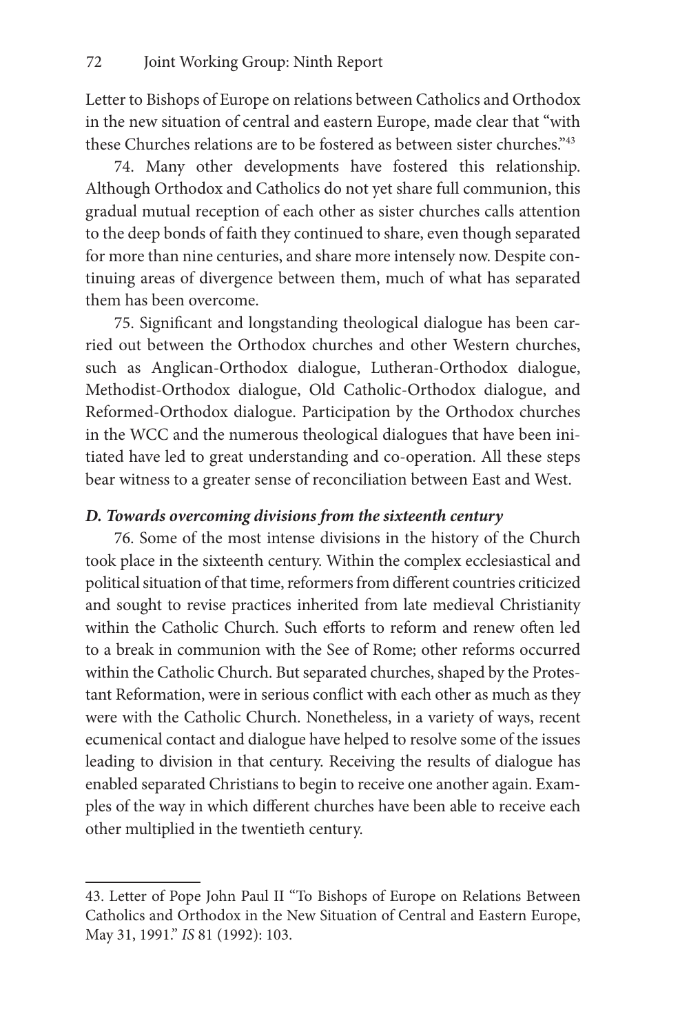Letter to Bishops of Europe on relations between Catholics and Orthodox in the new situation of central and eastern Europe, made clear that "with these Churches relations are to be fostered as between sister churches."[43]

74. Many other developments have fostered this relationship. Although Orthodox and Catholics do not yet share full communion, this gradual mutual reception of each other as sister churches calls attention to the deep bonds of faith they continued to share, even though separated for more than nine centuries, and share more intensely now. Despite continuing areas of divergence between them, much of what has separated them has been overcome.

75. Significant and longstanding theological dialogue has been carried out between the Orthodox churches and other Western churches, such as Anglican-Orthodox dialogue, Lutheran-Orthodox dialogue, Methodist-Orthodox dialogue, Old Catholic-Orthodox dialogue, and Reformed-Orthodox dialogue. Participation by the Orthodox churches in the WCC and the numerous theological dialogues that have been initiated have led to great understanding and co-operation. All these steps bear witness to a greater sense of reconciliation between East and West.

### *D. Towards overcoming divisions from the sixteenth century*

76. Some of the most intense divisions in the history of the Church took place in the sixteenth century. Within the complex ecclesiastical and political situation of that time, reformers from different countries criticized and sought to revise practices inherited from late medieval Christianity within the Catholic Church. Such efforts to reform and renew often led to a break in communion with the See of Rome; other reforms occurred within the Catholic Church. But separated churches, shaped by the Protestant Reformation, were in serious conflict with each other as much as they were with the Catholic Church. Nonetheless, in a variety of ways, recent ecumenical contact and dialogue have helped to resolve some of the issues leading to division in that century. Receiving the results of dialogue has enabled separated Christians to begin to receive one another again. Examples of the way in which different churches have been able to receive each other multiplied in the twentieth century.

---

43. Letter of Pope John Paul II "To Bishops of Europe on Relations Between Catholics and Orthodox in the New Situation of Central and Eastern Europe, May 31, 1991." *IS* 81 (1992): 103.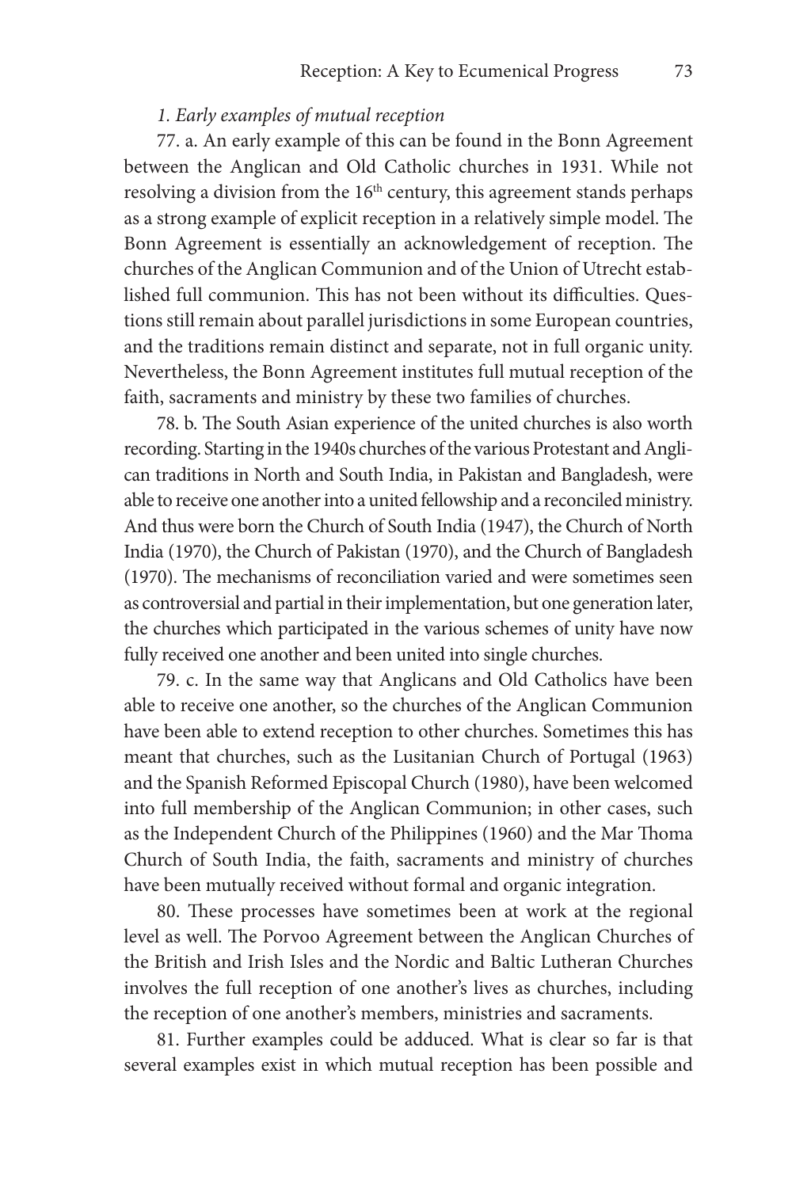*1. Early examples of mutual reception*

77. a. An early example of this can be found in the Bonn Agreement between the Anglican and Old Catholic churches in 1931. While not resolving a division from the 16th century, this agreement stands perhaps as a strong example of explicit reception in a relatively simple model. The Bonn Agreement is essentially an acknowledgement of reception. The churches of the Anglican Communion and of the Union of Utrecht established full communion. This has not been without its difficulties. Questions still remain about parallel jurisdictions in some European countries, and the traditions remain distinct and separate, not in full organic unity. Nevertheless, the Bonn Agreement institutes full mutual reception of the faith, sacraments and ministry by these two families of churches.

78. b. The South Asian experience of the united churches is also worth recording. Starting in the 1940s churches of the various Protestant and Anglican traditions in North and South India, in Pakistan and Bangladesh, were able to receive one another into a united fellowship and a reconciled ministry. And thus were born the Church of South India (1947), the Church of North India (1970), the Church of Pakistan (1970), and the Church of Bangladesh (1970). The mechanisms of reconciliation varied and were sometimes seen as controversial and partial in their implementation, but one generation later, the churches which participated in the various schemes of unity have now fully received one another and been united into single churches.

79. c. In the same way that Anglicans and Old Catholics have been able to receive one another, so the churches of the Anglican Communion have been able to extend reception to other churches. Sometimes this has meant that churches, such as the Lusitanian Church of Portugal (1963) and the Spanish Reformed Episcopal Church (1980), have been welcomed into full membership of the Anglican Communion; in other cases, such as the Independent Church of the Philippines (1960) and the Mar Thoma Church of South India, the faith, sacraments and ministry of churches have been mutually received without formal and organic integration.

80. These processes have sometimes been at work at the regional level as well. The Porvoo Agreement between the Anglican Churches of the British and Irish Isles and the Nordic and Baltic Lutheran Churches involves the full reception of one another's lives as churches, including the reception of one another's members, ministries and sacraments.

81. Further examples could be adduced. What is clear so far is that several examples exist in which mutual reception has been possible and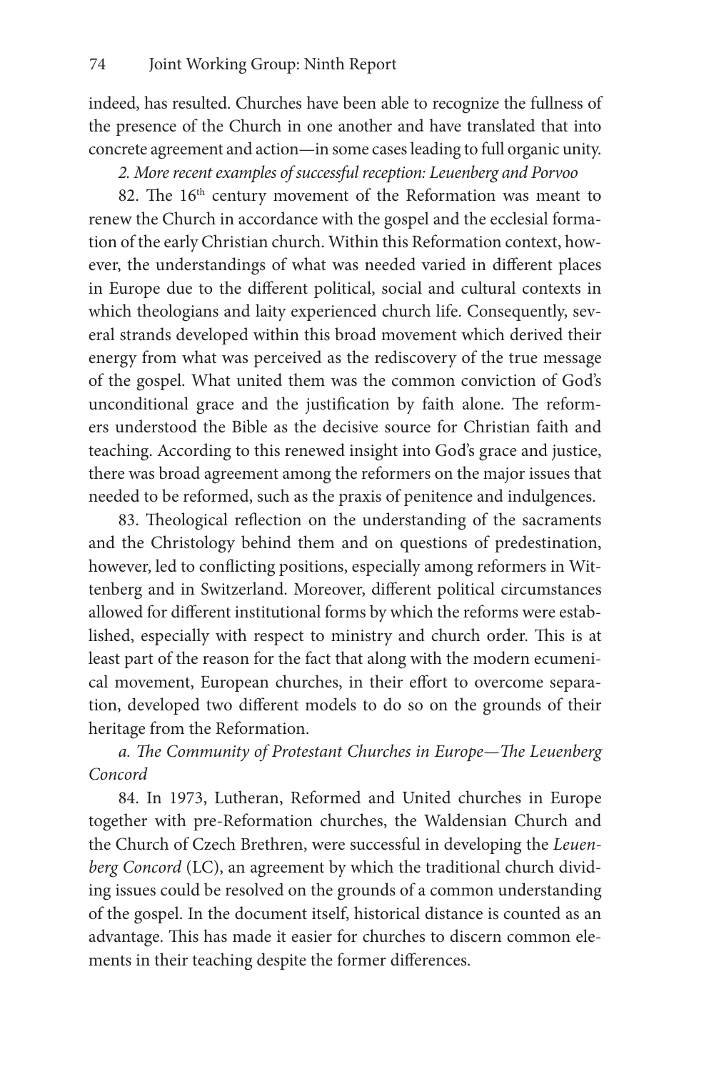indeed, has resulted. Churches have been able to recognize the fullness of the presence of the Church in one another and have translated that into concrete agreement and action—in some cases leading to full organic unity.

*2. More recent examples of successful reception: Leuenberg and Porvoo*

82. The 16th century movement of the Reformation was meant to renew the Church in accordance with the gospel and the ecclesial formation of the early Christian church. Within this Reformation context, however, the understandings of what was needed varied in different places in Europe due to the different political, social and cultural contexts in which theologians and laity experienced church life. Consequently, several strands developed within this broad movement which derived their energy from what was perceived as the rediscovery of the true message of the gospel. What united them was the common conviction of God's unconditional grace and the justification by faith alone. The reformers understood the Bible as the decisive source for Christian faith and teaching. According to this renewed insight into God's grace and justice, there was broad agreement among the reformers on the major issues that needed to be reformed, such as the praxis of penitence and indulgences.

83. Theological reflection on the understanding of the sacraments and the Christology behind them and on questions of predestination, however, led to conflicting positions, especially among reformers in Wittenberg and in Switzerland. Moreover, different political circumstances allowed for different institutional forms by which the reforms were established, especially with respect to ministry and church order. This is at least part of the reason for the fact that along with the modern ecumenical movement, European churches, in their effort to overcome separation, developed two different models to do so on the grounds of their heritage from the Reformation.

*a. The Community of Protestant Churches in Europe—The Leuenberg Concord*

84. In 1973, Lutheran, Reformed and United churches in Europe together with pre-Reformation churches, the Waldensian Church and the Church of Czech Brethren, were successful in developing the *Leuenberg Concord* (LC), an agreement by which the traditional church dividing issues could be resolved on the grounds of a common understanding of the gospel. In the document itself, historical distance is counted as an advantage. This has made it easier for churches to discern common elements in their teaching despite the former differences.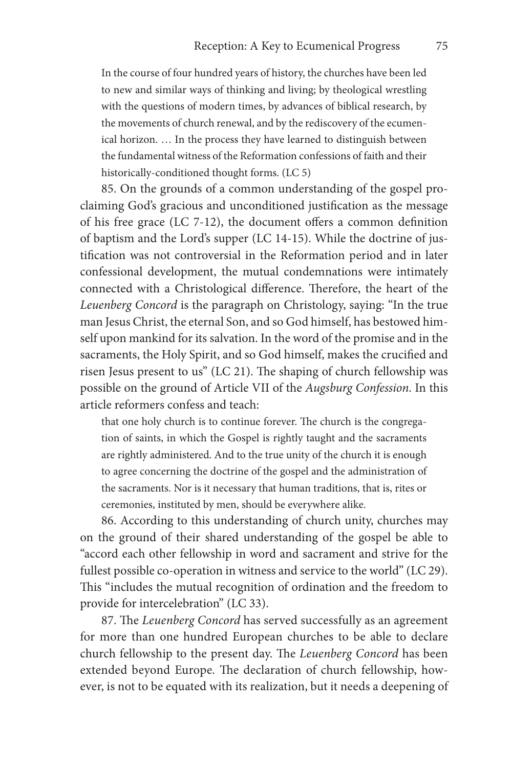> In the course of four hundred years of history, the churches have been led to new and similar ways of thinking and living; by theological wrestling with the questions of modern times, by advances of biblical research, by the movements of church renewal, and by the rediscovery of the ecumenical horizon. … In the process they have learned to distinguish between the fundamental witness of the Reformation confessions of faith and their historically-conditioned thought forms. (LC 5)

85. On the grounds of a common understanding of the gospel proclaiming God's gracious and unconditioned justification as the message of his free grace (LC 7-12), the document offers a common definition of baptism and the Lord's supper (LC 14-15). While the doctrine of justification was not controversial in the Reformation period and in later confessional development, the mutual condemnations were intimately connected with a Christological difference. Therefore, the heart of the *Leuenberg Concord* is the paragraph on Christology, saying: "In the true man Jesus Christ, the eternal Son, and so God himself, has bestowed himself upon mankind for its salvation. In the word of the promise and in the sacraments, the Holy Spirit, and so God himself, makes the crucified and risen Jesus present to us" (LC 21). The shaping of church fellowship was possible on the ground of Article VII of the *Augsburg Confession*. In this article reformers confess and teach:

> that one holy church is to continue forever. The church is the congregation of saints, in which the Gospel is rightly taught and the sacraments are rightly administered. And to the true unity of the church it is enough to agree concerning the doctrine of the gospel and the administration of the sacraments. Nor is it necessary that human traditions, that is, rites or ceremonies, instituted by men, should be everywhere alike.

86. According to this understanding of church unity, churches may on the ground of their shared understanding of the gospel be able to "accord each other fellowship in word and sacrament and strive for the fullest possible co-operation in witness and service to the world" (LC 29). This "includes the mutual recognition of ordination and the freedom to provide for intercelebration" (LC 33).

87. The *Leuenberg Concord* has served successfully as an agreement for more than one hundred European churches to be able to declare church fellowship to the present day. The *Leuenberg Concord* has been extended beyond Europe. The declaration of church fellowship, however, is not to be equated with its realization, but it needs a deepening of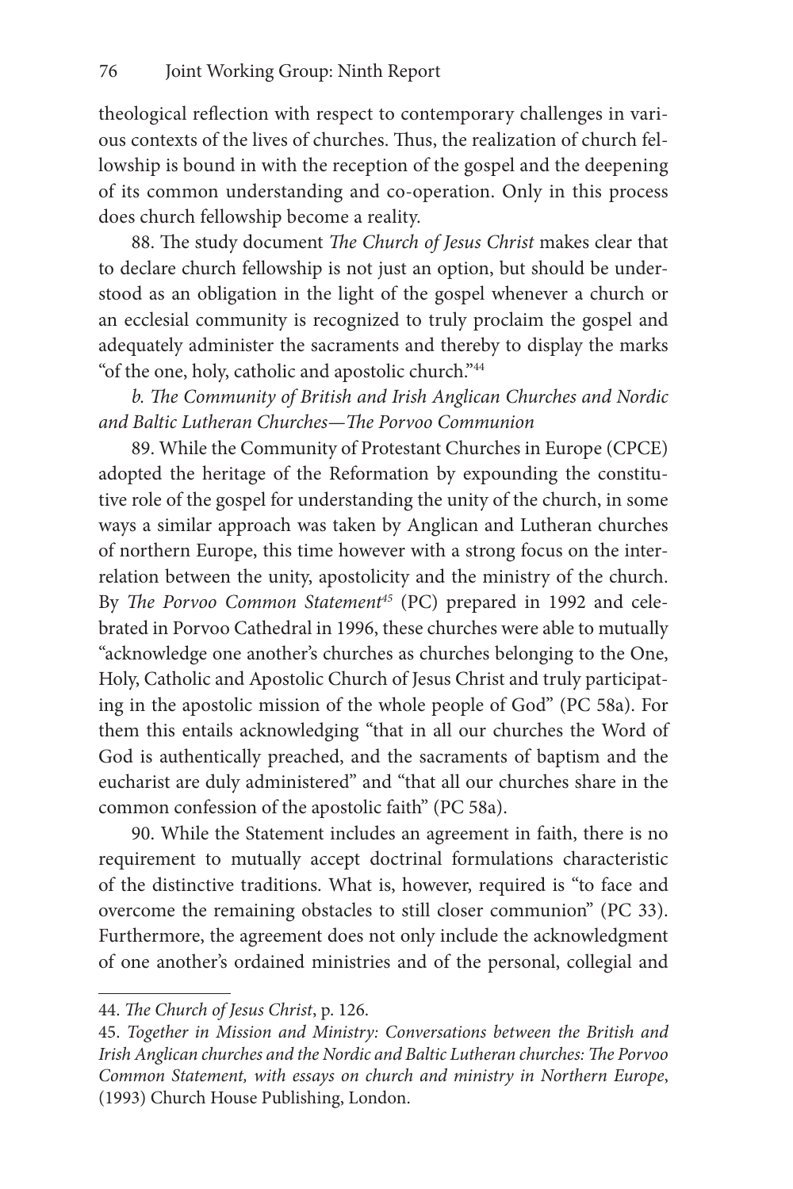theological reflection with respect to contemporary challenges in various contexts of the lives of churches. Thus, the realization of church fellowship is bound in with the reception of the gospel and the deepening of its common understanding and co-operation. Only in this process does church fellowship become a reality.

88. The study document *The Church of Jesus Christ* makes clear that to declare church fellowship is not just an option, but should be understood as an obligation in the light of the gospel whenever a church or an ecclesial community is recognized to truly proclaim the gospel and adequately administer the sacraments and thereby to display the marks "of the one, holy, catholic and apostolic church."[44]

*b. The Community of British and Irish Anglican Churches and Nordic and Baltic Lutheran Churches—The Porvoo Communion*

89. While the Community of Protestant Churches in Europe (CPCE) adopted the heritage of the Reformation by expounding the constitutive role of the gospel for understanding the unity of the church, in some ways a similar approach was taken by Anglican and Lutheran churches of northern Europe, this time however with a strong focus on the interrelation between the unity, apostolicity and the ministry of the church. By *The Porvoo Common Statement*[45] (PC) prepared in 1992 and celebrated in Porvoo Cathedral in 1996, these churches were able to mutually "acknowledge one another's churches as churches belonging to the One, Holy, Catholic and Apostolic Church of Jesus Christ and truly participating in the apostolic mission of the whole people of God" (PC 58a). For them this entails acknowledging "that in all our churches the Word of God is authentically preached, and the sacraments of baptism and the eucharist are duly administered" and "that all our churches share in the common confession of the apostolic faith" (PC 58a).

90. While the Statement includes an agreement in faith, there is no requirement to mutually accept doctrinal formulations characteristic of the distinctive traditions. What is, however, required is "to face and overcome the remaining obstacles to still closer communion" (PC 33). Furthermore, the agreement does not only include the acknowledgment of one another's ordained ministries and of the personal, collegial and

---

44. *The Church of Jesus Christ*, p. 126.

45. *Together in Mission and Ministry: Conversations between the British and Irish Anglican churches and the Nordic and Baltic Lutheran churches: The Porvoo Common Statement, with essays on church and ministry in Northern Europe*, (1993) Church House Publishing, London.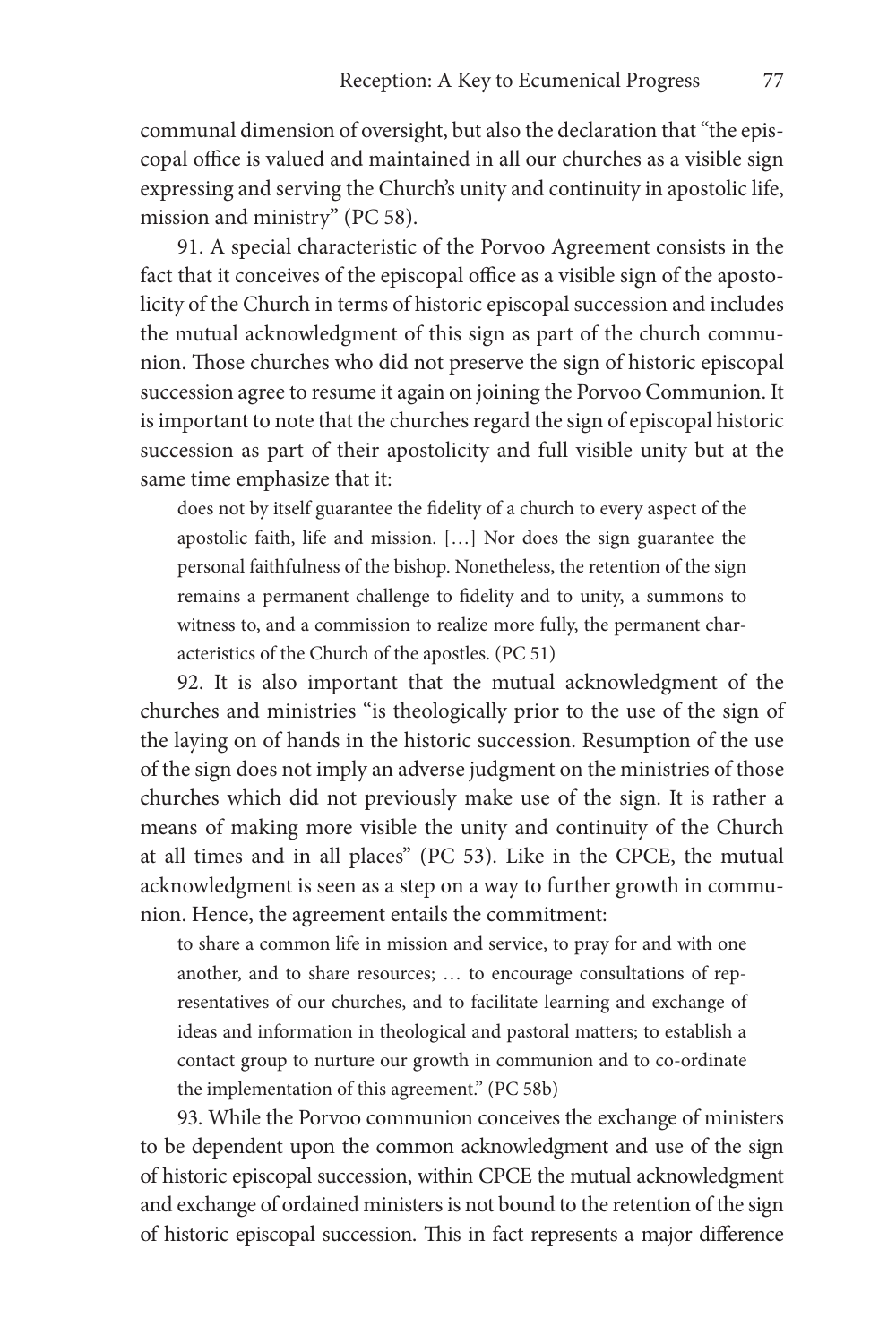communal dimension of oversight, but also the declaration that "the episcopal office is valued and maintained in all our churches as a visible sign expressing and serving the Church's unity and continuity in apostolic life, mission and ministry" (PC 58).

91. A special characteristic of the Porvoo Agreement consists in the fact that it conceives of the episcopal office as a visible sign of the apostolicity of the Church in terms of historic episcopal succession and includes the mutual acknowledgment of this sign as part of the church communion. Those churches who did not preserve the sign of historic episcopal succession agree to resume it again on joining the Porvoo Communion. It is important to note that the churches regard the sign of episcopal historic succession as part of their apostolicity and full visible unity but at the same time emphasize that it:

> does not by itself guarantee the fidelity of a church to every aspect of the apostolic faith, life and mission. […] Nor does the sign guarantee the personal faithfulness of the bishop. Nonetheless, the retention of the sign remains a permanent challenge to fidelity and to unity, a summons to witness to, and a commission to realize more fully, the permanent characteristics of the Church of the apostles. (PC 51)

92. It is also important that the mutual acknowledgment of the churches and ministries "is theologically prior to the use of the sign of the laying on of hands in the historic succession. Resumption of the use of the sign does not imply an adverse judgment on the ministries of those churches which did not previously make use of the sign. It is rather a means of making more visible the unity and continuity of the Church at all times and in all places" (PC 53). Like in the CPCE, the mutual acknowledgment is seen as a step on a way to further growth in communion. Hence, the agreement entails the commitment:

> to share a common life in mission and service, to pray for and with one another, and to share resources; … to encourage consultations of representatives of our churches, and to facilitate learning and exchange of ideas and information in theological and pastoral matters; to establish a contact group to nurture our growth in communion and to co-ordinate the implementation of this agreement." (PC 58b)

93. While the Porvoo communion conceives the exchange of ministers to be dependent upon the common acknowledgment and use of the sign of historic episcopal succession, within CPCE the mutual acknowledgment and exchange of ordained ministers is not bound to the retention of the sign of historic episcopal succession. This in fact represents a major difference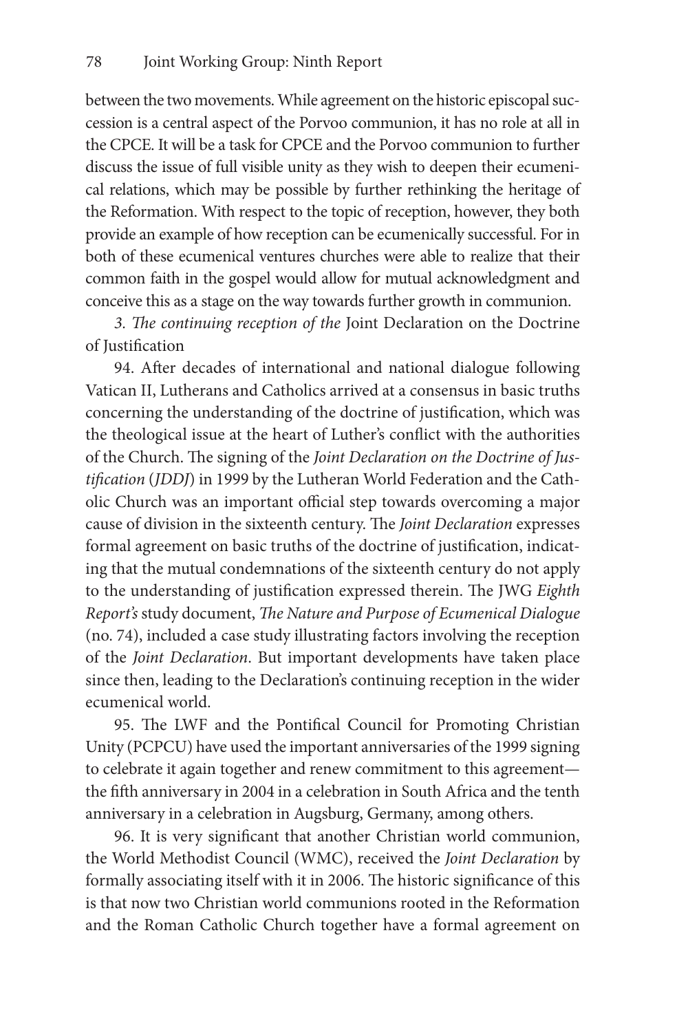between the two movements. While agreement on the historic episcopal succession is a central aspect of the Porvoo communion, it has no role at all in the CPCE. It will be a task for CPCE and the Porvoo communion to further discuss the issue of full visible unity as they wish to deepen their ecumenical relations, which may be possible by further rethinking the heritage of the Reformation. With respect to the topic of reception, however, they both provide an example of how reception can be ecumenically successful. For in both of these ecumenical ventures churches were able to realize that their common faith in the gospel would allow for mutual acknowledgment and conceive this as a stage on the way towards further growth in communion.

### *3. The continuing reception of the* Joint Declaration on the Doctrine of Justification

94. After decades of international and national dialogue following Vatican II, Lutherans and Catholics arrived at a consensus in basic truths concerning the understanding of the doctrine of justification, which was the theological issue at the heart of Luther's conflict with the authorities of the Church. The signing of the *Joint Declaration on the Doctrine of Justification* (*JDDJ*) in 1999 by the Lutheran World Federation and the Catholic Church was an important official step towards overcoming a major cause of division in the sixteenth century. The *Joint Declaration* expresses formal agreement on basic truths of the doctrine of justification, indicating that the mutual condemnations of the sixteenth century do not apply to the understanding of justification expressed therein. The JWG *Eighth Report's* study document, *The Nature and Purpose of Ecumenical Dialogue* (no. 74), included a case study illustrating factors involving the reception of the *Joint Declaration*. But important developments have taken place since then, leading to the Declaration's continuing reception in the wider ecumenical world.

95. The LWF and the Pontifical Council for Promoting Christian Unity (PCPCU) have used the important anniversaries of the 1999 signing to celebrate it again together and renew commitment to this agreement—the fifth anniversary in 2004 in a celebration in South Africa and the tenth anniversary in a celebration in Augsburg, Germany, among others.

96. It is very significant that another Christian world communion, the World Methodist Council (WMC), received the *Joint Declaration* by formally associating itself with it in 2006. The historic significance of this is that now two Christian world communions rooted in the Reformation and the Roman Catholic Church together have a formal agreement on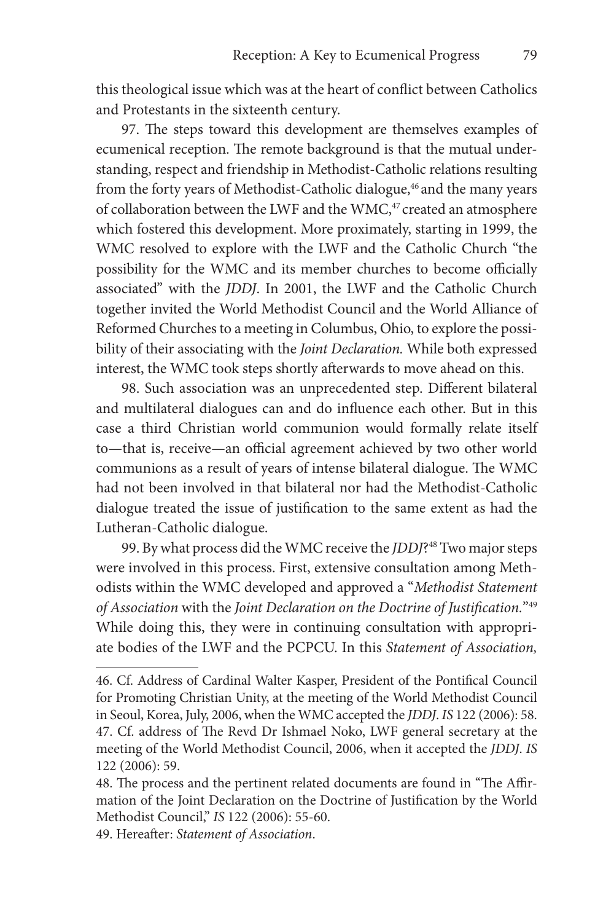this theological issue which was at the heart of conflict between Catholics and Protestants in the sixteenth century.

97. The steps toward this development are themselves examples of ecumenical reception. The remote background is that the mutual understanding, respect and friendship in Methodist-Catholic relations resulting from the forty years of Methodist-Catholic dialogue,[46] and the many years of collaboration between the LWF and the WMC,[47] created an atmosphere which fostered this development. More proximately, starting in 1999, the WMC resolved to explore with the LWF and the Catholic Church "the possibility for the WMC and its member churches to become officially associated" with the *JDDJ*. In 2001, the LWF and the Catholic Church together invited the World Methodist Council and the World Alliance of Reformed Churches to a meeting in Columbus, Ohio, to explore the possibility of their associating with the *Joint Declaration.* While both expressed interest, the WMC took steps shortly afterwards to move ahead on this.

98. Such association was an unprecedented step. Different bilateral and multilateral dialogues can and do influence each other. But in this case a third Christian world communion would formally relate itself to—that is, receive—an official agreement achieved by two other world communions as a result of years of intense bilateral dialogue. The WMC had not been involved in that bilateral nor had the Methodist-Catholic dialogue treated the issue of justification to the same extent as had the Lutheran-Catholic dialogue.

99. By what process did the WMC receive the *JDDJ*?[48] Two major steps were involved in this process. First, extensive consultation among Methodists within the WMC developed and approved a "*Methodist Statement of Association* with the *Joint Declaration on the Doctrine of Justification.*"[49] While doing this, they were in continuing consultation with appropriate bodies of the LWF and the PCPCU. In this *Statement of Association,*

---

46. Cf. Address of Cardinal Walter Kasper, President of the Pontifical Council for Promoting Christian Unity, at the meeting of the World Methodist Council in Seoul, Korea, July, 2006, when the WMC accepted the *JDDJ*. *IS* 122 (2006): 58.

47. Cf. address of The Revd Dr Ishmael Noko, LWF general secretary at the meeting of the World Methodist Council, 2006, when it accepted the *JDDJ*. *IS* 122 (2006): 59.

48. The process and the pertinent related documents are found in "The Affirmation of the Joint Declaration on the Doctrine of Justification by the World Methodist Council," *IS* 122 (2006): 55-60.

49. Hereafter: *Statement of Association*.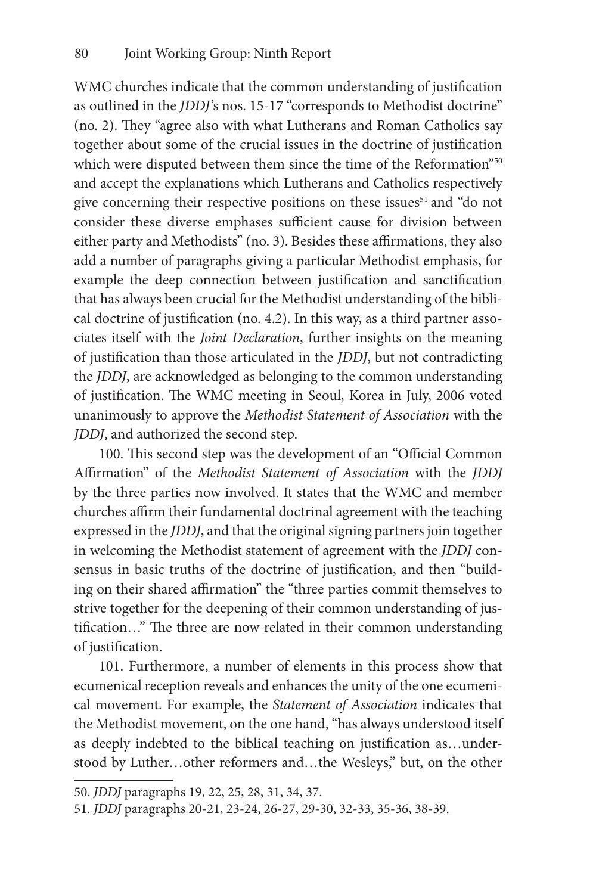WMC churches indicate that the common understanding of justification as outlined in the *JDDJ*'s nos. 15-17 "corresponds to Methodist doctrine" (no. 2). They "agree also with what Lutherans and Roman Catholics say together about some of the crucial issues in the doctrine of justification which were disputed between them since the time of the Reformation"[50] and accept the explanations which Lutherans and Catholics respectively give concerning their respective positions on these issues[51] and "do not consider these diverse emphases sufficient cause for division between either party and Methodists" (no. 3). Besides these affirmations, they also add a number of paragraphs giving a particular Methodist emphasis, for example the deep connection between justification and sanctification that has always been crucial for the Methodist understanding of the biblical doctrine of justification (no. 4.2). In this way, as a third partner associates itself with the *Joint Declaration*, further insights on the meaning of justification than those articulated in the *JDDJ*, but not contradicting the *JDDJ*, are acknowledged as belonging to the common understanding of justification. The WMC meeting in Seoul, Korea in July, 2006 voted unanimously to approve the *Methodist Statement of Association* with the *JDDJ*, and authorized the second step.

100. This second step was the development of an "Official Common Affirmation" of the *Methodist Statement of Association* with the *JDDJ* by the three parties now involved. It states that the WMC and member churches affirm their fundamental doctrinal agreement with the teaching expressed in the *JDDJ*, and that the original signing partners join together in welcoming the Methodist statement of agreement with the *JDDJ* consensus in basic truths of the doctrine of justification, and then "building on their shared affirmation" the "three parties commit themselves to strive together for the deepening of their common understanding of justification…" The three are now related in their common understanding of justification.

101. Furthermore, a number of elements in this process show that ecumenical reception reveals and enhances the unity of the one ecumenical movement. For example, the *Statement of Association* indicates that the Methodist movement, on the one hand, "has always understood itself as deeply indebted to the biblical teaching on justification as…understood by Luther…other reformers and…the Wesleys," but, on the other

50. *JDDJ* paragraphs 19, 22, 25, 28, 31, 34, 37.

51. *JDDJ* paragraphs 20-21, 23-24, 26-27, 29-30, 32-33, 35-36, 38-39.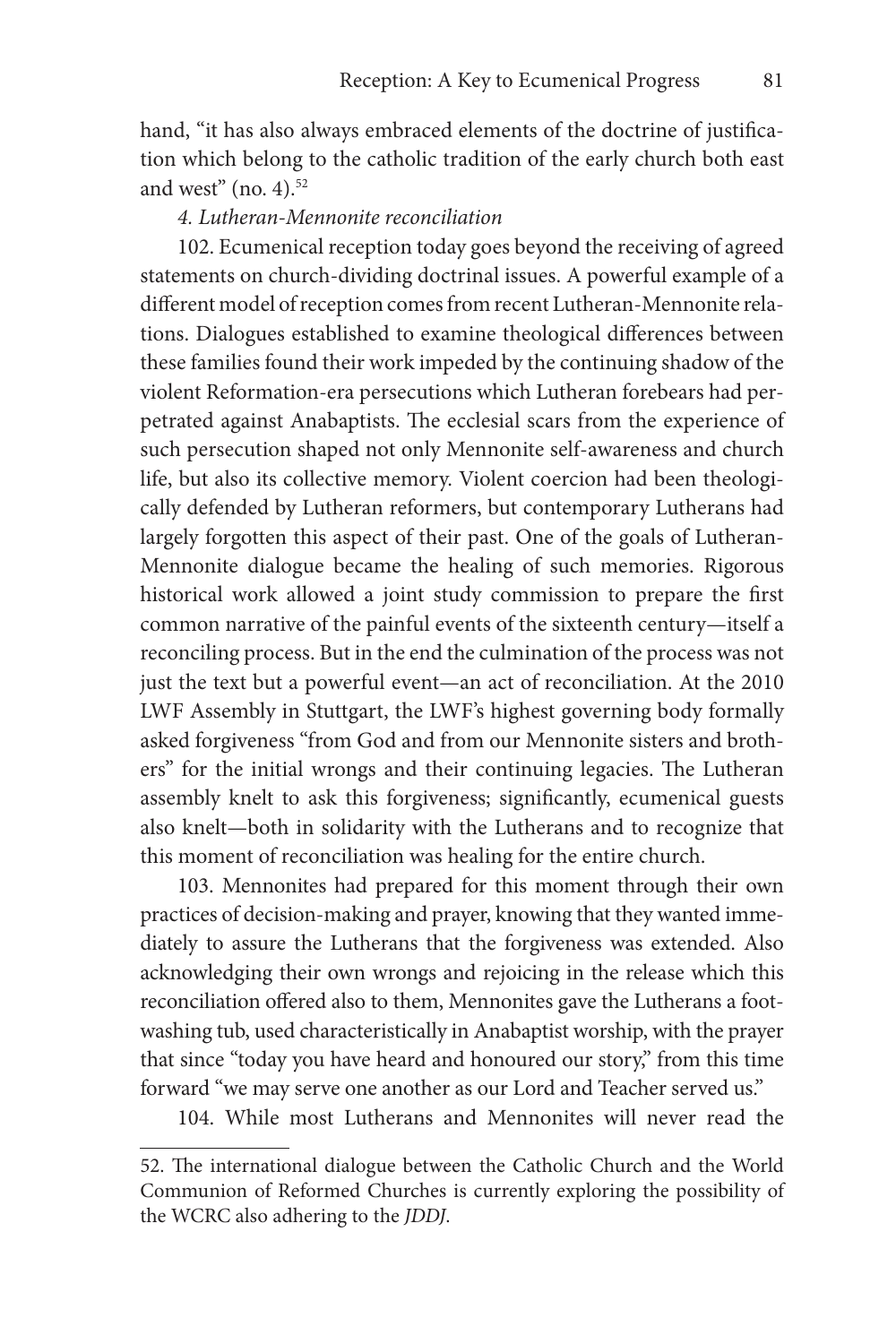hand, "it has also always embraced elements of the doctrine of justification which belong to the catholic tradition of the early church both east and west" (no. 4).[52]

*4. Lutheran-Mennonite reconciliation*

102. Ecumenical reception today goes beyond the receiving of agreed statements on church-dividing doctrinal issues. A powerful example of a different model of reception comes from recent Lutheran-Mennonite relations. Dialogues established to examine theological differences between these families found their work impeded by the continuing shadow of the violent Reformation-era persecutions which Lutheran forebears had perpetrated against Anabaptists. The ecclesial scars from the experience of such persecution shaped not only Mennonite self-awareness and church life, but also its collective memory. Violent coercion had been theologically defended by Lutheran reformers, but contemporary Lutherans had largely forgotten this aspect of their past. One of the goals of Lutheran-Mennonite dialogue became the healing of such memories. Rigorous historical work allowed a joint study commission to prepare the first common narrative of the painful events of the sixteenth century—itself a reconciling process. But in the end the culmination of the process was not just the text but a powerful event—an act of reconciliation. At the 2010 LWF Assembly in Stuttgart, the LWF's highest governing body formally asked forgiveness "from God and from our Mennonite sisters and brothers" for the initial wrongs and their continuing legacies. The Lutheran assembly knelt to ask this forgiveness; significantly, ecumenical guests also knelt—both in solidarity with the Lutherans and to recognize that this moment of reconciliation was healing for the entire church.

103. Mennonites had prepared for this moment through their own practices of decision-making and prayer, knowing that they wanted immediately to assure the Lutherans that the forgiveness was extended. Also acknowledging their own wrongs and rejoicing in the release which this reconciliation offered also to them, Mennonites gave the Lutherans a footwashing tub, used characteristically in Anabaptist worship, with the prayer that since "today you have heard and honoured our story," from this time forward "we may serve one another as our Lord and Teacher served us."

104. While most Lutherans and Mennonites will never read the

---

52. The international dialogue between the Catholic Church and the World Communion of Reformed Churches is currently exploring the possibility of the WCRC also adhering to the *JDDJ*.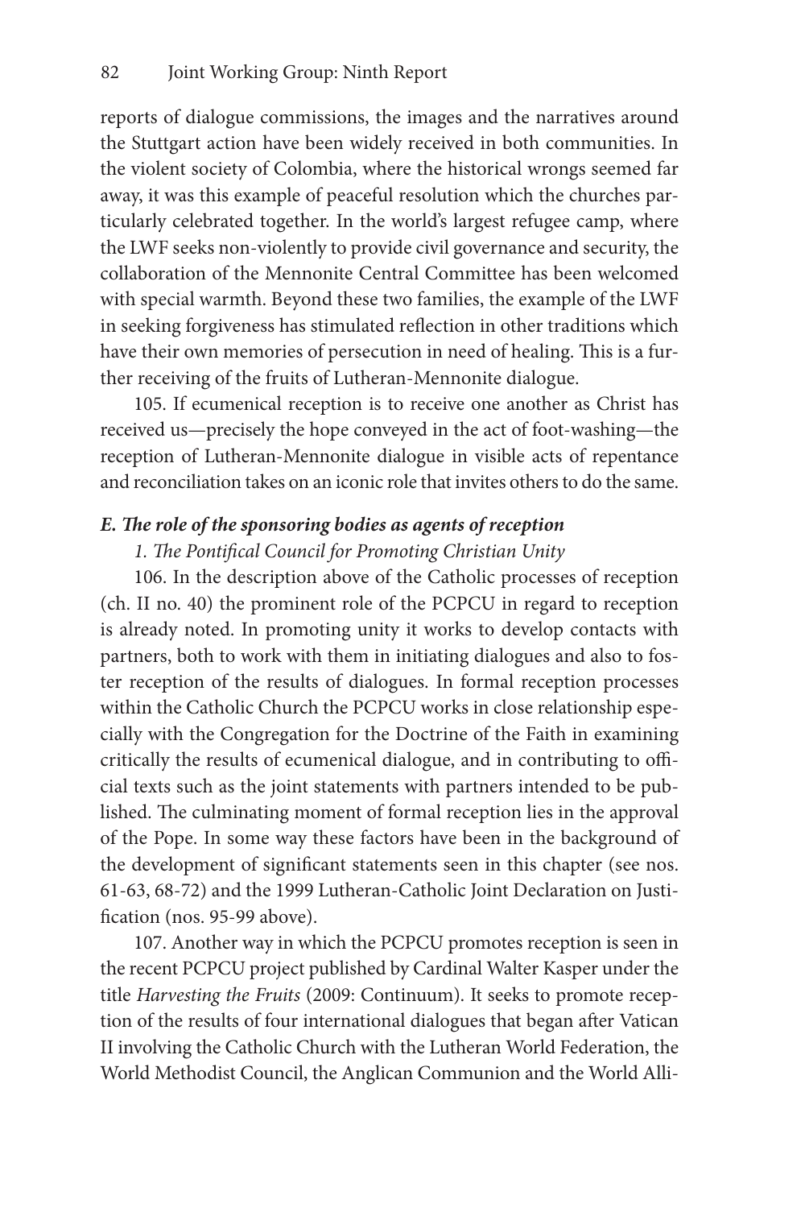reports of dialogue commissions, the images and the narratives around the Stuttgart action have been widely received in both communities. In the violent society of Colombia, where the historical wrongs seemed far away, it was this example of peaceful resolution which the churches particularly celebrated together. In the world's largest refugee camp, where the LWF seeks non-violently to provide civil governance and security, the collaboration of the Mennonite Central Committee has been welcomed with special warmth. Beyond these two families, the example of the LWF in seeking forgiveness has stimulated reflection in other traditions which have their own memories of persecution in need of healing. This is a further receiving of the fruits of Lutheran-Mennonite dialogue.

105. If ecumenical reception is to receive one another as Christ has received us—precisely the hope conveyed in the act of foot-washing—the reception of Lutheran-Mennonite dialogue in visible acts of repentance and reconciliation takes on an iconic role that invites others to do the same.

### *E. The role of the sponsoring bodies as agents of reception*

#### *1. The Pontifical Council for Promoting Christian Unity*

106. In the description above of the Catholic processes of reception (ch. II no. 40) the prominent role of the PCPCU in regard to reception is already noted. In promoting unity it works to develop contacts with partners, both to work with them in initiating dialogues and also to foster reception of the results of dialogues. In formal reception processes within the Catholic Church the PCPCU works in close relationship especially with the Congregation for the Doctrine of the Faith in examining critically the results of ecumenical dialogue, and in contributing to official texts such as the joint statements with partners intended to be published. The culminating moment of formal reception lies in the approval of the Pope. In some way these factors have been in the background of the development of significant statements seen in this chapter (see nos. 61-63, 68-72) and the 1999 Lutheran-Catholic Joint Declaration on Justification (nos. 95-99 above).

107. Another way in which the PCPCU promotes reception is seen in the recent PCPCU project published by Cardinal Walter Kasper under the title *Harvesting the Fruits* (2009: Continuum). It seeks to promote reception of the results of four international dialogues that began after Vatican II involving the Catholic Church with the Lutheran World Federation, the World Methodist Council, the Anglican Communion and the World Alli-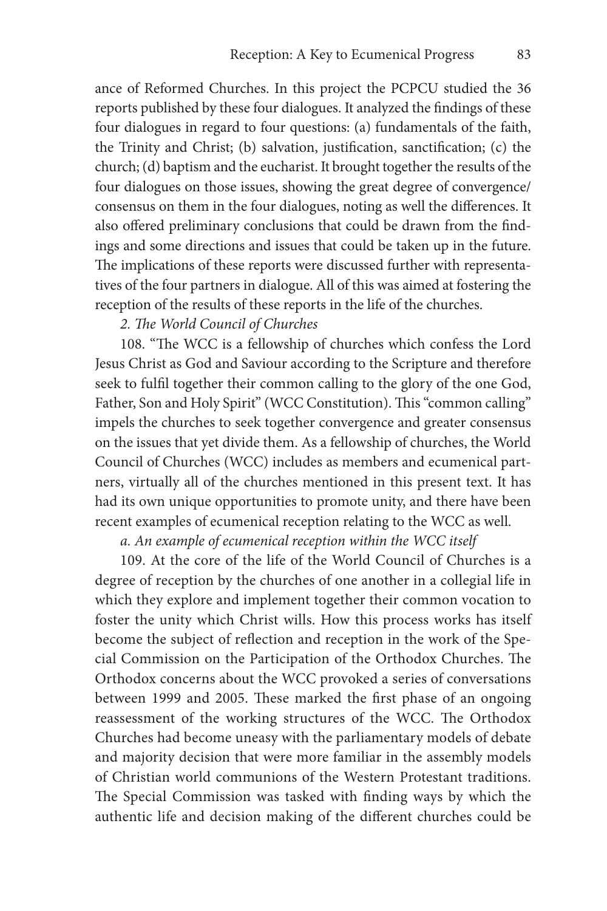ance of Reformed Churches. In this project the PCPCU studied the 36 reports published by these four dialogues. It analyzed the findings of these four dialogues in regard to four questions: (a) fundamentals of the faith, the Trinity and Christ; (b) salvation, justification, sanctification; (c) the church; (d) baptism and the eucharist. It brought together the results of the four dialogues on those issues, showing the great degree of convergence/ consensus on them in the four dialogues, noting as well the differences. It also offered preliminary conclusions that could be drawn from the findings and some directions and issues that could be taken up in the future. The implications of these reports were discussed further with representatives of the four partners in dialogue. All of this was aimed at fostering the reception of the results of these reports in the life of the churches.

*2. The World Council of Churches*

108. "The WCC is a fellowship of churches which confess the Lord Jesus Christ as God and Saviour according to the Scripture and therefore seek to fulfil together their common calling to the glory of the one God, Father, Son and Holy Spirit" (WCC Constitution). This "common calling" impels the churches to seek together convergence and greater consensus on the issues that yet divide them. As a fellowship of churches, the World Council of Churches (WCC) includes as members and ecumenical partners, virtually all of the churches mentioned in this present text. It has had its own unique opportunities to promote unity, and there have been recent examples of ecumenical reception relating to the WCC as well.

*a. An example of ecumenical reception within the WCC itself*

109. At the core of the life of the World Council of Churches is a degree of reception by the churches of one another in a collegial life in which they explore and implement together their common vocation to foster the unity which Christ wills. How this process works has itself become the subject of reflection and reception in the work of the Special Commission on the Participation of the Orthodox Churches. The Orthodox concerns about the WCC provoked a series of conversations between 1999 and 2005. These marked the first phase of an ongoing reassessment of the working structures of the WCC. The Orthodox Churches had become uneasy with the parliamentary models of debate and majority decision that were more familiar in the assembly models of Christian world communions of the Western Protestant traditions. The Special Commission was tasked with finding ways by which the authentic life and decision making of the different churches could be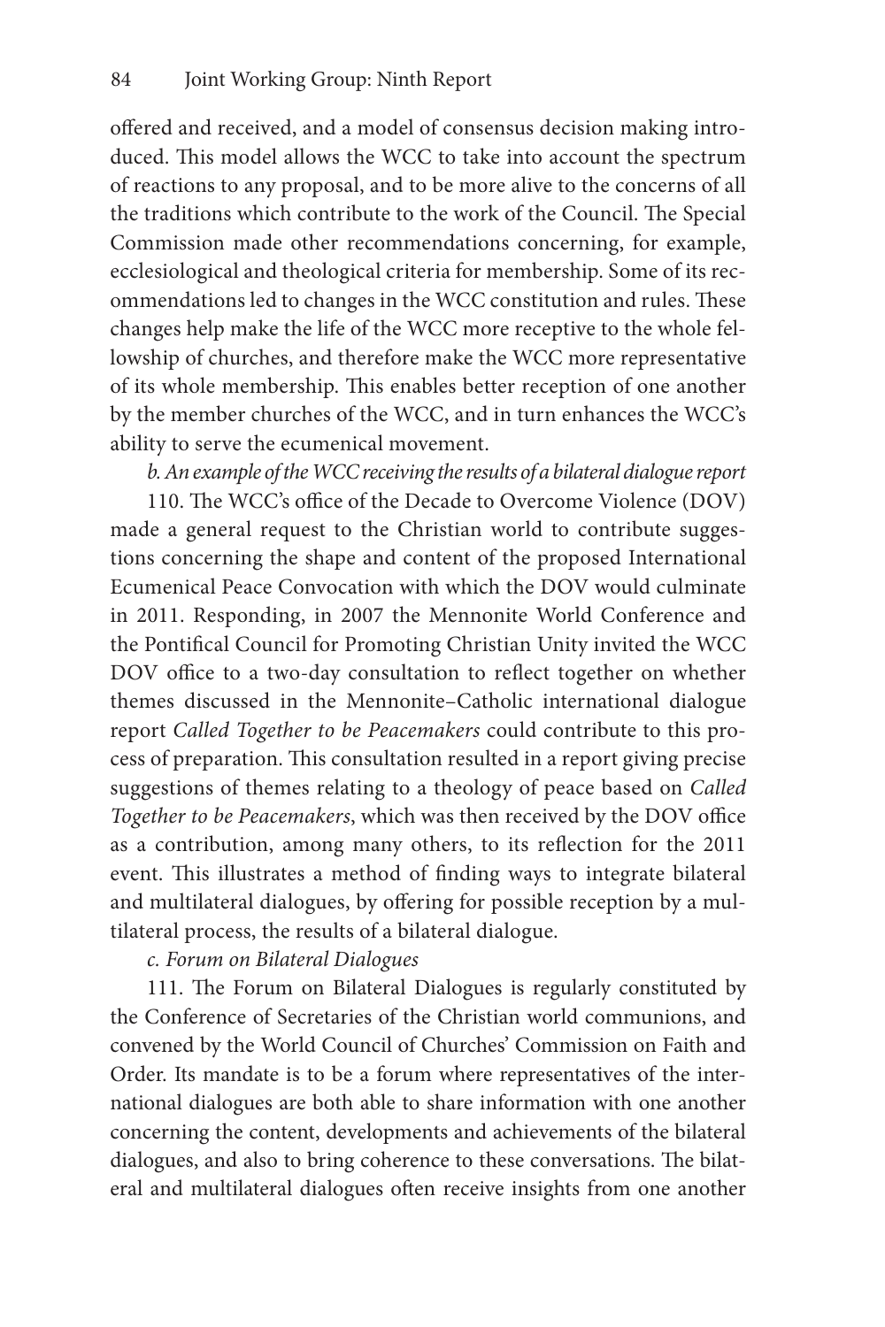offered and received, and a model of consensus decision making introduced. This model allows the WCC to take into account the spectrum of reactions to any proposal, and to be more alive to the concerns of all the traditions which contribute to the work of the Council. The Special Commission made other recommendations concerning, for example, ecclesiological and theological criteria for membership. Some of its recommendations led to changes in the WCC constitution and rules. These changes help make the life of the WCC more receptive to the whole fellowship of churches, and therefore make the WCC more representative of its whole membership. This enables better reception of one another by the member churches of the WCC, and in turn enhances the WCC's ability to serve the ecumenical movement.

*b. An example of the WCC receiving the results of a bilateral dialogue report*

110. The WCC's office of the Decade to Overcome Violence (DOV) made a general request to the Christian world to contribute suggestions concerning the shape and content of the proposed International Ecumenical Peace Convocation with which the DOV would culminate in 2011. Responding, in 2007 the Mennonite World Conference and the Pontifical Council for Promoting Christian Unity invited the WCC DOV office to a two-day consultation to reflect together on whether themes discussed in the Mennonite–Catholic international dialogue report *Called Together to be Peacemakers* could contribute to this process of preparation. This consultation resulted in a report giving precise suggestions of themes relating to a theology of peace based on *Called Together to be Peacemakers*, which was then received by the DOV office as a contribution, among many others, to its reflection for the 2011 event. This illustrates a method of finding ways to integrate bilateral and multilateral dialogues, by offering for possible reception by a multilateral process, the results of a bilateral dialogue.

*c. Forum on Bilateral Dialogues*

111. The Forum on Bilateral Dialogues is regularly constituted by the Conference of Secretaries of the Christian world communions, and convened by the World Council of Churches' Commission on Faith and Order. Its mandate is to be a forum where representatives of the international dialogues are both able to share information with one another concerning the content, developments and achievements of the bilateral dialogues, and also to bring coherence to these conversations. The bilateral and multilateral dialogues often receive insights from one another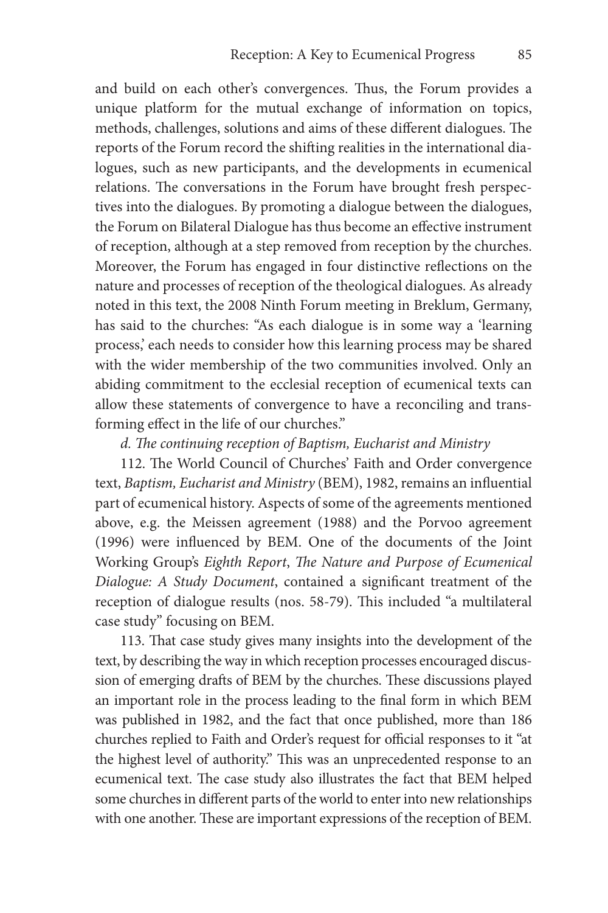and build on each other's convergences. Thus, the Forum provides a unique platform for the mutual exchange of information on topics, methods, challenges, solutions and aims of these different dialogues. The reports of the Forum record the shifting realities in the international dialogues, such as new participants, and the developments in ecumenical relations. The conversations in the Forum have brought fresh perspectives into the dialogues. By promoting a dialogue between the dialogues, the Forum on Bilateral Dialogue has thus become an effective instrument of reception, although at a step removed from reception by the churches. Moreover, the Forum has engaged in four distinctive reflections on the nature and processes of reception of the theological dialogues. As already noted in this text, the 2008 Ninth Forum meeting in Breklum, Germany, has said to the churches: "As each dialogue is in some way a 'learning process,' each needs to consider how this learning process may be shared with the wider membership of the two communities involved. Only an abiding commitment to the ecclesial reception of ecumenical texts can allow these statements of convergence to have a reconciling and transforming effect in the life of our churches."

*d. The continuing reception of Baptism, Eucharist and Ministry*

112. The World Council of Churches' Faith and Order convergence text, *Baptism, Eucharist and Ministry* (BEM), 1982, remains an influential part of ecumenical history. Aspects of some of the agreements mentioned above, e.g. the Meissen agreement (1988) and the Porvoo agreement (1996) were influenced by BEM. One of the documents of the Joint Working Group's *Eighth Report*, *The Nature and Purpose of Ecumenical Dialogue: A Study Document*, contained a significant treatment of the reception of dialogue results (nos. 58-79). This included "a multilateral case study" focusing on BEM.

113. That case study gives many insights into the development of the text, by describing the way in which reception processes encouraged discussion of emerging drafts of BEM by the churches. These discussions played an important role in the process leading to the final form in which BEM was published in 1982, and the fact that once published, more than 186 churches replied to Faith and Order's request for official responses to it "at the highest level of authority." This was an unprecedented response to an ecumenical text. The case study also illustrates the fact that BEM helped some churches in different parts of the world to enter into new relationships with one another. These are important expressions of the reception of BEM.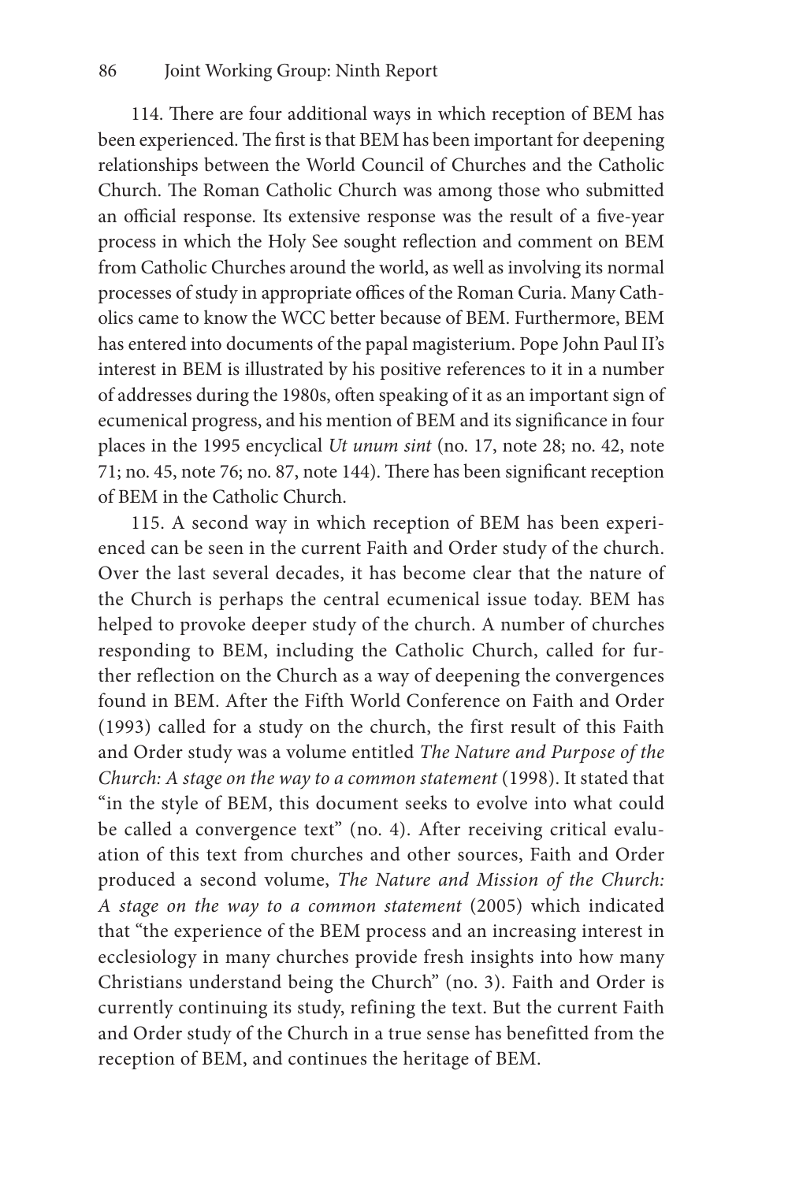114. There are four additional ways in which reception of BEM has been experienced. The first is that BEM has been important for deepening relationships between the World Council of Churches and the Catholic Church. The Roman Catholic Church was among those who submitted an official response. Its extensive response was the result of a five-year process in which the Holy See sought reflection and comment on BEM from Catholic Churches around the world, as well as involving its normal processes of study in appropriate offices of the Roman Curia. Many Catholics came to know the WCC better because of BEM. Furthermore, BEM has entered into documents of the papal magisterium. Pope John Paul II's interest in BEM is illustrated by his positive references to it in a number of addresses during the 1980s, often speaking of it as an important sign of ecumenical progress, and his mention of BEM and its significance in four places in the 1995 encyclical *Ut unum sint* (no. 17, note 28; no. 42, note 71; no. 45, note 76; no. 87, note 144). There has been significant reception of BEM in the Catholic Church.

115. A second way in which reception of BEM has been experienced can be seen in the current Faith and Order study of the church. Over the last several decades, it has become clear that the nature of the Church is perhaps the central ecumenical issue today. BEM has helped to provoke deeper study of the church. A number of churches responding to BEM, including the Catholic Church, called for further reflection on the Church as a way of deepening the convergences found in BEM. After the Fifth World Conference on Faith and Order (1993) called for a study on the church, the first result of this Faith and Order study was a volume entitled *The Nature and Purpose of the Church: A stage on the way to a common statement* (1998). It stated that "in the style of BEM, this document seeks to evolve into what could be called a convergence text" (no. 4). After receiving critical evaluation of this text from churches and other sources, Faith and Order produced a second volume, *The Nature and Mission of the Church: A stage on the way to a common statement* (2005) which indicated that "the experience of the BEM process and an increasing interest in ecclesiology in many churches provide fresh insights into how many Christians understand being the Church" (no. 3). Faith and Order is currently continuing its study, refining the text. But the current Faith and Order study of the Church in a true sense has benefitted from the reception of BEM, and continues the heritage of BEM.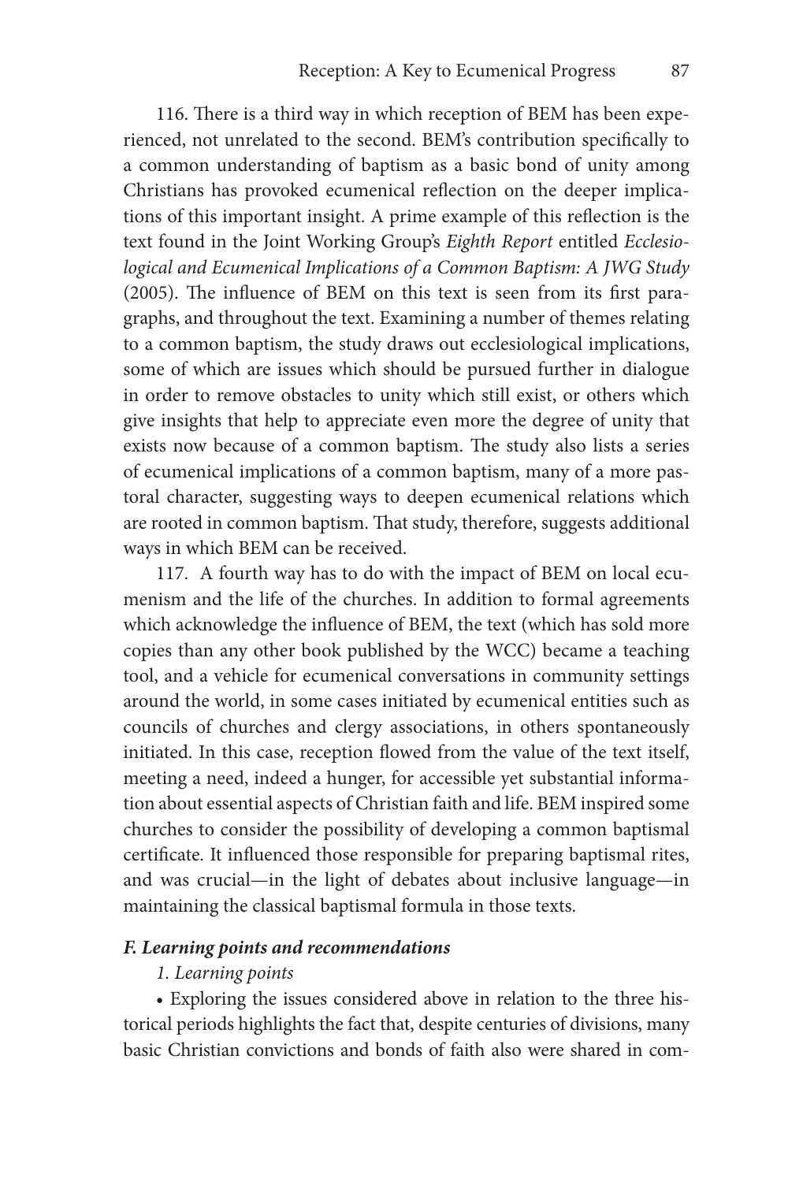116. There is a third way in which reception of BEM has been experienced, not unrelated to the second. BEM's contribution specifically to a common understanding of baptism as a basic bond of unity among Christians has provoked ecumenical reflection on the deeper implications of this important insight. A prime example of this reflection is the text found in the Joint Working Group's *Eighth Report* entitled *Ecclesiological and Ecumenical Implications of a Common Baptism: A JWG Study* (2005). The influence of BEM on this text is seen from its first paragraphs, and throughout the text. Examining a number of themes relating to a common baptism, the study draws out ecclesiological implications, some of which are issues which should be pursued further in dialogue in order to remove obstacles to unity which still exist, or others which give insights that help to appreciate even more the degree of unity that exists now because of a common baptism. The study also lists a series of ecumenical implications of a common baptism, many of a more pastoral character, suggesting ways to deepen ecumenical relations which are rooted in common baptism. That study, therefore, suggests additional ways in which BEM can be received.

117. A fourth way has to do with the impact of BEM on local ecumenism and the life of the churches. In addition to formal agreements which acknowledge the influence of BEM, the text (which has sold more copies than any other book published by the WCC) became a teaching tool, and a vehicle for ecumenical conversations in community settings around the world, in some cases initiated by ecumenical entities such as councils of churches and clergy associations, in others spontaneously initiated. In this case, reception flowed from the value of the text itself, meeting a need, indeed a hunger, for accessible yet substantial information about essential aspects of Christian faith and life. BEM inspired some churches to consider the possibility of developing a common baptismal certificate. It influenced those responsible for preparing baptismal rites, and was crucial—in the light of debates about inclusive language—in maintaining the classical baptismal formula in those texts.

### *F. Learning points and recommendations*

#### *1. Learning points*

- Exploring the issues considered above in relation to the three historical periods highlights the fact that, despite centuries of divisions, many basic Christian convictions and bonds of faith also were shared in com-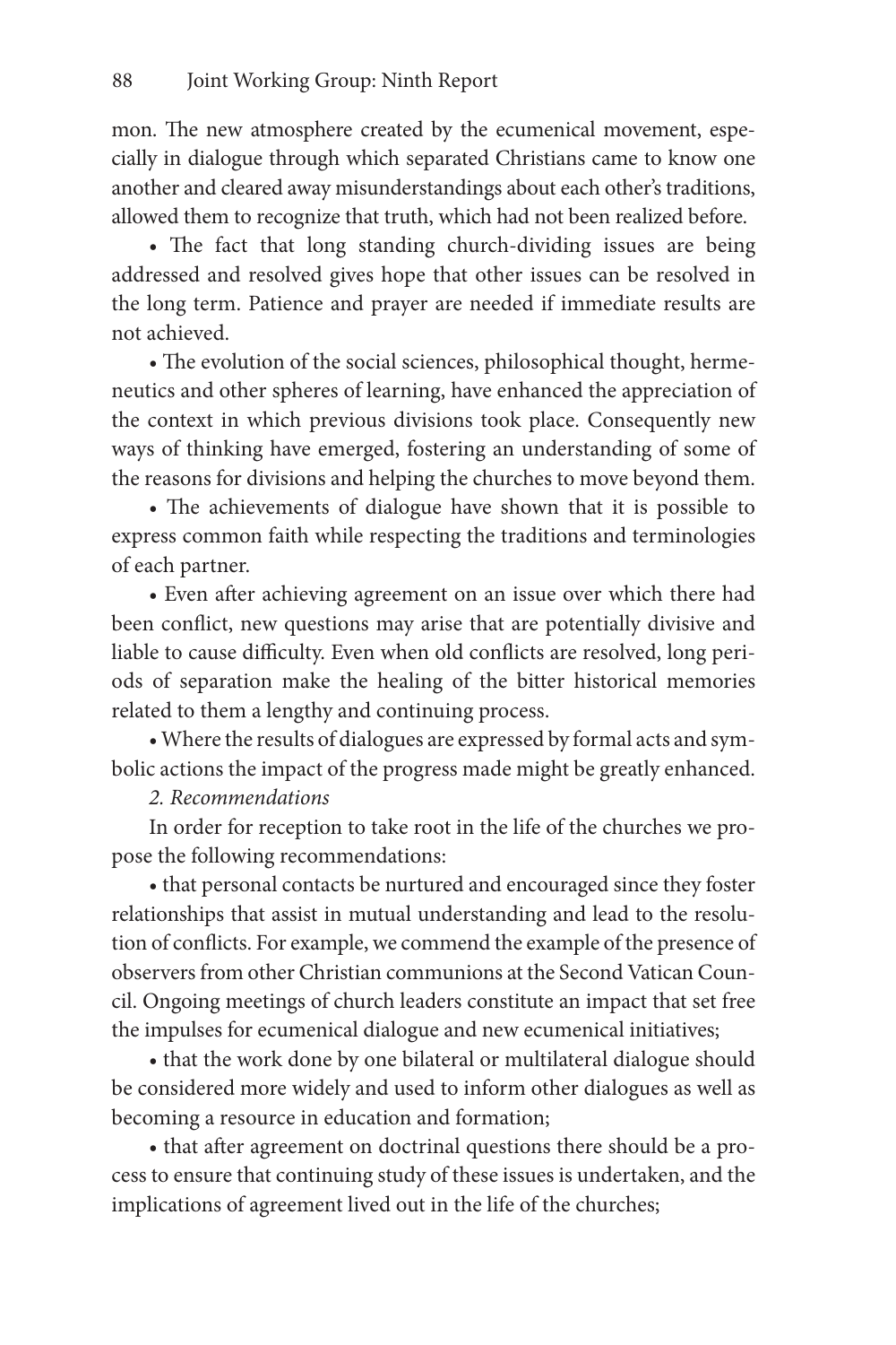mon. The new atmosphere created by the ecumenical movement, especially in dialogue through which separated Christians came to know one another and cleared away misunderstandings about each other's traditions, allowed them to recognize that truth, which had not been realized before.

- The fact that long standing church-dividing issues are being addressed and resolved gives hope that other issues can be resolved in the long term. Patience and prayer are needed if immediate results are not achieved.
- The evolution of the social sciences, philosophical thought, hermeneutics and other spheres of learning, have enhanced the appreciation of the context in which previous divisions took place. Consequently new ways of thinking have emerged, fostering an understanding of some of the reasons for divisions and helping the churches to move beyond them.
- The achievements of dialogue have shown that it is possible to express common faith while respecting the traditions and terminologies of each partner.
- Even after achieving agreement on an issue over which there had been conflict, new questions may arise that are potentially divisive and liable to cause difficulty. Even when old conflicts are resolved, long periods of separation make the healing of the bitter historical memories related to them a lengthy and continuing process.
- Where the results of dialogues are expressed by formal acts and symbolic actions the impact of the progress made might be greatly enhanced.

*2. Recommendations*

In order for reception to take root in the life of the churches we propose the following recommendations:

- that personal contacts be nurtured and encouraged since they foster relationships that assist in mutual understanding and lead to the resolution of conflicts. For example, we commend the example of the presence of observers from other Christian communions at the Second Vatican Council. Ongoing meetings of church leaders constitute an impact that set free the impulses for ecumenical dialogue and new ecumenical initiatives;
- that the work done by one bilateral or multilateral dialogue should be considered more widely and used to inform other dialogues as well as becoming a resource in education and formation;
- that after agreement on doctrinal questions there should be a process to ensure that continuing study of these issues is undertaken, and the implications of agreement lived out in the life of the churches;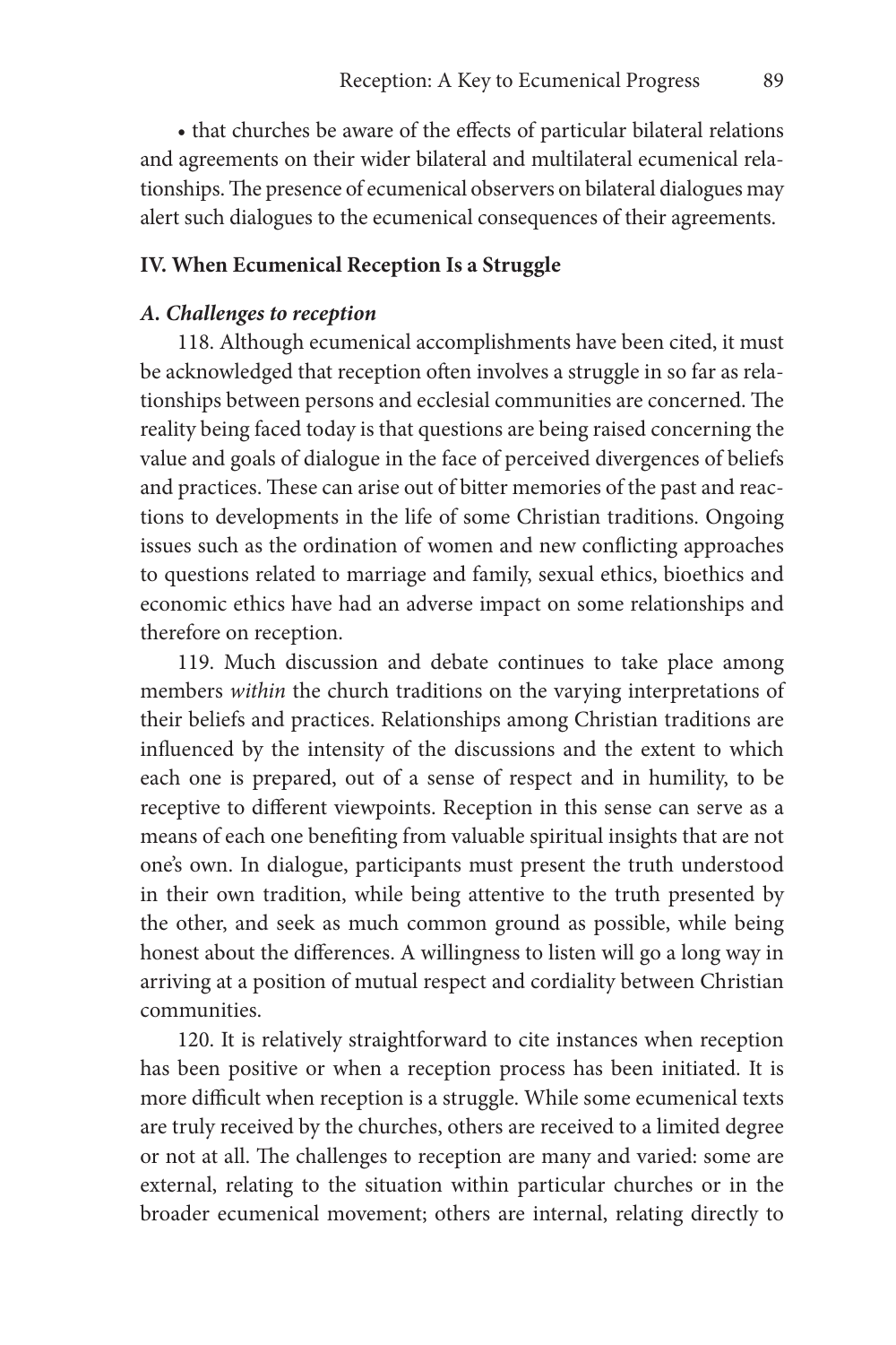• that churches be aware of the effects of particular bilateral relations and agreements on their wider bilateral and multilateral ecumenical relationships. The presence of ecumenical observers on bilateral dialogues may alert such dialogues to the ecumenical consequences of their agreements.

## IV. When Ecumenical Reception Is a Struggle

### *A. Challenges to reception*

118. Although ecumenical accomplishments have been cited, it must be acknowledged that reception often involves a struggle in so far as relationships between persons and ecclesial communities are concerned. The reality being faced today is that questions are being raised concerning the value and goals of dialogue in the face of perceived divergences of beliefs and practices. These can arise out of bitter memories of the past and reactions to developments in the life of some Christian traditions. Ongoing issues such as the ordination of women and new conflicting approaches to questions related to marriage and family, sexual ethics, bioethics and economic ethics have had an adverse impact on some relationships and therefore on reception.

119. Much discussion and debate continues to take place among members *within* the church traditions on the varying interpretations of their beliefs and practices. Relationships among Christian traditions are influenced by the intensity of the discussions and the extent to which each one is prepared, out of a sense of respect and in humility, to be receptive to different viewpoints. Reception in this sense can serve as a means of each one benefiting from valuable spiritual insights that are not one's own. In dialogue, participants must present the truth understood in their own tradition, while being attentive to the truth presented by the other, and seek as much common ground as possible, while being honest about the differences. A willingness to listen will go a long way in arriving at a position of mutual respect and cordiality between Christian communities.

120. It is relatively straightforward to cite instances when reception has been positive or when a reception process has been initiated. It is more difficult when reception is a struggle. While some ecumenical texts are truly received by the churches, others are received to a limited degree or not at all. The challenges to reception are many and varied: some are external, relating to the situation within particular churches or in the broader ecumenical movement; others are internal, relating directly to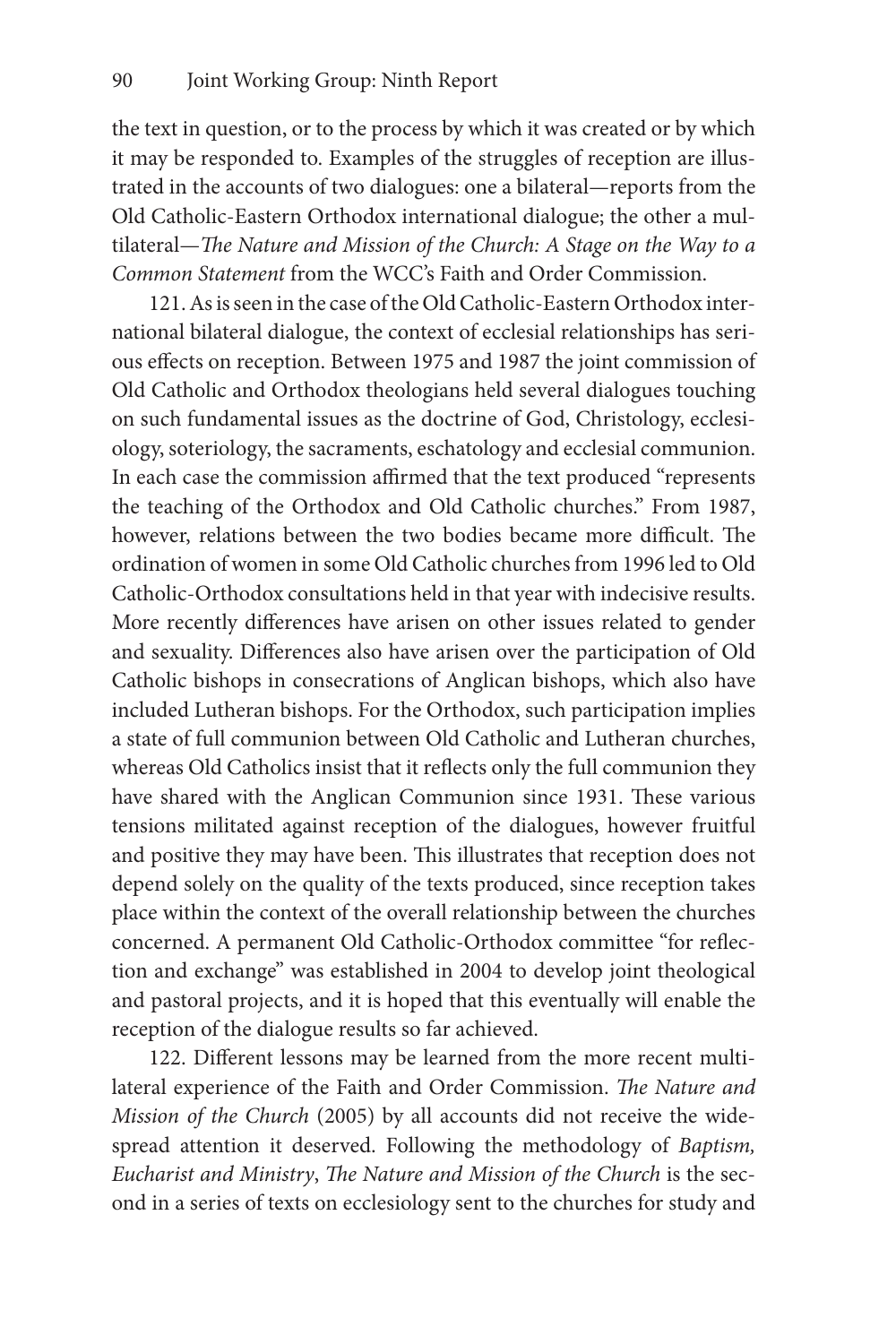the text in question, or to the process by which it was created or by which it may be responded to. Examples of the struggles of reception are illustrated in the accounts of two dialogues: one a bilateral—reports from the Old Catholic-Eastern Orthodox international dialogue; the other a multilateral—*The Nature and Mission of the Church: A Stage on the Way to a Common Statement* from the WCC's Faith and Order Commission.

121. As is seen in the case of the Old Catholic-Eastern Orthodox international bilateral dialogue, the context of ecclesial relationships has serious effects on reception. Between 1975 and 1987 the joint commission of Old Catholic and Orthodox theologians held several dialogues touching on such fundamental issues as the doctrine of God, Christology, ecclesiology, soteriology, the sacraments, eschatology and ecclesial communion. In each case the commission affirmed that the text produced "represents the teaching of the Orthodox and Old Catholic churches." From 1987, however, relations between the two bodies became more difficult. The ordination of women in some Old Catholic churches from 1996 led to Old Catholic-Orthodox consultations held in that year with indecisive results. More recently differences have arisen on other issues related to gender and sexuality. Differences also have arisen over the participation of Old Catholic bishops in consecrations of Anglican bishops, which also have included Lutheran bishops. For the Orthodox, such participation implies a state of full communion between Old Catholic and Lutheran churches, whereas Old Catholics insist that it reflects only the full communion they have shared with the Anglican Communion since 1931. These various tensions militated against reception of the dialogues, however fruitful and positive they may have been. This illustrates that reception does not depend solely on the quality of the texts produced, since reception takes place within the context of the overall relationship between the churches concerned. A permanent Old Catholic-Orthodox committee "for reflection and exchange" was established in 2004 to develop joint theological and pastoral projects, and it is hoped that this eventually will enable the reception of the dialogue results so far achieved.

122. Different lessons may be learned from the more recent multilateral experience of the Faith and Order Commission. *The Nature and Mission of the Church* (2005) by all accounts did not receive the widespread attention it deserved. Following the methodology of *Baptism, Eucharist and Ministry*, *The Nature and Mission of the Church* is the second in a series of texts on ecclesiology sent to the churches for study and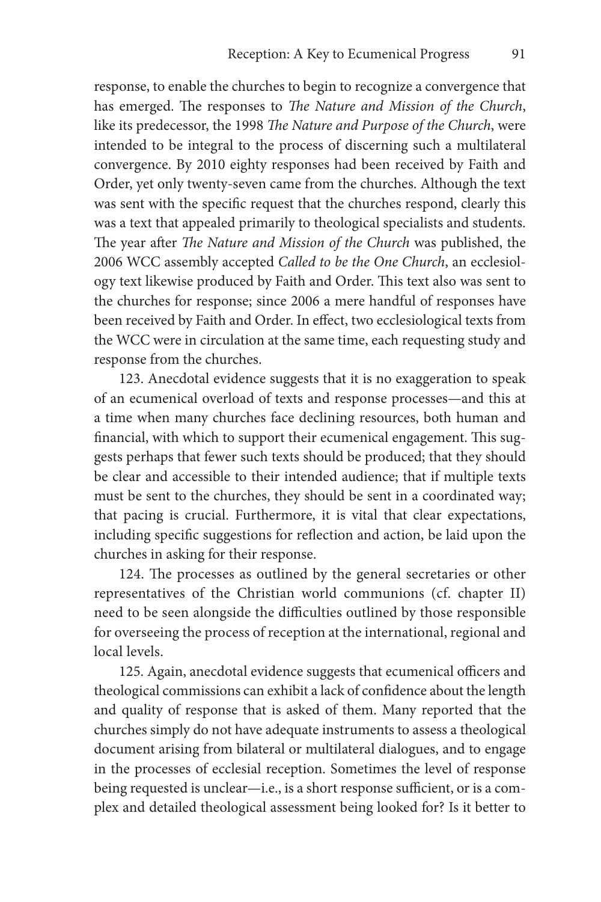response, to enable the churches to begin to recognize a convergence that has emerged. The responses to *The Nature and Mission of the Church*, like its predecessor, the 1998 *The Nature and Purpose of the Church*, were intended to be integral to the process of discerning such a multilateral convergence. By 2010 eighty responses had been received by Faith and Order, yet only twenty-seven came from the churches. Although the text was sent with the specific request that the churches respond, clearly this was a text that appealed primarily to theological specialists and students. The year after *The Nature and Mission of the Church* was published, the 2006 WCC assembly accepted *Called to be the One Church*, an ecclesiology text likewise produced by Faith and Order. This text also was sent to the churches for response; since 2006 a mere handful of responses have been received by Faith and Order. In effect, two ecclesiological texts from the WCC were in circulation at the same time, each requesting study and response from the churches.

123. Anecdotal evidence suggests that it is no exaggeration to speak of an ecumenical overload of texts and response processes—and this at a time when many churches face declining resources, both human and financial, with which to support their ecumenical engagement. This suggests perhaps that fewer such texts should be produced; that they should be clear and accessible to their intended audience; that if multiple texts must be sent to the churches, they should be sent in a coordinated way; that pacing is crucial. Furthermore, it is vital that clear expectations, including specific suggestions for reflection and action, be laid upon the churches in asking for their response.

124. The processes as outlined by the general secretaries or other representatives of the Christian world communions (cf. chapter II) need to be seen alongside the difficulties outlined by those responsible for overseeing the process of reception at the international, regional and local levels.

125. Again, anecdotal evidence suggests that ecumenical officers and theological commissions can exhibit a lack of confidence about the length and quality of response that is asked of them. Many reported that the churches simply do not have adequate instruments to assess a theological document arising from bilateral or multilateral dialogues, and to engage in the processes of ecclesial reception. Sometimes the level of response being requested is unclear—i.e., is a short response sufficient, or is a complex and detailed theological assessment being looked for? Is it better to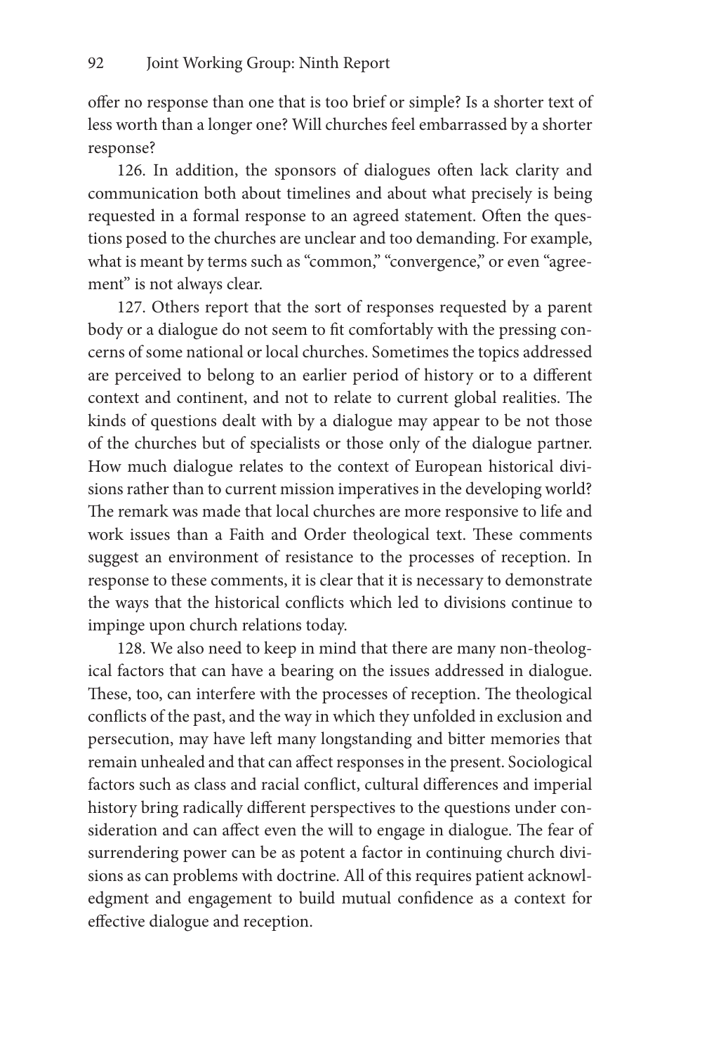offer no response than one that is too brief or simple? Is a shorter text of less worth than a longer one? Will churches feel embarrassed by a shorter response?

126. In addition, the sponsors of dialogues often lack clarity and communication both about timelines and about what precisely is being requested in a formal response to an agreed statement. Often the questions posed to the churches are unclear and too demanding. For example, what is meant by terms such as "common," "convergence," or even "agreement" is not always clear.

127. Others report that the sort of responses requested by a parent body or a dialogue do not seem to fit comfortably with the pressing concerns of some national or local churches. Sometimes the topics addressed are perceived to belong to an earlier period of history or to a different context and continent, and not to relate to current global realities. The kinds of questions dealt with by a dialogue may appear to be not those of the churches but of specialists or those only of the dialogue partner. How much dialogue relates to the context of European historical divisions rather than to current mission imperatives in the developing world? The remark was made that local churches are more responsive to life and work issues than a Faith and Order theological text. These comments suggest an environment of resistance to the processes of reception. In response to these comments, it is clear that it is necessary to demonstrate the ways that the historical conflicts which led to divisions continue to impinge upon church relations today.

128. We also need to keep in mind that there are many non-theological factors that can have a bearing on the issues addressed in dialogue. These, too, can interfere with the processes of reception. The theological conflicts of the past, and the way in which they unfolded in exclusion and persecution, may have left many longstanding and bitter memories that remain unhealed and that can affect responses in the present. Sociological factors such as class and racial conflict, cultural differences and imperial history bring radically different perspectives to the questions under consideration and can affect even the will to engage in dialogue. The fear of surrendering power can be as potent a factor in continuing church divisions as can problems with doctrine. All of this requires patient acknowledgment and engagement to build mutual confidence as a context for effective dialogue and reception.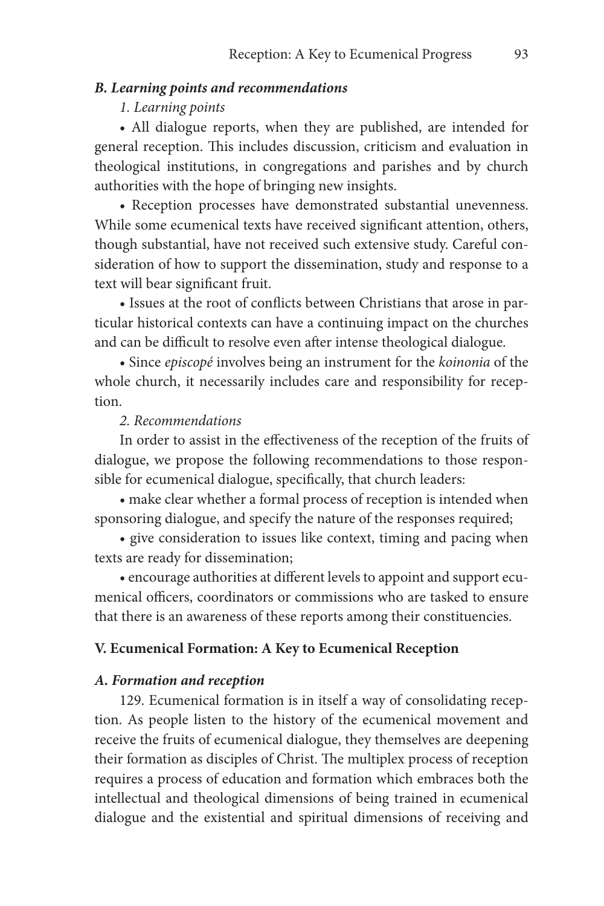### *B. Learning points and recommendations*

*1. Learning points*

- All dialogue reports, when they are published, are intended for general reception. This includes discussion, criticism and evaluation in theological institutions, in congregations and parishes and by church authorities with the hope of bringing new insights.
- Reception processes have demonstrated substantial unevenness. While some ecumenical texts have received significant attention, others, though substantial, have not received such extensive study. Careful consideration of how to support the dissemination, study and response to a text will bear significant fruit.
- Issues at the root of conflicts between Christians that arose in particular historical contexts can have a continuing impact on the churches and can be difficult to resolve even after intense theological dialogue.
- Since *episcopé* involves being an instrument for the *koinonia* of the whole church, it necessarily includes care and responsibility for reception.

*2. Recommendations*

In order to assist in the effectiveness of the reception of the fruits of dialogue, we propose the following recommendations to those responsible for ecumenical dialogue, specifically, that church leaders:

- make clear whether a formal process of reception is intended when sponsoring dialogue, and specify the nature of the responses required;
- give consideration to issues like context, timing and pacing when texts are ready for dissemination;
- encourage authorities at different levels to appoint and support ecumenical officers, coordinators or commissions who are tasked to ensure that there is an awareness of these reports among their constituencies.

## V. Ecumenical Formation: A Key to Ecumenical Reception

### *A. Formation and reception*

129. Ecumenical formation is in itself a way of consolidating reception. As people listen to the history of the ecumenical movement and receive the fruits of ecumenical dialogue, they themselves are deepening their formation as disciples of Christ. The multiplex process of reception requires a process of education and formation which embraces both the intellectual and theological dimensions of being trained in ecumenical dialogue and the existential and spiritual dimensions of receiving and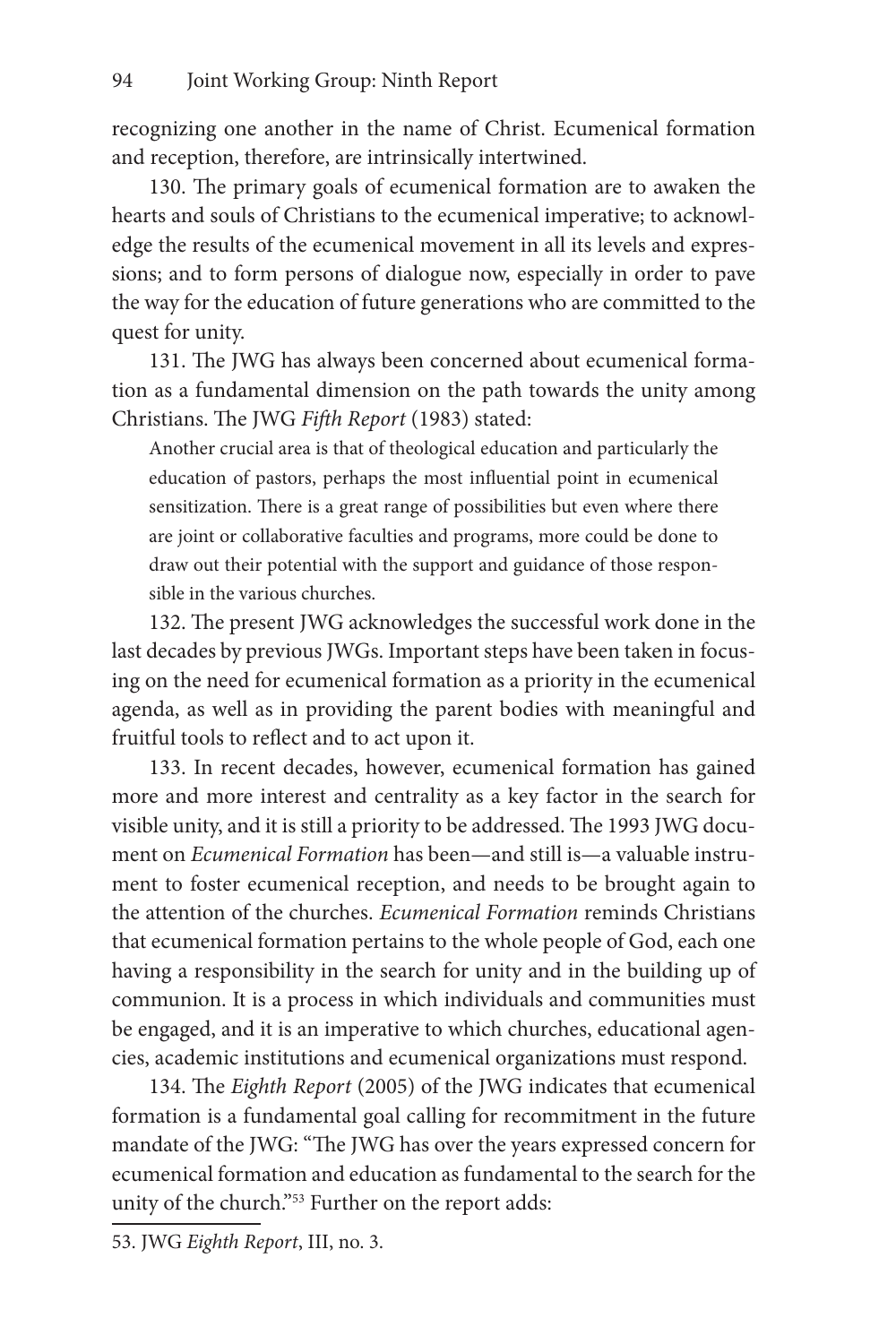recognizing one another in the name of Christ. Ecumenical formation and reception, therefore, are intrinsically intertwined.

130. The primary goals of ecumenical formation are to awaken the hearts and souls of Christians to the ecumenical imperative; to acknowledge the results of the ecumenical movement in all its levels and expressions; and to form persons of dialogue now, especially in order to pave the way for the education of future generations who are committed to the quest for unity.

131. The JWG has always been concerned about ecumenical formation as a fundamental dimension on the path towards the unity among Christians. The JWG *Fifth Report* (1983) stated:

> Another crucial area is that of theological education and particularly the education of pastors, perhaps the most influential point in ecumenical sensitization. There is a great range of possibilities but even where there are joint or collaborative faculties and programs, more could be done to draw out their potential with the support and guidance of those responsible in the various churches.

132. The present JWG acknowledges the successful work done in the last decades by previous JWGs. Important steps have been taken in focusing on the need for ecumenical formation as a priority in the ecumenical agenda, as well as in providing the parent bodies with meaningful and fruitful tools to reflect and to act upon it.

133. In recent decades, however, ecumenical formation has gained more and more interest and centrality as a key factor in the search for visible unity, and it is still a priority to be addressed. The 1993 JWG document on *Ecumenical Formation* has been—and still is—a valuable instrument to foster ecumenical reception, and needs to be brought again to the attention of the churches. *Ecumenical Formation* reminds Christians that ecumenical formation pertains to the whole people of God, each one having a responsibility in the search for unity and in the building up of communion. It is a process in which individuals and communities must be engaged, and it is an imperative to which churches, educational agencies, academic institutions and ecumenical organizations must respond.

134. The *Eighth Report* (2005) of the JWG indicates that ecumenical formation is a fundamental goal calling for recommitment in the future mandate of the JWG: "The JWG has over the years expressed concern for ecumenical formation and education as fundamental to the search for the unity of the church."[53] Further on the report adds:

---

53. JWG *Eighth Report*, III, no. 3.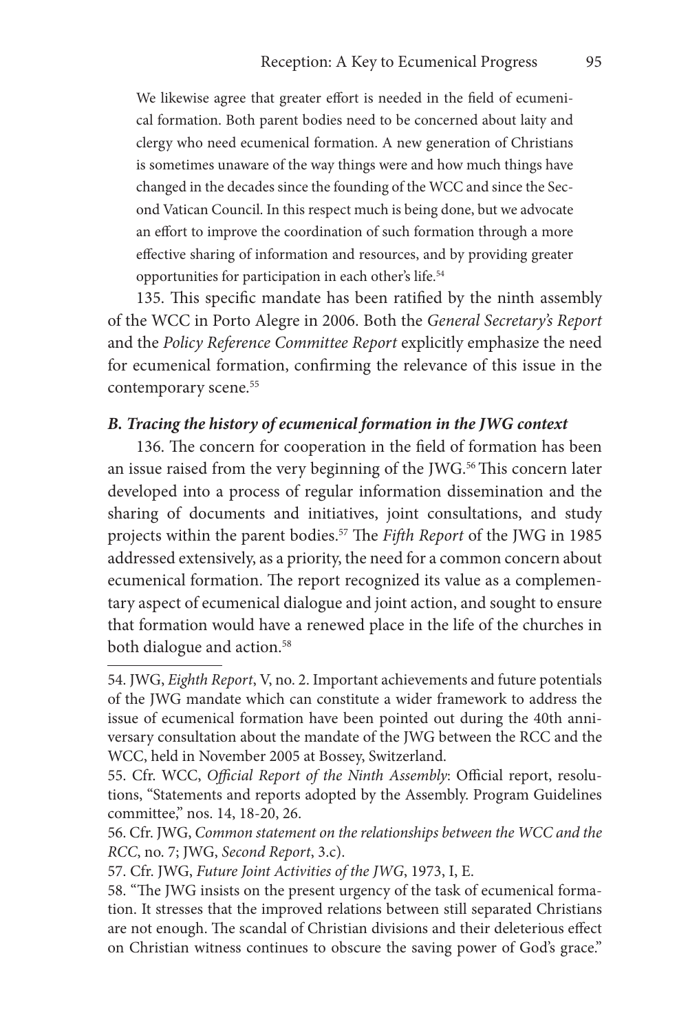> We likewise agree that greater effort is needed in the field of ecumenical formation. Both parent bodies need to be concerned about laity and clergy who need ecumenical formation. A new generation of Christians is sometimes unaware of the way things were and how much things have changed in the decades since the founding of the WCC and since the Second Vatican Council. In this respect much is being done, but we advocate an effort to improve the coordination of such formation through a more effective sharing of information and resources, and by providing greater opportunities for participation in each other's life.[54]

135. This specific mandate has been ratified by the ninth assembly of the WCC in Porto Alegre in 2006. Both the *General Secretary's Report* and the *Policy Reference Committee Report* explicitly emphasize the need for ecumenical formation, confirming the relevance of this issue in the contemporary scene.[55]

### *B. Tracing the history of ecumenical formation in the JWG context*

136. The concern for cooperation in the field of formation has been an issue raised from the very beginning of the JWG.[56] This concern later developed into a process of regular information dissemination and the sharing of documents and initiatives, joint consultations, and study projects within the parent bodies.[57] The *Fifth Report* of the JWG in 1985 addressed extensively, as a priority, the need for a common concern about ecumenical formation. The report recognized its value as a complementary aspect of ecumenical dialogue and joint action, and sought to ensure that formation would have a renewed place in the life of the churches in both dialogue and action.[58]

---

54. JWG, *Eighth Report*, V, no. 2. Important achievements and future potentials of the JWG mandate which can constitute a wider framework to address the issue of ecumenical formation have been pointed out during the 40th anniversary consultation about the mandate of the JWG between the RCC and the WCC, held in November 2005 at Bossey, Switzerland.

55. Cfr. WCC, *Official Report of the Ninth Assembly*: Official report, resolutions, "Statements and reports adopted by the Assembly. Program Guidelines committee," nos. 14, 18-20, 26.

56. Cfr. JWG, *Common statement on the relationships between the WCC and the RCC*, no. 7; JWG, *Second Report*, 3.c).

57. Cfr. JWG, *Future Joint Activities of the JWG*, 1973, I, E.

58. "The JWG insists on the present urgency of the task of ecumenical formation. It stresses that the improved relations between still separated Christians are not enough. The scandal of Christian divisions and their deleterious effect on Christian witness continues to obscure the saving power of God's grace."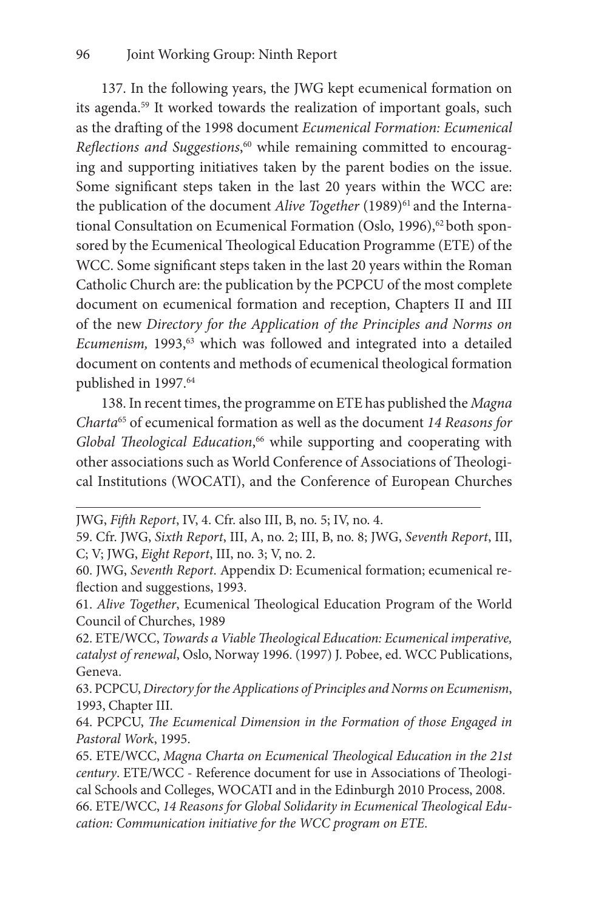137. In the following years, the JWG kept ecumenical formation on its agenda.[59] It worked towards the realization of important goals, such as the drafting of the 1998 document *Ecumenical Formation: Ecumenical Reflections and Suggestions*,[60] while remaining committed to encouraging and supporting initiatives taken by the parent bodies on the issue. Some significant steps taken in the last 20 years within the WCC are: the publication of the document *Alive Together* (1989)[61] and the International Consultation on Ecumenical Formation (Oslo, 1996),[62] both sponsored by the Ecumenical Theological Education Programme (ETE) of the WCC. Some significant steps taken in the last 20 years within the Roman Catholic Church are: the publication by the PCPCU of the most complete document on ecumenical formation and reception, Chapters II and III of the new *Directory for the Application of the Principles and Norms on Ecumenism,* 1993,[63] which was followed and integrated into a detailed document on contents and methods of ecumenical theological formation published in 1997.[64]

138. In recent times, the programme on ETE has published the *Magna Charta*[65] of ecumenical formation as well as the document *14 Reasons for Global Theological Education*,[66] while supporting and cooperating with other associations such as World Conference of Associations of Theological Institutions (WOCATI), and the Conference of European Churches

---

JWG, *Fifth Report*, IV, 4. Cfr. also III, B, no. 5; IV, no. 4.

59. Cfr. JWG, *Sixth Report*, III, A, no. 2; III, B, no. 8; JWG, *Seventh Report*, III, C; V; JWG, *Eight Report*, III, no. 3; V, no. 2.

60. JWG, *Seventh Report*. Appendix D: Ecumenical formation; ecumenical reflection and suggestions, 1993.

61. *Alive Together*, Ecumenical Theological Education Program of the World Council of Churches, 1989

62. ETE/WCC, *Towards a Viable Theological Education: Ecumenical imperative, catalyst of renewal*, Oslo, Norway 1996. (1997) J. Pobee, ed. WCC Publications, Geneva.

63. PCPCU, *Directory for the Applications of Principles and Norms on Ecumenism*, 1993, Chapter III.

64. PCPCU, *The Ecumenical Dimension in the Formation of those Engaged in Pastoral Work*, 1995.

65. ETE/WCC, *Magna Charta on Ecumenical Theological Education in the 21st century*. ETE/WCC - Reference document for use in Associations of Theological Schools and Colleges, WOCATI and in the Edinburgh 2010 Process, 2008.

66. ETE/WCC, *14 Reasons for Global Solidarity in Ecumenical Theological Education: Communication initiative for the WCC program on ETE*.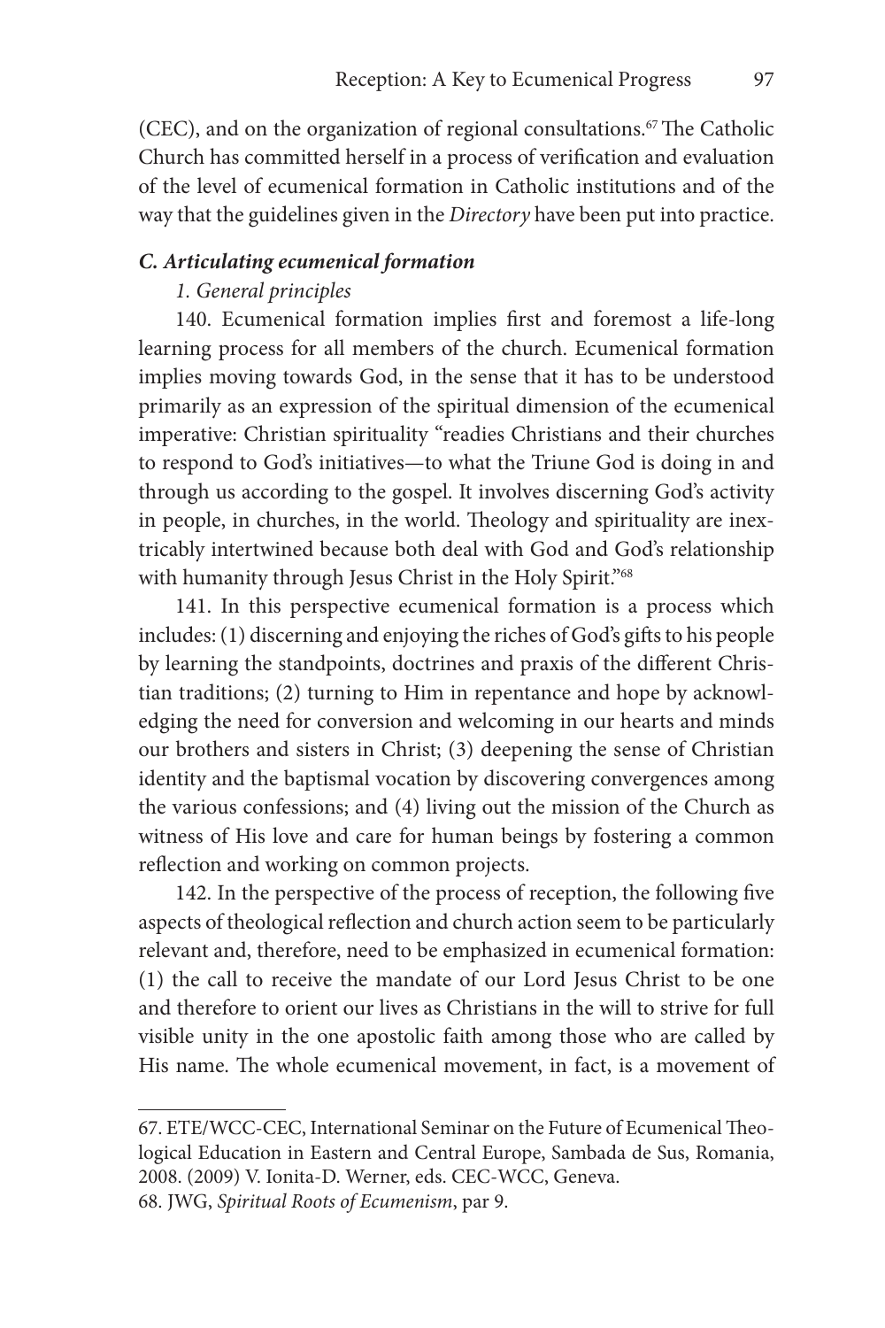(CEC), and on the organization of regional consultations.[67] The Catholic Church has committed herself in a process of verification and evaluation of the level of ecumenical formation in Catholic institutions and of the way that the guidelines given in the *Directory* have been put into practice.

### *C. Articulating ecumenical formation*

#### *1. General principles*

140. Ecumenical formation implies first and foremost a life-long learning process for all members of the church. Ecumenical formation implies moving towards God, in the sense that it has to be understood primarily as an expression of the spiritual dimension of the ecumenical imperative: Christian spirituality "readies Christians and their churches to respond to God's initiatives—to what the Triune God is doing in and through us according to the gospel. It involves discerning God's activity in people, in churches, in the world. Theology and spirituality are inextricably intertwined because both deal with God and God's relationship with humanity through Jesus Christ in the Holy Spirit."[68]

141. In this perspective ecumenical formation is a process which includes: (1) discerning and enjoying the riches of God's gifts to his people by learning the standpoints, doctrines and praxis of the different Christian traditions; (2) turning to Him in repentance and hope by acknowledging the need for conversion and welcoming in our hearts and minds our brothers and sisters in Christ; (3) deepening the sense of Christian identity and the baptismal vocation by discovering convergences among the various confessions; and (4) living out the mission of the Church as witness of His love and care for human beings by fostering a common reflection and working on common projects.

142. In the perspective of the process of reception, the following five aspects of theological reflection and church action seem to be particularly relevant and, therefore, need to be emphasized in ecumenical formation: (1) the call to receive the mandate of our Lord Jesus Christ to be one and therefore to orient our lives as Christians in the will to strive for full visible unity in the one apostolic faith among those who are called by His name. The whole ecumenical movement, in fact, is a movement of

---

67. ETE/WCC-CEC, International Seminar on the Future of Ecumenical Theological Education in Eastern and Central Europe, Sambada de Sus, Romania, 2008. (2009) V. Ionita-D. Werner, eds. CEC-WCC, Geneva.

68. JWG, *Spiritual Roots of Ecumenism*, par 9.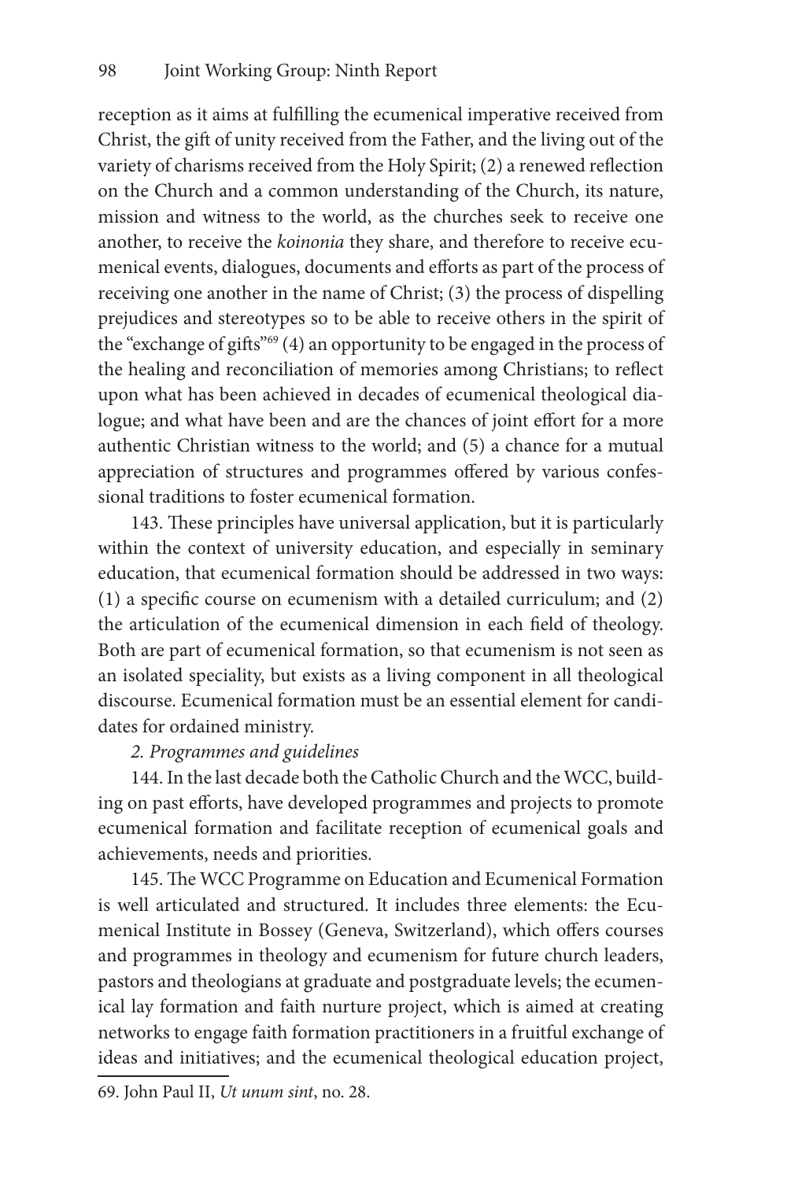reception as it aims at fulfilling the ecumenical imperative received from Christ, the gift of unity received from the Father, and the living out of the variety of charisms received from the Holy Spirit; (2) a renewed reflection on the Church and a common understanding of the Church, its nature, mission and witness to the world, as the churches seek to receive one another, to receive the *koinonia* they share, and therefore to receive ecumenical events, dialogues, documents and efforts as part of the process of receiving one another in the name of Christ; (3) the process of dispelling prejudices and stereotypes so to be able to receive others in the spirit of the "exchange of gifts"[69] (4) an opportunity to be engaged in the process of the healing and reconciliation of memories among Christians; to reflect upon what has been achieved in decades of ecumenical theological dialogue; and what have been and are the chances of joint effort for a more authentic Christian witness to the world; and (5) a chance for a mutual appreciation of structures and programmes offered by various confessional traditions to foster ecumenical formation.

143. These principles have universal application, but it is particularly within the context of university education, and especially in seminary education, that ecumenical formation should be addressed in two ways: (1) a specific course on ecumenism with a detailed curriculum; and (2) the articulation of the ecumenical dimension in each field of theology. Both are part of ecumenical formation, so that ecumenism is not seen as an isolated speciality, but exists as a living component in all theological discourse. Ecumenical formation must be an essential element for candidates for ordained ministry.

*2. Programmes and guidelines*

144. In the last decade both the Catholic Church and the WCC, building on past efforts, have developed programmes and projects to promote ecumenical formation and facilitate reception of ecumenical goals and achievements, needs and priorities.

145. The WCC Programme on Education and Ecumenical Formation is well articulated and structured. It includes three elements: the Ecumenical Institute in Bossey (Geneva, Switzerland), which offers courses and programmes in theology and ecumenism for future church leaders, pastors and theologians at graduate and postgraduate levels; the ecumenical lay formation and faith nurture project, which is aimed at creating networks to engage faith formation practitioners in a fruitful exchange of ideas and initiatives; and the ecumenical theological education project,

---

69. John Paul II, *Ut unum sint*, no. 28.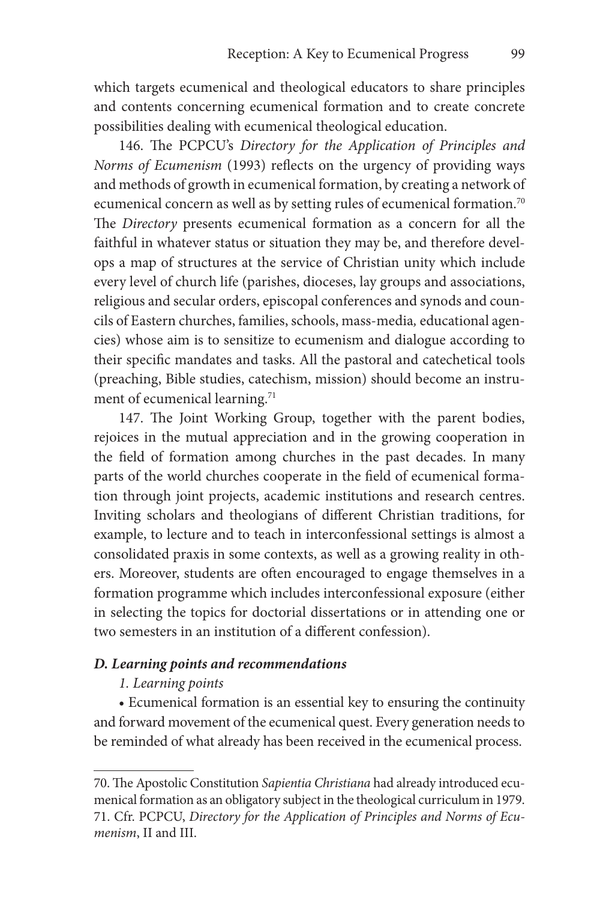which targets ecumenical and theological educators to share principles and contents concerning ecumenical formation and to create concrete possibilities dealing with ecumenical theological education.

146. The PCPCU's *Directory for the Application of Principles and Norms of Ecumenism* (1993) reflects on the urgency of providing ways and methods of growth in ecumenical formation, by creating a network of ecumenical concern as well as by setting rules of ecumenical formation.[70] The *Directory* presents ecumenical formation as a concern for all the faithful in whatever status or situation they may be, and therefore develops a map of structures at the service of Christian unity which include every level of church life (parishes, dioceses, lay groups and associations, religious and secular orders, episcopal conferences and synods and councils of Eastern churches, families, schools, mass-media, educational agencies) whose aim is to sensitize to ecumenism and dialogue according to their specific mandates and tasks. All the pastoral and catechetical tools (preaching, Bible studies, catechism, mission) should become an instrument of ecumenical learning.[71]

147. The Joint Working Group, together with the parent bodies, rejoices in the mutual appreciation and in the growing cooperation in the field of formation among churches in the past decades. In many parts of the world churches cooperate in the field of ecumenical formation through joint projects, academic institutions and research centres. Inviting scholars and theologians of different Christian traditions, for example, to lecture and to teach in interconfessional settings is almost a consolidated praxis in some contexts, as well as a growing reality in others. Moreover, students are often encouraged to engage themselves in a formation programme which includes interconfessional exposure (either in selecting the topics for doctorial dissertations or in attending one or two semesters in an institution of a different confession).

### *D. Learning points and recommendations*

*1. Learning points*

- Ecumenical formation is an essential key to ensuring the continuity and forward movement of the ecumenical quest. Every generation needs to be reminded of what already has been received in the ecumenical process.

---

70. The Apostolic Constitution *Sapientia Christiana* had already introduced ecumenical formation as an obligatory subject in the theological curriculum in 1979.

71. Cfr. PCPCU, *Directory for the Application of Principles and Norms of Ecumenism*, II and III.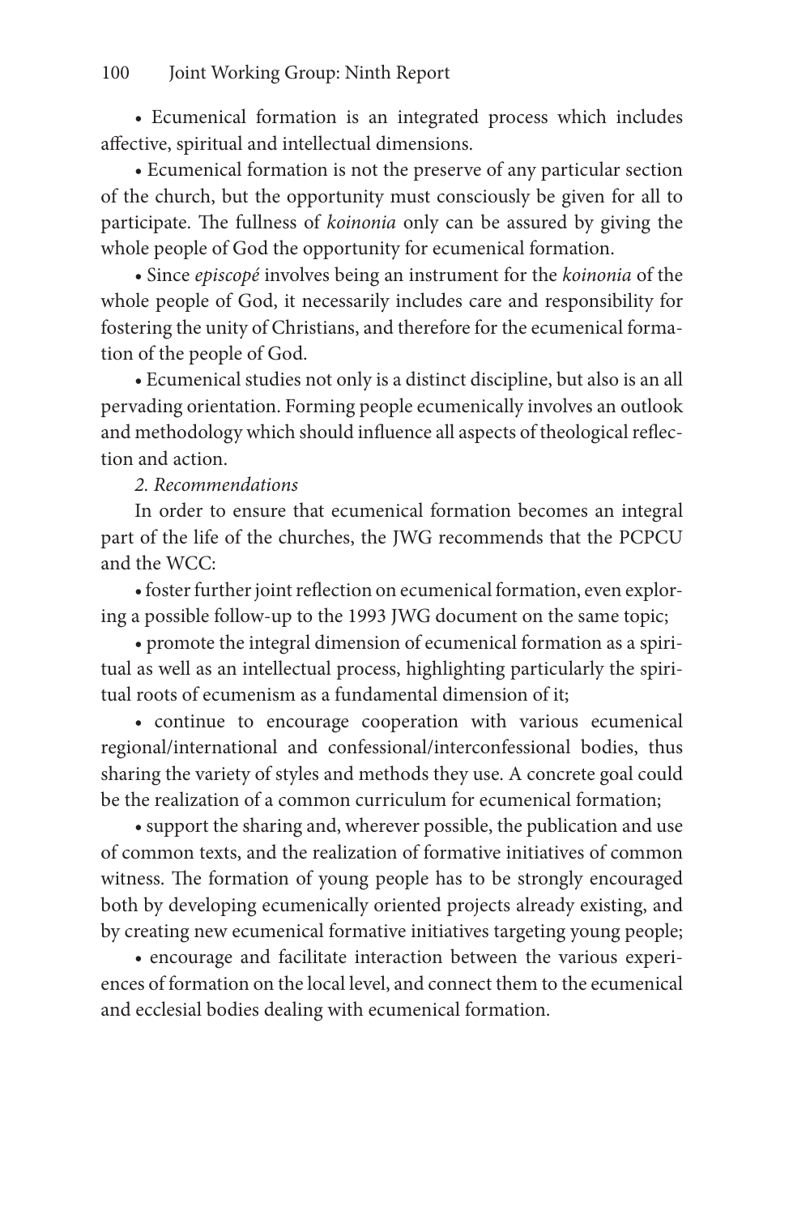• Ecumenical formation is an integrated process which includes affective, spiritual and intellectual dimensions.

• Ecumenical formation is not the preserve of any particular section of the church, but the opportunity must consciously be given for all to participate. The fullness of *koinonia* only can be assured by giving the whole people of God the opportunity for ecumenical formation.

• Since *episcopé* involves being an instrument for the *koinonia* of the whole people of God, it necessarily includes care and responsibility for fostering the unity of Christians, and therefore for the ecumenical formation of the people of God.

• Ecumenical studies not only is a distinct discipline, but also is an all pervading orientation. Forming people ecumenically involves an outlook and methodology which should influence all aspects of theological reflection and action.

*2. Recommendations*

In order to ensure that ecumenical formation becomes an integral part of the life of the churches, the JWG recommends that the PCPCU and the WCC:

• foster further joint reflection on ecumenical formation, even exploring a possible follow-up to the 1993 JWG document on the same topic;

• promote the integral dimension of ecumenical formation as a spiritual as well as an intellectual process, highlighting particularly the spiritual roots of ecumenism as a fundamental dimension of it;

• continue to encourage cooperation with various ecumenical regional/international and confessional/interconfessional bodies, thus sharing the variety of styles and methods they use. A concrete goal could be the realization of a common curriculum for ecumenical formation;

• support the sharing and, wherever possible, the publication and use of common texts, and the realization of formative initiatives of common witness. The formation of young people has to be strongly encouraged both by developing ecumenically oriented projects already existing, and by creating new ecumenical formative initiatives targeting young people;

• encourage and facilitate interaction between the various experiences of formation on the local level, and connect them to the ecumenical and ecclesial bodies dealing with ecumenical formation.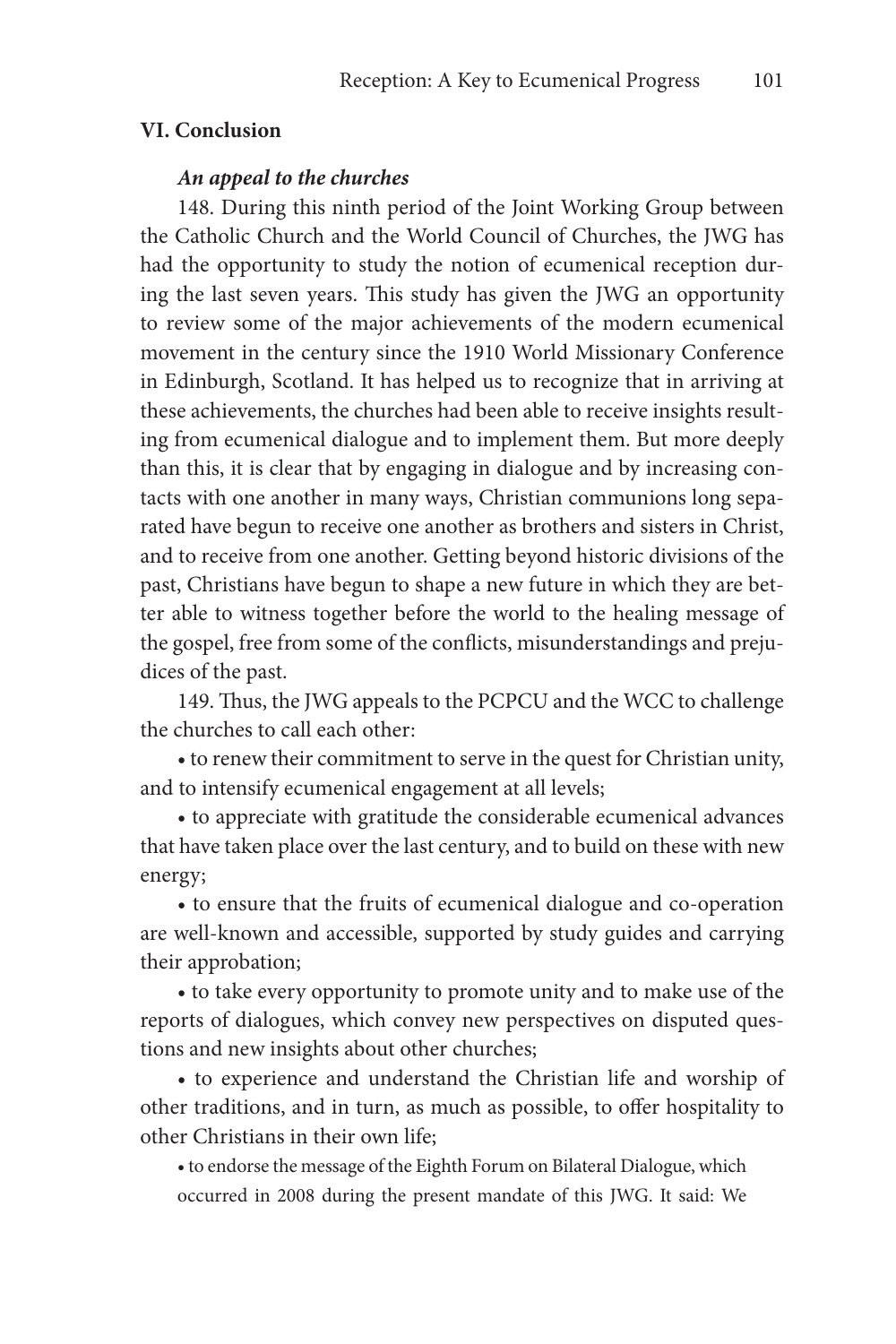## VI. Conclusion

***An appeal to the churches***

148. During this ninth period of the Joint Working Group between the Catholic Church and the World Council of Churches, the JWG has had the opportunity to study the notion of ecumenical reception during the last seven years. This study has given the JWG an opportunity to review some of the major achievements of the modern ecumenical movement in the century since the 1910 World Missionary Conference in Edinburgh, Scotland. It has helped us to recognize that in arriving at these achievements, the churches had been able to receive insights resulting from ecumenical dialogue and to implement them. But more deeply than this, it is clear that by engaging in dialogue and by increasing contacts with one another in many ways, Christian communions long separated have begun to receive one another as brothers and sisters in Christ, and to receive from one another. Getting beyond historic divisions of the past, Christians have begun to shape a new future in which they are better able to witness together before the world to the healing message of the gospel, free from some of the conflicts, misunderstandings and prejudices of the past.

149. Thus, the JWG appeals to the PCPCU and the WCC to challenge the churches to call each other:

- to renew their commitment to serve in the quest for Christian unity, and to intensify ecumenical engagement at all levels;
- to appreciate with gratitude the considerable ecumenical advances that have taken place over the last century, and to build on these with new energy;
- to ensure that the fruits of ecumenical dialogue and co-operation are well-known and accessible, supported by study guides and carrying their approbation;
- to take every opportunity to promote unity and to make use of the reports of dialogues, which convey new perspectives on disputed questions and new insights about other churches;
- to experience and understand the Christian life and worship of other traditions, and in turn, as much as possible, to offer hospitality to other Christians in their own life;
- to endorse the message of the Eighth Forum on Bilateral Dialogue, which occurred in 2008 during the present mandate of this JWG. It said: We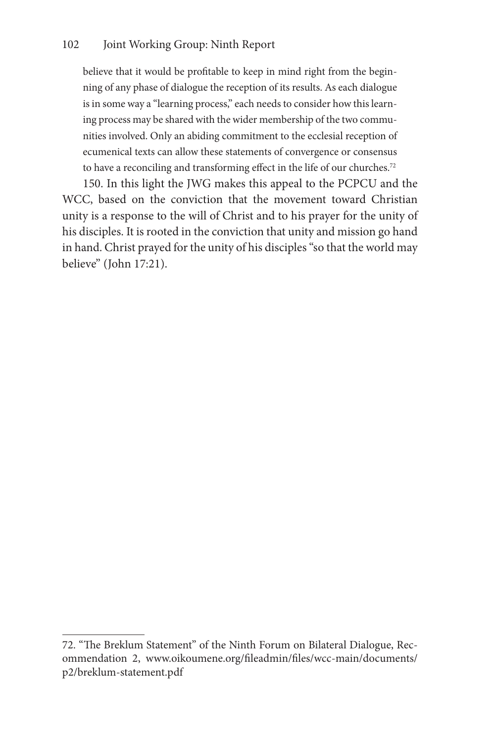> believe that it would be profitable to keep in mind right from the beginning of any phase of dialogue the reception of its results. As each dialogue is in some way a "learning process," each needs to consider how this learning process may be shared with the wider membership of the two communities involved. Only an abiding commitment to the ecclesial reception of ecumenical texts can allow these statements of convergence or consensus to have a reconciling and transforming effect in the life of our churches.[72]

150. In this light the JWG makes this appeal to the PCPCU and the WCC, based on the conviction that the movement toward Christian unity is a response to the will of Christ and to his prayer for the unity of his disciples. It is rooted in the conviction that unity and mission go hand in hand. Christ prayed for the unity of his disciples "so that the world may believe" (John 17:21).

---

72. "The Breklum Statement" of the Ninth Forum on Bilateral Dialogue, Recommendation 2, www.oikoumene.org/fileadmin/files/wcc-main/documents/p2/breklum-statement.pdf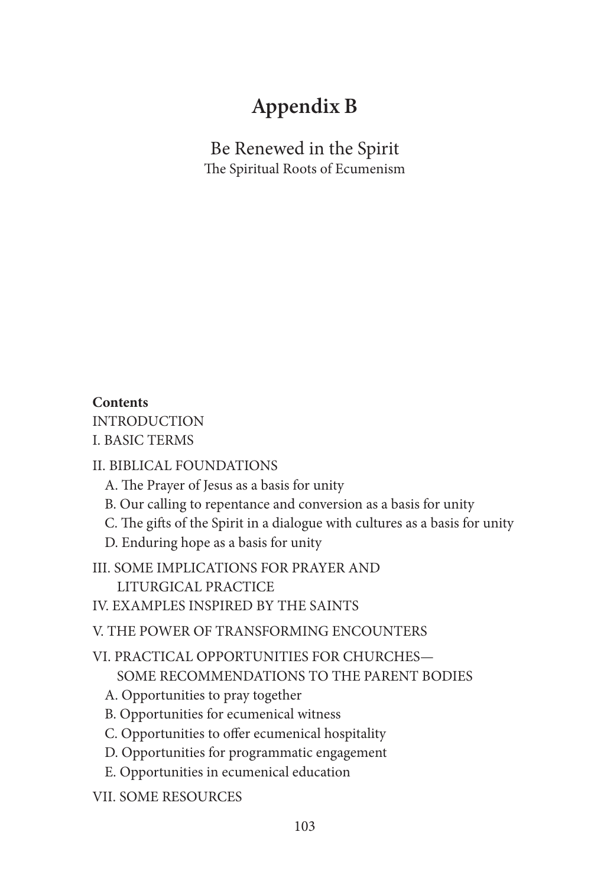# Appendix B

## Be Renewed in the Spirit

The Spiritual Roots of Ecumenism

**Contents**

INTRODUCTION

I. BASIC TERMS

II. BIBLICAL FOUNDATIONS

- A. The Prayer of Jesus as a basis for unity
- B. Our calling to repentance and conversion as a basis for unity
- C. The gifts of the Spirit in a dialogue with cultures as a basis for unity
- D. Enduring hope as a basis for unity

III. SOME IMPLICATIONS FOR PRAYER AND LITURGICAL PRACTICE

IV. EXAMPLES INSPIRED BY THE SAINTS

V. THE POWER OF TRANSFORMING ENCOUNTERS

VI. PRACTICAL OPPORTUNITIES FOR CHURCHES—SOME RECOMMENDATIONS TO THE PARENT BODIES

- A. Opportunities to pray together
- B. Opportunities for ecumenical witness
- C. Opportunities to offer ecumenical hospitality
- D. Opportunities for programmatic engagement
- E. Opportunities in ecumenical education

VII. SOME RESOURCES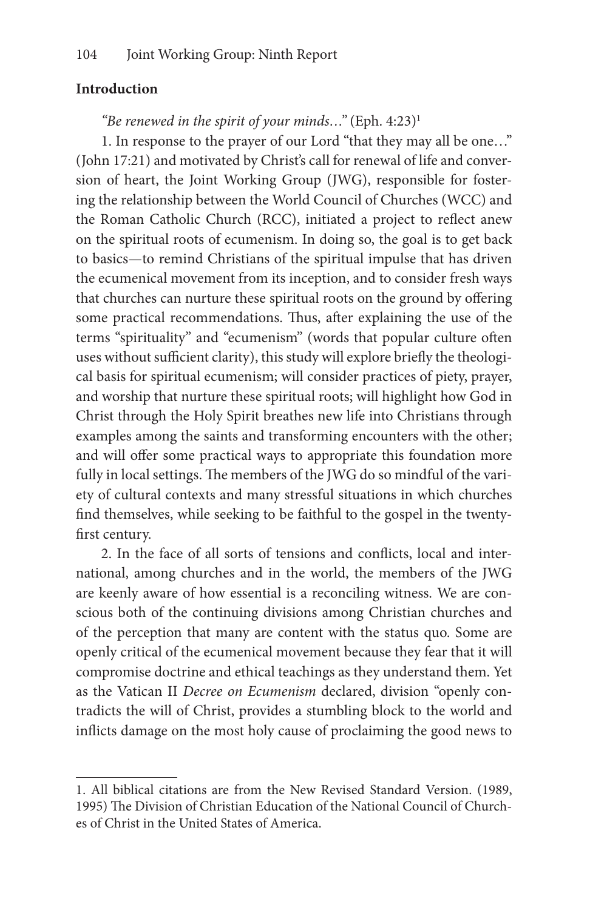## Introduction

*"Be renewed in the spirit of your minds…"* (Eph. 4:23)[1]

1. In response to the prayer of our Lord "that they may all be one…" (John 17:21) and motivated by Christ's call for renewal of life and conversion of heart, the Joint Working Group (JWG), responsible for fostering the relationship between the World Council of Churches (WCC) and the Roman Catholic Church (RCC), initiated a project to reflect anew on the spiritual roots of ecumenism. In doing so, the goal is to get back to basics—to remind Christians of the spiritual impulse that has driven the ecumenical movement from its inception, and to consider fresh ways that churches can nurture these spiritual roots on the ground by offering some practical recommendations. Thus, after explaining the use of the terms "spirituality" and "ecumenism" (words that popular culture often uses without sufficient clarity), this study will explore briefly the theological basis for spiritual ecumenism; will consider practices of piety, prayer, and worship that nurture these spiritual roots; will highlight how God in Christ through the Holy Spirit breathes new life into Christians through examples among the saints and transforming encounters with the other; and will offer some practical ways to appropriate this foundation more fully in local settings. The members of the JWG do so mindful of the variety of cultural contexts and many stressful situations in which churches find themselves, while seeking to be faithful to the gospel in the twenty-first century.

2. In the face of all sorts of tensions and conflicts, local and international, among churches and in the world, the members of the JWG are keenly aware of how essential is a reconciling witness. We are conscious both of the continuing divisions among Christian churches and of the perception that many are content with the status quo. Some are openly critical of the ecumenical movement because they fear that it will compromise doctrine and ethical teachings as they understand them. Yet as the Vatican II *Decree on Ecumenism* declared, division "openly contradicts the will of Christ, provides a stumbling block to the world and inflicts damage on the most holy cause of proclaiming the good news to

---

1. All biblical citations are from the New Revised Standard Version. (1989, 1995) The Division of Christian Education of the National Council of Churches of Christ in the United States of America.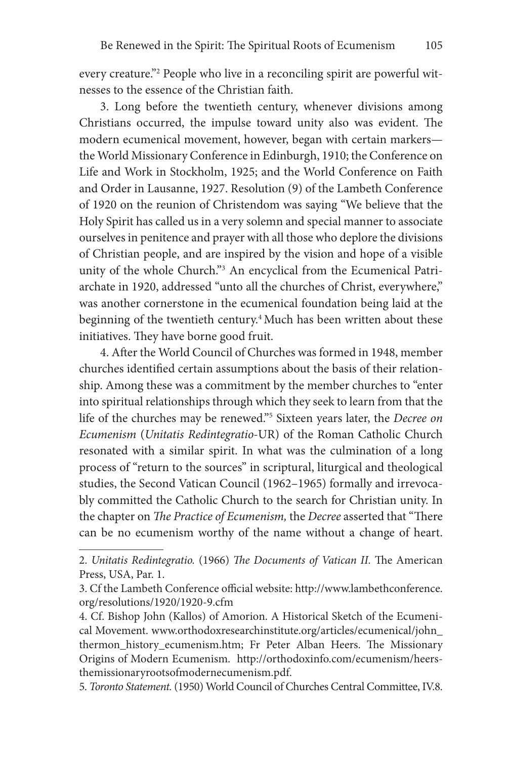every creature."[2] People who live in a reconciling spirit are powerful witnesses to the essence of the Christian faith.

3. Long before the twentieth century, whenever divisions among Christians occurred, the impulse toward unity also was evident. The modern ecumenical movement, however, began with certain markers—the World Missionary Conference in Edinburgh, 1910; the Conference on Life and Work in Stockholm, 1925; and the World Conference on Faith and Order in Lausanne, 1927. Resolution (9) of the Lambeth Conference of 1920 on the reunion of Christendom was saying "We believe that the Holy Spirit has called us in a very solemn and special manner to associate ourselves in penitence and prayer with all those who deplore the divisions of Christian people, and are inspired by the vision and hope of a visible unity of the whole Church."[3] An encyclical from the Ecumenical Patriarchate in 1920, addressed "unto all the churches of Christ, everywhere," was another cornerstone in the ecumenical foundation being laid at the beginning of the twentieth century.[4] Much has been written about these initiatives. They have borne good fruit.

4. After the World Council of Churches was formed in 1948, member churches identified certain assumptions about the basis of their relationship. Among these was a commitment by the member churches to "enter into spiritual relationships through which they seek to learn from that the life of the churches may be renewed."[5] Sixteen years later, the *Decree on Ecumenism* (*Unitatis Redintegratio*-UR) of the Roman Catholic Church resonated with a similar spirit. In what was the culmination of a long process of "return to the sources" in scriptural, liturgical and theological studies, the Second Vatican Council (1962–1965) formally and irrevocably committed the Catholic Church to the search for Christian unity. In the chapter on *The Practice of Ecumenism,* the *Decree* asserted that "There can be no ecumenism worthy of the name without a change of heart.

---

2. *Unitatis Redintegratio.* (1966) *The Documents of Vatican II.* The American Press, USA, Par. 1.

3. Cf the Lambeth Conference official website: http://www.lambethconference.org/resolutions/1920/1920-9.cfm

4. Cf. Bishop John (Kallos) of Amorion. A Historical Sketch of the Ecumenical Movement. www.orthodoxresearchinstitute.org/articles/ecumenical/john_thermon_history_ecumenism.htm; Fr Peter Alban Heers. The Missionary Origins of Modern Ecumenism. http://orthodoxinfo.com/ecumenism/heers-themissionaryrootsofmodernecumenism.pdf.

5. *Toronto Statement.* (1950) World Council of Churches Central Committee, IV.8.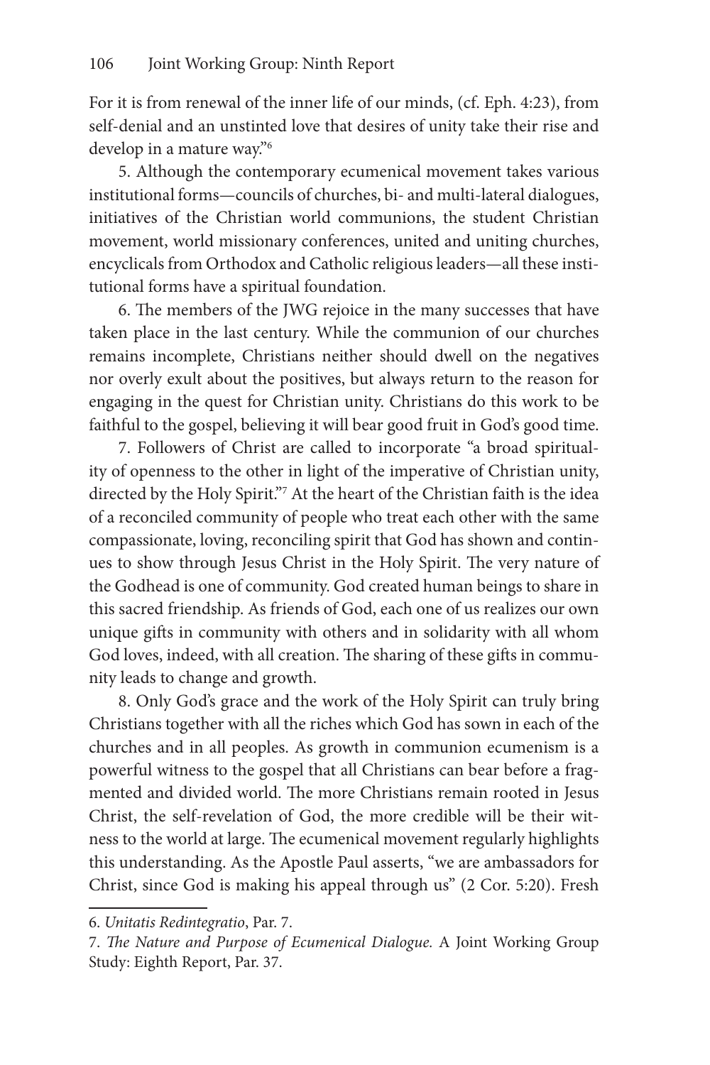For it is from renewal of the inner life of our minds, (cf. Eph. 4:23), from self-denial and an unstinted love that desires of unity take their rise and develop in a mature way."[6]

5. Although the contemporary ecumenical movement takes various institutional forms—councils of churches, bi- and multi-lateral dialogues, initiatives of the Christian world communions, the student Christian movement, world missionary conferences, united and uniting churches, encyclicals from Orthodox and Catholic religious leaders—all these institutional forms have a spiritual foundation.

6. The members of the JWG rejoice in the many successes that have taken place in the last century. While the communion of our churches remains incomplete, Christians neither should dwell on the negatives nor overly exult about the positives, but always return to the reason for engaging in the quest for Christian unity. Christians do this work to be faithful to the gospel, believing it will bear good fruit in God's good time.

7. Followers of Christ are called to incorporate "a broad spirituality of openness to the other in light of the imperative of Christian unity, directed by the Holy Spirit."[7] At the heart of the Christian faith is the idea of a reconciled community of people who treat each other with the same compassionate, loving, reconciling spirit that God has shown and continues to show through Jesus Christ in the Holy Spirit. The very nature of the Godhead is one of community. God created human beings to share in this sacred friendship. As friends of God, each one of us realizes our own unique gifts in community with others and in solidarity with all whom God loves, indeed, with all creation. The sharing of these gifts in community leads to change and growth.

8. Only God's grace and the work of the Holy Spirit can truly bring Christians together with all the riches which God has sown in each of the churches and in all peoples. As growth in communion ecumenism is a powerful witness to the gospel that all Christians can bear before a fragmented and divided world. The more Christians remain rooted in Jesus Christ, the self-revelation of God, the more credible will be their witness to the world at large. The ecumenical movement regularly highlights this understanding. As the Apostle Paul asserts, "we are ambassadors for Christ, since God is making his appeal through us" (2 Cor. 5:20). Fresh

---

6. *Unitatis Redintegratio*, Par. 7.

7. *The Nature and Purpose of Ecumenical Dialogue.* A Joint Working Group Study: Eighth Report, Par. 37.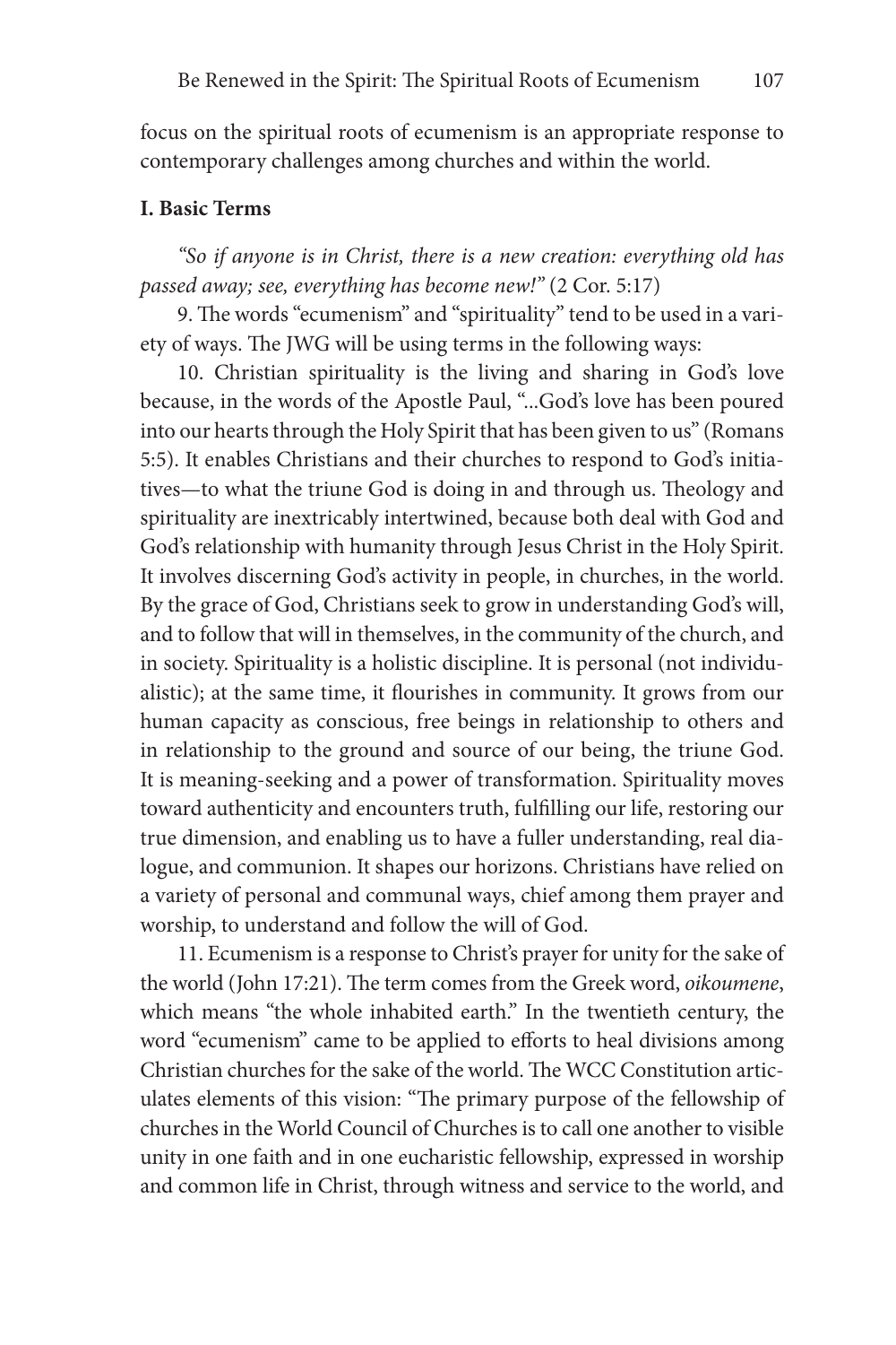focus on the spiritual roots of ecumenism is an appropriate response to contemporary challenges among churches and within the world.

### I. Basic Terms

*"So if anyone is in Christ, there is a new creation: everything old has passed away; see, everything has become new!"* (2 Cor. 5:17)

9. The words "ecumenism" and "spirituality" tend to be used in a variety of ways. The JWG will be using terms in the following ways:

10. Christian spirituality is the living and sharing in God's love because, in the words of the Apostle Paul, "...God's love has been poured into our hearts through the Holy Spirit that has been given to us" (Romans 5:5). It enables Christians and their churches to respond to God's initiatives—to what the triune God is doing in and through us. Theology and spirituality are inextricably intertwined, because both deal with God and God's relationship with humanity through Jesus Christ in the Holy Spirit. It involves discerning God's activity in people, in churches, in the world. By the grace of God, Christians seek to grow in understanding God's will, and to follow that will in themselves, in the community of the church, and in society. Spirituality is a holistic discipline. It is personal (not individualistic); at the same time, it flourishes in community. It grows from our human capacity as conscious, free beings in relationship to others and in relationship to the ground and source of our being, the triune God. It is meaning-seeking and a power of transformation. Spirituality moves toward authenticity and encounters truth, fulfilling our life, restoring our true dimension, and enabling us to have a fuller understanding, real dialogue, and communion. It shapes our horizons. Christians have relied on a variety of personal and communal ways, chief among them prayer and worship, to understand and follow the will of God.

11. Ecumenism is a response to Christ's prayer for unity for the sake of the world (John 17:21). The term comes from the Greek word, *oikoumene*, which means "the whole inhabited earth." In the twentieth century, the word "ecumenism" came to be applied to efforts to heal divisions among Christian churches for the sake of the world. The WCC Constitution articulates elements of this vision: "The primary purpose of the fellowship of churches in the World Council of Churches is to call one another to visible unity in one faith and in one eucharistic fellowship, expressed in worship and common life in Christ, through witness and service to the world, and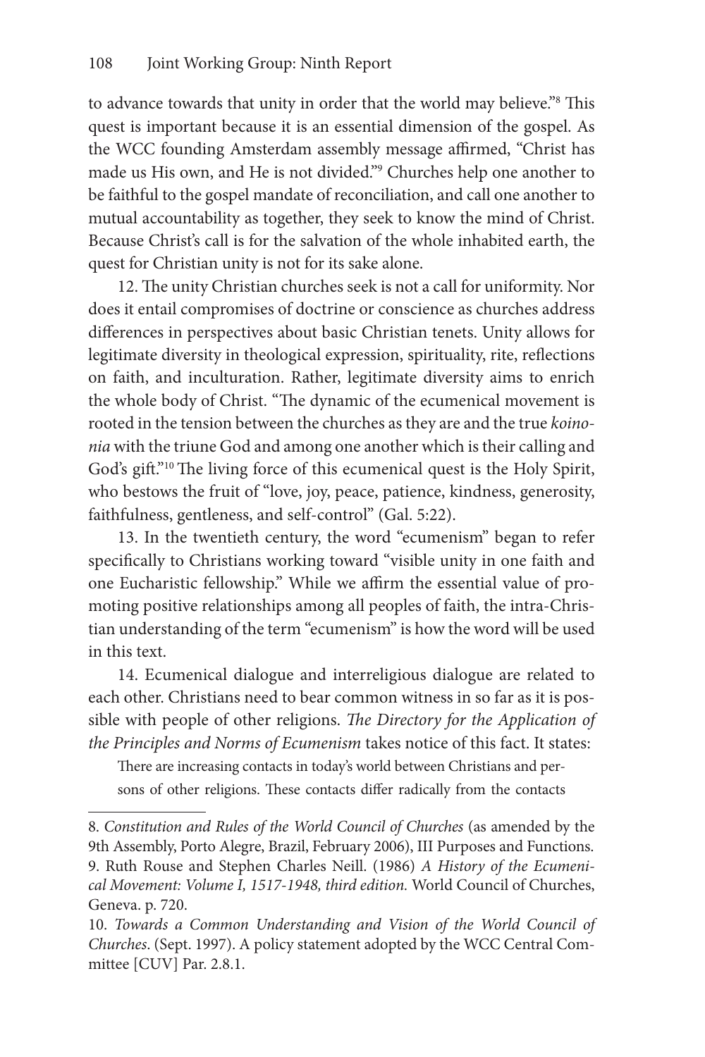to advance towards that unity in order that the world may believe."[8] This quest is important because it is an essential dimension of the gospel. As the WCC founding Amsterdam assembly message affirmed, "Christ has made us His own, and He is not divided."[9] Churches help one another to be faithful to the gospel mandate of reconciliation, and call one another to mutual accountability as together, they seek to know the mind of Christ. Because Christ's call is for the salvation of the whole inhabited earth, the quest for Christian unity is not for its sake alone.

12. The unity Christian churches seek is not a call for uniformity. Nor does it entail compromises of doctrine or conscience as churches address differences in perspectives about basic Christian tenets. Unity allows for legitimate diversity in theological expression, spirituality, rite, reflections on faith, and inculturation. Rather, legitimate diversity aims to enrich the whole body of Christ. "The dynamic of the ecumenical movement is rooted in the tension between the churches as they are and the true *koinonia* with the triune God and among one another which is their calling and God's gift."[10] The living force of this ecumenical quest is the Holy Spirit, who bestows the fruit of "love, joy, peace, patience, kindness, generosity, faithfulness, gentleness, and self-control" (Gal. 5:22).

13. In the twentieth century, the word "ecumenism" began to refer specifically to Christians working toward "visible unity in one faith and one Eucharistic fellowship." While we affirm the essential value of promoting positive relationships among all peoples of faith, the intra-Christian understanding of the term "ecumenism" is how the word will be used in this text.

14. Ecumenical dialogue and interreligious dialogue are related to each other. Christians need to bear common witness in so far as it is possible with people of other religions. *The Directory for the Application of the Principles and Norms of Ecumenism* takes notice of this fact. It states:

> There are increasing contacts in today's world between Christians and persons of other religions. These contacts differ radically from the contacts

---

8. *Constitution and Rules of the World Council of Churches* (as amended by the 9th Assembly, Porto Alegre, Brazil, February 2006), III Purposes and Functions.

9. Ruth Rouse and Stephen Charles Neill. (1986) *A History of the Ecumenical Movement: Volume I, 1517-1948, third edition.* World Council of Churches, Geneva. p. 720.

10. *Towards a Common Understanding and Vision of the World Council of Churches*. (Sept. 1997). A policy statement adopted by the WCC Central Committee [CUV] Par. 2.8.1.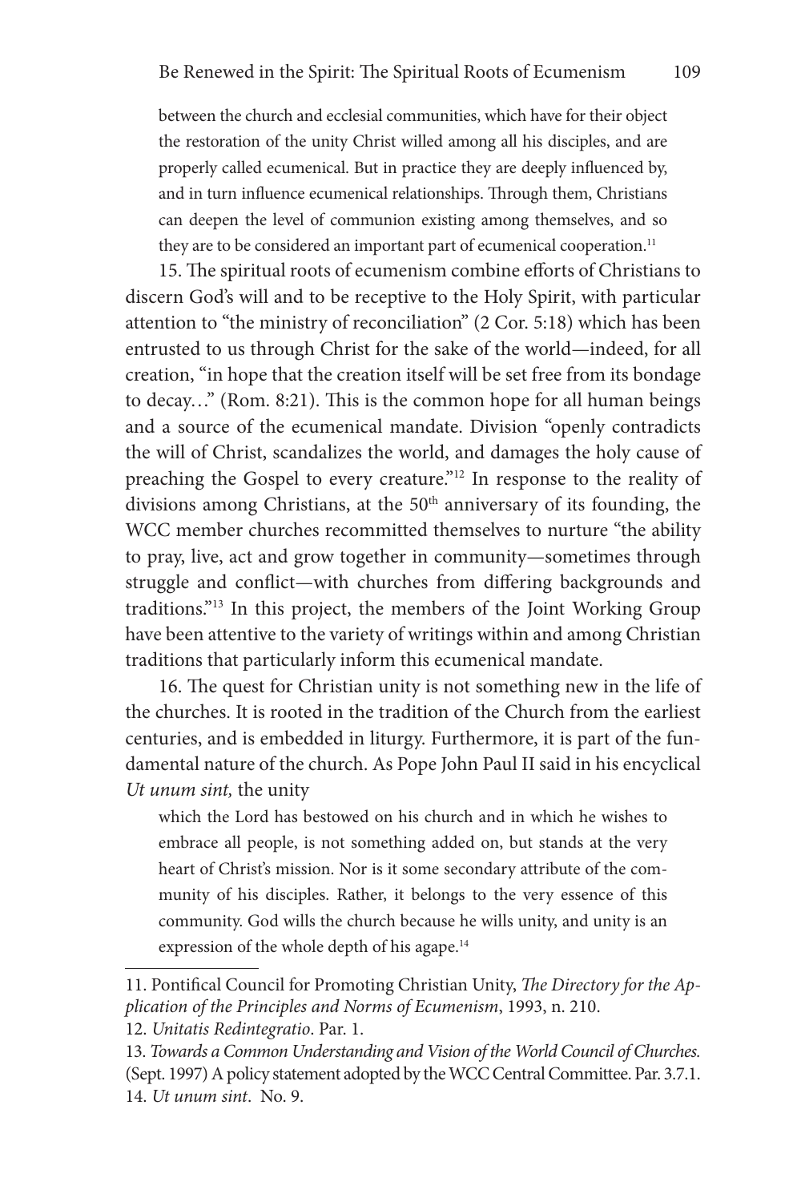> between the church and ecclesial communities, which have for their object the restoration of the unity Christ willed among all his disciples, and are properly called ecumenical. But in practice they are deeply influenced by, and in turn influence ecumenical relationships. Through them, Christians can deepen the level of communion existing among themselves, and so they are to be considered an important part of ecumenical cooperation.[11]

15. The spiritual roots of ecumenism combine efforts of Christians to discern God's will and to be receptive to the Holy Spirit, with particular attention to "the ministry of reconciliation" (2 Cor. 5:18) which has been entrusted to us through Christ for the sake of the world—indeed, for all creation, "in hope that the creation itself will be set free from its bondage to decay…" (Rom. 8:21). This is the common hope for all human beings and a source of the ecumenical mandate. Division "openly contradicts the will of Christ, scandalizes the world, and damages the holy cause of preaching the Gospel to every creature."[12] In response to the reality of divisions among Christians, at the 50th anniversary of its founding, the WCC member churches recommitted themselves to nurture "the ability to pray, live, act and grow together in community—sometimes through struggle and conflict—with churches from differing backgrounds and traditions."[13] In this project, the members of the Joint Working Group have been attentive to the variety of writings within and among Christian traditions that particularly inform this ecumenical mandate.

16. The quest for Christian unity is not something new in the life of the churches. It is rooted in the tradition of the Church from the earliest centuries, and is embedded in liturgy. Furthermore, it is part of the fundamental nature of the church. As Pope John Paul II said in his encyclical *Ut unum sint,* the unity

> which the Lord has bestowed on his church and in which he wishes to embrace all people, is not something added on, but stands at the very heart of Christ's mission. Nor is it some secondary attribute of the community of his disciples. Rather, it belongs to the very essence of this community. God wills the church because he wills unity, and unity is an expression of the whole depth of his agape.[14]

---

11. Pontifical Council for Promoting Christian Unity, *The Directory for the Application of the Principles and Norms of Ecumenism*, 1993, n. 210.

12. *Unitatis Redintegratio*. Par. 1.

13. *Towards a Common Understanding and Vision of the World Council of Churches.* (Sept. 1997) A policy statement adopted by the WCC Central Committee. Par. 3.7.1.

14. *Ut unum sint*. No. 9.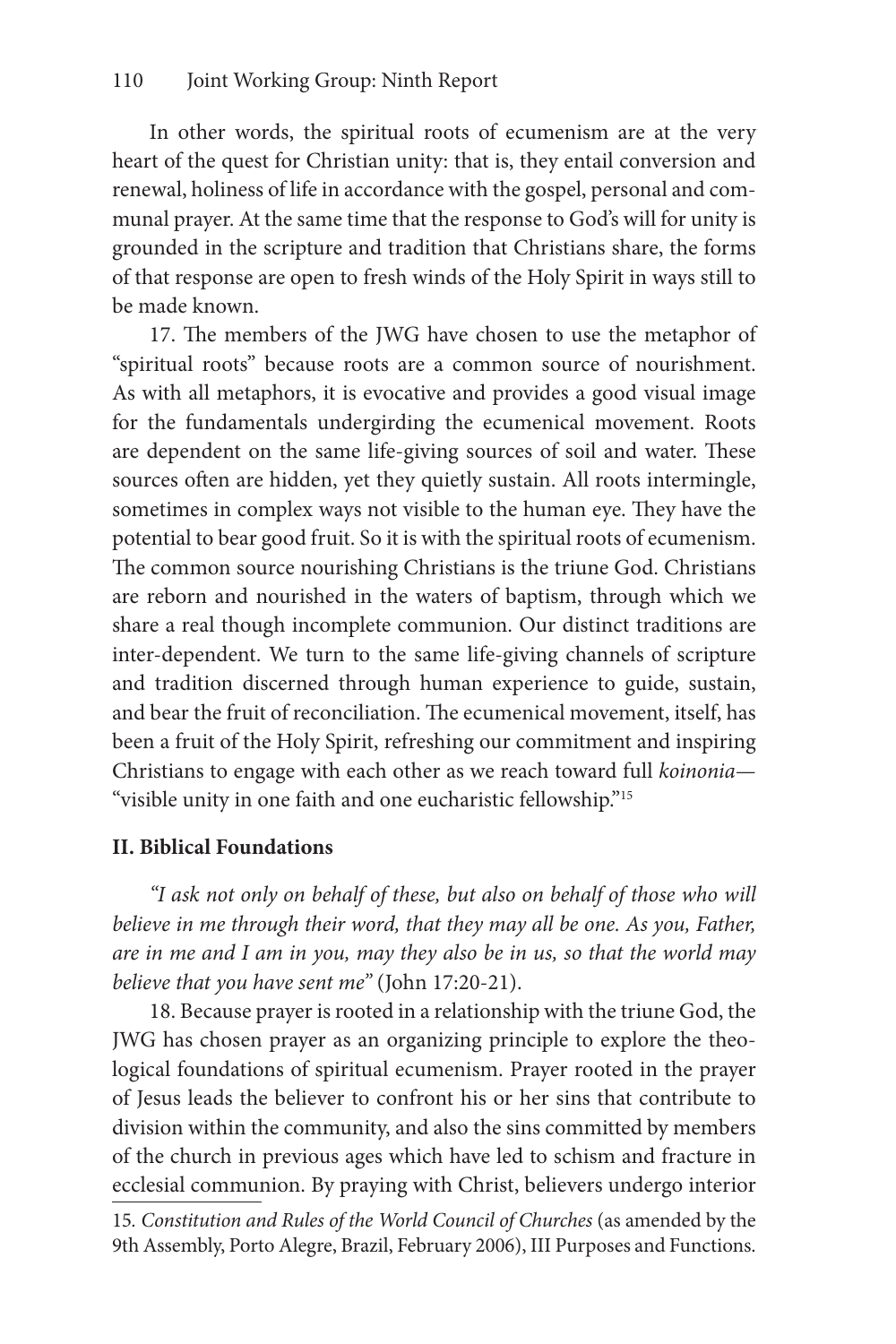In other words, the spiritual roots of ecumenism are at the very heart of the quest for Christian unity: that is, they entail conversion and renewal, holiness of life in accordance with the gospel, personal and communal prayer. At the same time that the response to God's will for unity is grounded in the scripture and tradition that Christians share, the forms of that response are open to fresh winds of the Holy Spirit in ways still to be made known.

17. The members of the JWG have chosen to use the metaphor of "spiritual roots" because roots are a common source of nourishment. As with all metaphors, it is evocative and provides a good visual image for the fundamentals undergirding the ecumenical movement. Roots are dependent on the same life-giving sources of soil and water. These sources often are hidden, yet they quietly sustain. All roots intermingle, sometimes in complex ways not visible to the human eye. They have the potential to bear good fruit. So it is with the spiritual roots of ecumenism. The common source nourishing Christians is the triune God. Christians are reborn and nourished in the waters of baptism, through which we share a real though incomplete communion. Our distinct traditions are inter-dependent. We turn to the same life-giving channels of scripture and tradition discerned through human experience to guide, sustain, and bear the fruit of reconciliation. The ecumenical movement, itself, has been a fruit of the Holy Spirit, refreshing our commitment and inspiring Christians to engage with each other as we reach toward full *koinonia*—"visible unity in one faith and one eucharistic fellowship."[15]

## II. Biblical Foundations

*"I ask not only on behalf of these, but also on behalf of those who will believe in me through their word, that they may all be one. As you, Father, are in me and I am in you, may they also be in us, so that the world may believe that you have sent me"* (John 17:20-21).

18. Because prayer is rooted in a relationship with the triune God, the JWG has chosen prayer as an organizing principle to explore the theological foundations of spiritual ecumenism. Prayer rooted in the prayer of Jesus leads the believer to confront his or her sins that contribute to division within the community, and also the sins committed by members of the church in previous ages which have led to schism and fracture in ecclesial communion. By praying with Christ, believers undergo interior

15. *Constitution and Rules of the World Council of Churches* (as amended by the 9th Assembly, Porto Alegre, Brazil, February 2006), III Purposes and Functions.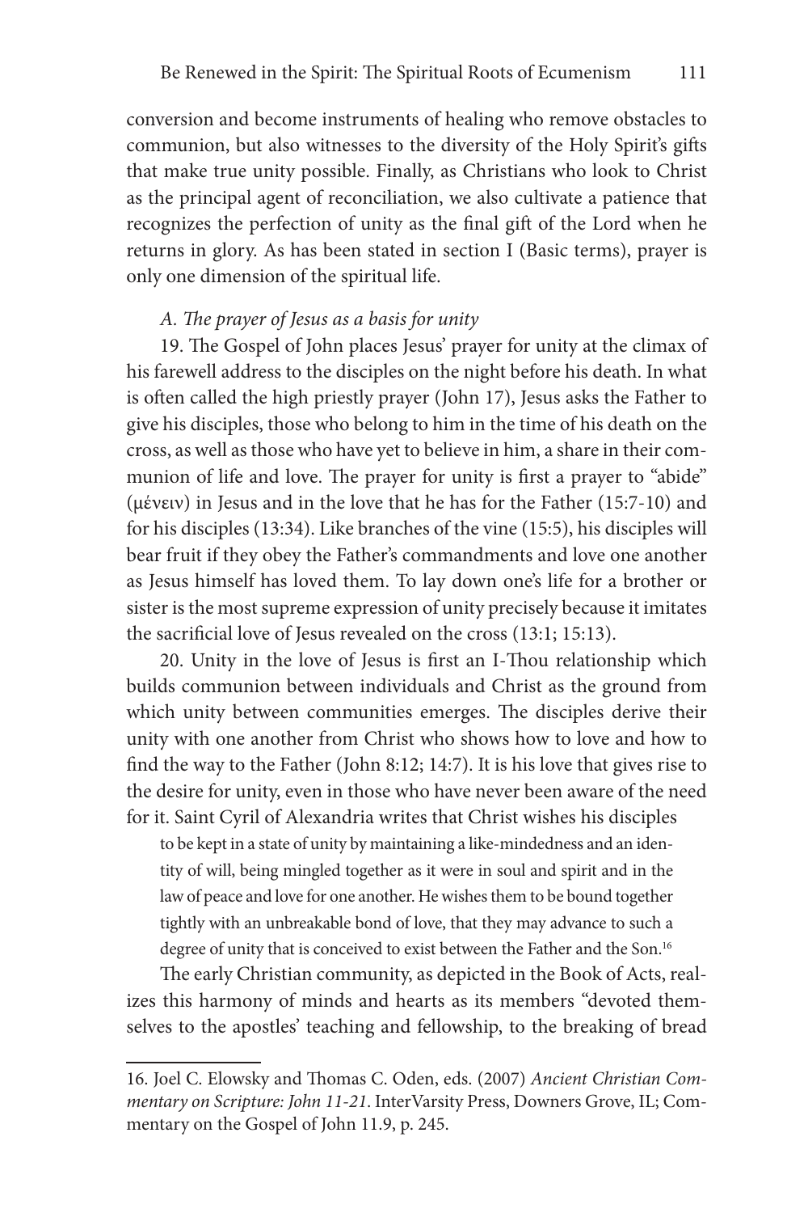conversion and become instruments of healing who remove obstacles to communion, but also witnesses to the diversity of the Holy Spirit's gifts that make true unity possible. Finally, as Christians who look to Christ as the principal agent of reconciliation, we also cultivate a patience that recognizes the perfection of unity as the final gift of the Lord when he returns in glory. As has been stated in section I (Basic terms), prayer is only one dimension of the spiritual life.

### *A. The prayer of Jesus as a basis for unity*

19. The Gospel of John places Jesus' prayer for unity at the climax of his farewell address to the disciples on the night before his death. In what is often called the high priestly prayer (John 17), Jesus asks the Father to give his disciples, those who belong to him in the time of his death on the cross, as well as those who have yet to believe in him, a share in their communion of life and love. The prayer for unity is first a prayer to "abide" (μένειν) in Jesus and in the love that he has for the Father (15:7-10) and for his disciples (13:34). Like branches of the vine (15:5), his disciples will bear fruit if they obey the Father's commandments and love one another as Jesus himself has loved them. To lay down one's life for a brother or sister is the most supreme expression of unity precisely because it imitates the sacrificial love of Jesus revealed on the cross (13:1; 15:13).

20. Unity in the love of Jesus is first an I-Thou relationship which builds communion between individuals and Christ as the ground from which unity between communities emerges. The disciples derive their unity with one another from Christ who shows how to love and how to find the way to the Father (John 8:12; 14:7). It is his love that gives rise to the desire for unity, even in those who have never been aware of the need for it. Saint Cyril of Alexandria writes that Christ wishes his disciples

> to be kept in a state of unity by maintaining a like-mindedness and an identity of will, being mingled together as it were in soul and spirit and in the law of peace and love for one another. He wishes them to be bound together tightly with an unbreakable bond of love, that they may advance to such a degree of unity that is conceived to exist between the Father and the Son.[16]

The early Christian community, as depicted in the Book of Acts, realizes this harmony of minds and hearts as its members "devoted themselves to the apostles' teaching and fellowship, to the breaking of bread

---

16. Joel C. Elowsky and Thomas C. Oden, eds. (2007) *Ancient Christian Commentary on Scripture: John 11-21*. InterVarsity Press, Downers Grove, IL; Commentary on the Gospel of John 11.9, p. 245.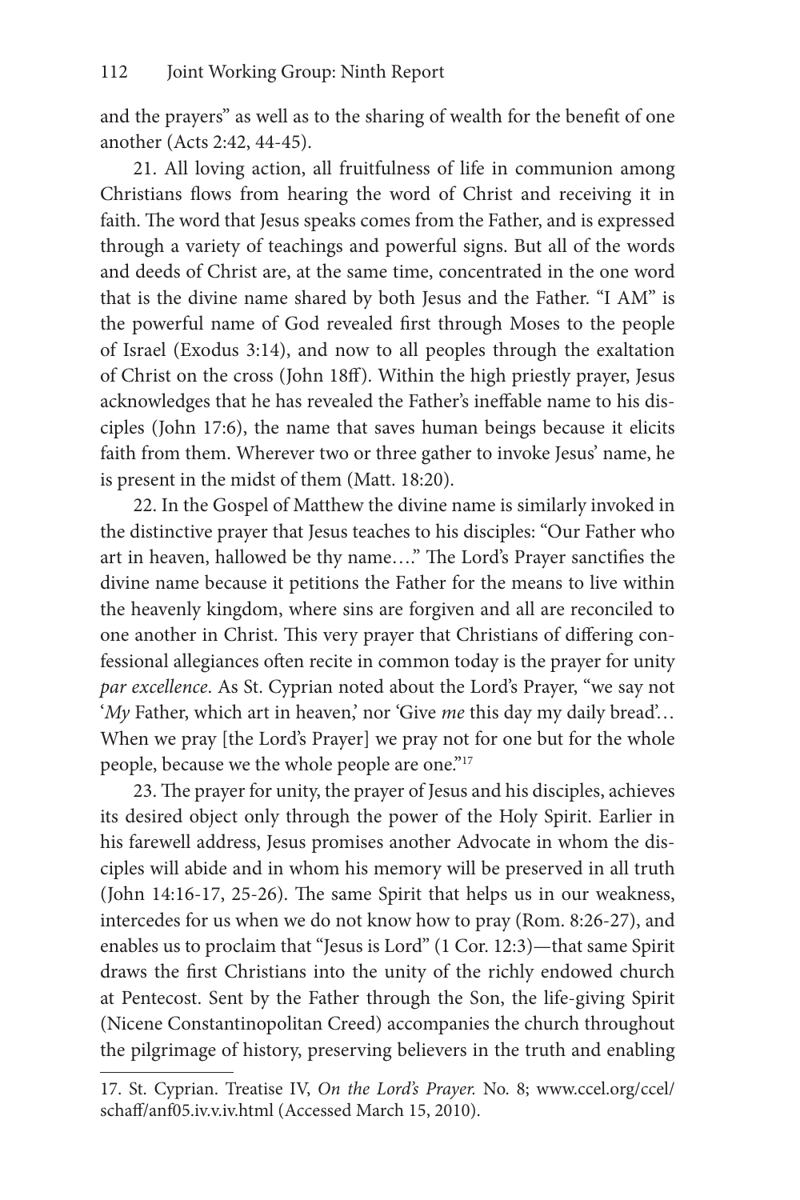and the prayers" as well as to the sharing of wealth for the benefit of one another (Acts 2:42, 44-45).

21. All loving action, all fruitfulness of life in communion among Christians flows from hearing the word of Christ and receiving it in faith. The word that Jesus speaks comes from the Father, and is expressed through a variety of teachings and powerful signs. But all of the words and deeds of Christ are, at the same time, concentrated in the one word that is the divine name shared by both Jesus and the Father. "I AM" is the powerful name of God revealed first through Moses to the people of Israel (Exodus 3:14), and now to all peoples through the exaltation of Christ on the cross (John 18ff). Within the high priestly prayer, Jesus acknowledges that he has revealed the Father's ineffable name to his disciples (John 17:6), the name that saves human beings because it elicits faith from them. Wherever two or three gather to invoke Jesus' name, he is present in the midst of them (Matt. 18:20).

22. In the Gospel of Matthew the divine name is similarly invoked in the distinctive prayer that Jesus teaches to his disciples: "Our Father who art in heaven, hallowed be thy name…." The Lord's Prayer sanctifies the divine name because it petitions the Father for the means to live within the heavenly kingdom, where sins are forgiven and all are reconciled to one another in Christ. This very prayer that Christians of differing confessional allegiances often recite in common today is the prayer for unity *par excellence*. As St. Cyprian noted about the Lord's Prayer, "we say not '*My* Father, which art in heaven,' nor 'Give *me* this day my daily bread'… When we pray [the Lord's Prayer] we pray not for one but for the whole people, because we the whole people are one."[17]

23. The prayer for unity, the prayer of Jesus and his disciples, achieves its desired object only through the power of the Holy Spirit. Earlier in his farewell address, Jesus promises another Advocate in whom the disciples will abide and in whom his memory will be preserved in all truth (John 14:16-17, 25-26). The same Spirit that helps us in our weakness, intercedes for us when we do not know how to pray (Rom. 8:26-27), and enables us to proclaim that "Jesus is Lord" (1 Cor. 12:3)—that same Spirit draws the first Christians into the unity of the richly endowed church at Pentecost. Sent by the Father through the Son, the life-giving Spirit (Nicene Constantinopolitan Creed) accompanies the church throughout the pilgrimage of history, preserving believers in the truth and enabling

---

17. St. Cyprian. Treatise IV, *On the Lord's Prayer.* No. 8; www.ccel.org/ccel/schaff/anf05.iv.v.iv.html (Accessed March 15, 2010).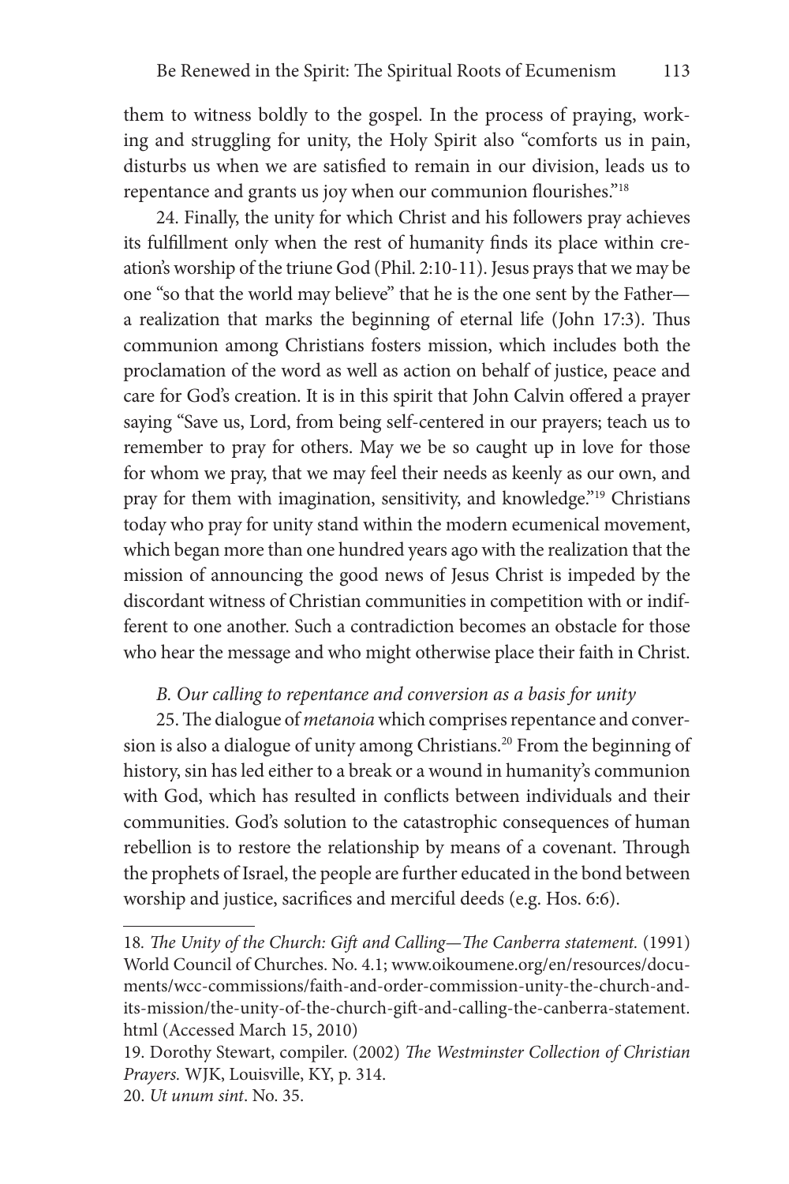them to witness boldly to the gospel. In the process of praying, working and struggling for unity, the Holy Spirit also "comforts us in pain, disturbs us when we are satisfied to remain in our division, leads us to repentance and grants us joy when our communion flourishes."[18]

24. Finally, the unity for which Christ and his followers pray achieves its fulfillment only when the rest of humanity finds its place within creation's worship of the triune God (Phil. 2:10-11). Jesus prays that we may be one "so that the world may believe" that he is the one sent by the Father—a realization that marks the beginning of eternal life (John 17:3). Thus communion among Christians fosters mission, which includes both the proclamation of the word as well as action on behalf of justice, peace and care for God's creation. It is in this spirit that John Calvin offered a prayer saying "Save us, Lord, from being self-centered in our prayers; teach us to remember to pray for others. May we be so caught up in love for those for whom we pray, that we may feel their needs as keenly as our own, and pray for them with imagination, sensitivity, and knowledge."[19] Christians today who pray for unity stand within the modern ecumenical movement, which began more than one hundred years ago with the realization that the mission of announcing the good news of Jesus Christ is impeded by the discordant witness of Christian communities in competition with or indifferent to one another. Such a contradiction becomes an obstacle for those who hear the message and who might otherwise place their faith in Christ.

### *B. Our calling to repentance and conversion as a basis for unity*

25. The dialogue of *metanoia* which comprises repentance and conversion is also a dialogue of unity among Christians.[20] From the beginning of history, sin has led either to a break or a wound in humanity's communion with God, which has resulted in conflicts between individuals and their communities. God's solution to the catastrophic consequences of human rebellion is to restore the relationship by means of a covenant. Through the prophets of Israel, the people are further educated in the bond between worship and justice, sacrifices and merciful deeds (e.g. Hos. 6:6).

---

18. *The Unity of the Church: Gift and Calling—The Canberra statement.* (1991) World Council of Churches. No. 4.1; www.oikoumene.org/en/resources/documents/wcc-commissions/faith-and-order-commission-unity-the-church-and-its-mission/the-unity-of-the-church-gift-and-calling-the-canberra-statement.html (Accessed March 15, 2010)

19. Dorothy Stewart, compiler. (2002) *The Westminster Collection of Christian Prayers.* WJK, Louisville, KY, p. 314.

20. *Ut unum sint*. No. 35.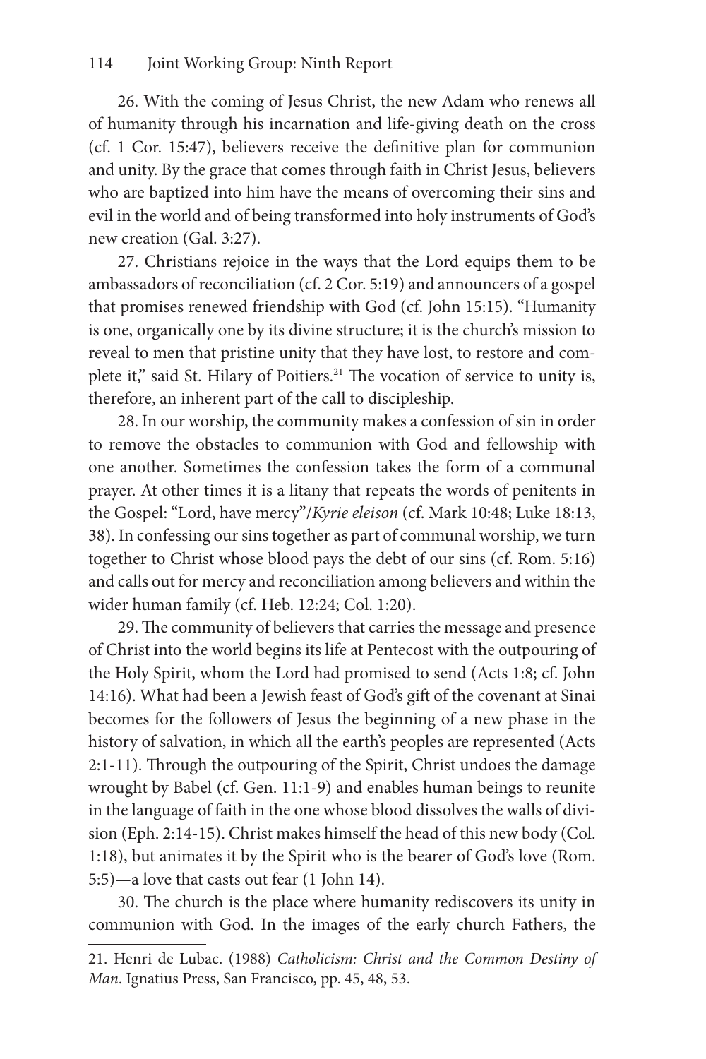26. With the coming of Jesus Christ, the new Adam who renews all of humanity through his incarnation and life-giving death on the cross (cf. 1 Cor. 15:47), believers receive the definitive plan for communion and unity. By the grace that comes through faith in Christ Jesus, believers who are baptized into him have the means of overcoming their sins and evil in the world and of being transformed into holy instruments of God's new creation (Gal. 3:27).

27. Christians rejoice in the ways that the Lord equips them to be ambassadors of reconciliation (cf. 2 Cor. 5:19) and announcers of a gospel that promises renewed friendship with God (cf. John 15:15). "Humanity is one, organically one by its divine structure; it is the church's mission to reveal to men that pristine unity that they have lost, to restore and complete it," said St. Hilary of Poitiers.[21] The vocation of service to unity is, therefore, an inherent part of the call to discipleship.

28. In our worship, the community makes a confession of sin in order to remove the obstacles to communion with God and fellowship with one another. Sometimes the confession takes the form of a communal prayer. At other times it is a litany that repeats the words of penitents in the Gospel: "Lord, have mercy"/*Kyrie eleison* (cf. Mark 10:48; Luke 18:13, 38). In confessing our sins together as part of communal worship, we turn together to Christ whose blood pays the debt of our sins (cf. Rom. 5:16) and calls out for mercy and reconciliation among believers and within the wider human family (cf. Heb. 12:24; Col. 1:20).

29. The community of believers that carries the message and presence of Christ into the world begins its life at Pentecost with the outpouring of the Holy Spirit, whom the Lord had promised to send (Acts 1:8; cf. John 14:16). What had been a Jewish feast of God's gift of the covenant at Sinai becomes for the followers of Jesus the beginning of a new phase in the history of salvation, in which all the earth's peoples are represented (Acts 2:1-11). Through the outpouring of the Spirit, Christ undoes the damage wrought by Babel (cf. Gen. 11:1-9) and enables human beings to reunite in the language of faith in the one whose blood dissolves the walls of division (Eph. 2:14-15). Christ makes himself the head of this new body (Col. 1:18), but animates it by the Spirit who is the bearer of God's love (Rom. 5:5)—a love that casts out fear (1 John 14).

30. The church is the place where humanity rediscovers its unity in communion with God. In the images of the early church Fathers, the

---

21. Henri de Lubac. (1988) *Catholicism: Christ and the Common Destiny of Man*. Ignatius Press, San Francisco, pp. 45, 48, 53.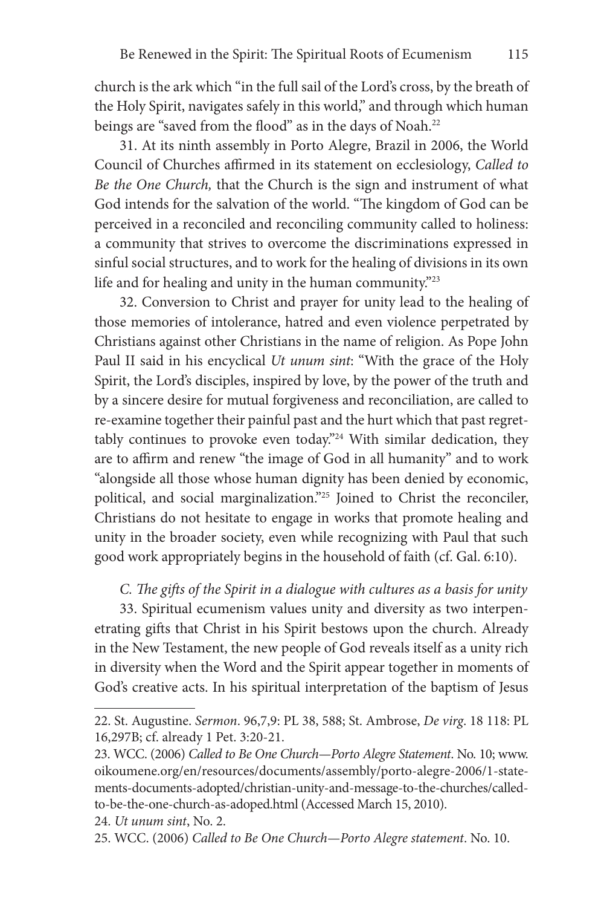church is the ark which "in the full sail of the Lord's cross, by the breath of the Holy Spirit, navigates safely in this world," and through which human beings are "saved from the flood" as in the days of Noah.[22]

31. At its ninth assembly in Porto Alegre, Brazil in 2006, the World Council of Churches affirmed in its statement on ecclesiology, *Called to Be the One Church,* that the Church is the sign and instrument of what God intends for the salvation of the world. "The kingdom of God can be perceived in a reconciled and reconciling community called to holiness: a community that strives to overcome the discriminations expressed in sinful social structures, and to work for the healing of divisions in its own life and for healing and unity in the human community."[23]

32. Conversion to Christ and prayer for unity lead to the healing of those memories of intolerance, hatred and even violence perpetrated by Christians against other Christians in the name of religion. As Pope John Paul II said in his encyclical *Ut unum sint*: "With the grace of the Holy Spirit, the Lord's disciples, inspired by love, by the power of the truth and by a sincere desire for mutual forgiveness and reconciliation, are called to re-examine together their painful past and the hurt which that past regrettably continues to provoke even today."[24] With similar dedication, they are to affirm and renew "the image of God in all humanity" and to work "alongside all those whose human dignity has been denied by economic, political, and social marginalization."[25] Joined to Christ the reconciler, Christians do not hesitate to engage in works that promote healing and unity in the broader society, even while recognizing with Paul that such good work appropriately begins in the household of faith (cf. Gal. 6:10).

### *C. The gifts of the Spirit in a dialogue with cultures as a basis for unity*

33. Spiritual ecumenism values unity and diversity as two interpenetrating gifts that Christ in his Spirit bestows upon the church. Already in the New Testament, the new people of God reveals itself as a unity rich in diversity when the Word and the Spirit appear together in moments of God's creative acts. In his spiritual interpretation of the baptism of Jesus

---

22. St. Augustine. *Sermon*. 96,7,9: PL 38, 588; St. Ambrose, *De virg*. 18 118: PL 16,297B; cf. already 1 Pet. 3:20-21.

23. WCC. (2006) *Called to Be One Church—Porto Alegre Statement*. No. 10; www.oikoumene.org/en/resources/documents/assembly/porto-alegre-2006/1-statements-documents-adopted/christian-unity-and-message-to-the-churches/called-to-be-the-one-church-as-adoped.html (Accessed March 15, 2010).

24. *Ut unum sint*, No. 2.

25. WCC. (2006) *Called to Be One Church—Porto Alegre statement*. No. 10.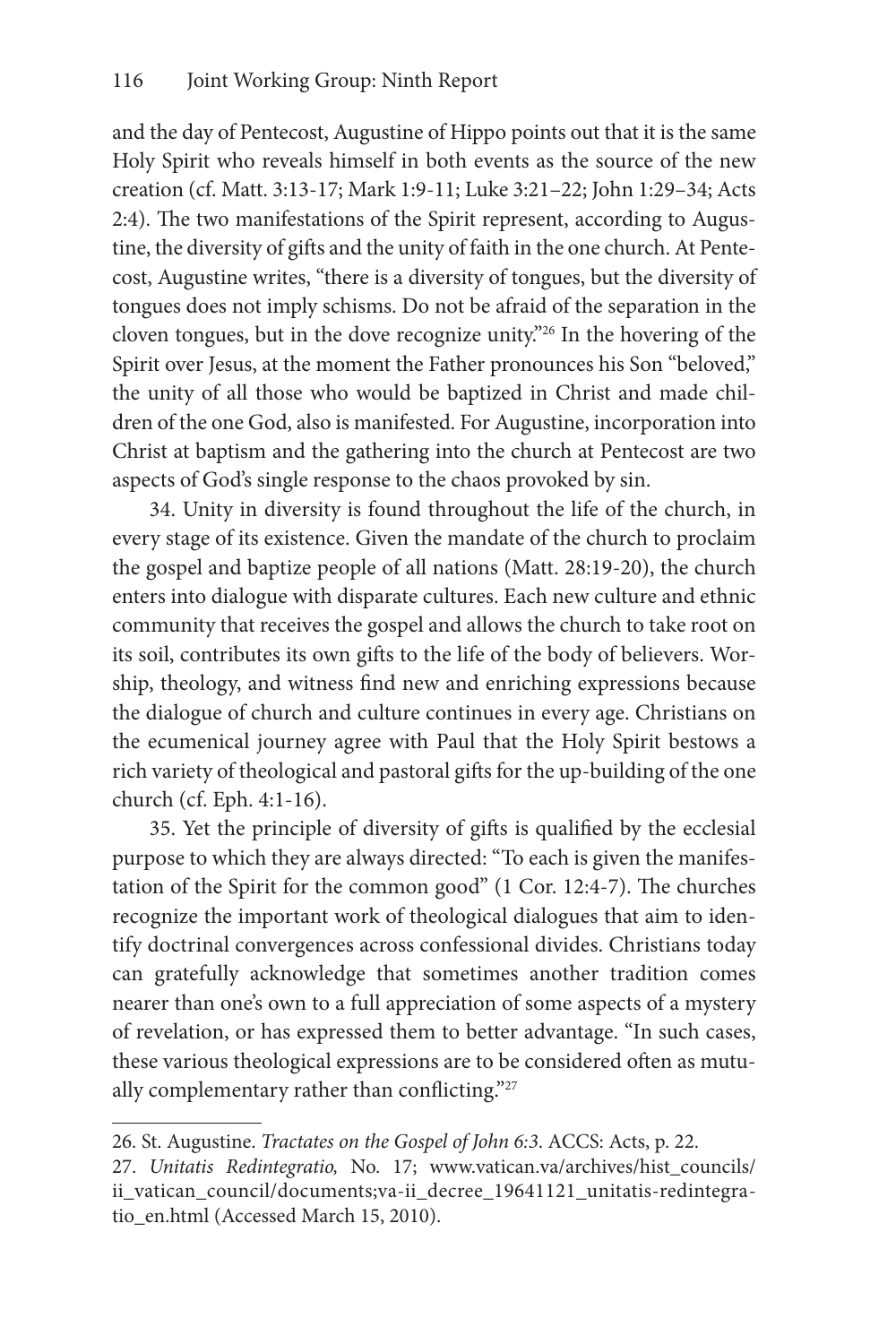and the day of Pentecost, Augustine of Hippo points out that it is the same Holy Spirit who reveals himself in both events as the source of the new creation (cf. Matt. 3:13-17; Mark 1:9-11; Luke 3:21–22; John 1:29–34; Acts 2:4). The two manifestations of the Spirit represent, according to Augustine, the diversity of gifts and the unity of faith in the one church. At Pentecost, Augustine writes, "there is a diversity of tongues, but the diversity of tongues does not imply schisms. Do not be afraid of the separation in the cloven tongues, but in the dove recognize unity."[26] In the hovering of the Spirit over Jesus, at the moment the Father pronounces his Son "beloved," the unity of all those who would be baptized in Christ and made children of the one God, also is manifested. For Augustine, incorporation into Christ at baptism and the gathering into the church at Pentecost are two aspects of God's single response to the chaos provoked by sin.

34. Unity in diversity is found throughout the life of the church, in every stage of its existence. Given the mandate of the church to proclaim the gospel and baptize people of all nations (Matt. 28:19-20), the church enters into dialogue with disparate cultures. Each new culture and ethnic community that receives the gospel and allows the church to take root on its soil, contributes its own gifts to the life of the body of believers. Worship, theology, and witness find new and enriching expressions because the dialogue of church and culture continues in every age. Christians on the ecumenical journey agree with Paul that the Holy Spirit bestows a rich variety of theological and pastoral gifts for the up-building of the one church (cf. Eph. 4:1-16).

35. Yet the principle of diversity of gifts is qualified by the ecclesial purpose to which they are always directed: "To each is given the manifestation of the Spirit for the common good" (1 Cor. 12:4-7). The churches recognize the important work of theological dialogues that aim to identify doctrinal convergences across confessional divides. Christians today can gratefully acknowledge that sometimes another tradition comes nearer than one's own to a full appreciation of some aspects of a mystery of revelation, or has expressed them to better advantage. "In such cases, these various theological expressions are to be considered often as mutually complementary rather than conflicting."[27]

---

26. St. Augustine. *Tractates on the Gospel of John 6:3*. ACCS: Acts, p. 22.

27. *Unitatis Redintegratio,* No. 17; www.vatican.va/archives/hist_councils/ii_vatican_council/documents;va-ii_decree_19641121_unitatis-redintegratio_en.html (Accessed March 15, 2010).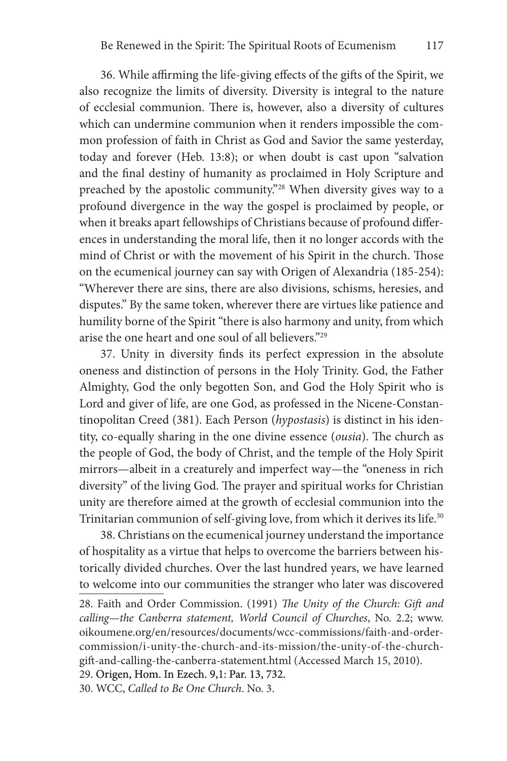36. While affirming the life-giving effects of the gifts of the Spirit, we also recognize the limits of diversity. Diversity is integral to the nature of ecclesial communion. There is, however, also a diversity of cultures which can undermine communion when it renders impossible the common profession of faith in Christ as God and Savior the same yesterday, today and forever (Heb. 13:8); or when doubt is cast upon "salvation and the final destiny of humanity as proclaimed in Holy Scripture and preached by the apostolic community."[28] When diversity gives way to a profound divergence in the way the gospel is proclaimed by people, or when it breaks apart fellowships of Christians because of profound differences in understanding the moral life, then it no longer accords with the mind of Christ or with the movement of his Spirit in the church. Those on the ecumenical journey can say with Origen of Alexandria (185-254): "Wherever there are sins, there are also divisions, schisms, heresies, and disputes." By the same token, wherever there are virtues like patience and humility borne of the Spirit "there is also harmony and unity, from which arise the one heart and one soul of all believers."[29]

37. Unity in diversity finds its perfect expression in the absolute oneness and distinction of persons in the Holy Trinity. God, the Father Almighty, God the only begotten Son, and God the Holy Spirit who is Lord and giver of life, are one God, as professed in the Nicene-Constantinopolitan Creed (381). Each Person (*hypostasis*) is distinct in his identity, co-equally sharing in the one divine essence (*ousia*). The church as the people of God, the body of Christ, and the temple of the Holy Spirit mirrors—albeit in a creaturely and imperfect way—the "oneness in rich diversity" of the living God. The prayer and spiritual works for Christian unity are therefore aimed at the growth of ecclesial communion into the Trinitarian communion of self-giving love, from which it derives its life.[30]

38. Christians on the ecumenical journey understand the importance of hospitality as a virtue that helps to overcome the barriers between historically divided churches. Over the last hundred years, we have learned to welcome into our communities the stranger who later was discovered

---

28. Faith and Order Commission. (1991) *The Unity of the Church: Gift and calling—the Canberra statement, World Council of Churches*, No. 2.2; www.oikoumene.org/en/resources/documents/wcc-commissions/faith-and-order-commission/i-unity-the-church-and-its-mission/the-unity-of-the-church-gift-and-calling-the-canberra-statement.html (Accessed March 15, 2010).

29. Origen, Hom. In Ezech. 9,1: Par. 13, 732.

30. WCC, *Called to Be One Church*. No. 3.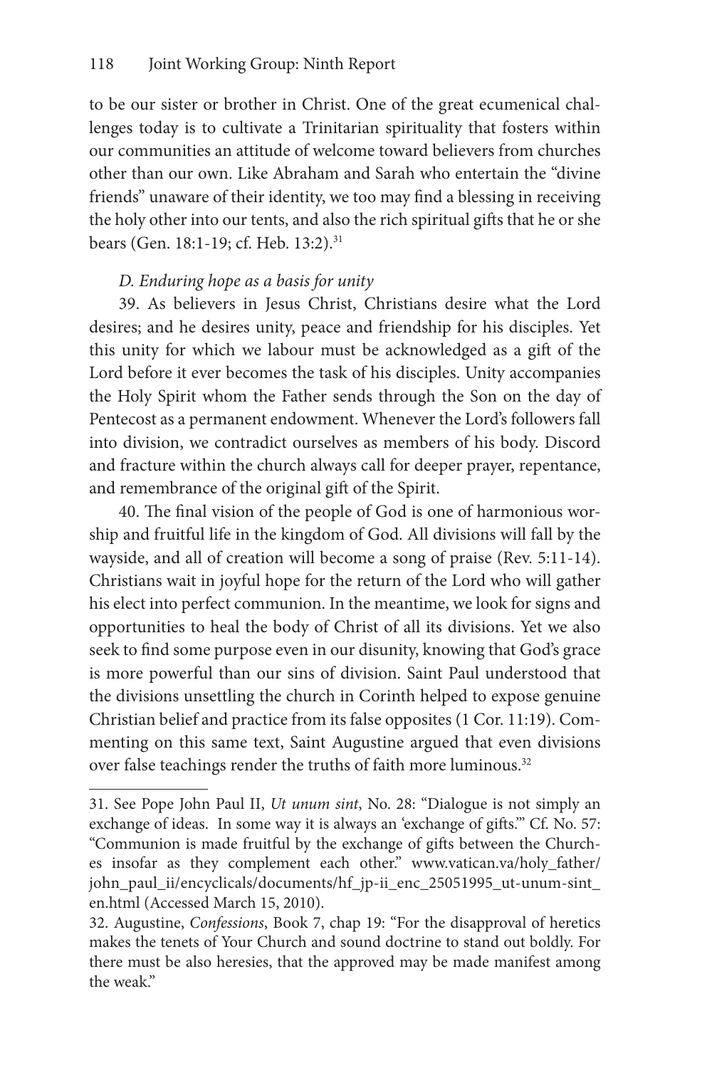to be our sister or brother in Christ. One of the great ecumenical challenges today is to cultivate a Trinitarian spirituality that fosters within our communities an attitude of welcome toward believers from churches other than our own. Like Abraham and Sarah who entertain the "divine friends" unaware of their identity, we too may find a blessing in receiving the holy other into our tents, and also the rich spiritual gifts that he or she bears (Gen. 18:1-19; cf. Heb. 13:2).[31]

*D. Enduring hope as a basis for unity*

39. As believers in Jesus Christ, Christians desire what the Lord desires; and he desires unity, peace and friendship for his disciples. Yet this unity for which we labour must be acknowledged as a gift of the Lord before it ever becomes the task of his disciples. Unity accompanies the Holy Spirit whom the Father sends through the Son on the day of Pentecost as a permanent endowment. Whenever the Lord's followers fall into division, we contradict ourselves as members of his body. Discord and fracture within the church always call for deeper prayer, repentance, and remembrance of the original gift of the Spirit.

40. The final vision of the people of God is one of harmonious worship and fruitful life in the kingdom of God. All divisions will fall by the wayside, and all of creation will become a song of praise (Rev. 5:11-14). Christians wait in joyful hope for the return of the Lord who will gather his elect into perfect communion. In the meantime, we look for signs and opportunities to heal the body of Christ of all its divisions. Yet we also seek to find some purpose even in our disunity, knowing that God's grace is more powerful than our sins of division. Saint Paul understood that the divisions unsettling the church in Corinth helped to expose genuine Christian belief and practice from its false opposites (1 Cor. 11:19). Commenting on this same text, Saint Augustine argued that even divisions over false teachings render the truths of faith more luminous.[32]

---

31. See Pope John Paul II, *Ut unum sint*, No. 28: "Dialogue is not simply an exchange of ideas. In some way it is always an 'exchange of gifts.'" Cf. No. 57: "Communion is made fruitful by the exchange of gifts between the Churches insofar as they complement each other." www.vatican.va/holy_father/john_paul_ii/encyclicals/documents/hf_jp-ii_enc_25051995_ut-unum-sint_en.html (Accessed March 15, 2010).

32. Augustine, *Confessions*, Book 7, chap 19: "For the disapproval of heretics makes the tenets of Your Church and sound doctrine to stand out boldly. For there must be also heresies, that the approved may be made manifest among the weak."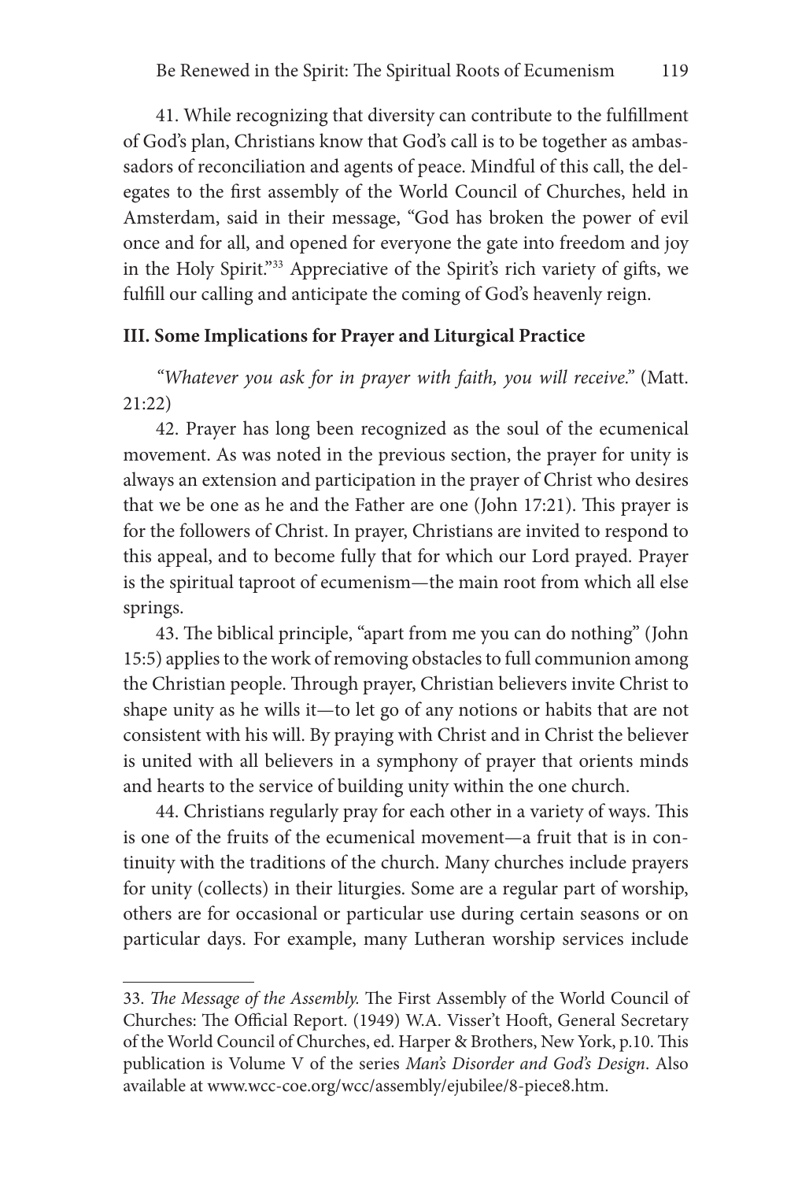41. While recognizing that diversity can contribute to the fulfillment of God's plan, Christians know that God's call is to be together as ambassadors of reconciliation and agents of peace. Mindful of this call, the delegates to the first assembly of the World Council of Churches, held in Amsterdam, said in their message, "God has broken the power of evil once and for all, and opened for everyone the gate into freedom and joy in the Holy Spirit."[33] Appreciative of the Spirit's rich variety of gifts, we fulfill our calling and anticipate the coming of God's heavenly reign.

### III. Some Implications for Prayer and Liturgical Practice

*"Whatever you ask for in prayer with faith, you will receive."* (Matt. 21:22)

42. Prayer has long been recognized as the soul of the ecumenical movement. As was noted in the previous section, the prayer for unity is always an extension and participation in the prayer of Christ who desires that we be one as he and the Father are one (John 17:21). This prayer is for the followers of Christ. In prayer, Christians are invited to respond to this appeal, and to become fully that for which our Lord prayed. Prayer is the spiritual taproot of ecumenism—the main root from which all else springs.

43. The biblical principle, "apart from me you can do nothing" (John 15:5) applies to the work of removing obstacles to full communion among the Christian people. Through prayer, Christian believers invite Christ to shape unity as he wills it—to let go of any notions or habits that are not consistent with his will. By praying with Christ and in Christ the believer is united with all believers in a symphony of prayer that orients minds and hearts to the service of building unity within the one church.

44. Christians regularly pray for each other in a variety of ways. This is one of the fruits of the ecumenical movement—a fruit that is in continuity with the traditions of the church. Many churches include prayers for unity (collects) in their liturgies. Some are a regular part of worship, others are for occasional or particular use during certain seasons or on particular days. For example, many Lutheran worship services include

---

33. *The Message of the Assembly.* The First Assembly of the World Council of Churches: The Official Report. (1949) W.A. Visser't Hooft, General Secretary of the World Council of Churches, ed. Harper & Brothers, New York, p.10. This publication is Volume V of the series *Man's Disorder and God's Design*. Also available at www.wcc-coe.org/wcc/assembly/ejubilee/8-piece8.htm.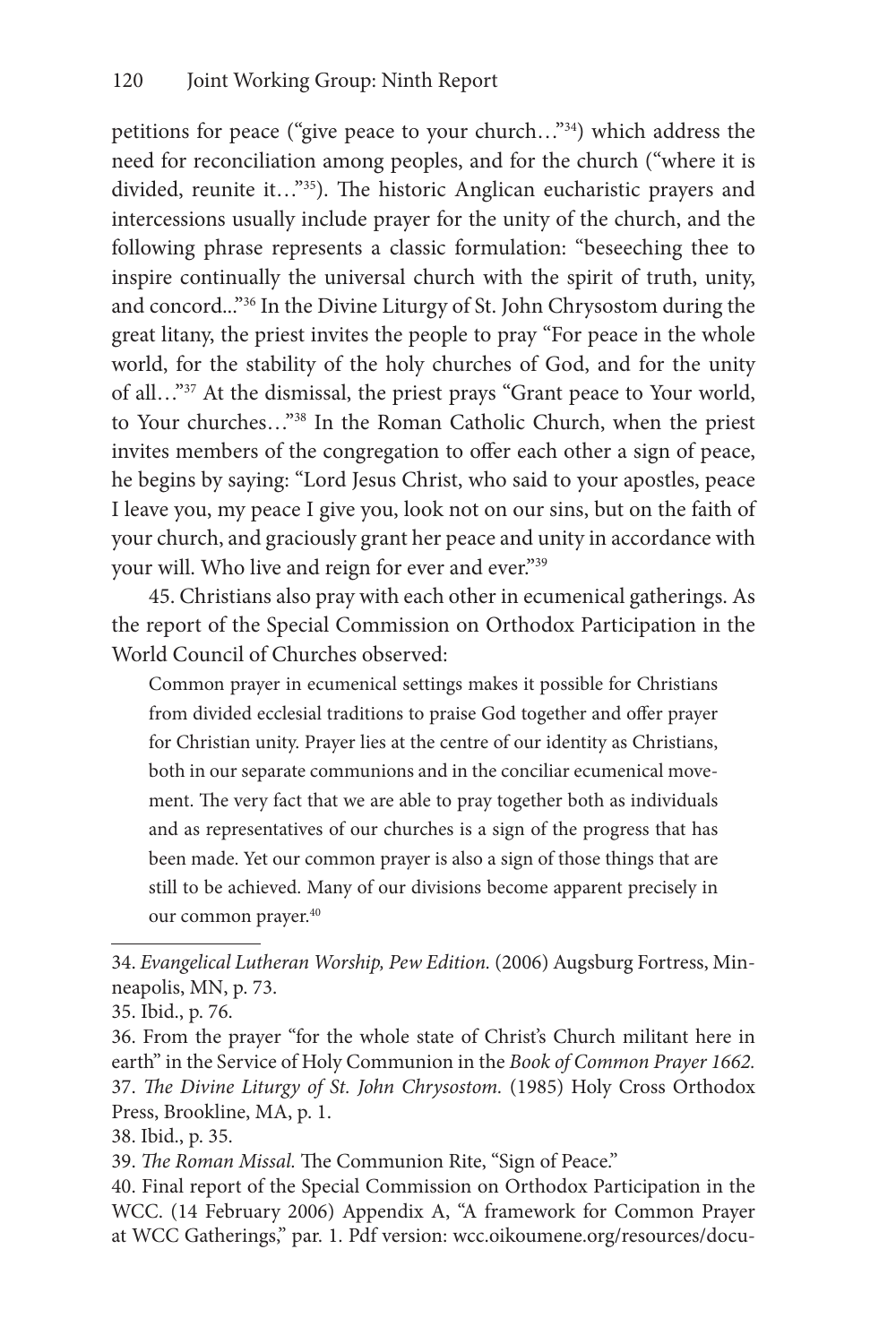petitions for peace ("give peace to your church…"[34]) which address the need for reconciliation among peoples, and for the church ("where it is divided, reunite it…"[35]). The historic Anglican eucharistic prayers and intercessions usually include prayer for the unity of the church, and the following phrase represents a classic formulation: "beseeching thee to inspire continually the universal church with the spirit of truth, unity, and concord..."[36] In the Divine Liturgy of St. John Chrysostom during the great litany, the priest invites the people to pray "For peace in the whole world, for the stability of the holy churches of God, and for the unity of all…"[37] At the dismissal, the priest prays "Grant peace to Your world, to Your churches…"[38] In the Roman Catholic Church, when the priest invites members of the congregation to offer each other a sign of peace, he begins by saying: "Lord Jesus Christ, who said to your apostles, peace I leave you, my peace I give you, look not on our sins, but on the faith of your church, and graciously grant her peace and unity in accordance with your will. Who live and reign for ever and ever."[39]

45. Christians also pray with each other in ecumenical gatherings. As the report of the Special Commission on Orthodox Participation in the World Council of Churches observed:

> Common prayer in ecumenical settings makes it possible for Christians from divided ecclesial traditions to praise God together and offer prayer for Christian unity. Prayer lies at the centre of our identity as Christians, both in our separate communions and in the conciliar ecumenical movement. The very fact that we are able to pray together both as individuals and as representatives of our churches is a sign of the progress that has been made. Yet our common prayer is also a sign of those things that are still to be achieved. Many of our divisions become apparent precisely in our common prayer.[40]

---

34. *Evangelical Lutheran Worship, Pew Edition.* (2006) Augsburg Fortress, Minneapolis, MN, p. 73.

35. Ibid., p. 76.

36. From the prayer "for the whole state of Christ's Church militant here in earth" in the Service of Holy Communion in the *Book of Common Prayer 1662.*

37. *The Divine Liturgy of St. John Chrysostom.* (1985) Holy Cross Orthodox Press, Brookline, MA, p. 1.

38. Ibid., p. 35.

39. *The Roman Missal.* The Communion Rite, "Sign of Peace."

40. Final report of the Special Commission on Orthodox Participation in the WCC. (14 February 2006) Appendix A, "A framework for Common Prayer at WCC Gatherings," par. 1. Pdf version: wcc.oikoumene.org/resources/docu-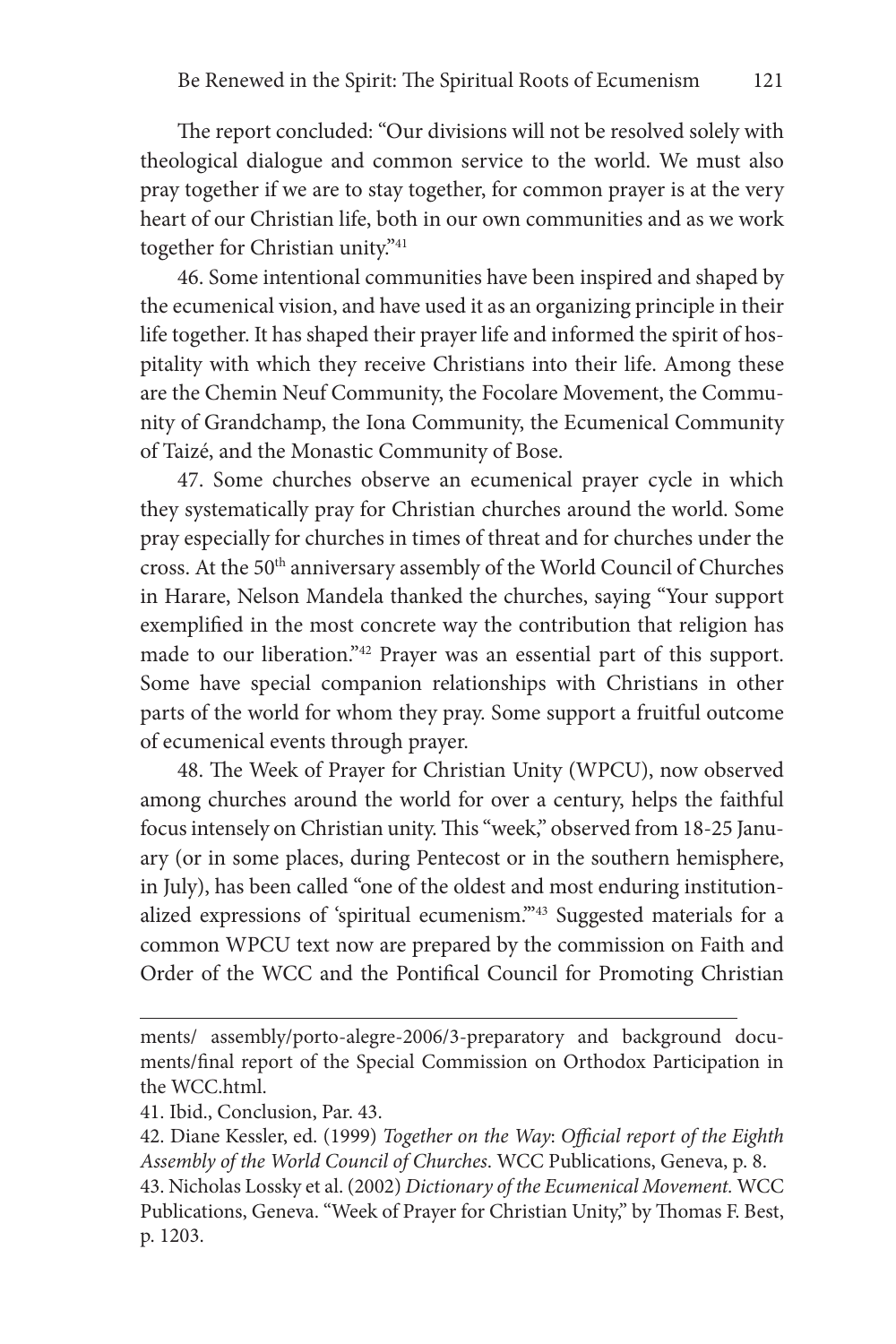The report concluded: "Our divisions will not be resolved solely with theological dialogue and common service to the world. We must also pray together if we are to stay together, for common prayer is at the very heart of our Christian life, both in our own communities and as we work together for Christian unity."[41]

46. Some intentional communities have been inspired and shaped by the ecumenical vision, and have used it as an organizing principle in their life together. It has shaped their prayer life and informed the spirit of hospitality with which they receive Christians into their life. Among these are the Chemin Neuf Community, the Focolare Movement, the Community of Grandchamp, the Iona Community, the Ecumenical Community of Taizé, and the Monastic Community of Bose.

47. Some churches observe an ecumenical prayer cycle in which they systematically pray for Christian churches around the world. Some pray especially for churches in times of threat and for churches under the cross. At the 50th anniversary assembly of the World Council of Churches in Harare, Nelson Mandela thanked the churches, saying "Your support exemplified in the most concrete way the contribution that religion has made to our liberation."[42] Prayer was an essential part of this support. Some have special companion relationships with Christians in other parts of the world for whom they pray. Some support a fruitful outcome of ecumenical events through prayer.

48. The Week of Prayer for Christian Unity (WPCU), now observed among churches around the world for over a century, helps the faithful focus intensely on Christian unity. This "week," observed from 18-25 January (or in some places, during Pentecost or in the southern hemisphere, in July), has been called "one of the oldest and most enduring institutionalized expressions of 'spiritual ecumenism.'"[43] Suggested materials for a common WPCU text now are prepared by the commission on Faith and Order of the WCC and the Pontifical Council for Promoting Christian

---

ments/ assembly/porto-alegre-2006/3-preparatory and background documents/final report of the Special Commission on Orthodox Participation in the WCC.html.

41. Ibid., Conclusion, Par. 43.

42. Diane Kessler, ed. (1999) *Together on the Way*: *Official report of the Eighth Assembly of the World Council of Churches*. WCC Publications, Geneva, p. 8.

43. Nicholas Lossky et al. (2002) *Dictionary of the Ecumenical Movement.* WCC Publications, Geneva. "Week of Prayer for Christian Unity," by Thomas F. Best, p. 1203.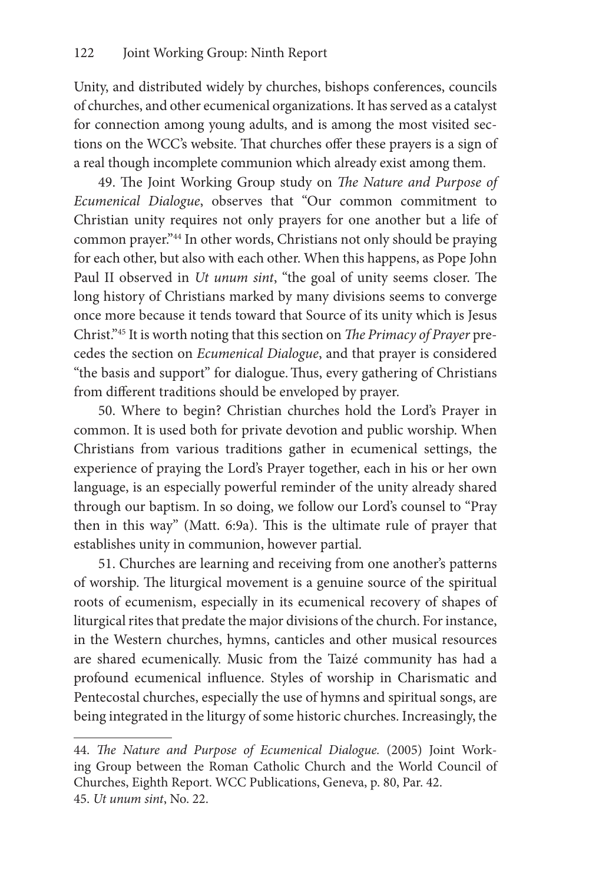Unity, and distributed widely by churches, bishops conferences, councils of churches, and other ecumenical organizations. It has served as a catalyst for connection among young adults, and is among the most visited sections on the WCC's website. That churches offer these prayers is a sign of a real though incomplete communion which already exist among them.

49. The Joint Working Group study on *The Nature and Purpose of Ecumenical Dialogue*, observes that "Our common commitment to Christian unity requires not only prayers for one another but a life of common prayer."[44] In other words, Christians not only should be praying for each other, but also with each other. When this happens, as Pope John Paul II observed in *Ut unum sint*, "the goal of unity seems closer. The long history of Christians marked by many divisions seems to converge once more because it tends toward that Source of its unity which is Jesus Christ."[45] It is worth noting that this section on *The Primacy of Prayer* precedes the section on *Ecumenical Dialogue*, and that prayer is considered "the basis and support" for dialogue. Thus, every gathering of Christians from different traditions should be enveloped by prayer.

50. Where to begin? Christian churches hold the Lord's Prayer in common. It is used both for private devotion and public worship. When Christians from various traditions gather in ecumenical settings, the experience of praying the Lord's Prayer together, each in his or her own language, is an especially powerful reminder of the unity already shared through our baptism. In so doing, we follow our Lord's counsel to "Pray then in this way" (Matt. 6:9a). This is the ultimate rule of prayer that establishes unity in communion, however partial.

51. Churches are learning and receiving from one another's patterns of worship. The liturgical movement is a genuine source of the spiritual roots of ecumenism, especially in its ecumenical recovery of shapes of liturgical rites that predate the major divisions of the church. For instance, in the Western churches, hymns, canticles and other musical resources are shared ecumenically. Music from the Taizé community has had a profound ecumenical influence. Styles of worship in Charismatic and Pentecostal churches, especially the use of hymns and spiritual songs, are being integrated in the liturgy of some historic churches. Increasingly, the

---

44. *The Nature and Purpose of Ecumenical Dialogue.* (2005) Joint Working Group between the Roman Catholic Church and the World Council of Churches, Eighth Report. WCC Publications, Geneva, p. 80, Par. 42.

45. *Ut unum sint*, No. 22.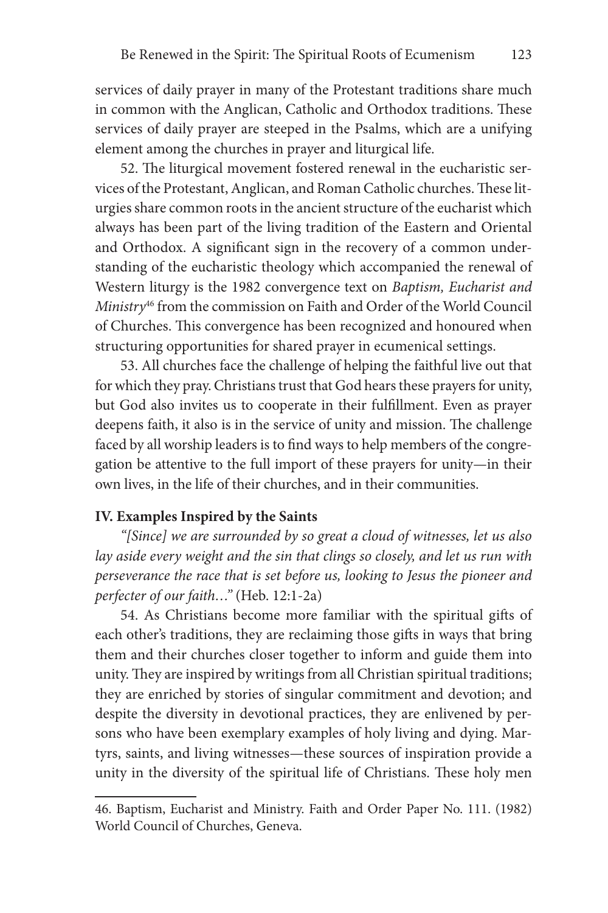services of daily prayer in many of the Protestant traditions share much in common with the Anglican, Catholic and Orthodox traditions. These services of daily prayer are steeped in the Psalms, which are a unifying element among the churches in prayer and liturgical life.

52. The liturgical movement fostered renewal in the eucharistic services of the Protestant, Anglican, and Roman Catholic churches. These liturgies share common roots in the ancient structure of the eucharist which always has been part of the living tradition of the Eastern and Oriental and Orthodox. A significant sign in the recovery of a common understanding of the eucharistic theology which accompanied the renewal of Western liturgy is the 1982 convergence text on *Baptism, Eucharist and Ministry*[46] from the commission on Faith and Order of the World Council of Churches. This convergence has been recognized and honoured when structuring opportunities for shared prayer in ecumenical settings.

53. All churches face the challenge of helping the faithful live out that for which they pray. Christians trust that God hears these prayers for unity, but God also invites us to cooperate in their fulfillment. Even as prayer deepens faith, it also is in the service of unity and mission. The challenge faced by all worship leaders is to find ways to help members of the congregation be attentive to the full import of these prayers for unity—in their own lives, in the life of their churches, and in their communities.

### IV. Examples Inspired by the Saints

*"[Since] we are surrounded by so great a cloud of witnesses, let us also lay aside every weight and the sin that clings so closely, and let us run with perseverance the race that is set before us, looking to Jesus the pioneer and perfecter of our faith…"* (Heb. 12:1-2a)

54. As Christians become more familiar with the spiritual gifts of each other's traditions, they are reclaiming those gifts in ways that bring them and their churches closer together to inform and guide them into unity. They are inspired by writings from all Christian spiritual traditions; they are enriched by stories of singular commitment and devotion; and despite the diversity in devotional practices, they are enlivened by persons who have been exemplary examples of holy living and dying. Martyrs, saints, and living witnesses—these sources of inspiration provide a unity in the diversity of the spiritual life of Christians. These holy men

---

46. Baptism, Eucharist and Ministry. Faith and Order Paper No. 111. (1982) World Council of Churches, Geneva.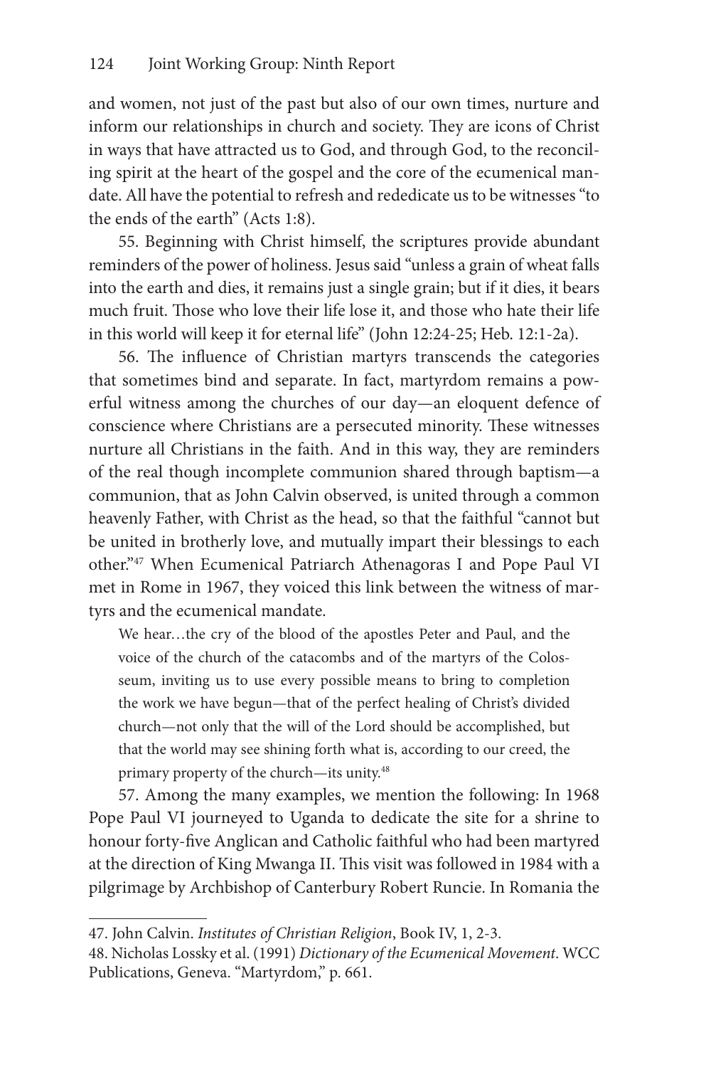and women, not just of the past but also of our own times, nurture and inform our relationships in church and society. They are icons of Christ in ways that have attracted us to God, and through God, to the reconciling spirit at the heart of the gospel and the core of the ecumenical mandate. All have the potential to refresh and rededicate us to be witnesses "to the ends of the earth" (Acts 1:8).

55. Beginning with Christ himself, the scriptures provide abundant reminders of the power of holiness. Jesus said "unless a grain of wheat falls into the earth and dies, it remains just a single grain; but if it dies, it bears much fruit. Those who love their life lose it, and those who hate their life in this world will keep it for eternal life" (John 12:24-25; Heb. 12:1-2a).

56. The influence of Christian martyrs transcends the categories that sometimes bind and separate. In fact, martyrdom remains a powerful witness among the churches of our day—an eloquent defence of conscience where Christians are a persecuted minority. These witnesses nurture all Christians in the faith. And in this way, they are reminders of the real though incomplete communion shared through baptism—a communion, that as John Calvin observed, is united through a common heavenly Father, with Christ as the head, so that the faithful "cannot but be united in brotherly love, and mutually impart their blessings to each other."[47] When Ecumenical Patriarch Athenagoras I and Pope Paul VI met in Rome in 1967, they voiced this link between the witness of martyrs and the ecumenical mandate.

> We hear…the cry of the blood of the apostles Peter and Paul, and the voice of the church of the catacombs and of the martyrs of the Colosseum, inviting us to use every possible means to bring to completion the work we have begun—that of the perfect healing of Christ's divided church—not only that the will of the Lord should be accomplished, but that the world may see shining forth what is, according to our creed, the primary property of the church—its unity.[48]

57. Among the many examples, we mention the following: In 1968 Pope Paul VI journeyed to Uganda to dedicate the site for a shrine to honour forty-five Anglican and Catholic faithful who had been martyred at the direction of King Mwanga II. This visit was followed in 1984 with a pilgrimage by Archbishop of Canterbury Robert Runcie. In Romania the

---

47. John Calvin. *Institutes of Christian Religion*, Book IV, 1, 2-3.

48. Nicholas Lossky et al. (1991) *Dictionary of the Ecumenical Movement*. WCC Publications, Geneva. "Martyrdom," p. 661.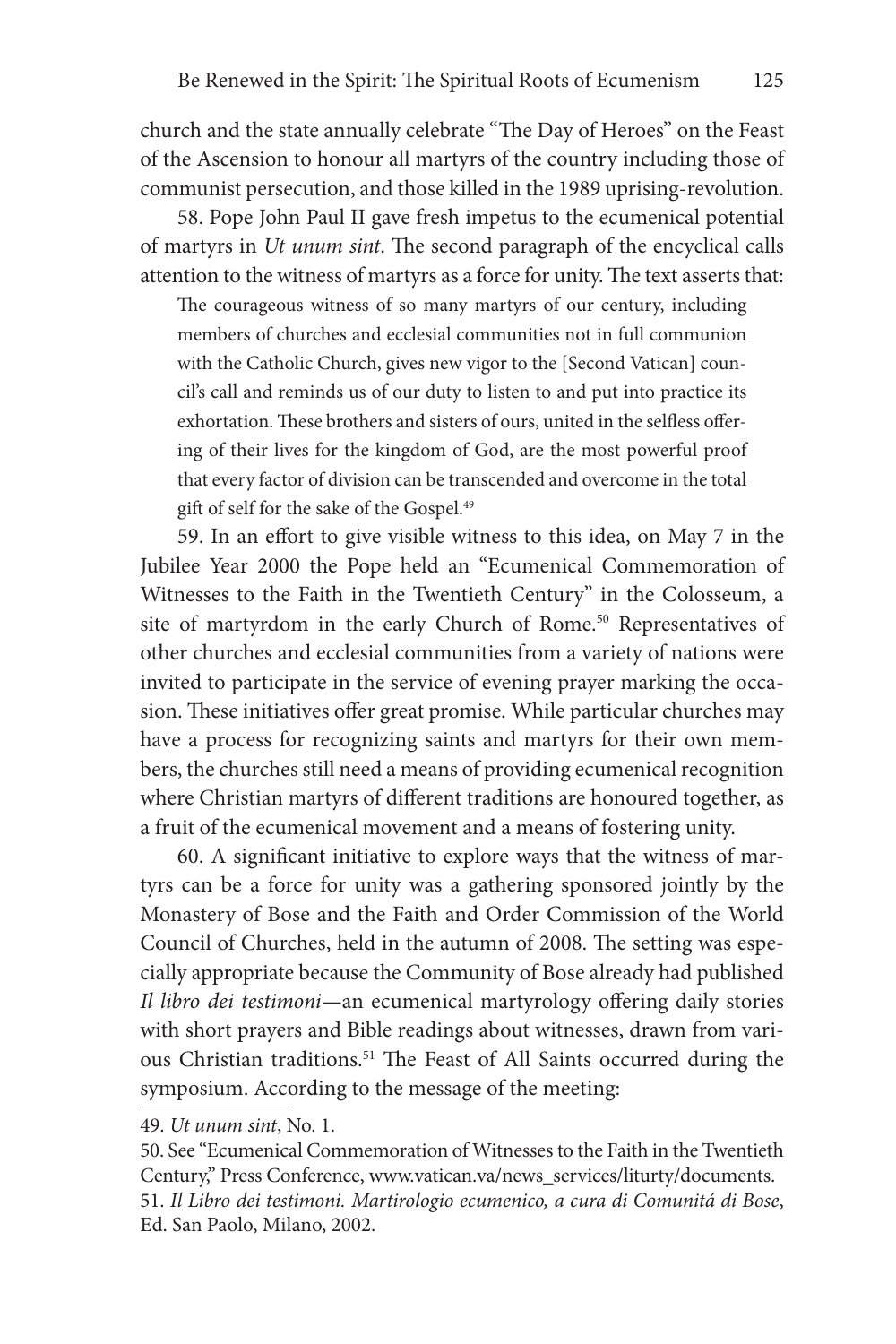church and the state annually celebrate "The Day of Heroes" on the Feast of the Ascension to honour all martyrs of the country including those of communist persecution, and those killed in the 1989 uprising-revolution.

58. Pope John Paul II gave fresh impetus to the ecumenical potential of martyrs in *Ut unum sint*. The second paragraph of the encyclical calls attention to the witness of martyrs as a force for unity. The text asserts that:

> The courageous witness of so many martyrs of our century, including members of churches and ecclesial communities not in full communion with the Catholic Church, gives new vigor to the [Second Vatican] council's call and reminds us of our duty to listen to and put into practice its exhortation. These brothers and sisters of ours, united in the selfless offering of their lives for the kingdom of God, are the most powerful proof that every factor of division can be transcended and overcome in the total gift of self for the sake of the Gospel.[49]

59. In an effort to give visible witness to this idea, on May 7 in the Jubilee Year 2000 the Pope held an "Ecumenical Commemoration of Witnesses to the Faith in the Twentieth Century" in the Colosseum, a site of martyrdom in the early Church of Rome.[50] Representatives of other churches and ecclesial communities from a variety of nations were invited to participate in the service of evening prayer marking the occasion. These initiatives offer great promise. While particular churches may have a process for recognizing saints and martyrs for their own members, the churches still need a means of providing ecumenical recognition where Christian martyrs of different traditions are honoured together, as a fruit of the ecumenical movement and a means of fostering unity.

60. A significant initiative to explore ways that the witness of martyrs can be a force for unity was a gathering sponsored jointly by the Monastery of Bose and the Faith and Order Commission of the World Council of Churches, held in the autumn of 2008. The setting was especially appropriate because the Community of Bose already had published *Il libro dei testimoni*—an ecumenical martyrology offering daily stories with short prayers and Bible readings about witnesses, drawn from various Christian traditions.[51] The Feast of All Saints occurred during the symposium. According to the message of the meeting:

---

49. *Ut unum sint*, No. 1.

50. See "Ecumenical Commemoration of Witnesses to the Faith in the Twentieth Century," Press Conference, www.vatican.va/news_services/liturty/documents.

51. *Il Libro dei testimoni. Martirologio ecumenico, a cura di Comunitá di Bose*, Ed. San Paolo, Milano, 2002.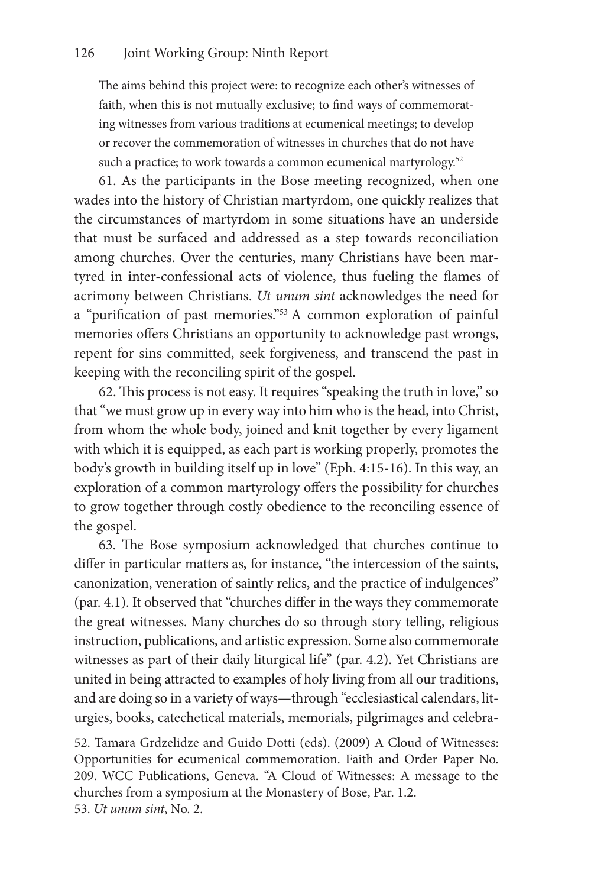> The aims behind this project were: to recognize each other's witnesses of faith, when this is not mutually exclusive; to find ways of commemorating witnesses from various traditions at ecumenical meetings; to develop or recover the commemoration of witnesses in churches that do not have such a practice; to work towards a common ecumenical martyrology.[52]

61. As the participants in the Bose meeting recognized, when one wades into the history of Christian martyrdom, one quickly realizes that the circumstances of martyrdom in some situations have an underside that must be surfaced and addressed as a step towards reconciliation among churches. Over the centuries, many Christians have been martyred in inter-confessional acts of violence, thus fueling the flames of acrimony between Christians. *Ut unum sint* acknowledges the need for a "purification of past memories."[53] A common exploration of painful memories offers Christians an opportunity to acknowledge past wrongs, repent for sins committed, seek forgiveness, and transcend the past in keeping with the reconciling spirit of the gospel.

62. This process is not easy. It requires "speaking the truth in love," so that "we must grow up in every way into him who is the head, into Christ, from whom the whole body, joined and knit together by every ligament with which it is equipped, as each part is working properly, promotes the body's growth in building itself up in love" (Eph. 4:15-16). In this way, an exploration of a common martyrology offers the possibility for churches to grow together through costly obedience to the reconciling essence of the gospel.

63. The Bose symposium acknowledged that churches continue to differ in particular matters as, for instance, "the intercession of the saints, canonization, veneration of saintly relics, and the practice of indulgences" (par. 4.1). It observed that "churches differ in the ways they commemorate the great witnesses. Many churches do so through story telling, religious instruction, publications, and artistic expression. Some also commemorate witnesses as part of their daily liturgical life" (par. 4.2). Yet Christians are united in being attracted to examples of holy living from all our traditions, and are doing so in a variety of ways—through "ecclesiastical calendars, liturgies, books, catechetical materials, memorials, pilgrimages and celebra-

52. Tamara Grdzelidze and Guido Dotti (eds). (2009) A Cloud of Witnesses: Opportunities for ecumenical commemoration. Faith and Order Paper No. 209. WCC Publications, Geneva. "A Cloud of Witnesses: A message to the churches from a symposium at the Monastery of Bose, Par. 1.2.

53. *Ut unum sint*, No. 2.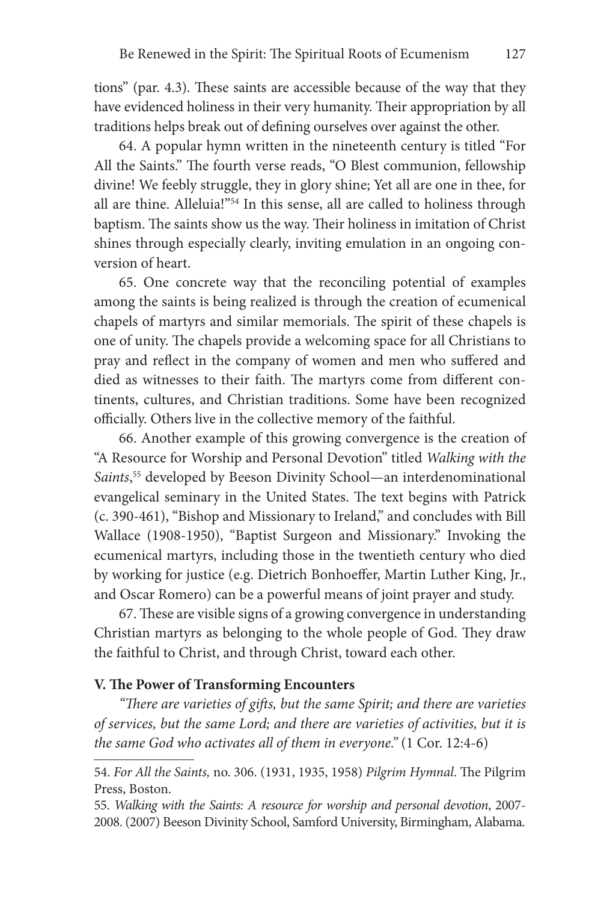tions" (par. 4.3). These saints are accessible because of the way that they have evidenced holiness in their very humanity. Their appropriation by all traditions helps break out of defining ourselves over against the other.

64. A popular hymn written in the nineteenth century is titled "For All the Saints." The fourth verse reads, "O Blest communion, fellowship divine! We feebly struggle, they in glory shine; Yet all are one in thee, for all are thine. Alleluia!"[54] In this sense, all are called to holiness through baptism. The saints show us the way. Their holiness in imitation of Christ shines through especially clearly, inviting emulation in an ongoing conversion of heart.

65. One concrete way that the reconciling potential of examples among the saints is being realized is through the creation of ecumenical chapels of martyrs and similar memorials. The spirit of these chapels is one of unity. The chapels provide a welcoming space for all Christians to pray and reflect in the company of women and men who suffered and died as witnesses to their faith. The martyrs come from different continents, cultures, and Christian traditions. Some have been recognized officially. Others live in the collective memory of the faithful.

66. Another example of this growing convergence is the creation of "A Resource for Worship and Personal Devotion" titled *Walking with the Saints*,[55] developed by Beeson Divinity School—an interdenominational evangelical seminary in the United States. The text begins with Patrick (c. 390-461), "Bishop and Missionary to Ireland," and concludes with Bill Wallace (1908-1950), "Baptist Surgeon and Missionary." Invoking the ecumenical martyrs, including those in the twentieth century who died by working for justice (e.g. Dietrich Bonhoeffer, Martin Luther King, Jr., and Oscar Romero) can be a powerful means of joint prayer and study.

67. These are visible signs of a growing convergence in understanding Christian martyrs as belonging to the whole people of God. They draw the faithful to Christ, and through Christ, toward each other.

## V. The Power of Transforming Encounters

*"There are varieties of gifts, but the same Spirit; and there are varieties of services, but the same Lord; and there are varieties of activities, but it is the same God who activates all of them in everyone."* (1 Cor. 12:4-6)

---

54. *For All the Saints,* no. 306. (1931, 1935, 1958) *Pilgrim Hymnal*. The Pilgrim Press, Boston.

55. *Walking with the Saints: A resource for worship and personal devotion*, 2007-2008. (2007) Beeson Divinity School, Samford University, Birmingham, Alabama.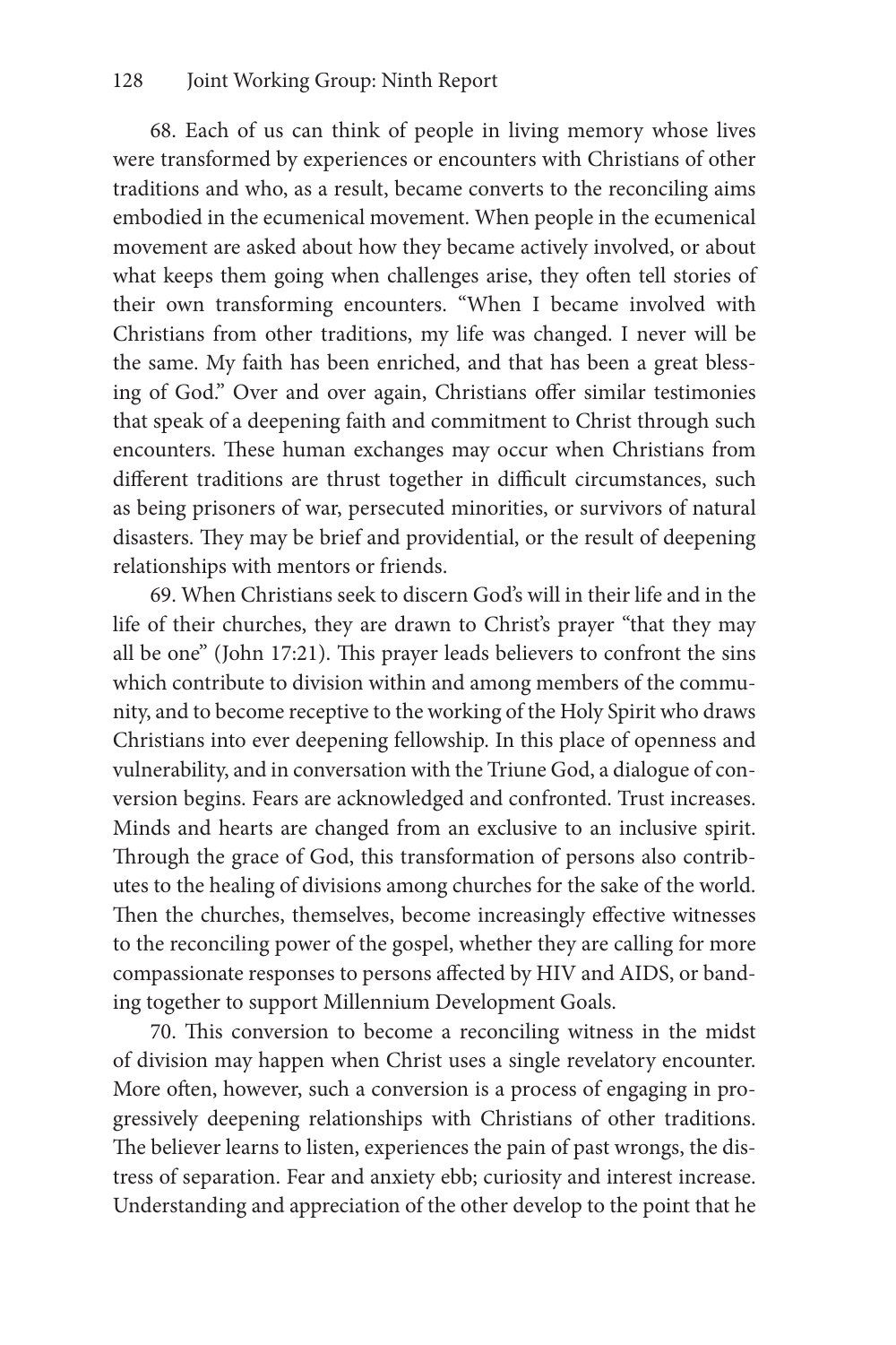68. Each of us can think of people in living memory whose lives were transformed by experiences or encounters with Christians of other traditions and who, as a result, became converts to the reconciling aims embodied in the ecumenical movement. When people in the ecumenical movement are asked about how they became actively involved, or about what keeps them going when challenges arise, they often tell stories of their own transforming encounters. "When I became involved with Christians from other traditions, my life was changed. I never will be the same. My faith has been enriched, and that has been a great blessing of God." Over and over again, Christians offer similar testimonies that speak of a deepening faith and commitment to Christ through such encounters. These human exchanges may occur when Christians from different traditions are thrust together in difficult circumstances, such as being prisoners of war, persecuted minorities, or survivors of natural disasters. They may be brief and providential, or the result of deepening relationships with mentors or friends.

69. When Christians seek to discern God's will in their life and in the life of their churches, they are drawn to Christ's prayer "that they may all be one" (John 17:21). This prayer leads believers to confront the sins which contribute to division within and among members of the community, and to become receptive to the working of the Holy Spirit who draws Christians into ever deepening fellowship. In this place of openness and vulnerability, and in conversation with the Triune God, a dialogue of conversion begins. Fears are acknowledged and confronted. Trust increases. Minds and hearts are changed from an exclusive to an inclusive spirit. Through the grace of God, this transformation of persons also contributes to the healing of divisions among churches for the sake of the world. Then the churches, themselves, become increasingly effective witnesses to the reconciling power of the gospel, whether they are calling for more compassionate responses to persons affected by HIV and AIDS, or banding together to support Millennium Development Goals.

70. This conversion to become a reconciling witness in the midst of division may happen when Christ uses a single revelatory encounter. More often, however, such a conversion is a process of engaging in progressively deepening relationships with Christians of other traditions. The believer learns to listen, experiences the pain of past wrongs, the distress of separation. Fear and anxiety ebb; curiosity and interest increase. Understanding and appreciation of the other develop to the point that he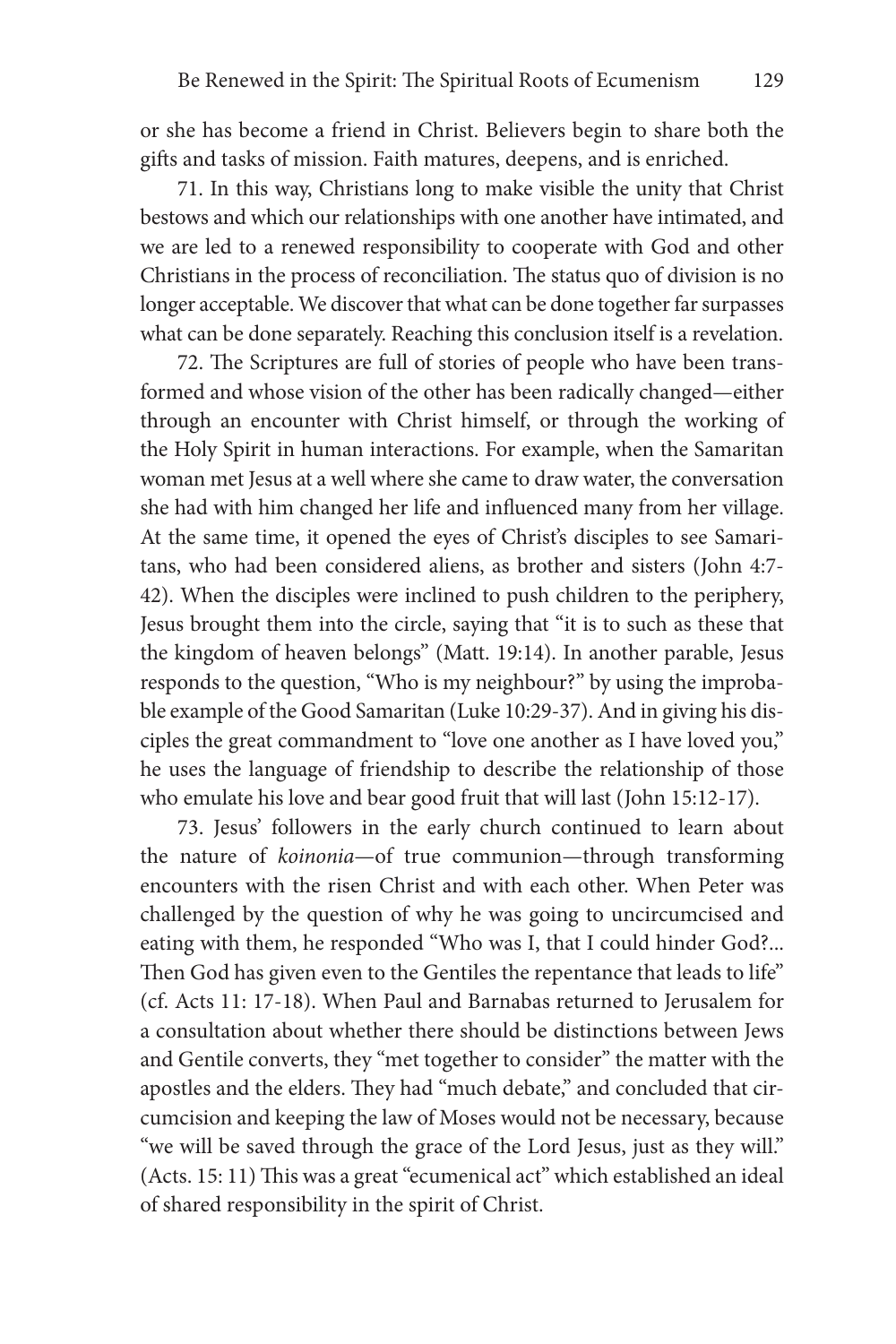or she has become a friend in Christ. Believers begin to share both the gifts and tasks of mission. Faith matures, deepens, and is enriched.

71. In this way, Christians long to make visible the unity that Christ bestows and which our relationships with one another have intimated, and we are led to a renewed responsibility to cooperate with God and other Christians in the process of reconciliation. The status quo of division is no longer acceptable. We discover that what can be done together far surpasses what can be done separately. Reaching this conclusion itself is a revelation.

72. The Scriptures are full of stories of people who have been transformed and whose vision of the other has been radically changed—either through an encounter with Christ himself, or through the working of the Holy Spirit in human interactions. For example, when the Samaritan woman met Jesus at a well where she came to draw water, the conversation she had with him changed her life and influenced many from her village. At the same time, it opened the eyes of Christ's disciples to see Samaritans, who had been considered aliens, as brother and sisters (John 4:7-42). When the disciples were inclined to push children to the periphery, Jesus brought them into the circle, saying that "it is to such as these that the kingdom of heaven belongs" (Matt. 19:14). In another parable, Jesus responds to the question, "Who is my neighbour?" by using the improbable example of the Good Samaritan (Luke 10:29-37). And in giving his disciples the great commandment to "love one another as I have loved you," he uses the language of friendship to describe the relationship of those who emulate his love and bear good fruit that will last (John 15:12-17).

73. Jesus' followers in the early church continued to learn about the nature of *koinonia*—of true communion—through transforming encounters with the risen Christ and with each other. When Peter was challenged by the question of why he was going to uncircumcised and eating with them, he responded "Who was I, that I could hinder God?... Then God has given even to the Gentiles the repentance that leads to life" (cf. Acts 11: 17-18). When Paul and Barnabas returned to Jerusalem for a consultation about whether there should be distinctions between Jews and Gentile converts, they "met together to consider" the matter with the apostles and the elders. They had "much debate," and concluded that circumcision and keeping the law of Moses would not be necessary, because "we will be saved through the grace of the Lord Jesus, just as they will." (Acts. 15: 11) This was a great "ecumenical act" which established an ideal of shared responsibility in the spirit of Christ.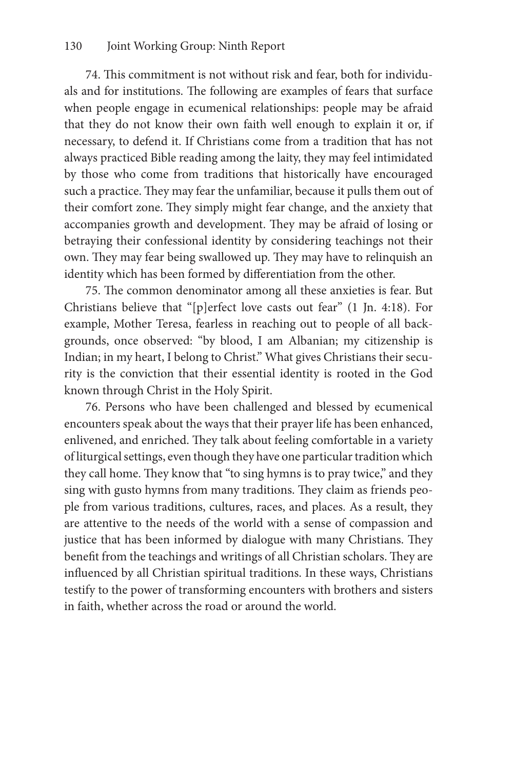74. This commitment is not without risk and fear, both for individuals and for institutions. The following are examples of fears that surface when people engage in ecumenical relationships: people may be afraid that they do not know their own faith well enough to explain it or, if necessary, to defend it. If Christians come from a tradition that has not always practiced Bible reading among the laity, they may feel intimidated by those who come from traditions that historically have encouraged such a practice. They may fear the unfamiliar, because it pulls them out of their comfort zone. They simply might fear change, and the anxiety that accompanies growth and development. They may be afraid of losing or betraying their confessional identity by considering teachings not their own. They may fear being swallowed up. They may have to relinquish an identity which has been formed by differentiation from the other.

75. The common denominator among all these anxieties is fear. But Christians believe that "[p]erfect love casts out fear" (1 Jn. 4:18). For example, Mother Teresa, fearless in reaching out to people of all backgrounds, once observed: "by blood, I am Albanian; my citizenship is Indian; in my heart, I belong to Christ." What gives Christians their security is the conviction that their essential identity is rooted in the God known through Christ in the Holy Spirit.

76. Persons who have been challenged and blessed by ecumenical encounters speak about the ways that their prayer life has been enhanced, enlivened, and enriched. They talk about feeling comfortable in a variety of liturgical settings, even though they have one particular tradition which they call home. They know that "to sing hymns is to pray twice," and they sing with gusto hymns from many traditions. They claim as friends people from various traditions, cultures, races, and places. As a result, they are attentive to the needs of the world with a sense of compassion and justice that has been informed by dialogue with many Christians. They benefit from the teachings and writings of all Christian scholars. They are influenced by all Christian spiritual traditions. In these ways, Christians testify to the power of transforming encounters with brothers and sisters in faith, whether across the road or around the world.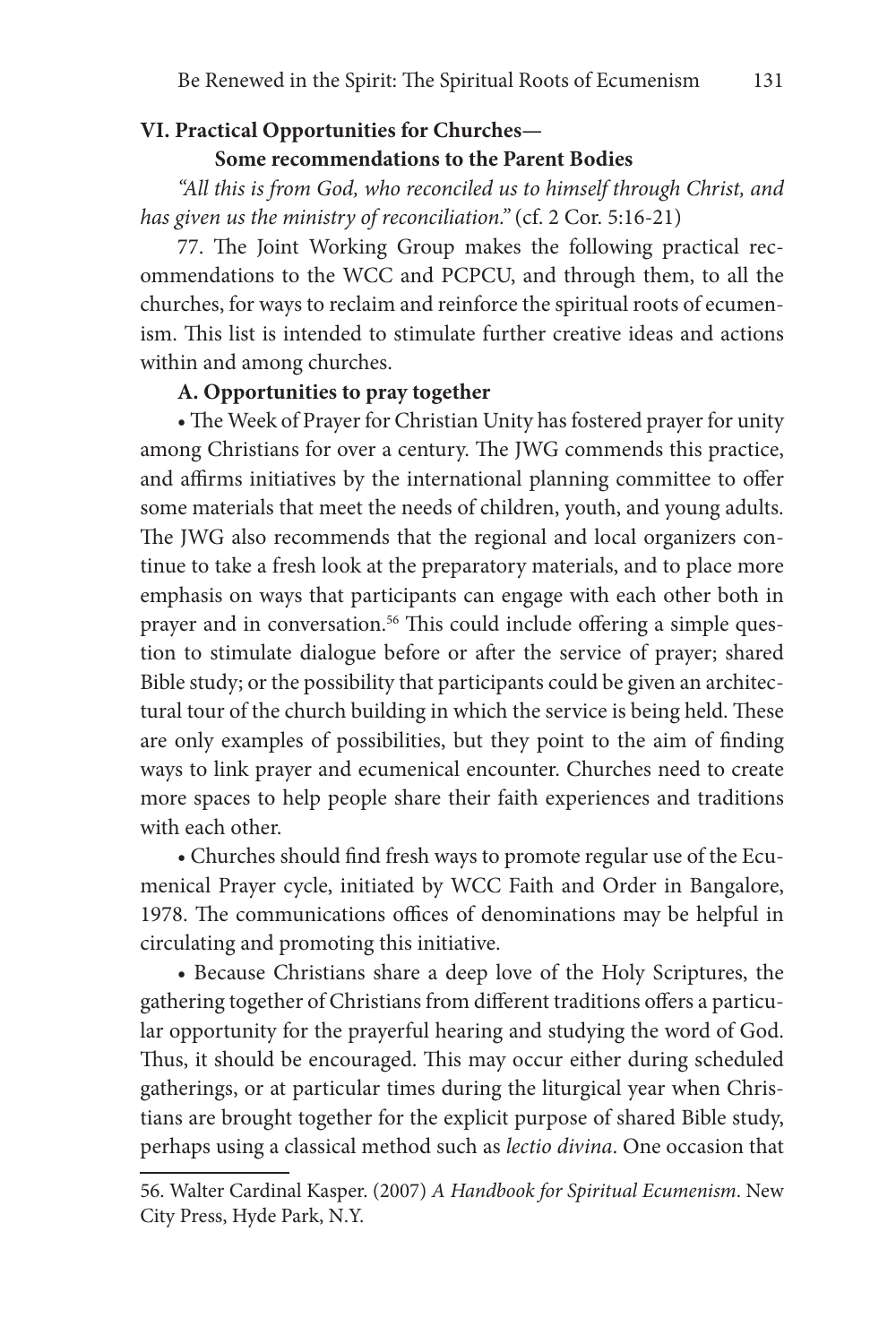## VI. Practical Opportunities for Churches—
### Some recommendations to the Parent Bodies

*"All this is from God, who reconciled us to himself through Christ, and has given us the ministry of reconciliation."* (cf. 2 Cor. 5:16-21)

77. The Joint Working Group makes the following practical recommendations to the WCC and PCPCU, and through them, to all the churches, for ways to reclaim and reinforce the spiritual roots of ecumenism. This list is intended to stimulate further creative ideas and actions within and among churches.

**A. Opportunities to pray together**

- The Week of Prayer for Christian Unity has fostered prayer for unity among Christians for over a century. The JWG commends this practice, and affirms initiatives by the international planning committee to offer some materials that meet the needs of children, youth, and young adults. The JWG also recommends that the regional and local organizers continue to take a fresh look at the preparatory materials, and to place more emphasis on ways that participants can engage with each other both in prayer and in conversation.[56] This could include offering a simple question to stimulate dialogue before or after the service of prayer; shared Bible study; or the possibility that participants could be given an architectural tour of the church building in which the service is being held. These are only examples of possibilities, but they point to the aim of finding ways to link prayer and ecumenical encounter. Churches need to create more spaces to help people share their faith experiences and traditions with each other.
- Churches should find fresh ways to promote regular use of the Ecumenical Prayer cycle, initiated by WCC Faith and Order in Bangalore, 1978. The communications offices of denominations may be helpful in circulating and promoting this initiative.
- Because Christians share a deep love of the Holy Scriptures, the gathering together of Christians from different traditions offers a particular opportunity for the prayerful hearing and studying the word of God. Thus, it should be encouraged. This may occur either during scheduled gatherings, or at particular times during the liturgical year when Christians are brought together for the explicit purpose of shared Bible study, perhaps using a classical method such as *lectio divina*. One occasion that

56. Walter Cardinal Kasper. (2007) *A Handbook for Spiritual Ecumenism*. New City Press, Hyde Park, N.Y.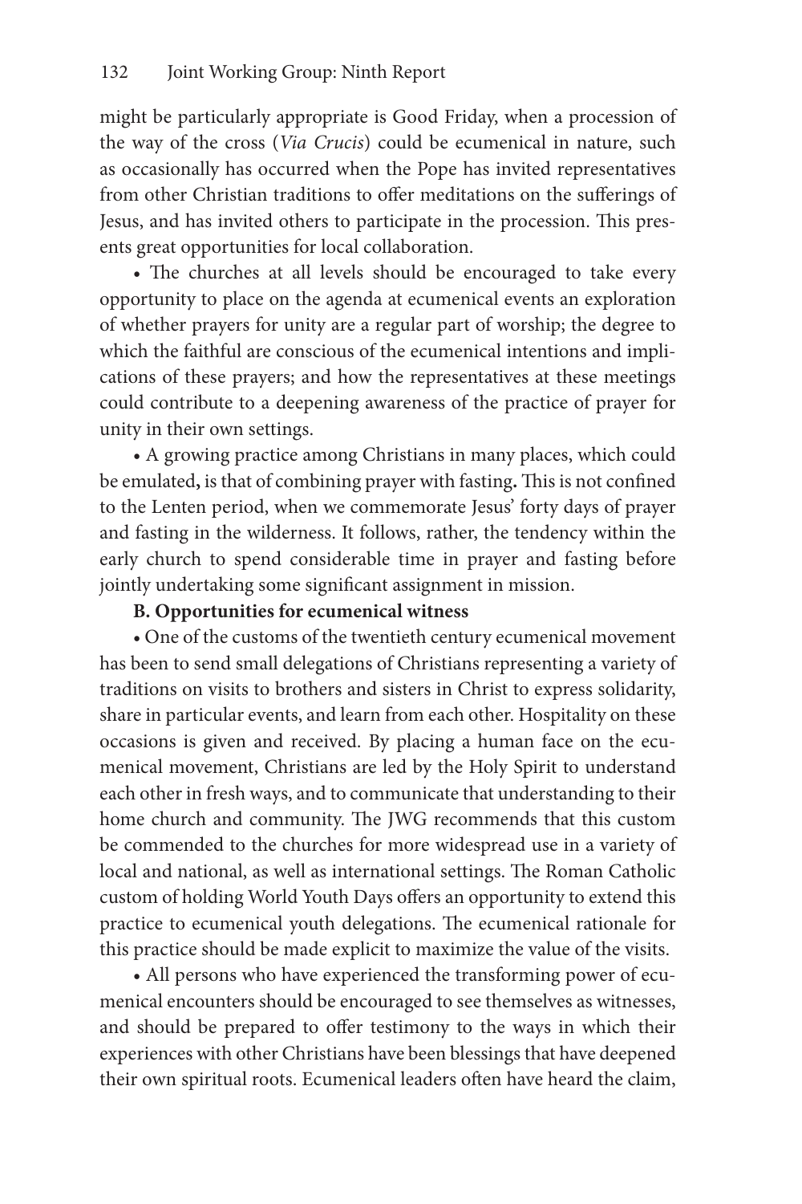might be particularly appropriate is Good Friday, when a procession of the way of the cross (*Via Crucis*) could be ecumenical in nature, such as occasionally has occurred when the Pope has invited representatives from other Christian traditions to offer meditations on the sufferings of Jesus, and has invited others to participate in the procession. This presents great opportunities for local collaboration.

- The churches at all levels should be encouraged to take every opportunity to place on the agenda at ecumenical events an exploration of whether prayers for unity are a regular part of worship; the degree to which the faithful are conscious of the ecumenical intentions and implications of these prayers; and how the representatives at these meetings could contribute to a deepening awareness of the practice of prayer for unity in their own settings.
- A growing practice among Christians in many places, which could be emulated**,** is that of combining prayer with fasting**.** This is not confined to the Lenten period, when we commemorate Jesus' forty days of prayer and fasting in the wilderness. It follows, rather, the tendency within the early church to spend considerable time in prayer and fasting before jointly undertaking some significant assignment in mission.

**B. Opportunities for ecumenical witness**

- One of the customs of the twentieth century ecumenical movement has been to send small delegations of Christians representing a variety of traditions on visits to brothers and sisters in Christ to express solidarity, share in particular events, and learn from each other. Hospitality on these occasions is given and received. By placing a human face on the ecumenical movement, Christians are led by the Holy Spirit to understand each other in fresh ways, and to communicate that understanding to their home church and community. The JWG recommends that this custom be commended to the churches for more widespread use in a variety of local and national, as well as international settings. The Roman Catholic custom of holding World Youth Days offers an opportunity to extend this practice to ecumenical youth delegations. The ecumenical rationale for this practice should be made explicit to maximize the value of the visits.
- All persons who have experienced the transforming power of ecumenical encounters should be encouraged to see themselves as witnesses, and should be prepared to offer testimony to the ways in which their experiences with other Christians have been blessings that have deepened their own spiritual roots. Ecumenical leaders often have heard the claim,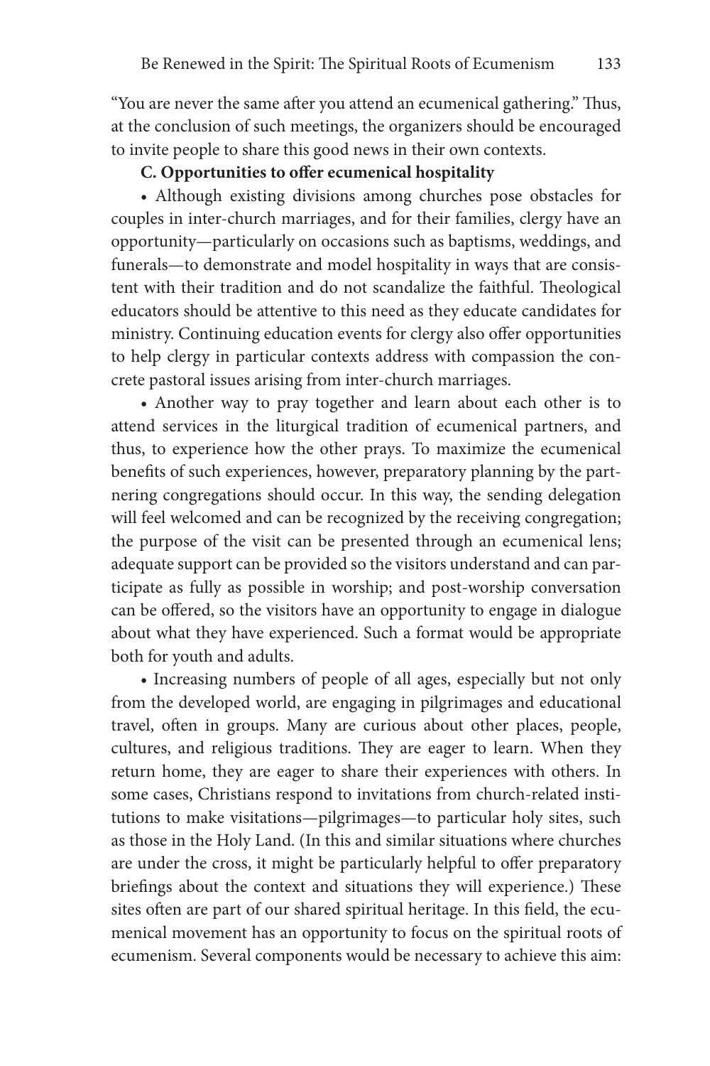"You are never the same after you attend an ecumenical gathering." Thus, at the conclusion of such meetings, the organizers should be encouraged to invite people to share this good news in their own contexts.

**C. Opportunities to offer ecumenical hospitality**

• Although existing divisions among churches pose obstacles for couples in inter-church marriages, and for their families, clergy have an opportunity—particularly on occasions such as baptisms, weddings, and funerals—to demonstrate and model hospitality in ways that are consistent with their tradition and do not scandalize the faithful. Theological educators should be attentive to this need as they educate candidates for ministry. Continuing education events for clergy also offer opportunities to help clergy in particular contexts address with compassion the concrete pastoral issues arising from inter-church marriages.

• Another way to pray together and learn about each other is to attend services in the liturgical tradition of ecumenical partners, and thus, to experience how the other prays. To maximize the ecumenical benefits of such experiences, however, preparatory planning by the partnering congregations should occur. In this way, the sending delegation will feel welcomed and can be recognized by the receiving congregation; the purpose of the visit can be presented through an ecumenical lens; adequate support can be provided so the visitors understand and can participate as fully as possible in worship; and post-worship conversation can be offered, so the visitors have an opportunity to engage in dialogue about what they have experienced. Such a format would be appropriate both for youth and adults.

• Increasing numbers of people of all ages, especially but not only from the developed world, are engaging in pilgrimages and educational travel, often in groups. Many are curious about other places, people, cultures, and religious traditions. They are eager to learn. When they return home, they are eager to share their experiences with others. In some cases, Christians respond to invitations from church-related institutions to make visitations—pilgrimages—to particular holy sites, such as those in the Holy Land. (In this and similar situations where churches are under the cross, it might be particularly helpful to offer preparatory briefings about the context and situations they will experience.) These sites often are part of our shared spiritual heritage. In this field, the ecumenical movement has an opportunity to focus on the spiritual roots of ecumenism. Several components would be necessary to achieve this aim: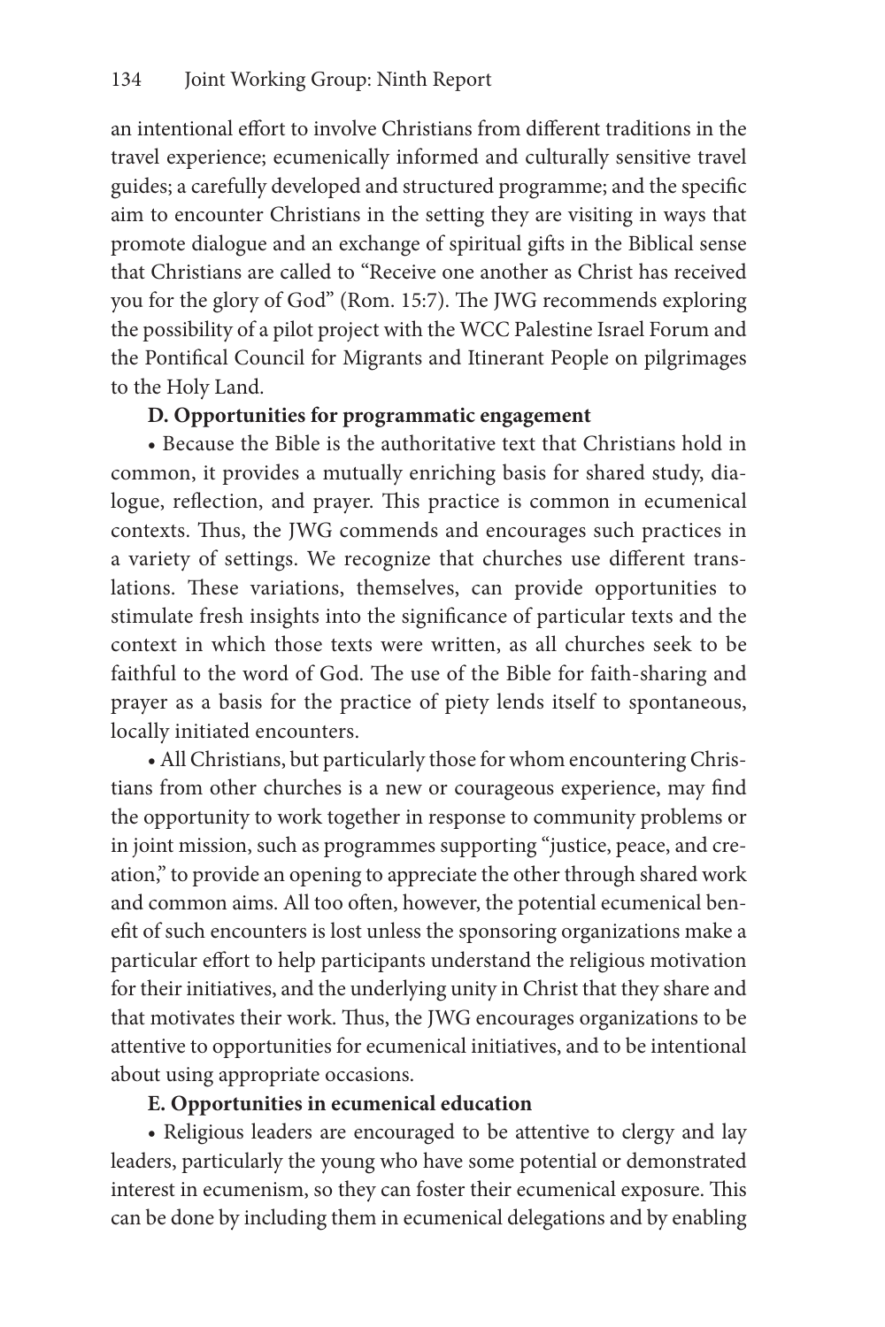an intentional effort to involve Christians from different traditions in the travel experience; ecumenically informed and culturally sensitive travel guides; a carefully developed and structured programme; and the specific aim to encounter Christians in the setting they are visiting in ways that promote dialogue and an exchange of spiritual gifts in the Biblical sense that Christians are called to "Receive one another as Christ has received you for the glory of God" (Rom. 15:7). The JWG recommends exploring the possibility of a pilot project with the WCC Palestine Israel Forum and the Pontifical Council for Migrants and Itinerant People on pilgrimages to the Holy Land.

**D. Opportunities for programmatic engagement**

- Because the Bible is the authoritative text that Christians hold in common, it provides a mutually enriching basis for shared study, dialogue, reflection, and prayer. This practice is common in ecumenical contexts. Thus, the JWG commends and encourages such practices in a variety of settings. We recognize that churches use different translations. These variations, themselves, can provide opportunities to stimulate fresh insights into the significance of particular texts and the context in which those texts were written, as all churches seek to be faithful to the word of God. The use of the Bible for faith-sharing and prayer as a basis for the practice of piety lends itself to spontaneous, locally initiated encounters.
- All Christians, but particularly those for whom encountering Christians from other churches is a new or courageous experience, may find the opportunity to work together in response to community problems or in joint mission, such as programmes supporting "justice, peace, and creation," to provide an opening to appreciate the other through shared work and common aims. All too often, however, the potential ecumenical benefit of such encounters is lost unless the sponsoring organizations make a particular effort to help participants understand the religious motivation for their initiatives, and the underlying unity in Christ that they share and that motivates their work. Thus, the JWG encourages organizations to be attentive to opportunities for ecumenical initiatives, and to be intentional about using appropriate occasions.

**E. Opportunities in ecumenical education**

- Religious leaders are encouraged to be attentive to clergy and lay leaders, particularly the young who have some potential or demonstrated interest in ecumenism, so they can foster their ecumenical exposure. This can be done by including them in ecumenical delegations and by enabling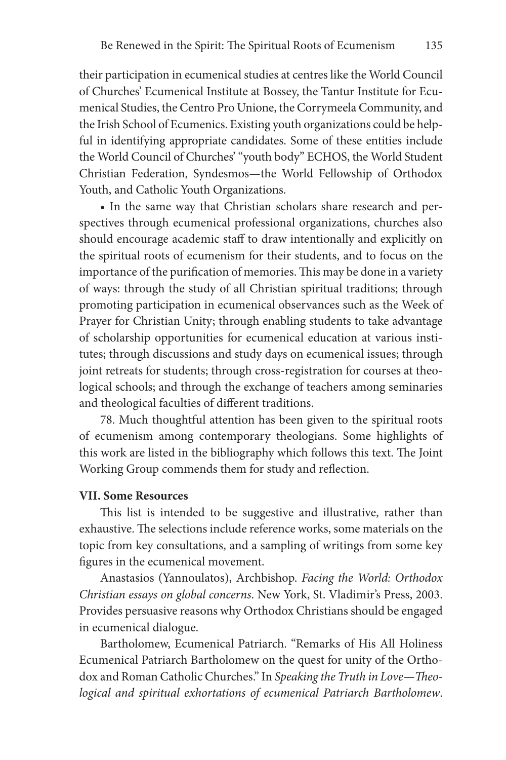their participation in ecumenical studies at centres like the World Council of Churches' Ecumenical Institute at Bossey, the Tantur Institute for Ecumenical Studies, the Centro Pro Unione, the Corrymeela Community, and the Irish School of Ecumenics. Existing youth organizations could be helpful in identifying appropriate candidates. Some of these entities include the World Council of Churches' "youth body" ECHOS, the World Student Christian Federation, Syndesmos—the World Fellowship of Orthodox Youth, and Catholic Youth Organizations.

• In the same way that Christian scholars share research and perspectives through ecumenical professional organizations, churches also should encourage academic staff to draw intentionally and explicitly on the spiritual roots of ecumenism for their students, and to focus on the importance of the purification of memories. This may be done in a variety of ways: through the study of all Christian spiritual traditions; through promoting participation in ecumenical observances such as the Week of Prayer for Christian Unity; through enabling students to take advantage of scholarship opportunities for ecumenical education at various institutes; through discussions and study days on ecumenical issues; through joint retreats for students; through cross-registration for courses at theological schools; and through the exchange of teachers among seminaries and theological faculties of different traditions.

78. Much thoughtful attention has been given to the spiritual roots of ecumenism among contemporary theologians. Some highlights of this work are listed in the bibliography which follows this text. The Joint Working Group commends them for study and reflection.

## VII. Some Resources

This list is intended to be suggestive and illustrative, rather than exhaustive. The selections include reference works, some materials on the topic from key consultations, and a sampling of writings from some key figures in the ecumenical movement.

Anastasios (Yannoulatos), Archbishop. *Facing the World: Orthodox Christian essays on global concerns*. New York, St. Vladimir's Press, 2003. Provides persuasive reasons why Orthodox Christians should be engaged in ecumenical dialogue.

Bartholomew, Ecumenical Patriarch. "Remarks of His All Holiness Ecumenical Patriarch Bartholomew on the quest for unity of the Orthodox and Roman Catholic Churches." In *Speaking the Truth in Love—Theological and spiritual exhortations of ecumenical Patriarch Bartholomew*.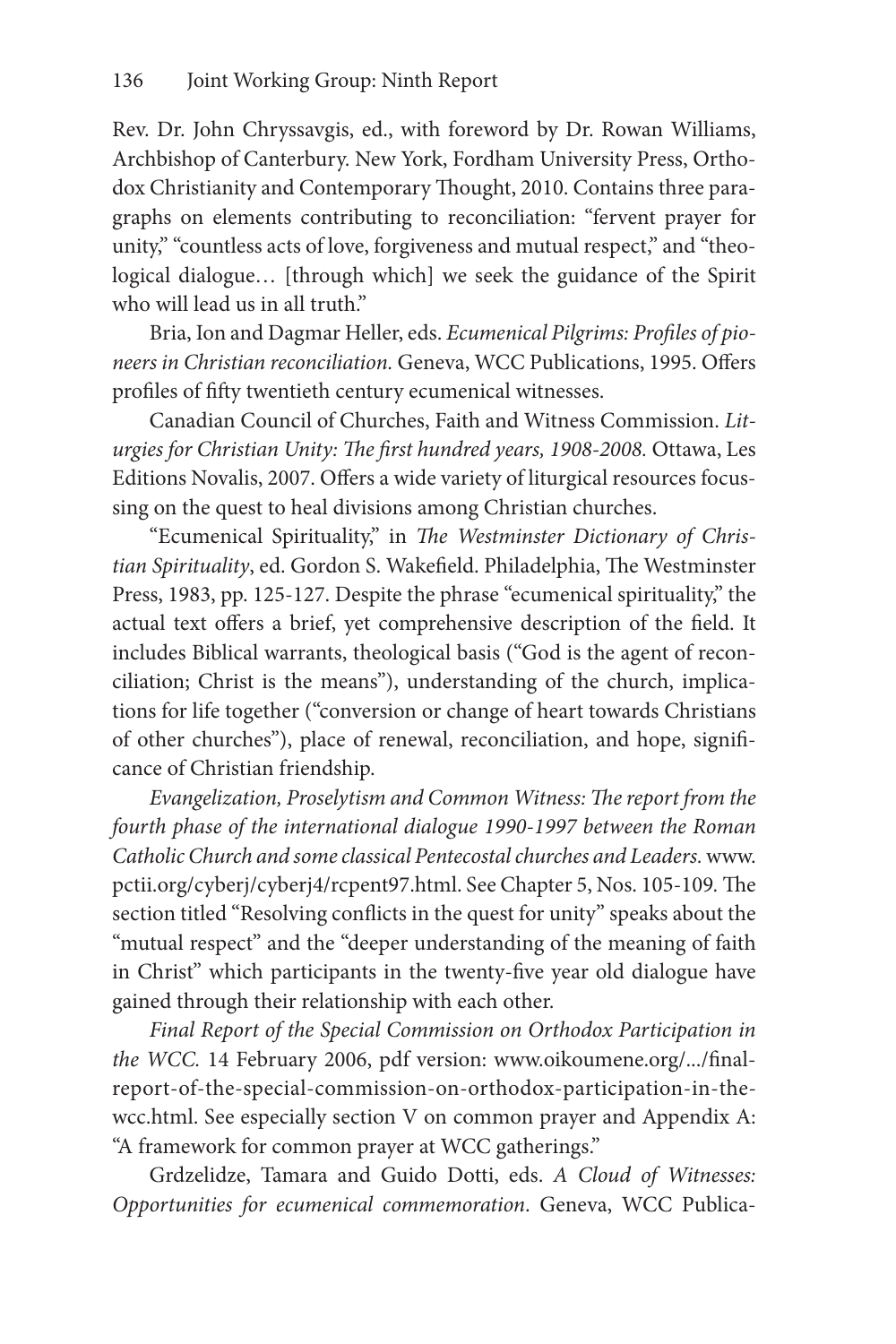Rev. Dr. John Chryssavgis, ed., with foreword by Dr. Rowan Williams, Archbishop of Canterbury. New York, Fordham University Press, Orthodox Christianity and Contemporary Thought, 2010. Contains three paragraphs on elements contributing to reconciliation: "fervent prayer for unity," "countless acts of love, forgiveness and mutual respect," and "theological dialogue… [through which] we seek the guidance of the Spirit who will lead us in all truth."

Bria, Ion and Dagmar Heller, eds. *Ecumenical Pilgrims: Profiles of pioneers in Christian reconciliation.* Geneva, WCC Publications, 1995. Offers profiles of fifty twentieth century ecumenical witnesses.

Canadian Council of Churches, Faith and Witness Commission. *Liturgies for Christian Unity: The first hundred years, 1908-2008.* Ottawa, Les Editions Novalis, 2007. Offers a wide variety of liturgical resources focussing on the quest to heal divisions among Christian churches.

"Ecumenical Spirituality," in *The Westminster Dictionary of Christian Spirituality*, ed. Gordon S. Wakefield. Philadelphia, The Westminster Press, 1983, pp. 125-127. Despite the phrase "ecumenical spirituality," the actual text offers a brief, yet comprehensive description of the field. It includes Biblical warrants, theological basis ("God is the agent of reconciliation; Christ is the means"), understanding of the church, implications for life together ("conversion or change of heart towards Christians of other churches"), place of renewal, reconciliation, and hope, significance of Christian friendship.

*Evangelization, Proselytism and Common Witness: The report from the fourth phase of the international dialogue 1990-1997 between the Roman Catholic Church and some classical Pentecostal churches and Leaders*. www.pctii.org/cyberj/cyberj4/rcpent97.html. See Chapter 5, Nos. 105-109. The section titled "Resolving conflicts in the quest for unity" speaks about the "mutual respect" and the "deeper understanding of the meaning of faith in Christ" which participants in the twenty-five year old dialogue have gained through their relationship with each other.

*Final Report of the Special Commission on Orthodox Participation in the WCC.* 14 February 2006, pdf version: www.oikoumene.org/.../final-report-of-the-special-commission-on-orthodox-participation-in-the-wcc.html. See especially section V on common prayer and Appendix A: "A framework for common prayer at WCC gatherings."

Grdzelidze, Tamara and Guido Dotti, eds. *A Cloud of Witnesses: Opportunities for ecumenical commemoration*. Geneva, WCC Publica-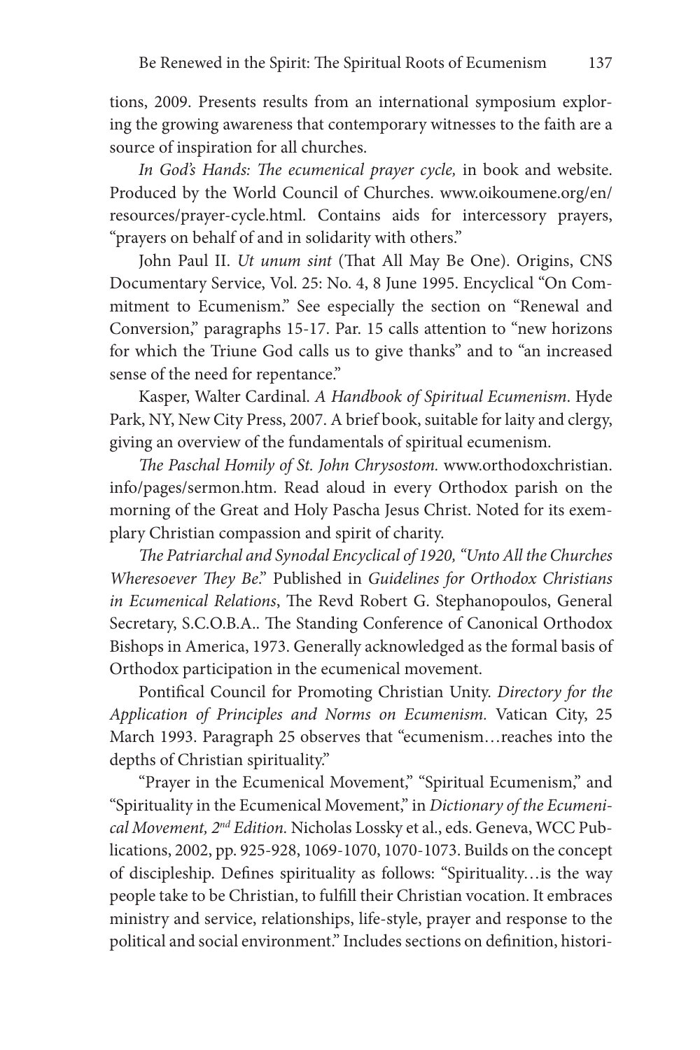tions, 2009. Presents results from an international symposium exploring the growing awareness that contemporary witnesses to the faith are a source of inspiration for all churches.

*In God's Hands: The ecumenical prayer cycle,* in book and website. Produced by the World Council of Churches. www.oikoumene.org/en/resources/prayer-cycle.html. Contains aids for intercessory prayers, "prayers on behalf of and in solidarity with others."

John Paul II. *Ut unum sint* (That All May Be One). Origins, CNS Documentary Service, Vol. 25: No. 4, 8 June 1995. Encyclical "On Commitment to Ecumenism." See especially the section on "Renewal and Conversion," paragraphs 15-17. Par. 15 calls attention to "new horizons for which the Triune God calls us to give thanks" and to "an increased sense of the need for repentance."

Kasper, Walter Cardinal. *A Handbook of Spiritual Ecumenism*. Hyde Park, NY, New City Press, 2007. A brief book, suitable for laity and clergy, giving an overview of the fundamentals of spiritual ecumenism.

*The Paschal Homily of St. John Chrysostom.* www.orthodoxchristian.info/pages/sermon.htm. Read aloud in every Orthodox parish on the morning of the Great and Holy Pascha Jesus Christ. Noted for its exemplary Christian compassion and spirit of charity.

*The Patriarchal and Synodal Encyclical of 1920, "Unto All the Churches Wheresoever They Be*." Published in *Guidelines for Orthodox Christians in Ecumenical Relations*, The Revd Robert G. Stephanopoulos, General Secretary, S.C.O.B.A.. The Standing Conference of Canonical Orthodox Bishops in America, 1973. Generally acknowledged as the formal basis of Orthodox participation in the ecumenical movement.

Pontifical Council for Promoting Christian Unity. *Directory for the Application of Principles and Norms on Ecumenism.* Vatican City, 25 March 1993. Paragraph 25 observes that "ecumenism…reaches into the depths of Christian spirituality."

"Prayer in the Ecumenical Movement," "Spiritual Ecumenism," and "Spirituality in the Ecumenical Movement," in *Dictionary of the Ecumenical Movement, 2nd Edition.* Nicholas Lossky et al., eds. Geneva, WCC Publications, 2002, pp. 925-928, 1069-1070, 1070-1073. Builds on the concept of discipleship. Defines spirituality as follows: "Spirituality…is the way people take to be Christian, to fulfill their Christian vocation. It embraces ministry and service, relationships, life-style, prayer and response to the political and social environment." Includes sections on definition, histori-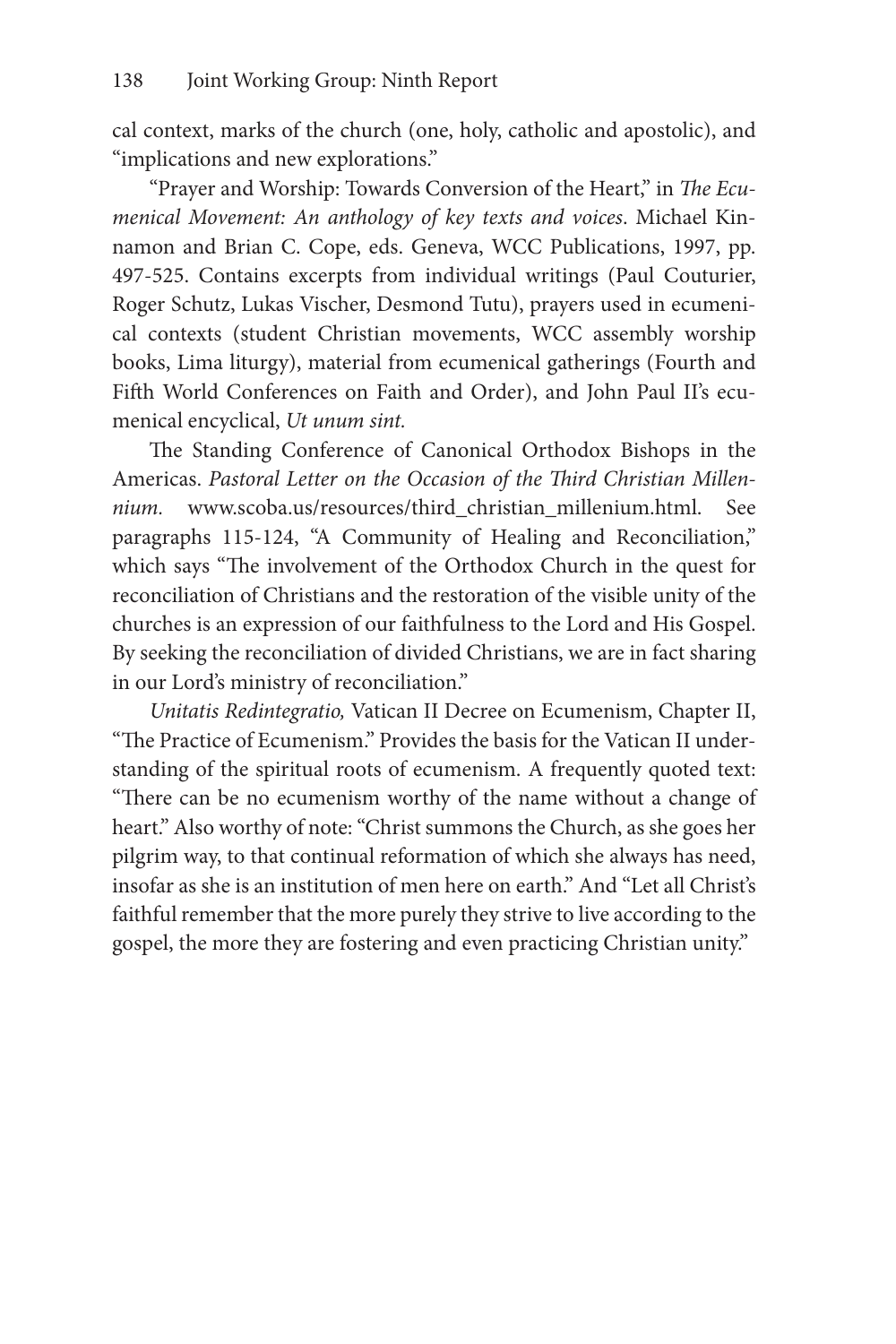cal context, marks of the church (one, holy, catholic and apostolic), and "implications and new explorations."

"Prayer and Worship: Towards Conversion of the Heart," in *The Ecumenical Movement: An anthology of key texts and voices*. Michael Kinnamon and Brian C. Cope, eds. Geneva, WCC Publications, 1997, pp. 497-525. Contains excerpts from individual writings (Paul Couturier, Roger Schutz, Lukas Vischer, Desmond Tutu), prayers used in ecumenical contexts (student Christian movements, WCC assembly worship books, Lima liturgy), material from ecumenical gatherings (Fourth and Fifth World Conferences on Faith and Order), and John Paul II's ecumenical encyclical, *Ut unum sint.*

The Standing Conference of Canonical Orthodox Bishops in the Americas. *Pastoral Letter on the Occasion of the Third Christian Millennium.* www.scoba.us/resources/third_christian_millenium.html. See paragraphs 115-124, "A Community of Healing and Reconciliation," which says "The involvement of the Orthodox Church in the quest for reconciliation of Christians and the restoration of the visible unity of the churches is an expression of our faithfulness to the Lord and His Gospel. By seeking the reconciliation of divided Christians, we are in fact sharing in our Lord's ministry of reconciliation."

*Unitatis Redintegratio,* Vatican II Decree on Ecumenism, Chapter II, "The Practice of Ecumenism." Provides the basis for the Vatican II understanding of the spiritual roots of ecumenism. A frequently quoted text: "There can be no ecumenism worthy of the name without a change of heart." Also worthy of note: "Christ summons the Church, as she goes her pilgrim way, to that continual reformation of which she always has need, insofar as she is an institution of men here on earth." And "Let all Christ's faithful remember that the more purely they strive to live according to the gospel, the more they are fostering and even practicing Christian unity."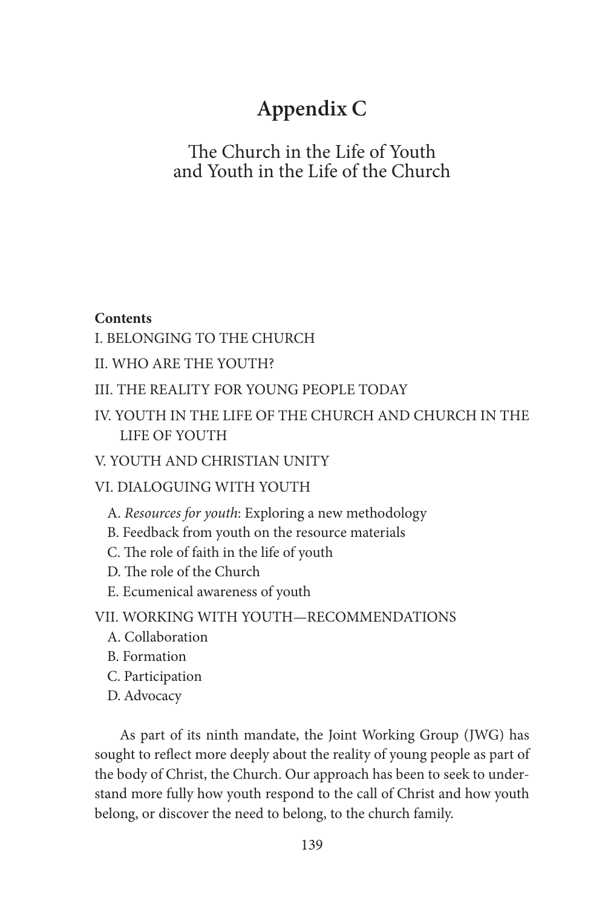# Appendix C

## The Church in the Life of Youth and Youth in the Life of the Church

**Contents**

I. BELONGING TO THE CHURCH

II. WHO ARE THE YOUTH?

III. THE REALITY FOR YOUNG PEOPLE TODAY

IV. YOUTH IN THE LIFE OF THE CHURCH AND CHURCH IN THE LIFE OF YOUTH

V. YOUTH AND CHRISTIAN UNITY

VI. DIALOGUING WITH YOUTH

- A. *Resources for youth*: Exploring a new methodology
- B. Feedback from youth on the resource materials
- C. The role of faith in the life of youth
- D. The role of the Church
- E. Ecumenical awareness of youth

VII. WORKING WITH YOUTH—RECOMMENDATIONS

- A. Collaboration
- B. Formation
- C. Participation
- D. Advocacy

As part of its ninth mandate, the Joint Working Group (JWG) has sought to reflect more deeply about the reality of young people as part of the body of Christ, the Church. Our approach has been to seek to understand more fully how youth respond to the call of Christ and how youth belong, or discover the need to belong, to the church family.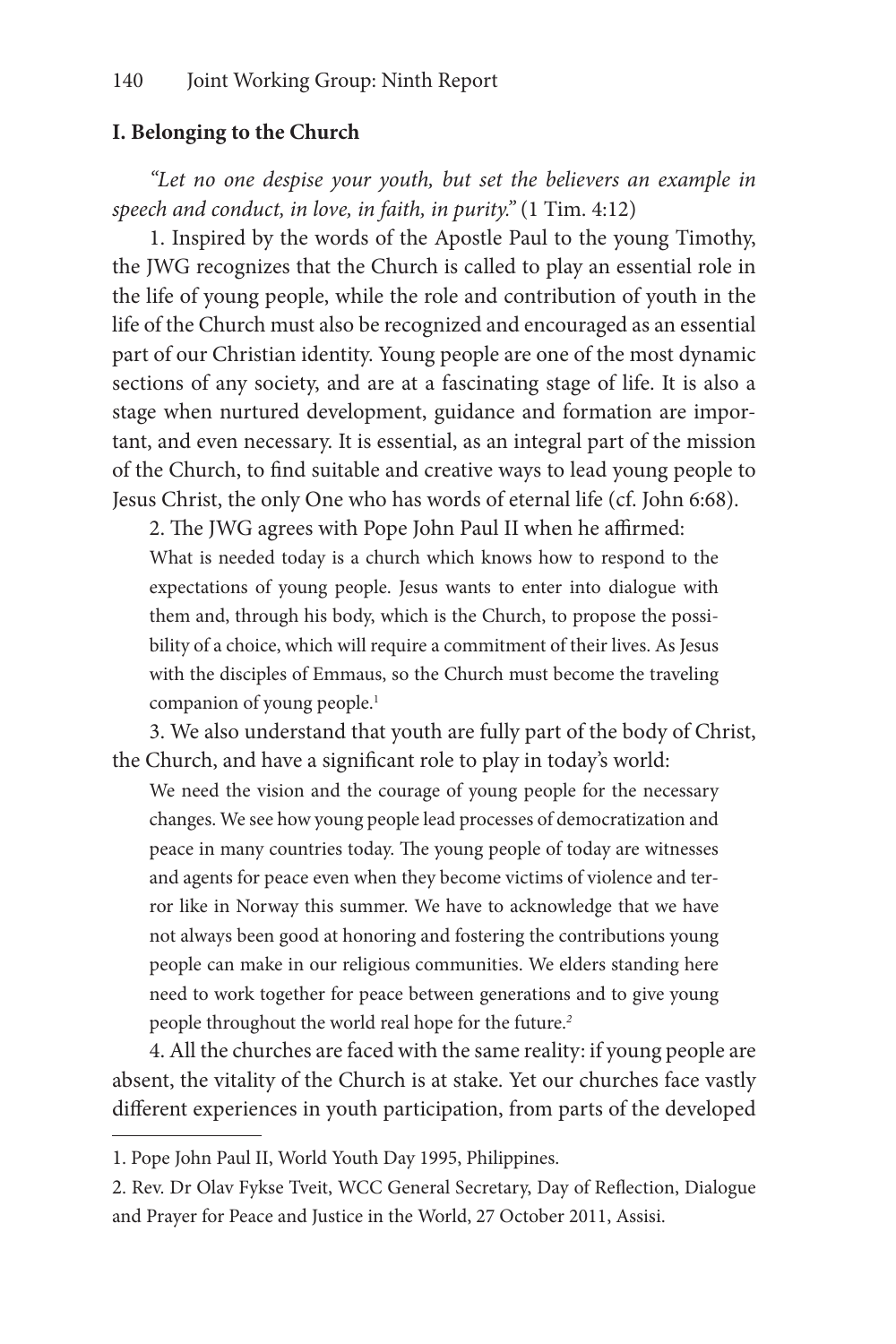### I. Belonging to the Church

*"Let no one despise your youth, but set the believers an example in speech and conduct, in love, in faith, in purity."* (1 Tim. 4:12)

1. Inspired by the words of the Apostle Paul to the young Timothy, the JWG recognizes that the Church is called to play an essential role in the life of young people, while the role and contribution of youth in the life of the Church must also be recognized and encouraged as an essential part of our Christian identity. Young people are one of the most dynamic sections of any society, and are at a fascinating stage of life. It is also a stage when nurtured development, guidance and formation are important, and even necessary. It is essential, as an integral part of the mission of the Church, to find suitable and creative ways to lead young people to Jesus Christ, the only One who has words of eternal life (cf. John 6:68).

2. The JWG agrees with Pope John Paul II when he affirmed:

> What is needed today is a church which knows how to respond to the expectations of young people. Jesus wants to enter into dialogue with them and, through his body, which is the Church, to propose the possibility of a choice, which will require a commitment of their lives. As Jesus with the disciples of Emmaus, so the Church must become the traveling companion of young people.[1]

3. We also understand that youth are fully part of the body of Christ, the Church, and have a significant role to play in today's world:

> We need the vision and the courage of young people for the necessary changes. We see how young people lead processes of democratization and peace in many countries today. The young people of today are witnesses and agents for peace even when they become victims of violence and terror like in Norway this summer. We have to acknowledge that we have not always been good at honoring and fostering the contributions young people can make in our religious communities. We elders standing here need to work together for peace between generations and to give young people throughout the world real hope for the future.[2]

4. All the churches are faced with the same reality: if young people are absent, the vitality of the Church is at stake. Yet our churches face vastly different experiences in youth participation, from parts of the developed

---

1. Pope John Paul II, World Youth Day 1995, Philippines.

2. Rev. Dr Olav Fykse Tveit, WCC General Secretary, Day of Reflection, Dialogue and Prayer for Peace and Justice in the World, 27 October 2011, Assisi.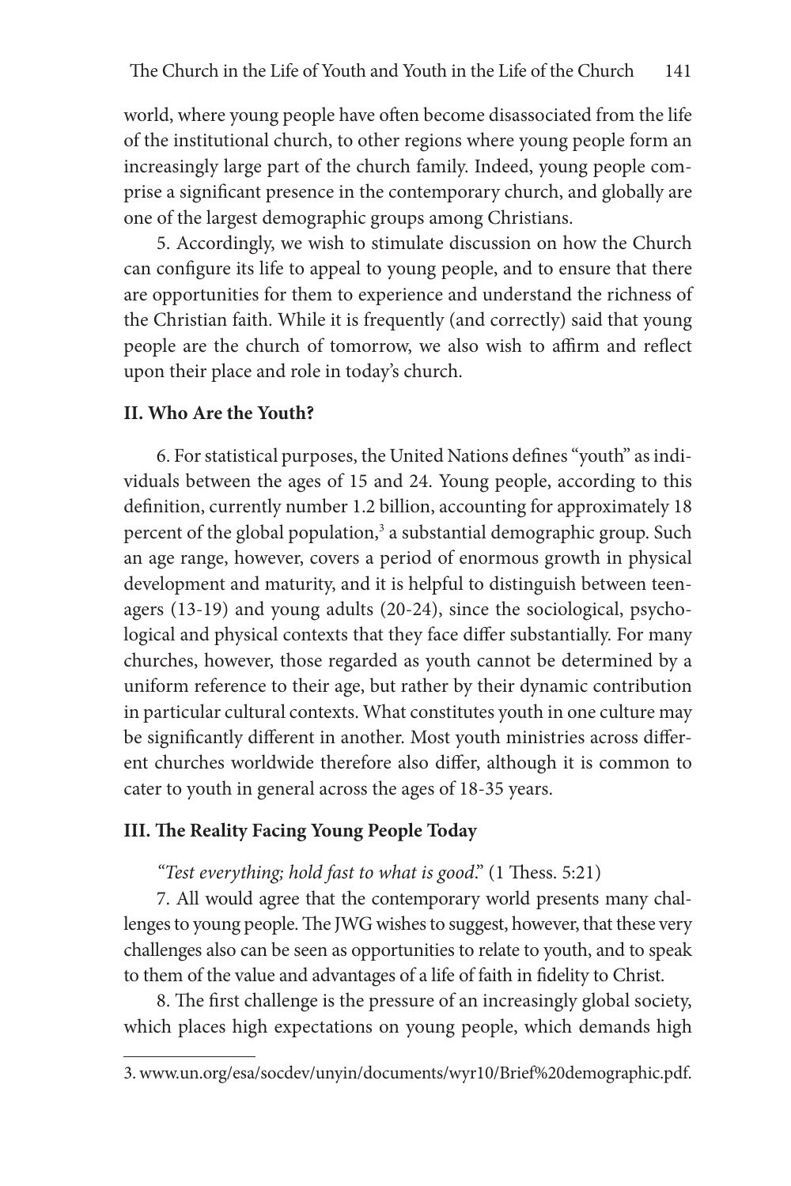world, where young people have often become disassociated from the life of the institutional church, to other regions where young people form an increasingly large part of the church family. Indeed, young people comprise a significant presence in the contemporary church, and globally are one of the largest demographic groups among Christians.

5. Accordingly, we wish to stimulate discussion on how the Church can configure its life to appeal to young people, and to ensure that there are opportunities for them to experience and understand the richness of the Christian faith. While it is frequently (and correctly) said that young people are the church of tomorrow, we also wish to affirm and reflect upon their place and role in today's church.

## II. Who Are the Youth?

6. For statistical purposes, the United Nations defines "youth" as individuals between the ages of 15 and 24. Young people, according to this definition, currently number 1.2 billion, accounting for approximately 18 percent of the global population,[3] a substantial demographic group. Such an age range, however, covers a period of enormous growth in physical development and maturity, and it is helpful to distinguish between teenagers (13-19) and young adults (20-24), since the sociological, psychological and physical contexts that they face differ substantially. For many churches, however, those regarded as youth cannot be determined by a uniform reference to their age, but rather by their dynamic contribution in particular cultural contexts. What constitutes youth in one culture may be significantly different in another. Most youth ministries across different churches worldwide therefore also differ, although it is common to cater to youth in general across the ages of 18-35 years.

## III. The Reality Facing Young People Today

*"Test everything; hold fast to what is good."* (1 Thess. 5:21)

7. All would agree that the contemporary world presents many challenges to young people. The JWG wishes to suggest, however, that these very challenges also can be seen as opportunities to relate to youth, and to speak to them of the value and advantages of a life of faith in fidelity to Christ.

8. The first challenge is the pressure of an increasingly global society, which places high expectations on young people, which demands high

---

3. www.un.org/esa/socdev/unyin/documents/wyr10/Brief%20demographic.pdf.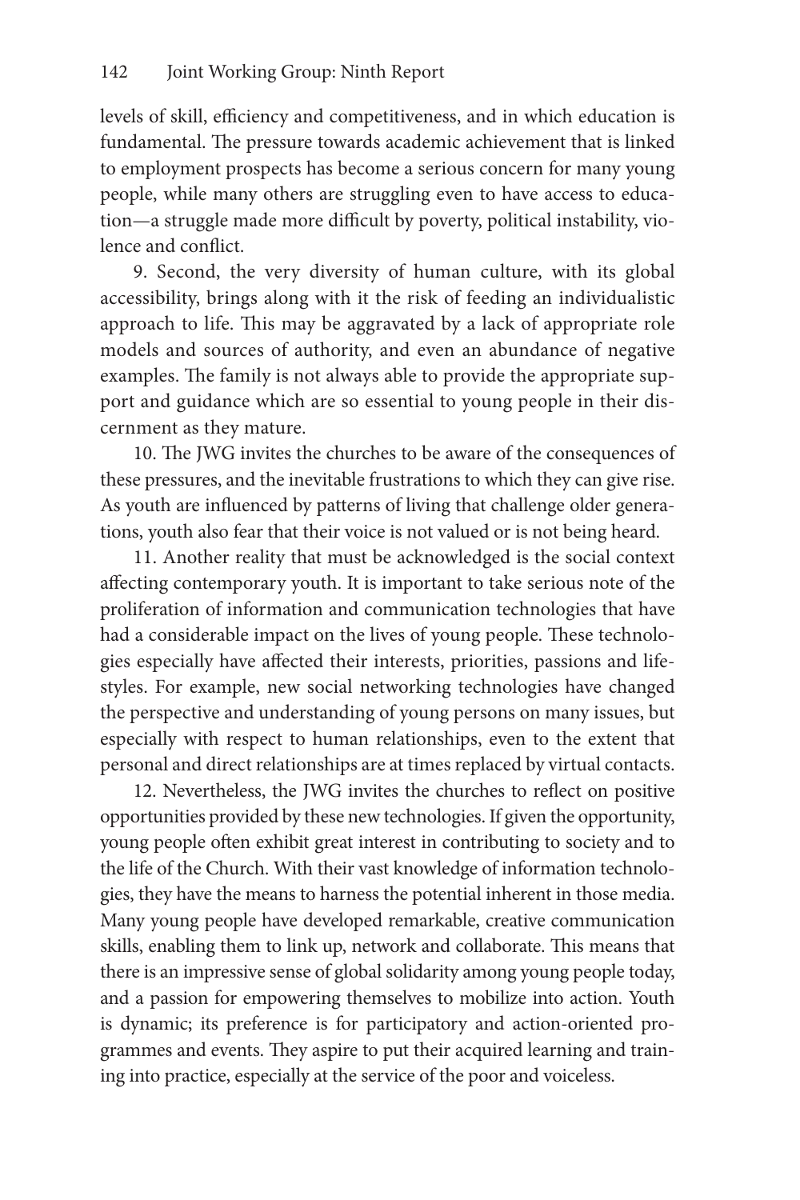levels of skill, efficiency and competitiveness, and in which education is fundamental. The pressure towards academic achievement that is linked to employment prospects has become a serious concern for many young people, while many others are struggling even to have access to education—a struggle made more difficult by poverty, political instability, violence and conflict.

9. Second, the very diversity of human culture, with its global accessibility, brings along with it the risk of feeding an individualistic approach to life. This may be aggravated by a lack of appropriate role models and sources of authority, and even an abundance of negative examples. The family is not always able to provide the appropriate support and guidance which are so essential to young people in their discernment as they mature.

10. The JWG invites the churches to be aware of the consequences of these pressures, and the inevitable frustrations to which they can give rise. As youth are influenced by patterns of living that challenge older generations, youth also fear that their voice is not valued or is not being heard.

11. Another reality that must be acknowledged is the social context affecting contemporary youth. It is important to take serious note of the proliferation of information and communication technologies that have had a considerable impact on the lives of young people. These technologies especially have affected their interests, priorities, passions and lifestyles. For example, new social networking technologies have changed the perspective and understanding of young persons on many issues, but especially with respect to human relationships, even to the extent that personal and direct relationships are at times replaced by virtual contacts.

12. Nevertheless, the JWG invites the churches to reflect on positive opportunities provided by these new technologies. If given the opportunity, young people often exhibit great interest in contributing to society and to the life of the Church. With their vast knowledge of information technologies, they have the means to harness the potential inherent in those media. Many young people have developed remarkable, creative communication skills, enabling them to link up, network and collaborate. This means that there is an impressive sense of global solidarity among young people today, and a passion for empowering themselves to mobilize into action. Youth is dynamic; its preference is for participatory and action-oriented programmes and events. They aspire to put their acquired learning and training into practice, especially at the service of the poor and voiceless.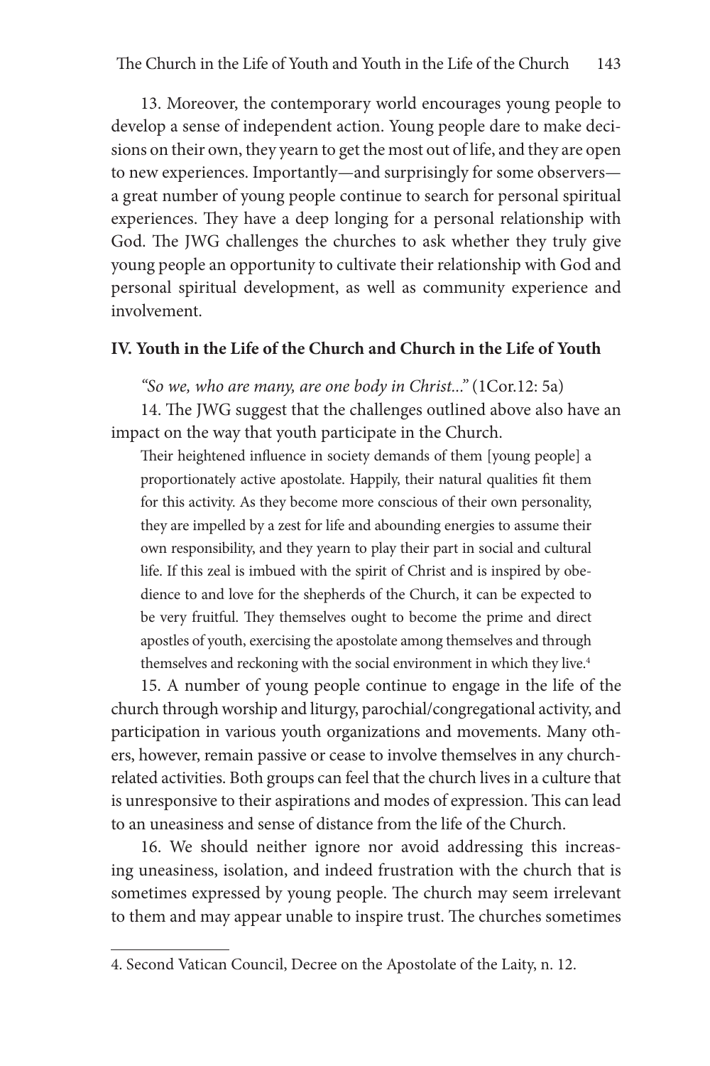13. Moreover, the contemporary world encourages young people to develop a sense of independent action. Young people dare to make decisions on their own, they yearn to get the most out of life, and they are open to new experiences. Importantly—and surprisingly for some observers—a great number of young people continue to search for personal spiritual experiences. They have a deep longing for a personal relationship with God. The JWG challenges the churches to ask whether they truly give young people an opportunity to cultivate their relationship with God and personal spiritual development, as well as community experience and involvement.

## IV. Youth in the Life of the Church and Church in the Life of Youth

*"So we, who are many, are one body in Christ..."* (1Cor.12: 5a)

14. The JWG suggest that the challenges outlined above also have an impact on the way that youth participate in the Church.

> Their heightened influence in society demands of them [young people] a proportionately active apostolate. Happily, their natural qualities fit them for this activity. As they become more conscious of their own personality, they are impelled by a zest for life and abounding energies to assume their own responsibility, and they yearn to play their part in social and cultural life. If this zeal is imbued with the spirit of Christ and is inspired by obedience to and love for the shepherds of the Church, it can be expected to be very fruitful. They themselves ought to become the prime and direct apostles of youth, exercising the apostolate among themselves and through themselves and reckoning with the social environment in which they live.[4]

15. A number of young people continue to engage in the life of the church through worship and liturgy, parochial/congregational activity, and participation in various youth organizations and movements. Many others, however, remain passive or cease to involve themselves in any church-related activities. Both groups can feel that the church lives in a culture that is unresponsive to their aspirations and modes of expression. This can lead to an uneasiness and sense of distance from the life of the Church.

16. We should neither ignore nor avoid addressing this increasing uneasiness, isolation, and indeed frustration with the church that is sometimes expressed by young people. The church may seem irrelevant to them and may appear unable to inspire trust. The churches sometimes

---

4. Second Vatican Council, Decree on the Apostolate of the Laity, n. 12.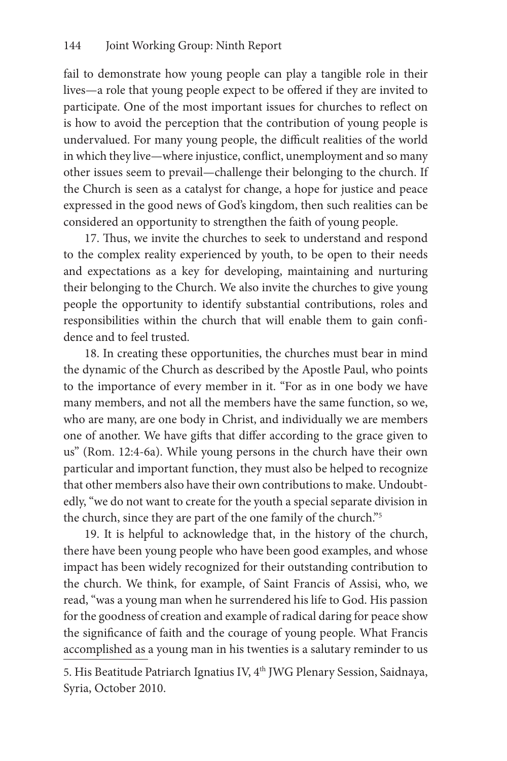fail to demonstrate how young people can play a tangible role in their lives—a role that young people expect to be offered if they are invited to participate. One of the most important issues for churches to reflect on is how to avoid the perception that the contribution of young people is undervalued. For many young people, the difficult realities of the world in which they live—where injustice, conflict, unemployment and so many other issues seem to prevail—challenge their belonging to the church. If the Church is seen as a catalyst for change, a hope for justice and peace expressed in the good news of God's kingdom, then such realities can be considered an opportunity to strengthen the faith of young people.

17. Thus, we invite the churches to seek to understand and respond to the complex reality experienced by youth, to be open to their needs and expectations as a key for developing, maintaining and nurturing their belonging to the Church. We also invite the churches to give young people the opportunity to identify substantial contributions, roles and responsibilities within the church that will enable them to gain confidence and to feel trusted.

18. In creating these opportunities, the churches must bear in mind the dynamic of the Church as described by the Apostle Paul, who points to the importance of every member in it. "For as in one body we have many members, and not all the members have the same function, so we, who are many, are one body in Christ, and individually we are members one of another. We have gifts that differ according to the grace given to us" (Rom. 12:4-6a). While young persons in the church have their own particular and important function, they must also be helped to recognize that other members also have their own contributions to make. Undoubtedly, "we do not want to create for the youth a special separate division in the church, since they are part of the one family of the church."[5]

19. It is helpful to acknowledge that, in the history of the church, there have been young people who have been good examples, and whose impact has been widely recognized for their outstanding contribution to the church. We think, for example, of Saint Francis of Assisi, who, we read, "was a young man when he surrendered his life to God. His passion for the goodness of creation and example of radical daring for peace show the significance of faith and the courage of young people. What Francis accomplished as a young man in his twenties is a salutary reminder to us

---

5. His Beatitude Patriarch Ignatius IV, 4th JWG Plenary Session, Saidnaya, Syria, October 2010.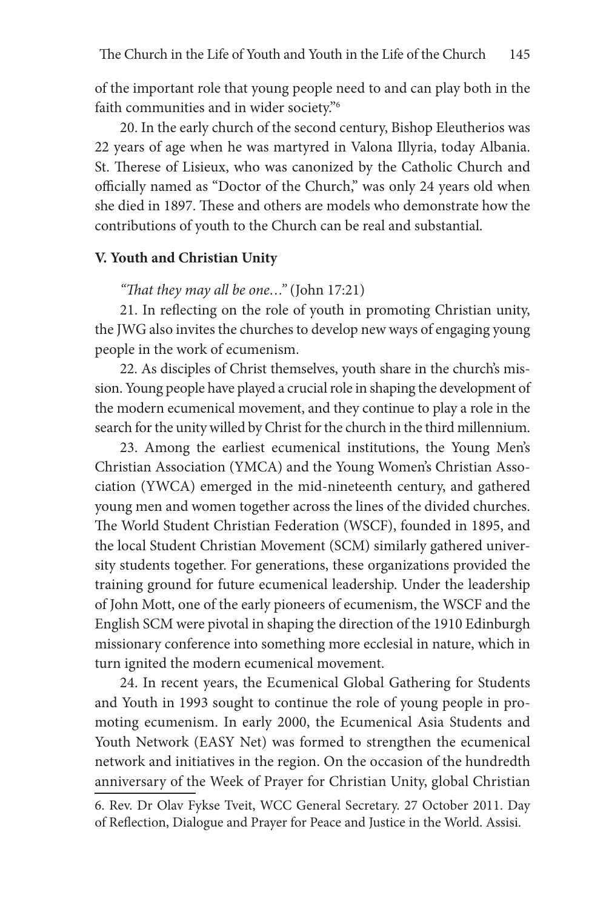of the important role that young people need to and can play both in the faith communities and in wider society."[6]

20. In the early church of the second century, Bishop Eleutherios was 22 years of age when he was martyred in Valona Illyria, today Albania. St. Therese of Lisieux, who was canonized by the Catholic Church and officially named as "Doctor of the Church," was only 24 years old when she died in 1897. These and others are models who demonstrate how the contributions of youth to the Church can be real and substantial.

**V. Youth and Christian Unity**

*"That they may all be one…"* (John 17:21)

21. In reflecting on the role of youth in promoting Christian unity, the JWG also invites the churches to develop new ways of engaging young people in the work of ecumenism.

22. As disciples of Christ themselves, youth share in the church's mission. Young people have played a crucial role in shaping the development of the modern ecumenical movement, and they continue to play a role in the search for the unity willed by Christ for the church in the third millennium.

23. Among the earliest ecumenical institutions, the Young Men's Christian Association (YMCA) and the Young Women's Christian Association (YWCA) emerged in the mid-nineteenth century, and gathered young men and women together across the lines of the divided churches. The World Student Christian Federation (WSCF), founded in 1895, and the local Student Christian Movement (SCM) similarly gathered university students together. For generations, these organizations provided the training ground for future ecumenical leadership. Under the leadership of John Mott, one of the early pioneers of ecumenism, the WSCF and the English SCM were pivotal in shaping the direction of the 1910 Edinburgh missionary conference into something more ecclesial in nature, which in turn ignited the modern ecumenical movement.

24. In recent years, the Ecumenical Global Gathering for Students and Youth in 1993 sought to continue the role of young people in promoting ecumenism. In early 2000, the Ecumenical Asia Students and Youth Network (EASY Net) was formed to strengthen the ecumenical network and initiatives in the region. On the occasion of the hundredth anniversary of the Week of Prayer for Christian Unity, global Christian

6. Rev. Dr Olav Fykse Tveit, WCC General Secretary. 27 October 2011. Day of Reflection, Dialogue and Prayer for Peace and Justice in the World. Assisi.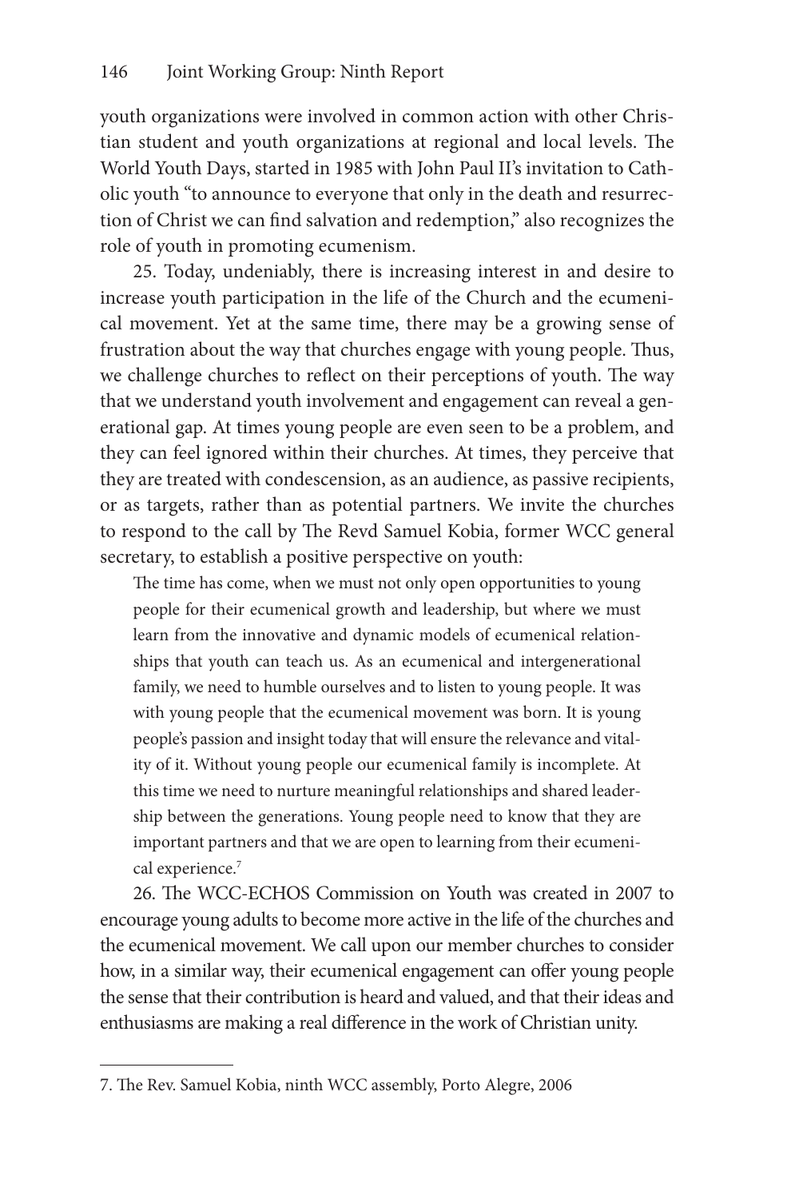youth organizations were involved in common action with other Christian student and youth organizations at regional and local levels. The World Youth Days, started in 1985 with John Paul II's invitation to Catholic youth "to announce to everyone that only in the death and resurrection of Christ we can find salvation and redemption," also recognizes the role of youth in promoting ecumenism.

25. Today, undeniably, there is increasing interest in and desire to increase youth participation in the life of the Church and the ecumenical movement. Yet at the same time, there may be a growing sense of frustration about the way that churches engage with young people. Thus, we challenge churches to reflect on their perceptions of youth. The way that we understand youth involvement and engagement can reveal a generational gap. At times young people are even seen to be a problem, and they can feel ignored within their churches. At times, they perceive that they are treated with condescension, as an audience, as passive recipients, or as targets, rather than as potential partners. We invite the churches to respond to the call by The Revd Samuel Kobia, former WCC general secretary, to establish a positive perspective on youth:

> The time has come, when we must not only open opportunities to young people for their ecumenical growth and leadership, but where we must learn from the innovative and dynamic models of ecumenical relationships that youth can teach us. As an ecumenical and intergenerational family, we need to humble ourselves and to listen to young people. It was with young people that the ecumenical movement was born. It is young people's passion and insight today that will ensure the relevance and vitality of it. Without young people our ecumenical family is incomplete. At this time we need to nurture meaningful relationships and shared leadership between the generations. Young people need to know that they are important partners and that we are open to learning from their ecumenical experience.[7]

26. The WCC-ECHOS Commission on Youth was created in 2007 to encourage young adults to become more active in the life of the churches and the ecumenical movement. We call upon our member churches to consider how, in a similar way, their ecumenical engagement can offer young people the sense that their contribution is heard and valued, and that their ideas and enthusiasms are making a real difference in the work of Christian unity.

---

7. The Rev. Samuel Kobia, ninth WCC assembly, Porto Alegre, 2006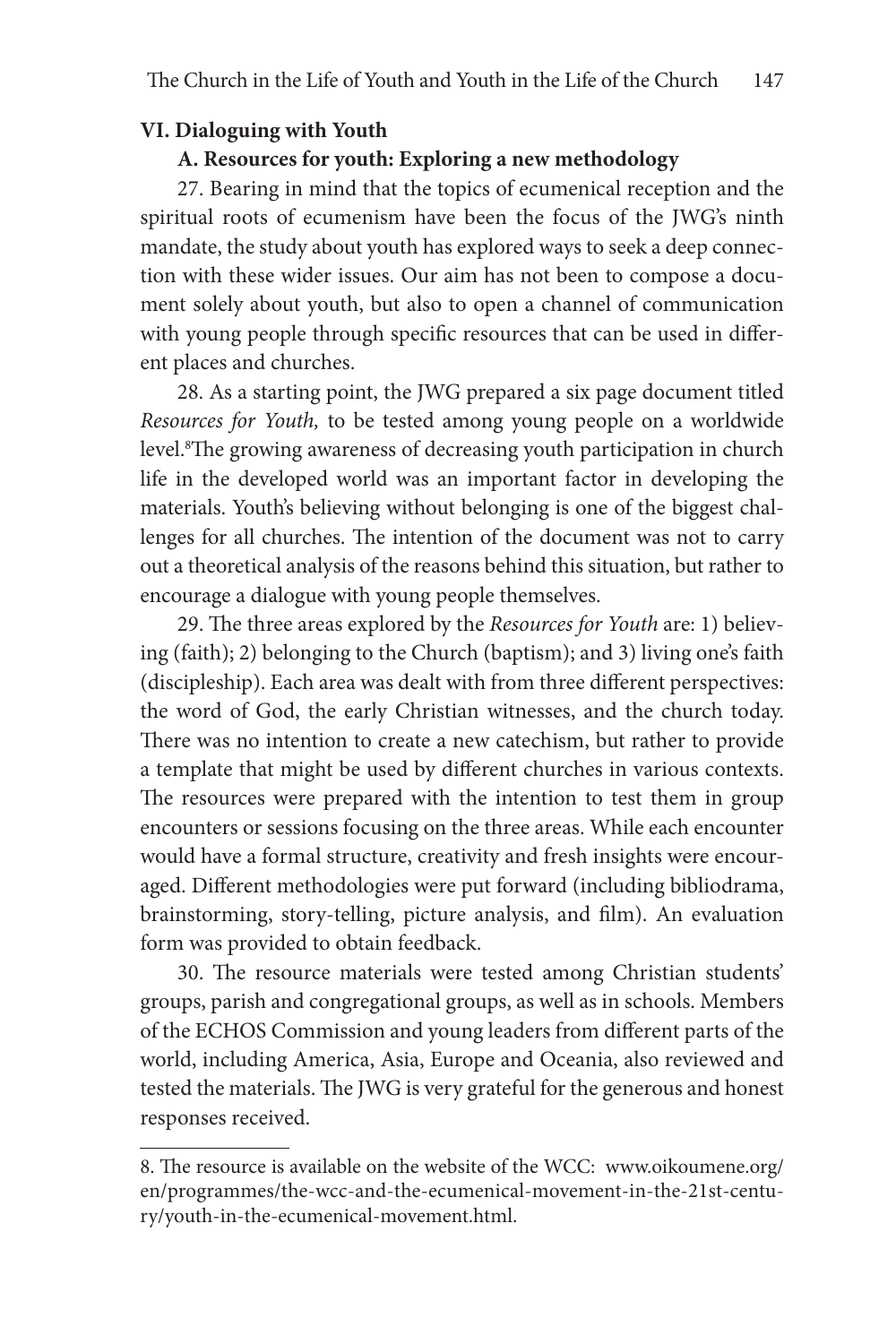### VI. Dialoguing with Youth

#### A. Resources for youth: Exploring a new methodology

27. Bearing in mind that the topics of ecumenical reception and the spiritual roots of ecumenism have been the focus of the JWG's ninth mandate, the study about youth has explored ways to seek a deep connection with these wider issues. Our aim has not been to compose a document solely about youth, but also to open a channel of communication with young people through specific resources that can be used in different places and churches.

28. As a starting point, the JWG prepared a six page document titled *Resources for Youth,* to be tested among young people on a worldwide level.[8] The growing awareness of decreasing youth participation in church life in the developed world was an important factor in developing the materials. Youth's believing without belonging is one of the biggest challenges for all churches. The intention of the document was not to carry out a theoretical analysis of the reasons behind this situation, but rather to encourage a dialogue with young people themselves.

29. The three areas explored by the *Resources for Youth* are: 1) believing (faith); 2) belonging to the Church (baptism); and 3) living one's faith (discipleship). Each area was dealt with from three different perspectives: the word of God, the early Christian witnesses, and the church today. There was no intention to create a new catechism, but rather to provide a template that might be used by different churches in various contexts. The resources were prepared with the intention to test them in group encounters or sessions focusing on the three areas. While each encounter would have a formal structure, creativity and fresh insights were encouraged. Different methodologies were put forward (including bibliodrama, brainstorming, story-telling, picture analysis, and film). An evaluation form was provided to obtain feedback.

30. The resource materials were tested among Christian students' groups, parish and congregational groups, as well as in schools. Members of the ECHOS Commission and young leaders from different parts of the world, including America, Asia, Europe and Oceania, also reviewed and tested the materials. The JWG is very grateful for the generous and honest responses received.

---

8. The resource is available on the website of the WCC: www.oikoumene.org/en/programmes/the-wcc-and-the-ecumenical-movement-in-the-21st-century/youth-in-the-ecumenical-movement.html.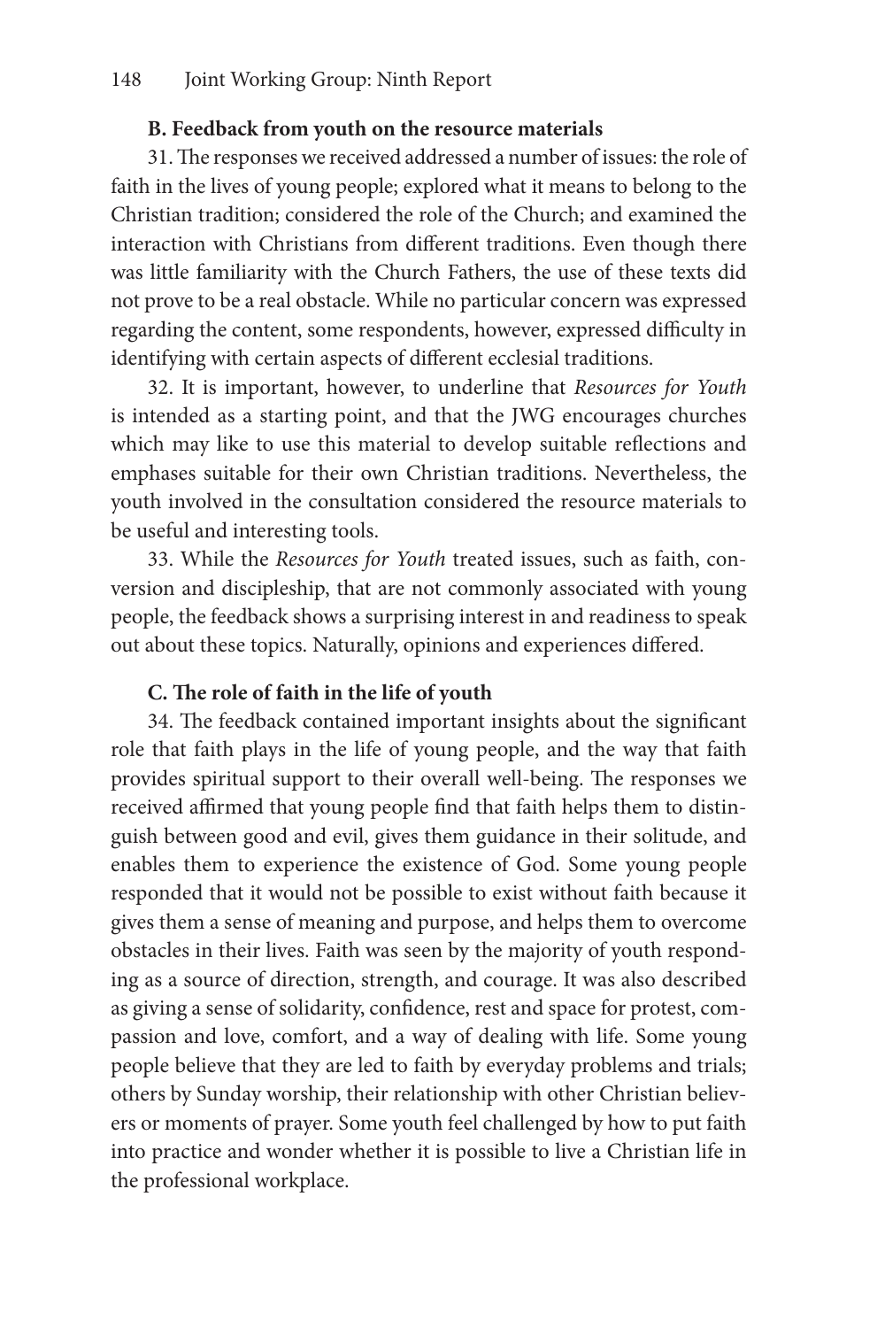### B. Feedback from youth on the resource materials

31. The responses we received addressed a number of issues: the role of faith in the lives of young people; explored what it means to belong to the Christian tradition; considered the role of the Church; and examined the interaction with Christians from different traditions. Even though there was little familiarity with the Church Fathers, the use of these texts did not prove to be a real obstacle. While no particular concern was expressed regarding the content, some respondents, however, expressed difficulty in identifying with certain aspects of different ecclesial traditions.

32. It is important, however, to underline that *Resources for Youth* is intended as a starting point, and that the JWG encourages churches which may like to use this material to develop suitable reflections and emphases suitable for their own Christian traditions. Nevertheless, the youth involved in the consultation considered the resource materials to be useful and interesting tools.

33. While the *Resources for Youth* treated issues, such as faith, conversion and discipleship, that are not commonly associated with young people, the feedback shows a surprising interest in and readiness to speak out about these topics. Naturally, opinions and experiences differed.

### C. The role of faith in the life of youth

34. The feedback contained important insights about the significant role that faith plays in the life of young people, and the way that faith provides spiritual support to their overall well-being. The responses we received affirmed that young people find that faith helps them to distinguish between good and evil, gives them guidance in their solitude, and enables them to experience the existence of God. Some young people responded that it would not be possible to exist without faith because it gives them a sense of meaning and purpose, and helps them to overcome obstacles in their lives. Faith was seen by the majority of youth responding as a source of direction, strength, and courage. It was also described as giving a sense of solidarity, confidence, rest and space for protest, compassion and love, comfort, and a way of dealing with life. Some young people believe that they are led to faith by everyday problems and trials; others by Sunday worship, their relationship with other Christian believers or moments of prayer. Some youth feel challenged by how to put faith into practice and wonder whether it is possible to live a Christian life in the professional workplace.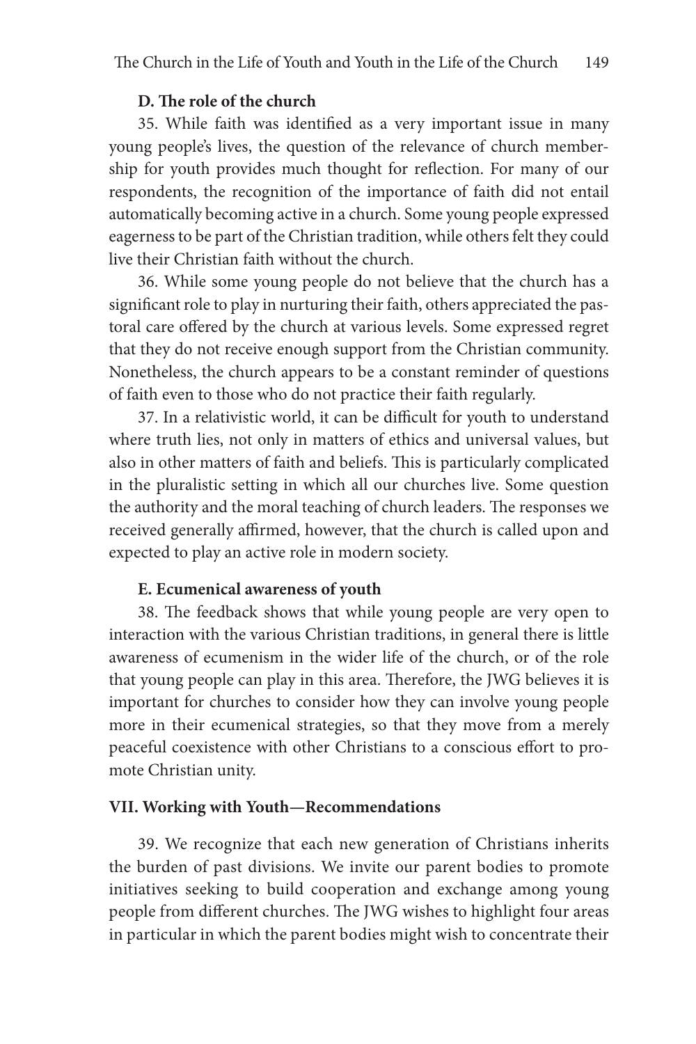#### D. The role of the church

35. While faith was identified as a very important issue in many young people's lives, the question of the relevance of church membership for youth provides much thought for reflection. For many of our respondents, the recognition of the importance of faith did not entail automatically becoming active in a church. Some young people expressed eagerness to be part of the Christian tradition, while others felt they could live their Christian faith without the church.

36. While some young people do not believe that the church has a significant role to play in nurturing their faith, others appreciated the pastoral care offered by the church at various levels. Some expressed regret that they do not receive enough support from the Christian community. Nonetheless, the church appears to be a constant reminder of questions of faith even to those who do not practice their faith regularly.

37. In a relativistic world, it can be difficult for youth to understand where truth lies, not only in matters of ethics and universal values, but also in other matters of faith and beliefs. This is particularly complicated in the pluralistic setting in which all our churches live. Some question the authority and the moral teaching of church leaders. The responses we received generally affirmed, however, that the church is called upon and expected to play an active role in modern society.

#### E. Ecumenical awareness of youth

38. The feedback shows that while young people are very open to interaction with the various Christian traditions, in general there is little awareness of ecumenism in the wider life of the church, or of the role that young people can play in this area. Therefore, the JWG believes it is important for churches to consider how they can involve young people more in their ecumenical strategies, so that they move from a merely peaceful coexistence with other Christians to a conscious effort to promote Christian unity.

### VII. Working with Youth—Recommendations

39. We recognize that each new generation of Christians inherits the burden of past divisions. We invite our parent bodies to promote initiatives seeking to build cooperation and exchange among young people from different churches. The JWG wishes to highlight four areas in particular in which the parent bodies might wish to concentrate their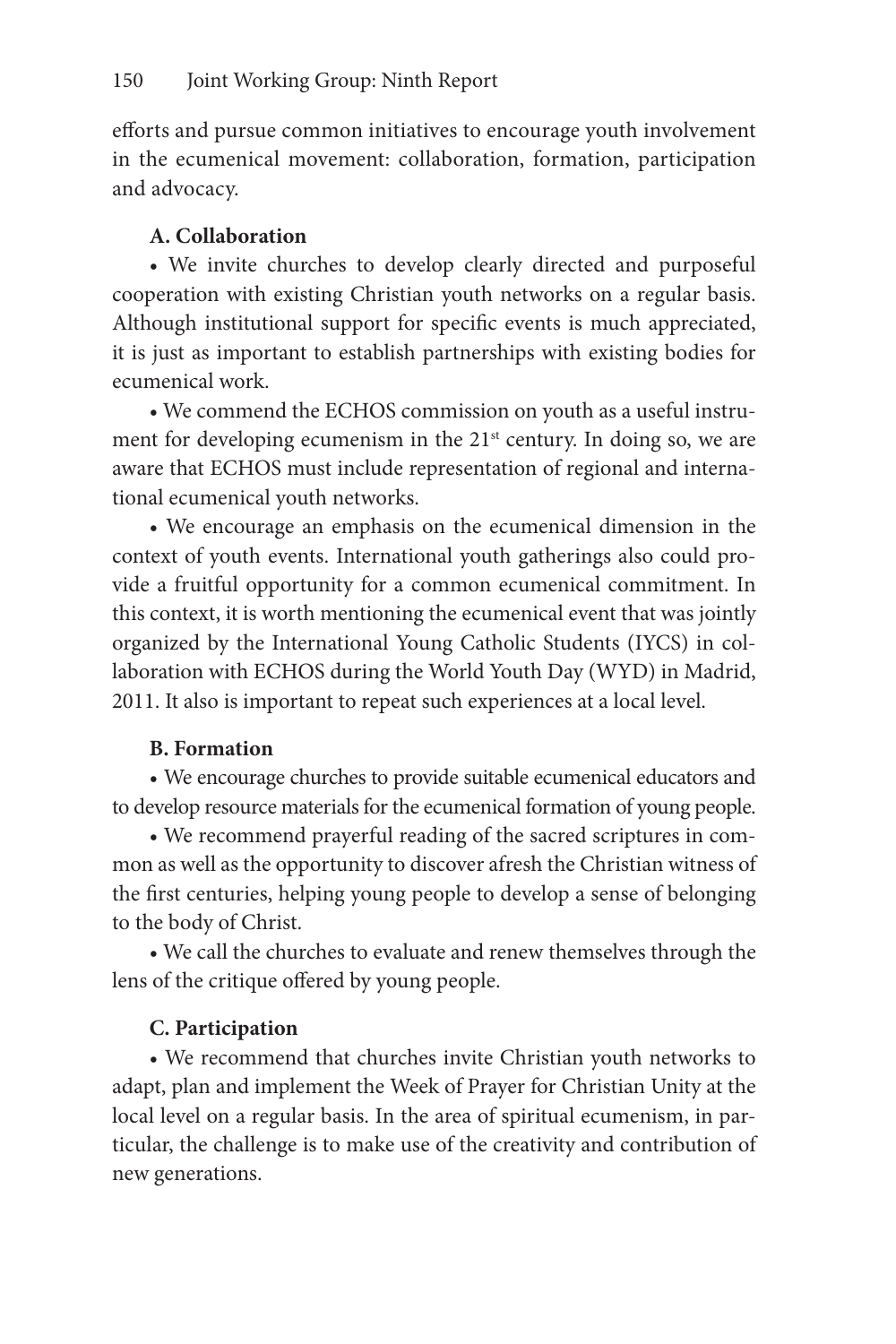efforts and pursue common initiatives to encourage youth involvement in the ecumenical movement: collaboration, formation, participation and advocacy.

**A. Collaboration**

- We invite churches to develop clearly directed and purposeful cooperation with existing Christian youth networks on a regular basis. Although institutional support for specific events is much appreciated, it is just as important to establish partnerships with existing bodies for ecumenical work.
- We commend the ECHOS commission on youth as a useful instrument for developing ecumenism in the 21st century. In doing so, we are aware that ECHOS must include representation of regional and international ecumenical youth networks.
- We encourage an emphasis on the ecumenical dimension in the context of youth events. International youth gatherings also could provide a fruitful opportunity for a common ecumenical commitment. In this context, it is worth mentioning the ecumenical event that was jointly organized by the International Young Catholic Students (IYCS) in collaboration with ECHOS during the World Youth Day (WYD) in Madrid, 2011. It also is important to repeat such experiences at a local level.

**B. Formation**

- We encourage churches to provide suitable ecumenical educators and to develop resource materials for the ecumenical formation of young people.
- We recommend prayerful reading of the sacred scriptures in common as well as the opportunity to discover afresh the Christian witness of the first centuries, helping young people to develop a sense of belonging to the body of Christ.
- We call the churches to evaluate and renew themselves through the lens of the critique offered by young people.

**C. Participation**

- We recommend that churches invite Christian youth networks to adapt, plan and implement the Week of Prayer for Christian Unity at the local level on a regular basis. In the area of spiritual ecumenism, in particular, the challenge is to make use of the creativity and contribution of new generations.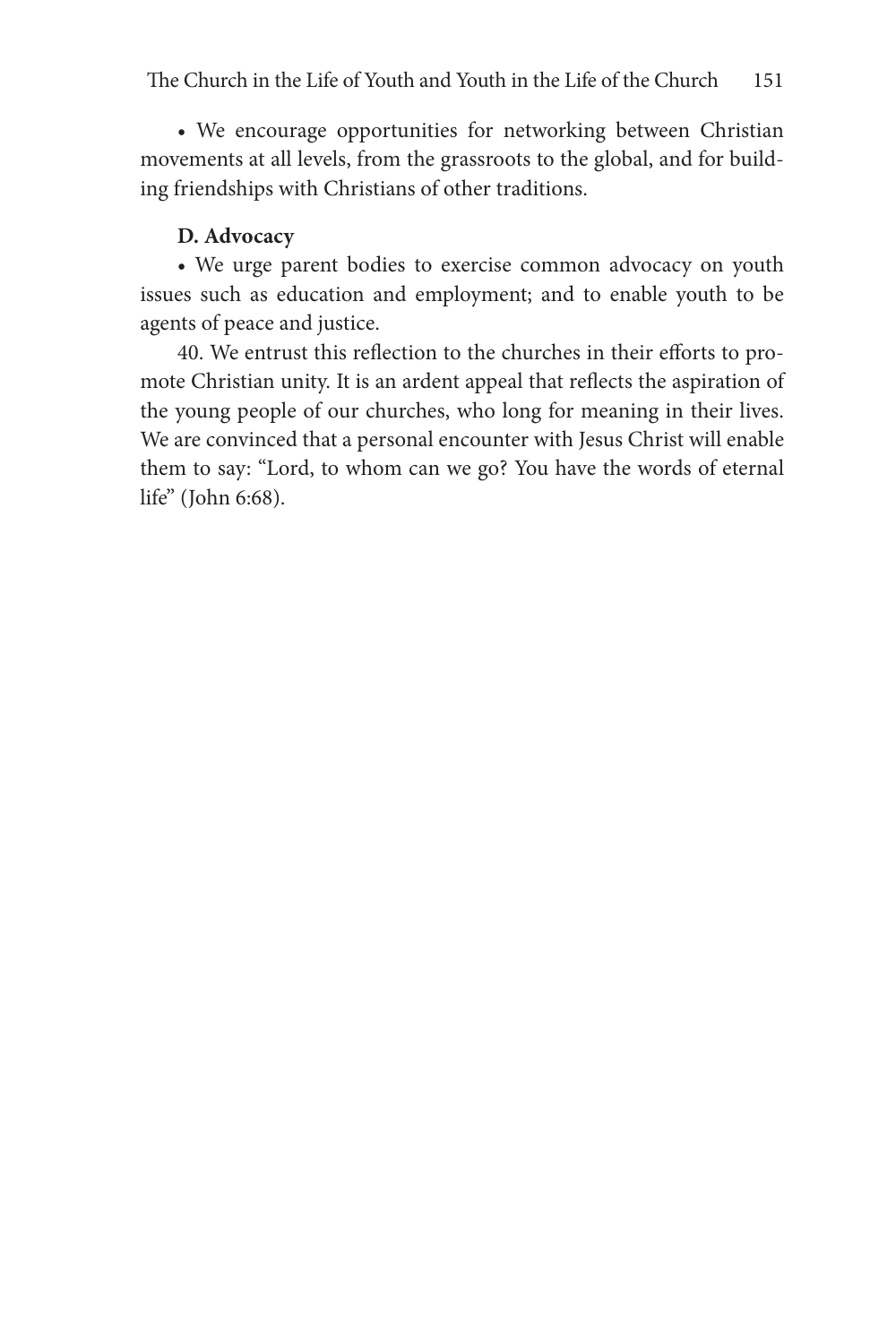- We encourage opportunities for networking between Christian movements at all levels, from the grassroots to the global, and for building friendships with Christians of other traditions.

**D. Advocacy**

- We urge parent bodies to exercise common advocacy on youth issues such as education and employment; and to enable youth to be agents of peace and justice.

40. We entrust this reflection to the churches in their efforts to promote Christian unity. It is an ardent appeal that reflects the aspiration of the young people of our churches, who long for meaning in their lives. We are convinced that a personal encounter with Jesus Christ will enable them to say: "Lord, to whom can we go? You have the words of eternal life" (John 6:68).